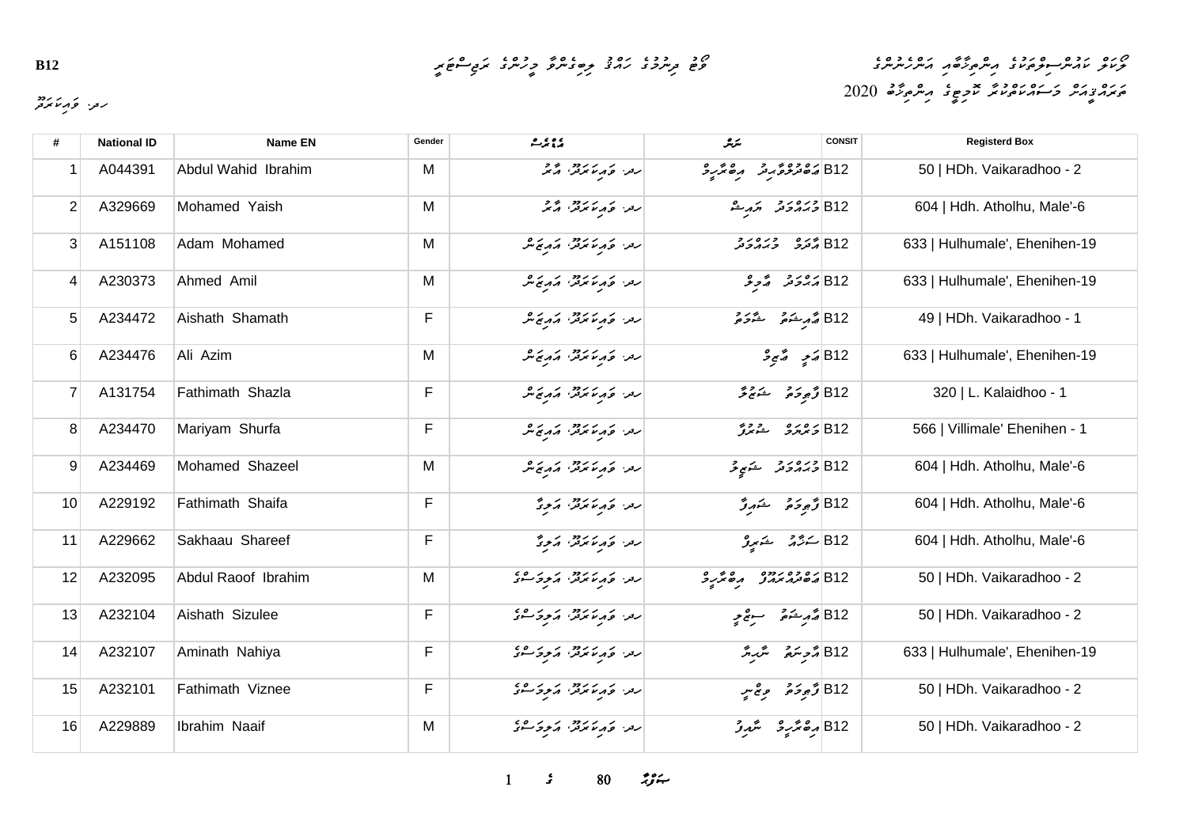ރދ. ވައިކަރަދޫ

ވޯޓު ދިނުމުގެ ހައްޤު ލިބިގެންވާ މީހުންގެ ނަމާއި ރަޖިސްޓަރީ ކުރެވިފައިވާ ބޮކްސް B12

ރާއްޖޭގެ ކައުންސިލްތަކާއި އަންހެނުންގެ ތަރައްޤީއަށް މަސައްކަތްކުރާ ކޮމިޓީތަކުގެ އިންތިޚާބު 2020

| # | National ID | Name EN | Gender | ޑެޝް | ނަން | CONSIT | Registerd Box |
|---|---|---|---|---|---|---|---|
| 1 | A044391 | Abdul Wahid Ibrahim | M | ރދ. ވައިކަރަދޫ، އާރާ | އަބްދުލްވާހިދު އިބްރާހީމް | B12 | 50 \| HDh. Vaikaradhoo - 2 |
| 2 | A329669 | Mohamed Yaish | M | ރދ. ވައިކަރަދޫ، އާރާ | މުޙައްމަދު ޔައިޝް | B12 | 604 \| Hdh. Atholhu, Male'-6 |
| 3 | A151108 | Adam Mohamed | M | ރދ. ވައިކަރަދޫ، އައިޖަން | އާދަމް މުޙައްމަދު | B12 | 633 \| Hulhumale', Ehenihen-19 |
| 4 | A230373 | Ahmed Amil | M | ރދ. ވައިކަރަދޫ، އައިޖަން | އަޙްމަދު އާމިލް | B12 | 633 \| Hulhumale', Ehenihen-19 |
| 5 | A234472 | Aishath Shamath | F | ރދ. ވައިކަރަދޫ، އައިޖަން | އާއިޝަތު ޝަމާތު | B12 | 49 \| HDh. Vaikaradhoo - 1 |
| 6 | A234476 | Ali Azim | M | ރދ. ވައިކަރަދޫ، އައިޖަން | އަލި އާޒިމް | B12 | 633 \| Hulhumale', Ehenihen-19 |
| 7 | A131754 | Fathimath Shazla | F | ރދ. ވައިކަރަދޫ، އައިޖަން | ފާތިމަތު ޝަޒްލާ | B12 | 320 \| L. Kalaidhoo - 1 |
| 8 | A234470 | Mariyam Shurfa | F | ރދ. ވައިކަރަދޫ، އައިޖަން | މަރިޔަމް ޝުރްފާ | B12 | 566 \| Villimale' Ehenihen - 1 |
| 9 | A234469 | Mohamed Shazeel | M | ރދ. ވައިކަރަދޫ، އައިޖަން | މުޙައްމަދު ޝަޒީލް | B12 | 604 \| Hdh. Atholhu, Male'-6 |
| 10 | A229192 | Fathimath Shaifa | F | ރދ. ވައިކަރަދޫ، އަލިމާ | ފާތިމަތު ޝާއިފާ | B12 | 604 \| Hdh. Atholhu, Male'-6 |
| 11 | A229662 | Sakhaau Shareef | F | ރދ. ވައިކަރަދޫ، އަލިމާ | ސަޚާއު ޝަރީފް | B12 | 604 \| Hdh. Atholhu, Male'-6 |
| 12 | A232095 | Abdul Raoof Ibrahim | M | ރދ. ވައިކަރަދޫ، އަލިވަސްގެ | އަބްދުއްރައޫފް އިބްރާހީމް | B12 | 50 \| HDh. Vaikaradhoo - 2 |
| 13 | A232104 | Aishath Sizulee | F | ރދ. ވައިކަރަދޫ، އަލިވަސްގެ | އާއިޝަތު ސިޒުލީ | B12 | 50 \| HDh. Vaikaradhoo - 2 |
| 14 | A232107 | Aminath Nahiya | F | ރދ. ވައިކަރަދޫ، އަލިވަސްގެ | އާމިނަތު ނާހިޔާ | B12 | 633 \| Hulhumale', Ehenihen-19 |
| 15 | A232101 | Fathimath Viznee | F | ރދ. ވައިކަރަދޫ، އަލިވަސްގެ | ފާތިމަތު ވިޒްނީ | B12 | 50 \| HDh. Vaikaradhoo - 2 |
| 16 | A229889 | Ibrahim Naaif | M | ރދ. ވައިކަރަދޫ، އަލިވަސްގެ | އިބްރާހީމް ނާއިފް | B12 | 50 \| HDh. Vaikaradhoo - 2 |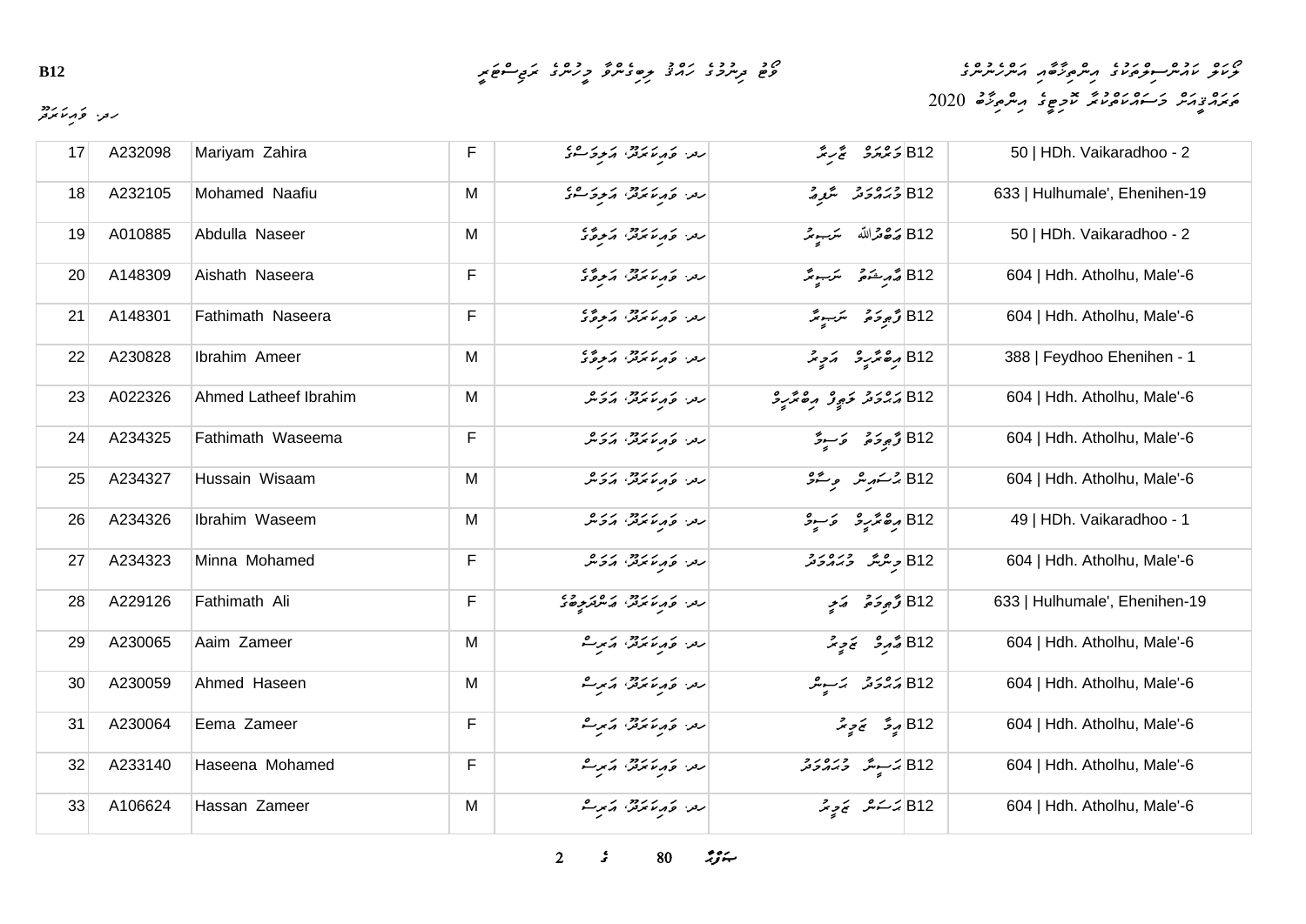| 17 | A232098 | Mariyam Zahira | F | رھ. ھَ ވައިކަރަދޫ، އަލިވަސްގެ | B12 ވަރިޔަމް ޒާހިރާ | 50 \| HDh. Vaikaradhoo - 2 |
|---|---|---|---|---|---|---|
| 18 | A232105 | Mohamed Naafiu | M | ހދ. ވައިކަރަދޫ، އަލިވަސްގެ | B12 މުހައްމަދު ނާފިއު | 633 \| Hulhumale', Ehenihen-19 |
| 19 | A010885 | Abdulla Naseer | M | ހދ. ވައިކަރަދޫ، އަލިވާގެ | B12 އަބްދުﷲ ނަސީރު | 50 \| HDh. Vaikaradhoo - 2 |
| 20 | A148309 | Aishath Naseera | F | ހދ. ވައިކަރަދޫ، އަލިވާގެ | B12 އާއިޝަތު ނަސީރާ | 604 \| Hdh. Atholhu, Male'-6 |
| 21 | A148301 | Fathimath Naseera | F | ހދ. ވައިކަރަދޫ، އަލިވާގެ | B12 ފާތިމަތު ނަސީރާ | 604 \| Hdh. Atholhu, Male'-6 |
| 22 | A230828 | Ibrahim Ameer | M | ހދ. ވައިކަރަދޫ، އަލިވާގެ | B12 އިބްރާހީމް އަމީރު | 388 \| Feydhoo Ehenihen - 1 |
| 23 | A022326 | Ahmed Latheef Ibrahim | M | ހދ. ވައިކަރަދޫ، އަމަން | B12 އަހުމަދު ލަތީފު އިބްރާހީމް | 604 \| Hdh. Atholhu, Male'-6 |
| 24 | A234325 | Fathimath Waseema | F | ހދ. ވައިކަރަދޫ، އަމަން | B12 ފާތިމަތު ވަސީމާ | 604 \| Hdh. Atholhu, Male'-6 |
| 25 | A234327 | Hussain Wisaam | M | ހދ. ވައިކަރަދޫ، އަމަން | B12 ހުސައިން ވިސާމް | 604 \| Hdh. Atholhu, Male'-6 |
| 26 | A234326 | Ibrahim Waseem | M | ހދ. ވައިކަރަދޫ، އަމަން | B12 އިބްރާހީމް ވަސީމް | 49 \| HDh. Vaikaradhoo - 1 |
| 27 | A234323 | Minna Mohamed | F | ހދ. ވައިކަރަދޫ، އަމަން | B12 މިންނާ މުހައްމަދު | 604 \| Hdh. Atholhu, Male'-6 |
| 28 | A229126 | Fathimath Ali | F | ހދ. ވައިކަރަދޫ، އަންދަލީބުގެ | B12 ފާތިމަތު އަލީ | 633 \| Hulhumale', Ehenihen-19 |
| 29 | A230065 | Aaim Zameer | M | ހދ. ވައިކަރަދޫ، އަރިސް | B12 އާއިމް ޒަމީރު | 604 \| Hdh. Atholhu, Male'-6 |
| 30 | A230059 | Ahmed Haseen | M | ހދ. ވައިކަރަދޫ، އަރިސް | B12 އަހުމަދު ހަސީން | 604 \| Hdh. Atholhu, Male'-6 |
| 31 | A230064 | Eema Zameer | F | ހދ. ވައިކަރަދޫ، އަރިސް | B12 އީމާ ޒަމީރު | 604 \| Hdh. Atholhu, Male'-6 |
| 32 | A233140 | Haseena Mohamed | F | ހދ. ވައިކަރަދޫ، އަރިސް | B12 ހަސީނާ މުހައްމަދު | 604 \| Hdh. Atholhu, Male'-6 |
| 33 | A106624 | Hassan Zameer | M | ހދ. ވައިކަރަދޫ، އަރިސް | B12 ހަސަން ޒަމީރު | 604 \| Hdh. Atholhu, Male'-6 |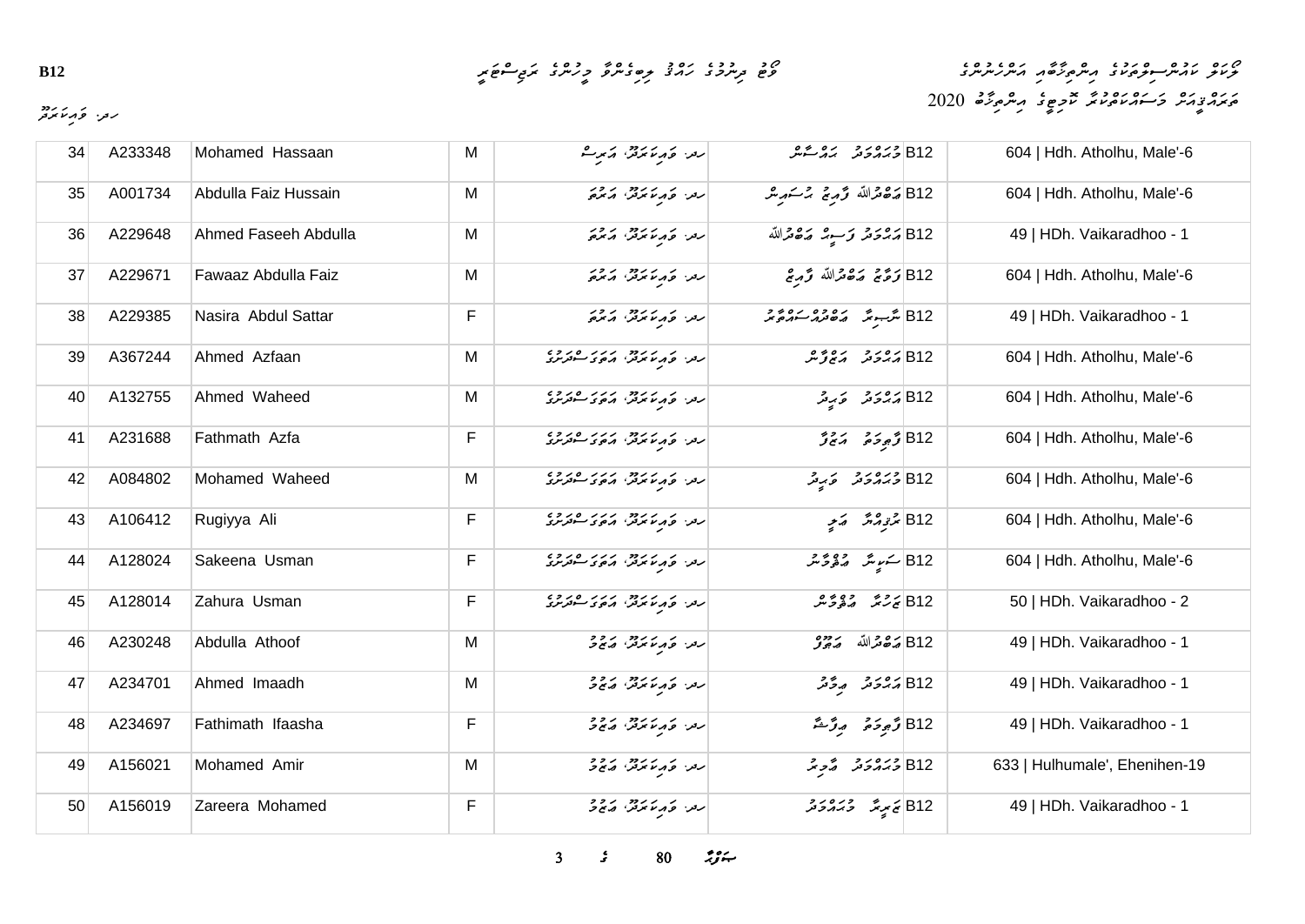| 34 | A233348 | Mohamed Hassaan | M | رىر. ۇرىئانىرلىرى، كەنىرىش | B12 ۋىرەرۇتر برەرشىر | 604 \| Hdh. Atholhu, Male'-6 |
|---|---|---|---|---|---|---|
| 35 | A001734 | Abdulla Faiz Hussain | M | رىر. ۇرىئانىرلىرى، كەنىرى | B12 كەڭداللە ۋەرىج برسىرىش | 604 \| Hdh. Atholhu, Male'-6 |
| 36 | A229648 | Ahmed Faseeh Abdulla | M | رىر. ۇرىئانىرلىرى، كەنىرى | B12 كەرەرد ۋسىد كەھەراللە | 49 \| HDh. Vaikaradhoo - 1 |
| 37 | A229671 | Fawaaz Abdulla Faiz | M | رىر. ۇرىئانىرلىرى، كەنىرى | B12 ۋەج كەھەراللە ۋەرىج | 604 \| Hdh. Atholhu, Male'-6 |
| 38 | A229385 | Nasira Abdul Sattar | F | رىر. ۇرىئانىرلىرى، كەنىرى | B12 سرىبە كەھەدە سەھەبىر | 49 \| HDh. Vaikaradhoo - 1 |
| 39 | A367244 | Ahmed Azfaan | M | رىر. ۇرىئانىرلىرى، كەھەر سەدرىرى | B12 كەرەرد كەنجۇش | 604 \| Hdh. Atholhu, Male'-6 |
| 40 | A132755 | Ahmed Waheed | M | رىر. ۇرىئانىرلىرى، كەھەر سەدرىرى | B12 كەرەرد ۋىرىتر | 604 \| Hdh. Atholhu, Male'-6 |
| 41 | A231688 | Fathmath Azfa | F | رىر. ۇرىئانىرلىرى، كەھەر سەدرىرى | B12 ۋەجەرى كەنجۇ | 604 \| Hdh. Atholhu, Male'-6 |
| 42 | A084802 | Mohamed Waheed | M | رىر. ۇرىئانىرلىرى، كەھەر سەدرىرى | B12 ۋىرەرۇتر ۋىرىتر | 604 \| Hdh. Atholhu, Male'-6 |
| 43 | A106412 | Rugiyya Ali | F | رىر. ۇرىئانىرلىرى، كەھەر سەدرىرى | B12 برىرەپ كەبىر | 604 \| Hdh. Atholhu, Male'-6 |
| 44 | A128024 | Sakeena Usman | F | رىر. ۇرىئانىرلىرى، كەھەر سەدرىرى | B12 سەرىپىر كەھۇش | 604 \| Hdh. Atholhu, Male'-6 |
| 45 | A128014 | Zahura Usman | F | رىر. ۇرىئانىرلىرى، كەھەر سەدرىرى | B12 تىرتىر كەھۇش | 50 \| HDh. Vaikaradhoo - 2 |
| 46 | A230248 | Abdulla Athoof | M | رىر. ۇرىئانىرلىرى، كەنجى | B12 كەھەراللە كەجوۋ | 49 \| HDh. Vaikaradhoo - 1 |
| 47 | A234701 | Ahmed Imaadh | M | رىر. ۇرىئانىرلىرى، كەنجى | B12 كەرەرد مەرگەتر | 49 \| HDh. Vaikaradhoo - 1 |
| 48 | A234697 | Fathimath Ifaasha | F | رىر. ۇرىئانىرلىرى، كەنجى | B12 ۋەجەرى مەۋشە | 49 \| HDh. Vaikaradhoo - 1 |
| 49 | A156021 | Mohamed Amir | M | رىر. ۇرىئانىرلىرى، كەنجى | B12 ۋىرەرۇتر گەجىر | 633 \| Hulhumale', Ehenihen-19 |
| 50 | A156019 | Zareera Mohamed | F | رىر. ۇرىئانىرلىرى، كەنجى | B12 تىمىرىتر ۋىرەرۇتر | 49 \| HDh. Vaikaradhoo - 1 |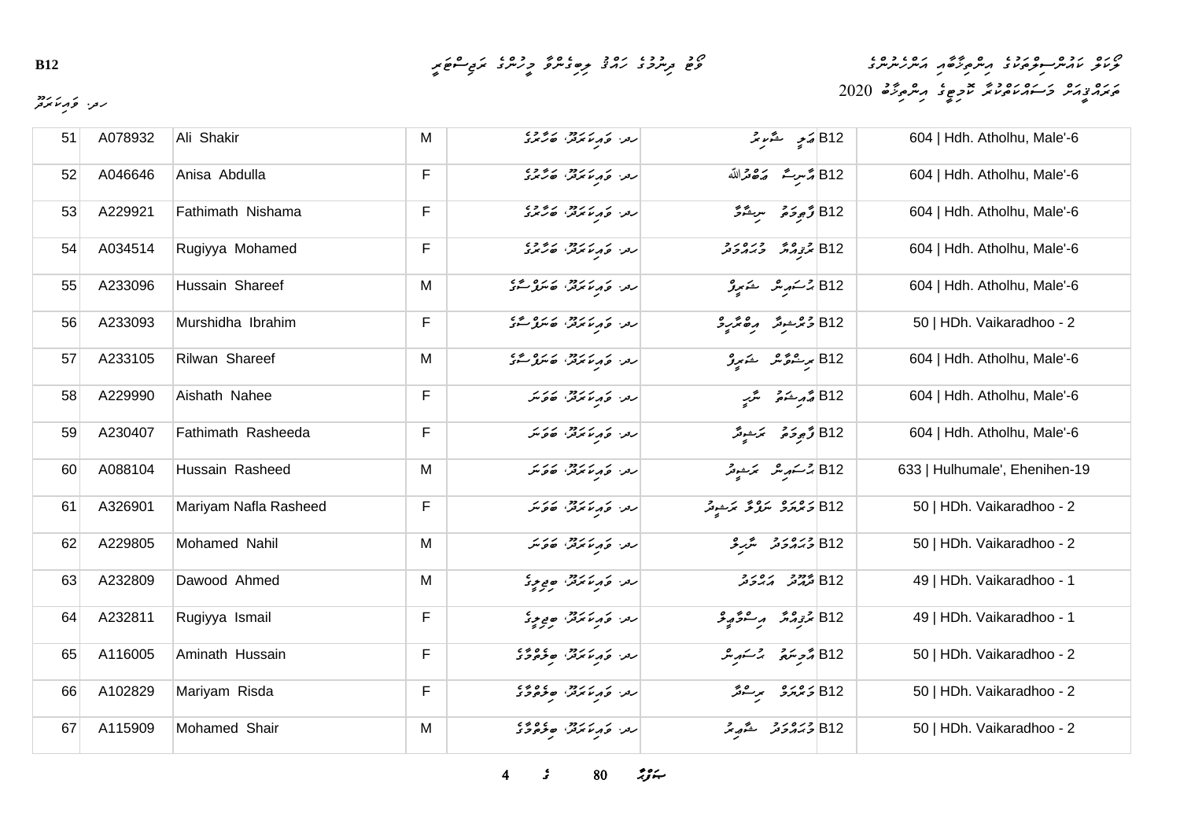| 51 | A078932 | Ali Shakir | M | رعر. قەرىئاترىش، ھۇترى | B12 ړَمٍ شَرِیرُ | 604 \| Hdh. Atholhu, Male'-6 |
|---|---|---|---|---|---|---|
| 52 | A046646 | Anisa Abdulla | F | رعر. قەرىئاترىش، ھۇترى | B12 ړُسِرِ شَ ړَهُ قَرَاللّه | 604 \| Hdh. Atholhu, Male'-6 |
| 53 | A229921 | Fathimath Nishama | F | رعر. قەرىئاترىش، ھۇترى | B12 وَّجِ دَمَ سِرِشَوَّ | 604 \| Hdh. Atholhu, Male'-6 |
| 54 | A034514 | Rugiyya Mohamed | F | رعر. قەرىئاترىش، ھۇترى | B12 بُرُوِ مَدَّ وَيَدُ دَوَ | 604 \| Hdh. Atholhu, Male'-6 |
| 55 | A233096 | Hussain Shareef | M | رعر. قەرىئاترىش، ھەسرو سىگ | B12 بُرْ سَمَرِ شَ شَمَ بِرِ وَ | 604 \| Hdh. Atholhu, Male'-6 |
| 56 | A233093 | Murshidha Ibrahim | F | رعر. قەرىئاترىش، ھەسرو سىگ | B12 وَ بُرْ شِیرِ مَرَّ مِرِ ھُ مَدَّ رِ وَ | 50 \| HDh. Vaikaradhoo - 2 |
| 57 | A233105 | Rilwan Shareef | M | رعر. قەرىئاترىش، ھەسرو سىگ | B12 مِر شَ وَّ شَرْ شَمَ بِرِ وَ | 604 \| Hdh. Atholhu, Male'-6 |
| 58 | A229990 | Aishath Nahee | F | رعر. قەرىئاترىش، ھەقىس | B12 مَرَّ مِرِ شَمَ هُ شَرَّ بِرِ | 604 \| Hdh. Atholhu, Male'-6 |
| 59 | A230407 | Fathimath Rasheeda | F | رعر. قەرىئاترىش، ھەقىس | B12 وَّجِ دَمَ بَرَ شِیرِ مَرَّ | 604 \| Hdh. Atholhu, Male'-6 |
| 60 | A088104 | Hussain Rasheed | M | رعر. قەرىئاترىش، ھەقىس | B12 بُرْ سَمَرِ شَ بَرَ شِیرِ قَرُ | 633 \| Hulhumale', Ehenihen-19 |
| 61 | A326901 | Mariyam Nafla Rasheed | F | رعر. قەرىئاترىش، ھەقىس | B12 وَ بُرْ مَرَّ وَ سَرُوْ وَّ بَرَ شِیرِ قَرُ | 50 \| HDh. Vaikaradhoo - 2 |
| 62 | A229805 | Mohamed Nahil | M | رعر. قەرىئاترىش، ھەقىس | B12 وَيَدُ دَوَ شَرَّ بِرِ وَ | 50 \| HDh. Vaikaradhoo - 2 |
| 63 | A232809 | Dawood Ahmed | M | رعر. قەرىئاترىش، ھىھوى | B12 قَرَّ دَ قَرُ مَدَ دَوَ قَرُ | 49 \| HDh. Vaikaradhoo - 1 |
| 64 | A232811 | Rugiyya Ismail | F | رعر. قەرىئاترىش، ھىھوى | B12 بُرُوِ مَدَّ مِرِ شَ وَّ مِرِ وَ | 49 \| HDh. Vaikaradhoo - 1 |
| 65 | A116005 | Aminath Hussain | F | رعر. قەرىئاترىش، ھوەرەرى | B12 مَرَّ وِ سَرَ هُ بُرْ سَمَرِ شَ | 50 \| HDh. Vaikaradhoo - 2 |
| 66 | A102829 | Mariyam Risda | F | رعر. قەرىئاترىش، ھوەرەرى | B12 وَ بُرْ مَرَّ وَ بِرِ شَ قَرَّ | 50 \| HDh. Vaikaradhoo - 2 |
| 67 | A115909 | Mohamed Shair | M | رعر. قەرىئاترىش، ھوەرەرى | B12 وَيَدُ دَوَ شَرَّ مِرِ بُرُ | 50 \| HDh. Vaikaradhoo - 2 |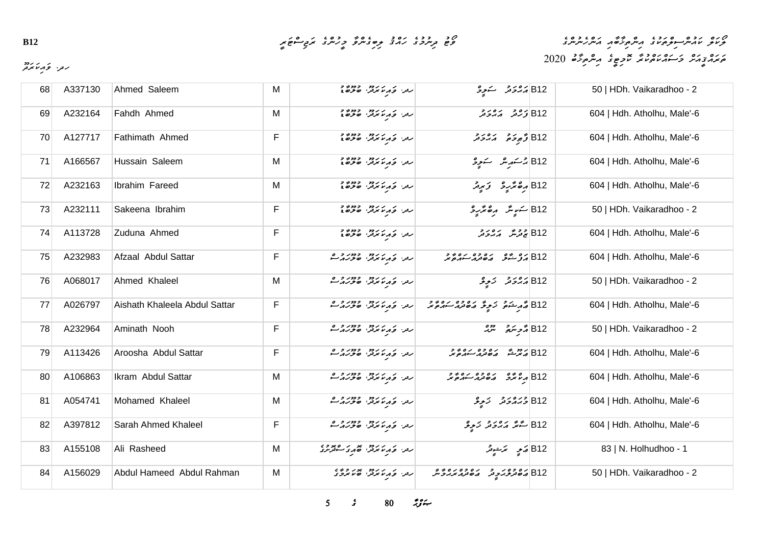| 68 | A337130 | Ahmed Saleem | M | ހދ. ވައިކަރަދޫ، ބުރުޒު | B12 އަހުމަދު ސަލީމް | 50 \| HDh. Vaikaradhoo - 2 |
|---|---|---|---|---|---|---|
| 69 | A232164 | Fahdh Ahmed | M | ހދ. ވައިކަރަދޫ، ބުރުޒު | B12 ފަހުދު އަހުމަދު | 604 \| Hdh. Atholhu, Male'-6 |
| 70 | A127717 | Fathimath Ahmed | F | ހދ. ވައިކަރަދޫ، ބުރުޒު | B12 ފާތިމަތު އަހުމަދު | 604 \| Hdh. Atholhu, Male'-6 |
| 71 | A166567 | Hussain Saleem | M | ހދ. ވައިކަރަދޫ، ބުރުޒު | B12 ހުސައިން ސަލީމް | 604 \| Hdh. Atholhu, Male'-6 |
| 72 | A232163 | Ibrahim Fareed | M | ހދ. ވައިކަރަދޫ، ބުރުޒު | B12 އިބްރާހީމް ފަރީދު | 604 \| Hdh. Atholhu, Male'-6 |
| 73 | A232111 | Sakeena Ibrahim | F | ހދ. ވައިކަރަދޫ، ބުރުޒު | B12 ސަކީނާ އިބްރާހީމް | 50 \| HDh. Vaikaradhoo - 2 |
| 74 | A113728 | Zuduna Ahmed | F | ހދ. ވައިކަރަދޫ، ބުރުޒު | B12 ޒުދުނާ އަހުމަދު | 604 \| Hdh. Atholhu, Male'-6 |
| 75 | A232983 | Afzaal Abdul Sattar | F | ހދ. ވައިކަރަދޫ، ބުރުހާން | B12 އަފްޒާލް އަބްދުލްސައްތާރު | 604 \| Hdh. Atholhu, Male'-6 |
| 76 | A068017 | Ahmed Khaleel | M | ހދ. ވައިކަރަދޫ، ބުރުހާން | B12 އަހުމަދު ޚަލީލް | 50 \| HDh. Vaikaradhoo - 2 |
| 77 | A026797 | Aishath Khaleela Abdul Sattar | F | ހދ. ވައިކަރަދޫ، ބުރުހާން | B12 އާއިޝަތު ޚަލީލާ އަބްދުލްސައްތާރު | 604 \| Hdh. Atholhu, Male'-6 |
| 78 | A232964 | Aminath Nooh | F | ހދ. ވައިކަރަދޫ، ބުރުހާން | B12 އާމިނަތު ނޫހު | 50 \| HDh. Vaikaradhoo - 2 |
| 79 | A113426 | Aroosha Abdul Sattar | F | ހދ. ވައިކަރަދޫ، ބުރުހާން | B12 އަރޫޝާ އަބްދުލްސައްތާރު | 604 \| Hdh. Atholhu, Male'-6 |
| 80 | A106863 | Ikram Abdul Sattar | M | ހދ. ވައިކަރަދޫ، ބުރުހާން | B12 އިކްރާމް އަބްދުލްސައްތާރު | 604 \| Hdh. Atholhu, Male'-6 |
| 81 | A054741 | Mohamed Khaleel | M | ހދ. ވައިކަރަދޫ، ބުރުހާން | B12 މުހައްމަދު ޚަލީލް | 604 \| Hdh. Atholhu, Male'-6 |
| 82 | A397812 | Sarah Ahmed Khaleel | F | ހދ. ވައިކަރަދޫ، ބުރުހާން | B12 ސާރާ އަހުމަދު ޚަލީލް | 604 \| Hdh. Atholhu, Male'-6 |
| 83 | A155108 | Ali Rasheed | M | ހދ. ވައިކަރަދޫ، ބައިސްކޯޓުގެ | B12 އަލި ރަޝީދު | 83 \| N. Holhudhoo - 1 |
| 84 | A156029 | Abdul Hameed Abdul Rahman | M | ހދ. ވައިކަރަދޫ، ބަހާރުގެ | B12 އަބްދުލްހަމީދު އަބްދުއްރަހުމާން | 50 \| HDh. Vaikaradhoo - 2 |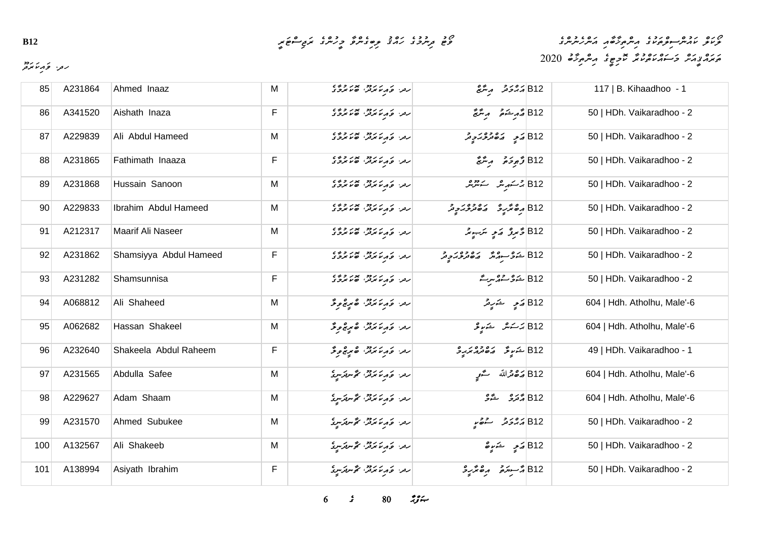| 85 | A231864 | Ahmed Inaaz | M | ހދ. ވައިކަރަދޫ، ބޮކަރުމާގެ | B12 އަހްމަދު އިނާޒު | 117 \| B. Kihaadhoo - 1 |
|---|---|---|---|---|---|---|
| 86 | A341520 | Aishath Inaza | F | ހދ. ވައިކަރަދޫ، ބޮކަރުމާގެ | B12 އާއިޝަތު އިނާޒާ | 50 \| HDh. Vaikaradhoo - 2 |
| 87 | A229839 | Ali Abdul Hameed | M | ހދ. ވައިކަރަދޫ، ބޮކަރުމާގެ | B12 އަލި އަބްދުލްޙަމީދު | 50 \| HDh. Vaikaradhoo - 2 |
| 88 | A231865 | Fathimath Inaaza | F | ހދ. ވައިކަރަދޫ، ބޮކަރުމާގެ | B12 ފާތިމަތު އިނާޒާ | 50 \| HDh. Vaikaradhoo - 2 |
| 89 | A231868 | Hussain Sanoon | M | ހދ. ވައިކަރަދޫ، ބޮކަރުމާގެ | B12 ހުސައިން ސަނޫން | 50 \| HDh. Vaikaradhoo - 2 |
| 90 | A229833 | Ibrahim Abdul Hameed | M | ހދ. ވައިކަރަދޫ، ބޮކަރުމާގެ | B12 އިބްރާހިމް އަބްދުލްޙަމީދު | 50 \| HDh. Vaikaradhoo - 2 |
| 91 | A212317 | Maarif Ali Naseer | M | ހދ. ވައިކަރަދޫ، ބޮކަރުމާގެ | B12 މާރިފް އަލި ނަސީރު | 50 \| HDh. Vaikaradhoo - 2 |
| 92 | A231862 | Shamsiyya Abdul Hameed | F | ހދ. ވައިކަރަދޫ، ބޮކަރުމާގެ | B12 ޝަމްސިއްޔާ އަބްދުލްޙަމީދު | 50 \| HDh. Vaikaradhoo - 2 |
| 93 | A231282 | Shamsunnisa | F | ހދ. ވައިކަރަދޫ، ބޮކަރުމާގެ | B12 ޝަމްސުންނިސާ | 50 \| HDh. Vaikaradhoo - 2 |
| 94 | A068812 | Ali Shaheed | M | ހދ. ވައިކަރަދޫ، ބުރުޒުވިލާ | B12 އަލި ޝަހީދު | 604 \| Hdh. Atholhu, Male'-6 |
| 95 | A062682 | Hassan Shakeel | M | ހދ. ވައިކަރަދޫ، ބުރުޒުވިލާ | B12 ހަސަން ޝަކީލް | 604 \| Hdh. Atholhu, Male'-6 |
| 96 | A232640 | Shakeela Abdul Raheem | F | ހދ. ވައިކަރަދޫ، ބުރުޒުވިލާ | B12 ޝަކީލާ އަބްދުއްރަޙީމް | 49 \| HDh. Vaikaradhoo - 1 |
| 97 | A231565 | Abdulla Safee | M | ހދ. ވައިކަރަދޫ، ޗާނދަނީގެ | B12 އަބްދުﷲ ސާފީ | 604 \| Hdh. Atholhu, Male'-6 |
| 98 | A229627 | Adam Shaam | M | ހދ. ވައިކަރަދޫ، ޗާނދަނީގެ | B12 އާދަމް ޝާމް | 604 \| Hdh. Atholhu, Male'-6 |
| 99 | A231570 | Ahmed Subukee | M | ހދ. ވައިކަރަދޫ، ޗާނދަނީގެ | B12 އަހްމަދު ސުބުކީ | 50 \| HDh. Vaikaradhoo - 2 |
| 100 | A132567 | Ali Shakeeb | M | ހދ. ވައިކަރަދޫ، ޗާނދަނީގެ | B12 އަލި ޝަކީބް | 50 \| HDh. Vaikaradhoo - 2 |
| 101 | A138994 | Asiyath Ibrahim | F | ހދ. ވައިކަރަދޫ، ޗާނދަނީގެ | B12 އާސިޔަތު އިބްރާހިމް | 50 \| HDh. Vaikaradhoo - 2 |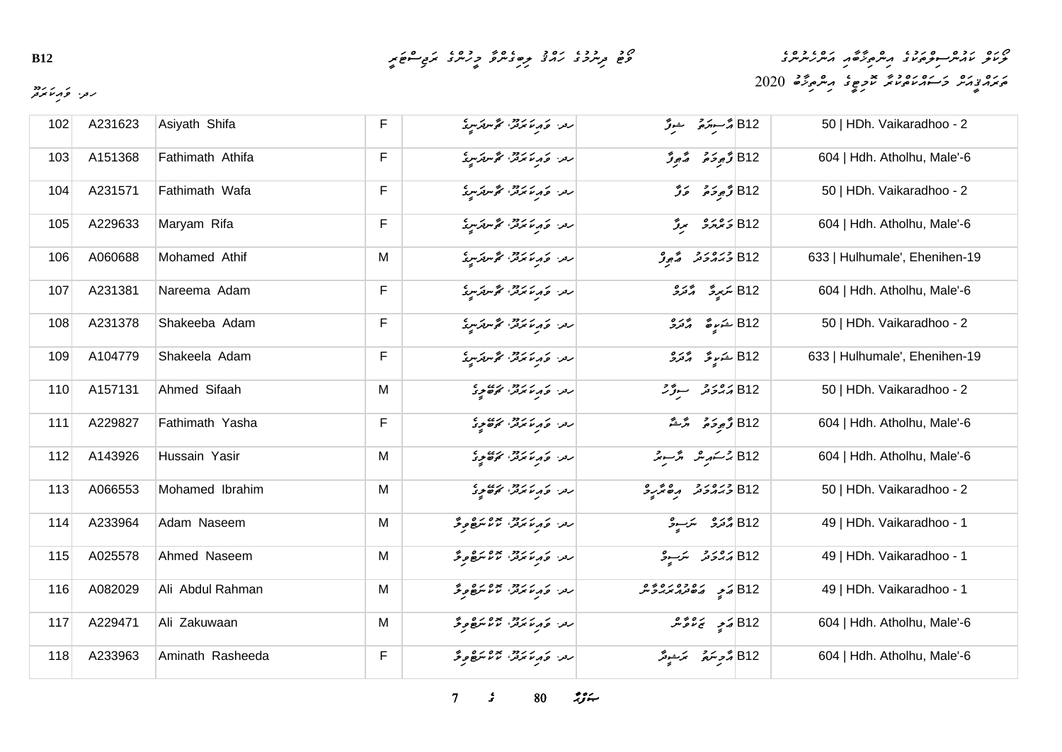| 102 | A231623 | Asiyath Shifa | F | رىن ئەرىئەترىقى، ئۇسۇرسۇ | B12 مُسِيرَة شِيرَّ | 50 \| HDh. Vaikaradhoo - 2 |
|---|---|---|---|---|---|---|
| 103 | A151368 | Fathimath Athifa | F | رىن ئەرىئەترىقى، ئۇسۇرسۇ | B12 وَّجِوحَة مُجْوَرٌ | 604 \| Hdh. Atholhu, Male'-6 |
| 104 | A231571 | Fathimath Wafa | F | رىن ئەرىئەترىقى، ئۇسۇرسۇ | B12 وَّجِوحَة وَتَ | 50 \| HDh. Vaikaradhoo - 2 |
| 105 | A229633 | Maryam Rifa | F | رىن ئەرىئەترىقى، ئۇسۇرسۇ | B12 وَبْرُمَرْدُ بِرِزٌ | 604 \| Hdh. Atholhu, Male'-6 |
| 106 | A060688 | Mohamed Athif | M | رىن ئەرىئەترىقى، ئۇسۇرسۇ | B12 وُبَرُمْرُوَتَرُ مُجْوِرٌ | 633 \| Hulhumale', Ehenihen-19 |
| 107 | A231381 | Nareema Adam | F | رىن ئەرىئەترىقى، ئۇسۇرسۇ | B12 سَرِيرٌ مُرْتَرُدُ | 604 \| Hdh. Atholhu, Male'-6 |
| 108 | A231378 | Shakeeba Adam | F | رىن ئەرىئەترىقى، ئۇسۇرسۇ | B12 شَيِرِ مُرْتَرُدُ | 50 \| HDh. Vaikaradhoo - 2 |
| 109 | A104779 | Shakeela Adam | F | رىن ئەرىئەترىقى، ئۇسۇرسۇ | B12 شَيِرِوٌ مُرْتَرُدُ | 633 \| Hulhumale', Ehenihen-19 |
| 110 | A157131 | Ahmed Sifaah | M | رىن ئەرىئەترىقى، ئەھەمەر | B12 مُرْدُوَتَرُ سِوِرٌ | 50 \| HDh. Vaikaradhoo - 2 |
| 111 | A229827 | Fathimath Yasha | F | رىن ئەرىئەترىقى، ئەھەمەر | B12 وَّجِوحَة مُرْشَة | 604 \| Hdh. Atholhu, Male'-6 |
| 112 | A143926 | Hussain Yasir | M | رىن ئەرىئەترىقى، ئەھەمەر | B12 بُرْسَمْرِيْدُ مُرْسِيرُ | 604 \| Hdh. Atholhu, Male'-6 |
| 113 | A066553 | Mohamed Ibrahim | M | رىن ئەرىئەترىقى، ئەھەمەر | B12 وُبَرُمْرُوَتَرُ مِرْحَمُرِيرُوْ | 50 \| HDh. Vaikaradhoo - 2 |
| 114 | A233964 | Adam Naseem | M | رىن ئەرىئەترىقى، ئەئەسەھەرگ | B12 مُرْتَرُدُ سَرَسِيرُدُ | 49 \| HDh. Vaikaradhoo - 1 |
| 115 | A025578 | Ahmed Naseem | M | رىن ئەرىئەترىقى، ئەئەسەھەرگ | B12 مُرْدُوَتَرُ سَرَسِيرُدُ | 49 \| HDh. Vaikaradhoo - 1 |
| 116 | A082029 | Ali Abdul Rahman | M | رىن ئەرىئەترىقى، ئەئەسەھەرگ | B12 مَرِ مُرْحَمُرْمُرَّرُوْمَرُ | 49 \| HDh. Vaikaradhoo - 1 |
| 117 | A229471 | Ali Zakuwaan | M | رىن ئەرىئەترىقى، ئەئەسەھەرگ | B12 مَرِ يَمَاوَمَرُ | 604 \| Hdh. Atholhu, Male'-6 |
| 118 | A233963 | Aminath Rasheeda | F | رىن ئەرىئەترىقى، ئەئەسەھەرگ | B12 مُرِسَمَة مَرَشِيرٌ | 604 \| Hdh. Atholhu, Male'-6 |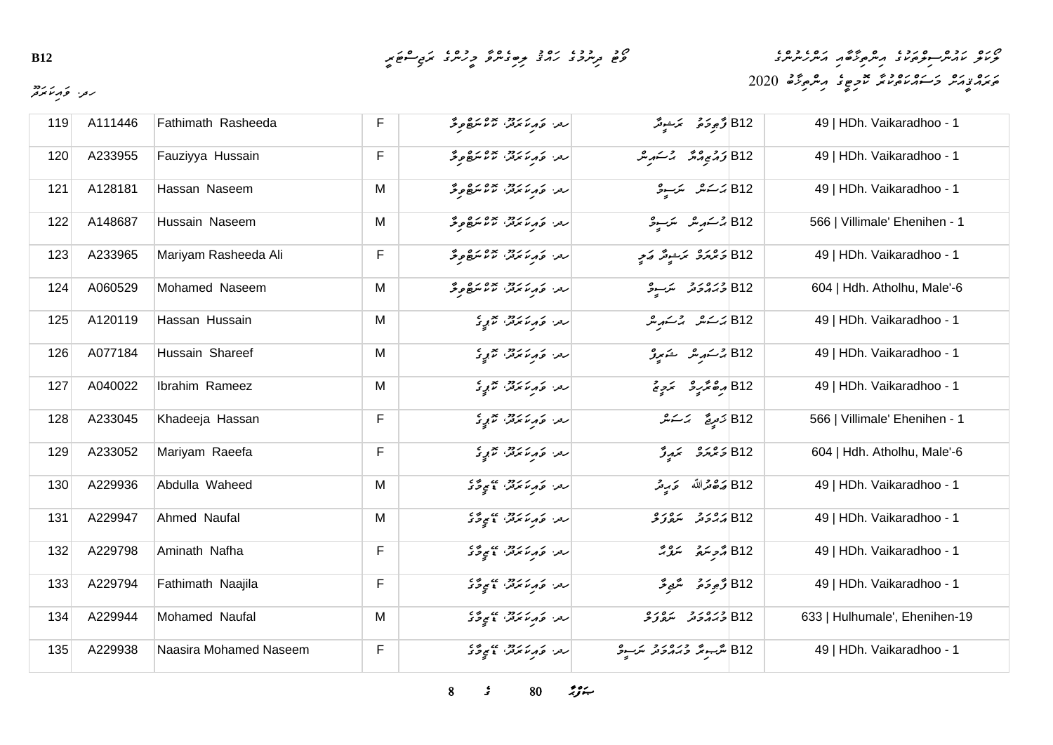| 119 | A111446 | Fathimath Rasheeda | F | رىر. ۋەرىئەترىش، ئىرئىترھوڭ | B12 ۋەجەۋە ئەشىھ | 49 \| HDh. Vaikaradhoo - 1 |
|---|---|---|---|---|---|---|
| 120 | A233955 | Fauziyya Hussain | F | رىر. ۋەرىئەترىش، ئىرئىترھوڭ | B12 ۋەرجەرە بۇستەرىش | 49 \| HDh. Vaikaradhoo - 1 |
| 121 | A128181 | Hassan Naseem | M | رىر. ۋەرىئەترىش، ئىرئىترھوڭ | B12 بەسەھ سەبىرى | 49 \| HDh. Vaikaradhoo - 1 |
| 122 | A148687 | Hussain Naseem | M | رىر. ۋەرىئەترىش، ئىرئىترھوڭ | B12 بۇستەرىش سەبىرى | 566 \| Villimale' Ehenihen - 1 |
| 123 | A233965 | Mariyam Rasheeda Ali | F | رىر. ۋەرىئەترىش، ئىرئىترھوڭ | B12 ۋىترىرى ترشوتر ەبو | 49 \| HDh. Vaikaradhoo - 1 |
| 124 | A060529 | Mohamed Naseem | M | رىر. ۋەرىئەترىش، ئىرئىترھوڭ | B12 ۋىرەدىر سەبىرى | 604 \| Hdh. Atholhu, Male'-6 |
| 125 | A120119 | Hassan Hussain | M | رىر. ۋەرىئەترىش، ئىرىي | B12 بەسەھ بۇستەرىش | 49 \| HDh. Vaikaradhoo - 1 |
| 126 | A077184 | Hussain Shareef | M | رىر. ۋەرىئەترىش، ئىرىي | B12 بۇستەرىش شەبرو | 49 \| HDh. Vaikaradhoo - 1 |
| 127 | A040022 | Ibrahim Rameez | M | رىر. ۋەرىئەترىش، ئىرىي | B12 مەھترىرى ترىرى | 49 \| HDh. Vaikaradhoo - 1 |
| 128 | A233045 | Khadeeja Hassan | F | رىر. ۋەرىئەترىش، ئىرىي | B12 زىرىق بەسەھ | 566 \| Villimale' Ehenihen - 1 |
| 129 | A233052 | Mariyam Raeefa | F | رىر. ۋەرىئەترىش، ئىرىي | B12 ۋىترىرى ترەرى | 604 \| Hdh. Atholhu, Male'-6 |
| 130 | A229936 | Abdulla Waheed | M | رىر. ۋەرىئەترىش، ئىرىۋى | B12 مەھترالله ۋەبرىر | 49 \| HDh. Vaikaradhoo - 1 |
| 131 | A229947 | Ahmed Naufal | M | رىر. ۋەرىئەترىش، ئىرىۋى | B12 مەرەدىر سەھەۋى | 49 \| HDh. Vaikaradhoo - 1 |
| 132 | A229798 | Aminath Nafha | F | رىر. ۋەرىئەترىش، ئىرىۋى | B12 مەجەسەھ سەرى | 49 \| HDh. Vaikaradhoo - 1 |
| 133 | A229794 | Fathimath Naajila | F | رىر. ۋەرىئەترىش، ئىرىۋى | B12 ۋەجەۋە سەبوۋ | 49 \| HDh. Vaikaradhoo - 1 |
| 134 | A229944 | Mohamed Naufal | M | رىر. ۋەرىئەترىش، ئىرىۋى | B12 ۋىرەدىر سەھەۋى | 633 \| Hulhumale', Ehenihen-19 |
| 135 | A229938 | Naasira Mohamed Naseem | F | رىر. ۋەرىئەترىش، ئىرىۋى | B12 سەبوتر ۋىرەدىر سەبىرى | 49 \| HDh. Vaikaradhoo - 1 |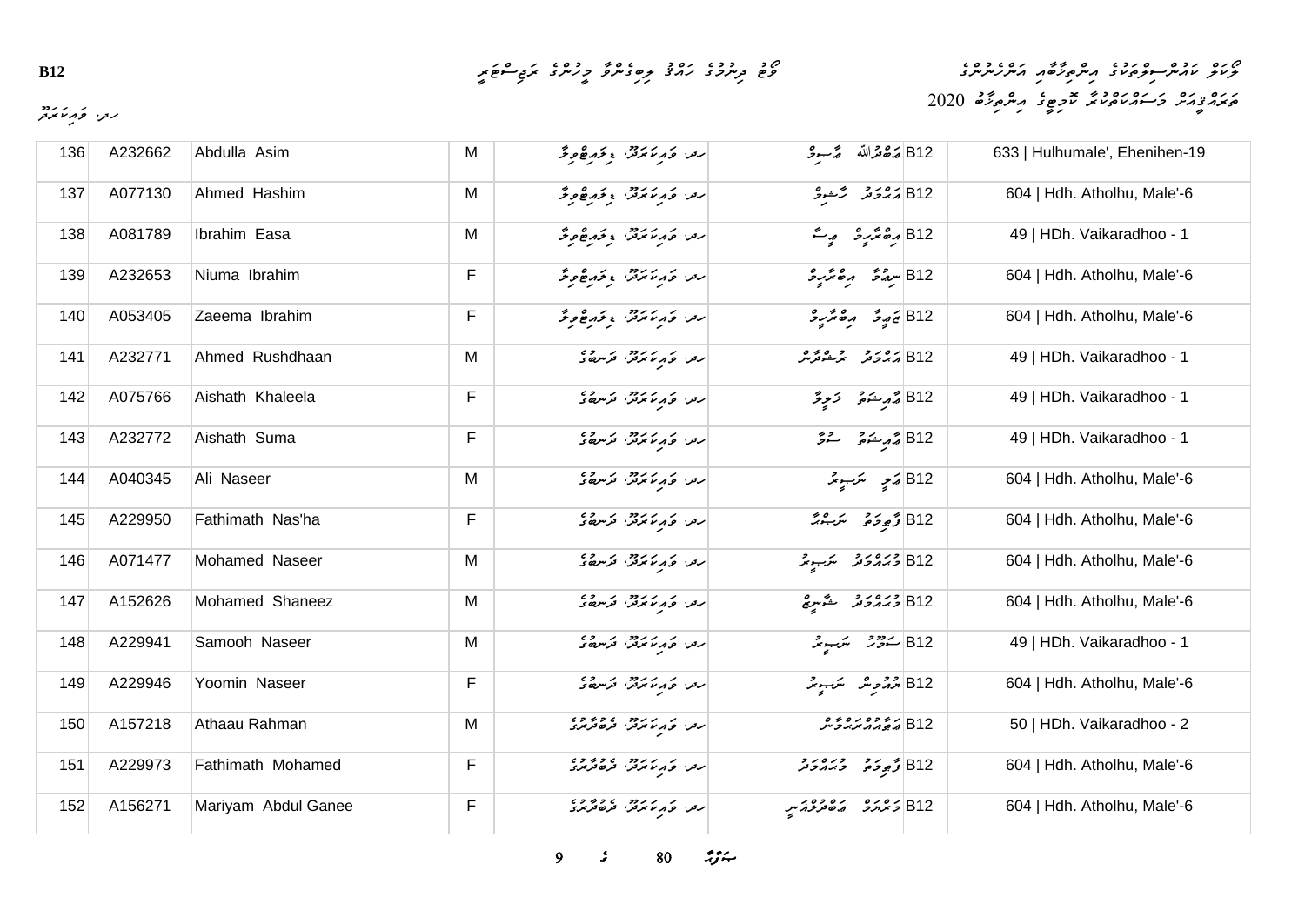| 136 | A232662 | Abdulla Asim | M | ރދ. ވައިކަރަދޫ، ޑިވައިޑްވިލާ | B12 އަބްދުﷲ އާސިމް | 633 \| Hulhumale', Ehenihen-19 |
|---|---|---|---|---|---|---|
| 137 | A077130 | Ahmed Hashim | M | ރދ. ވައިކަރަދޫ، ޑިވައިޑްވިލާ | B12 އަހްމަދު ހާޝިމް | 604 \| Hdh. Atholhu, Male'-6 |
| 138 | A081789 | Ibrahim Easa | M | ރދ. ވައިކަރަދޫ، ޑިވައިޑްވިލާ | B12 އިބްރާހީމް ޢީސާ | 49 \| HDh. Vaikaradhoo - 1 |
| 139 | A232653 | Niuma Ibrahim | F | ރދ. ވައިކަރަދޫ، ޑިވައިޑްވިލާ | B12 ނިޢުމާ އިބްރާހީމް | 604 \| Hdh. Atholhu, Male'-6 |
| 140 | A053405 | Zaeema Ibrahim | F | ރދ. ވައިކަރަދޫ، ޑިވައިޑްވިލާ | B12 ޒަޢީމާ އިބްރާހީމް | 604 \| Hdh. Atholhu, Male'-6 |
| 141 | A232771 | Ahmed Rushdhaan | M | ރދ. ވައިކަރަދޫ، ތަނބުގެ | B12 އަހްމަދު ރުޝްދާން | 49 \| HDh. Vaikaradhoo - 1 |
| 142 | A075766 | Aishath Khaleela | F | ރދ. ވައިކަރަދޫ، ތަނބުގެ | B12 އާއިޝަތު ޚަލީލާ | 49 \| HDh. Vaikaradhoo - 1 |
| 143 | A232772 | Aishath Suma | F | ރދ. ވައިކަރަދޫ، ތަނބުގެ | B12 އާއިޝަތު ސުމާ | 49 \| HDh. Vaikaradhoo - 1 |
| 144 | A040345 | Ali Naseer | M | ރދ. ވައިކަރަދޫ، ތަނބުގެ | B12 އަލި ނަސީރު | 604 \| Hdh. Atholhu, Male'-6 |
| 145 | A229950 | Fathimath Nas'ha | F | ރދ. ވައިކަރަދޫ، ތަނބުގެ | B12 ފާތިމަތު ނަސްހާ | 604 \| Hdh. Atholhu, Male'-6 |
| 146 | A071477 | Mohamed Naseer | M | ރދ. ވައިކަރަދޫ، ތަނބުގެ | B12 މުޙައްމަދު ނަސީރު | 604 \| Hdh. Atholhu, Male'-6 |
| 147 | A152626 | Mohamed Shaneez | M | ރދ. ވައިކަރަދޫ، ތަނބުގެ | B12 މުޙައްމަދު ޝާނީޒް | 604 \| Hdh. Atholhu, Male'-6 |
| 148 | A229941 | Samooh Naseer | M | ރދ. ވައިކަރަދޫ، ތަނބުގެ | B12 ސަމޫޙު ނަސީރު | 49 \| HDh. Vaikaradhoo - 1 |
| 149 | A229946 | Yoomin Naseer | F | ރދ. ވައިކަރަދޫ، ތަނބުގެ | B12 ޔޫމިން ނަސީރު | 604 \| Hdh. Atholhu, Male'-6 |
| 150 | A157218 | Athaau Rahman | M | ރދ. ވައިކަރަދޫ، ދެލިގަސްގެ | B12 އަޠާއުއްރަޙްމާން | 50 \| HDh. Vaikaradhoo - 2 |
| 151 | A229973 | Fathimath Mohamed | F | ރދ. ވައިކަރަދޫ، ދެލިގަސްގެ | B12 ފާތިމަތު މުޙައްމަދު | 604 \| Hdh. Atholhu, Male'-6 |
| 152 | A156271 | Mariyam Abdul Ganee | F | ރދ. ވައިކަރަދޫ، ދެލިގަސްގެ | B12 މަރިޔަމް އަބްދުލްޣަނީ | 604 \| Hdh. Atholhu, Male'-6 |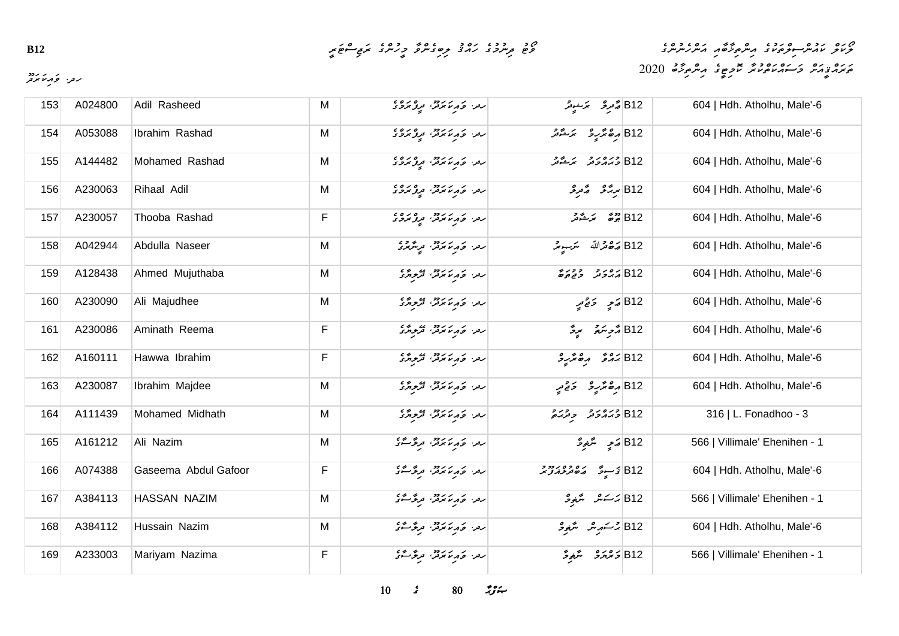| 153 | A024800 | Adil Rasheed | M | رش. ئەرىئەترىش، مرۇترىرى | B12 ئەترىۋ ترىشىرتر | 604 \| Hdh. Atholhu, Male'-6 |
|---|---|---|---|---|---|---|
| 154 | A053088 | Ibrahim Rashad | M | رش. ئەرىئەترىش، مرۇترىرى | B12 مەھترىرى ترىشتر | 604 \| Hdh. Atholhu, Male'-6 |
| 155 | A144482 | Mohamed Rashad | M | رش. ئەرىئەترىش، مرۇترىرى | B12 جەممەدىر ترىشتر | 604 \| Hdh. Atholhu, Male'-6 |
| 156 | A230063 | Rihaal Adil | M | رش. ئەرىئەترىش، مرۇترىرى | B12 برىژىق ئەترىق | 604 \| Hdh. Atholhu, Male'-6 |
| 157 | A230057 | Thooba Rashad | F | رش. ئەرىئەترىش، مرۇترىرى | B12 ھوھ ترىشتر | 604 \| Hdh. Atholhu, Male'-6 |
| 158 | A042944 | Abdulla Naseer | M | رش. ئەرىئەترىش، مرىشرىرى | B12 ئەھەتراللە سرىبرىتر | 604 \| Hdh. Atholhu, Male'-6 |
| 159 | A128438 | Ahmed Mujuthaba | M | رش. ئەرىئەترىش، ترورىرى | B12 ئەبرىرىتر جوجەھ | 604 \| Hdh. Atholhu, Male'-6 |
| 160 | A230090 | Ali Majudhee | M | رش. ئەرىئەترىش، ترورىرى | B12 ئەمچ ئەقمىر | 604 \| Hdh. Atholhu, Male'-6 |
| 161 | A230086 | Aminath Reema | F | رش. ئەرىئەترىش، ترورىرى | B12 ئەرىترە مرىرگ | 604 \| Hdh. Atholhu, Male'-6 |
| 162 | A160111 | Hawwa Ibrahim | F | رش. ئەرىئەترىش، ترورىرى | B12 ئەھرى مەھترىرى | 604 \| Hdh. Atholhu, Male'-6 |
| 163 | A230087 | Ibrahim Majdee | M | رش. ئەرىئەترىش، ترورىرى | B12 مەھترىرى ئەقمىر | 604 \| Hdh. Atholhu, Male'-6 |
| 164 | A111439 | Mohamed Midhath | M | رش. ئەرىئەترىش، ترورىرى | B12 جەممەدىر جىترىرە | 316 \| L. Fonadhoo - 3 |
| 165 | A161212 | Ali Nazim | M | رش. ئەرىئەترىش، مرىرىستى | B12 ئەمچ سىنچوي | 566 \| Villimale' Ehenihen - 1 |
| 166 | A074388 | Gaseema Abdul Gafoor | F | رش. ئەرىئەترىش، مرىرىستى | B12 تۇسىرى مەھترىرىزىتر | 604 \| Hdh. Atholhu, Male'-6 |
| 167 | A384113 | HASSAN NAZIM | M | رش. ئەرىئەترىش، مرىرىستى | B12 برىسەش سىنچوي | 566 \| Villimale' Ehenihen - 1 |
| 168 | A384112 | Hussain Nazim | M | رش. ئەرىئەترىش، مرىرىستى | B12 برىسەرىش سىنچوي | 604 \| Hdh. Atholhu, Male'-6 |
| 169 | A233003 | Mariyam Nazima | F | رش. ئەرىئەترىش، مرىرىستى | B12 ئەنىرىرى سىنچوگ | 566 \| Villimale' Ehenihen - 1 |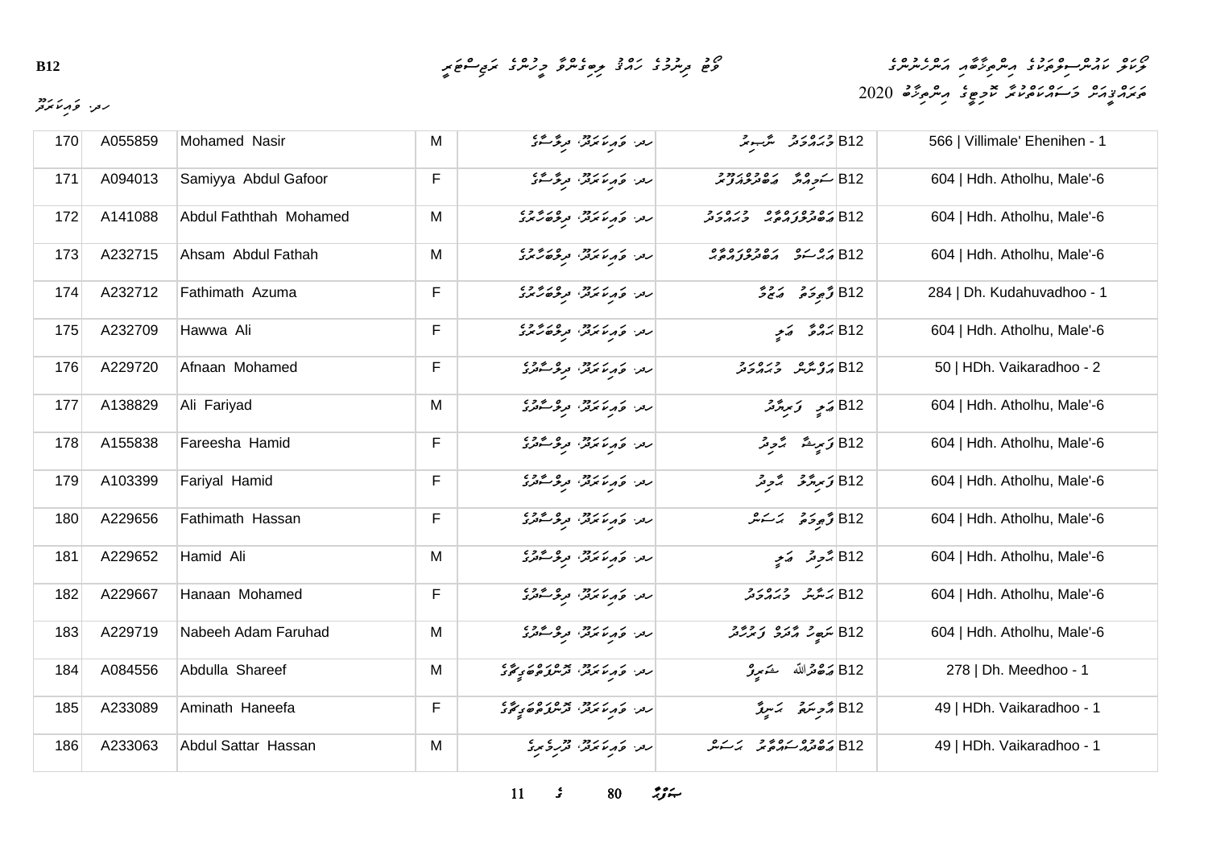| 170 | A055859 | Mohamed Nasir | M | رطر، وَمِرِ مَا مَرَّ، مِرْوَّسْنَى | B12 وَيَرْوَجْعَرُ سَرَّسِبِرُ | 566 \| Villimale' Ehenihen - 1 |
|---|---|---|---|---|---|---|
| 171 | A094013 | Samiyya Abdul Gafoor | F | رطر، وَمِرِ مَا مَرَّ، مِرْوَّسْنَى | B12 سَوِمُرَّ مَنْ وَرْدَوْرُ | 604 \| Hdh. Atholhu, Male'-6 |
| 172 | A141088 | Abdul Faththah Mohamed | M | رطر، وَمِرِ مَا مَرَّ، مِرْوَّصَدَّسْرَى | B12 مَنْ وَرْدَوْرُ دَ دَيَرْ دَ | 604 \| Hdh. Atholhu, Male'-6 |
| 173 | A232715 | Ahsam Abdul Fathah | M | رطر، وَمِرِ مَا مَرَّ، مِرْوَّصَدَّسْرَى | B12 مَرْ سَوْ مَنْ وَرْدَوْ رَرُ | 604 \| Hdh. Atholhu, Male'-6 |
| 174 | A232712 | Fathimath Azuma | F | رطر، وَمِرِ مَا مَرَّ، مِرْوَّصَدَّسْرَى | B12 وَّجِوَجْ مَجَوَّ | 284 \| Dh. Kudahuvadhoo - 1 |
| 175 | A232709 | Hawwa Ali | F | رطر، وَمِرِ مَا مَرَّ، مِرْوَّصَدَّسْرَى | B12 بَرْدُوَّ مَجِ | 604 \| Hdh. Atholhu, Male'-6 |
| 176 | A229720 | Afnaan Mohamed | F | رطر، وَمِرِ مَا مَرَّ، مِرْوَّسْنَمْرَى | B12 مَرَّسَّرُ دَبَرْ دَ دَ | 50 \| HDh. Vaikaradhoo - 2 |
| 177 | A138829 | Ali Fariyad | M | رطر، وَمِرِ مَا مَرَّ، مِرْوَّسْنَمْرَى | B12 مَجِ وَسِرْمَرُ | 604 \| Hdh. Atholhu, Male'-6 |
| 178 | A155838 | Fareesha Hamid | F | رطر، وَمِرِ مَا مَرَّ، مِرْوَّسْنَمْرَى | B12 وَسِرِشَّ بَرَّحِرُ | 604 \| Hdh. Atholhu, Male'-6 |
| 179 | A103399 | Fariyal Hamid | F | رطر، وَمِرِ مَا مَرَّ، مِرْوَّسْنَمْرَى | B12 وَسِرْمَرُ بَرَّحِرُ | 604 \| Hdh. Atholhu, Male'-6 |
| 180 | A229656 | Fathimath Hassan | F | رطر، وَمِرِ مَا مَرَّ، مِرْوَّسْنَمْرَى | B12 وَّجِوَجْ بَرَسَسْ | 604 \| Hdh. Atholhu, Male'-6 |
| 181 | A229652 | Hamid Ali | M | رطر، وَمِرِ مَا مَرَّ، مِرْوَّسْنَمْرَى | B12 بَرَّحِرُ مَجِ | 604 \| Hdh. Atholhu, Male'-6 |
| 182 | A229667 | Hanaan Mohamed | F | رطر، وَمِرِ مَا مَرَّ، مِرْوَّسْنَمْرَى | B12 بَسَّرْسْ دَبَرْ دَ دَ | 604 \| Hdh. Atholhu, Male'-6 |
| 183 | A229719 | Nabeeh Adam Faruhad | M | رطر، وَمِرِ مَا مَرَّ، مِرْوَّسْنَمْرَى | B12 سَهِرُ مُرْدَ وَمَرْ دَ | 604 \| Hdh. Atholhu, Male'-6 |
| 184 | A084556 | Abdulla Shareef | M | رطر، وَمِرِ مَا مَرَّ، مَرْسَرْوِّصَوِيْحَى | B12 مَهْ قَرْاللّه شَمِرُو | 278 \| Dh. Meedhoo - 1 |
| 185 | A233089 | Aminath Haneefa | F | رطر، وَمِرِ مَا مَرَّ، مَرْسَرْوِّصَوِيْحَى | B12 مُحِسَمَ بَسِرُ | 49 \| HDh. Vaikaradhoo - 1 |
| 186 | A233063 | Abdul Sattar Hassan | M | رطر، وَمِرِ مَا مَرَّ، مَرْسِرْوَسِرَى | B12 مَنْ دَرْ سَرْدَوْ بَرَسَسْ | 49 \| HDh. Vaikaradhoo - 1 |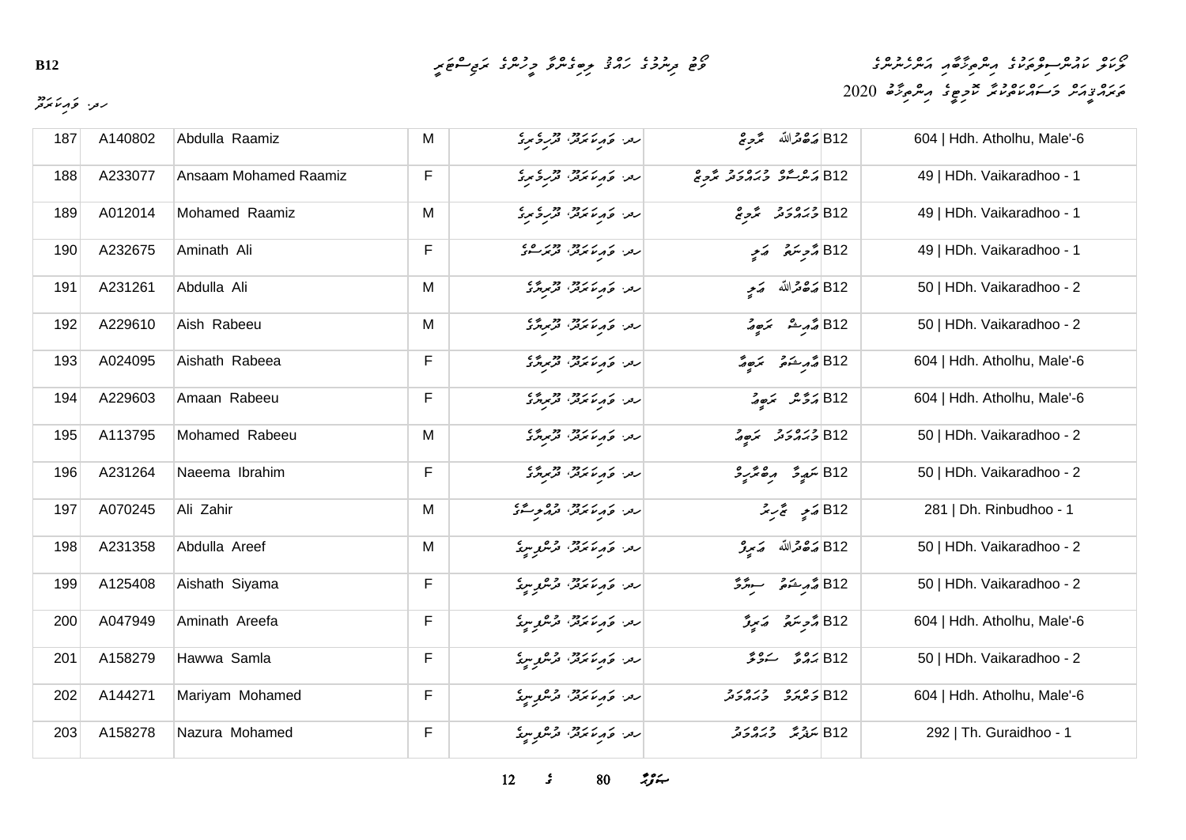| 187 | A140802 | Abdulla Raamiz | M | ހދ. ވައިކަރަދޫ، ދޫރެވެރި | B12 އަބްދުﷲ ރާމިޒް | 604 \| Hdh. Atholhu, Male'-6 |
|---|---|---|---|---|---|---|
| 188 | A233077 | Ansaam Mohamed Raamiz | F | ހދ. ވައިކަރަދޫ، ދޫރެވެރި | B12 އަންސާމް މުހައްމަދު ރާމިޒް | 49 \| HDh. Vaikaradhoo - 1 |
| 189 | A012014 | Mohamed Raamiz | M | ހދ. ވައިކަރަދޫ، ދޫރެވެރި | B12 މުހައްމަދު ރާމިޒް | 49 \| HDh. Vaikaradhoo - 1 |
| 190 | A232675 | Aminath Ali | F | ހދ. ވައިކަރަދޫ، ދޫރަސްގެ | B12 އާމިނަތު އަލި | 49 \| HDh. Vaikaradhoo - 1 |
| 191 | A231261 | Abdulla Ali | M | ހދ. ވައިކަރަދޫ، ދޫރިހާގެ | B12 އަބްދުﷲ އަލި | 50 \| HDh. Vaikaradhoo - 2 |
| 192 | A229610 | Aish Rabeeu | M | ހދ. ވައިކަރަދޫ، ދޫރިހާގެ | B12 އާއިޝް ރަބީޢު | 50 \| HDh. Vaikaradhoo - 2 |
| 193 | A024095 | Aishath Rabeea | F | ހދ. ވައިކަރަދޫ، ދޫރިހާގެ | B12 އާއިޝަތު ރަބީއާ | 604 \| Hdh. Atholhu, Male'-6 |
| 194 | A229603 | Amaan Rabeeu | F | ހދ. ވައިކަރަދޫ، ދޫރިހާގެ | B12 އަމާން ރަބީޢު | 604 \| Hdh. Atholhu, Male'-6 |
| 195 | A113795 | Mohamed Rabeeu | M | ހދ. ވައިކަރަދޫ، ދޫރިހާގެ | B12 މުހައްމަދު ރަބީޢު | 50 \| HDh. Vaikaradhoo - 2 |
| 196 | A231264 | Naeema Ibrahim | F | ހދ. ވައިކަރަދޫ، ދޫރިހާގެ | B12 ނައީމާ އިބްރާހީމް | 50 \| HDh. Vaikaradhoo - 2 |
| 197 | A070245 | Ali Zahir | M | ހދ. ވައިކަރަދޫ، ދޫއުވިސްގެ | B12 އަލި ޒާހިރު | 281 \| Dh. Rinbudhoo - 1 |
| 198 | A231358 | Abdulla Areef | M | ހދ. ވައިކަރަދޫ، ދޫނޫފިނިގެ | B12 އަބްދުﷲ އަރީފް | 50 \| HDh. Vaikaradhoo - 2 |
| 199 | A125408 | Aishath Siyama | F | ހދ. ވައިކަރަދޫ، ދޫނޫފިނިގެ | B12 އާއިޝަތު ސިޔާމާ | 50 \| HDh. Vaikaradhoo - 2 |
| 200 | A047949 | Aminath Areefa | F | ހދ. ވައިކަރަދޫ، ދޫނޫފިނިގެ | B12 އާމިނަތު އަރީފާ | 604 \| Hdh. Atholhu, Male'-6 |
| 201 | A158279 | Hawwa Samla | F | ހދ. ވައިކަރަދޫ، ދޫނޫފިނިގެ | B12 ހައްވާ ސަމްލާ | 50 \| HDh. Vaikaradhoo - 2 |
| 202 | A144271 | Mariyam Mohamed | F | ހދ. ވައިކަރަދޫ، ދޫނޫފިނިގެ | B12 މަރިޔަމް މުހައްމަދު | 604 \| Hdh. Atholhu, Male'-6 |
| 203 | A158278 | Nazura Mohamed | F | ހދ. ވައިކަރަދޫ، ދޫނޫފިނިގެ | B12 ނަޒޫރާ މުހައްމަދު | 292 \| Th. Guraidhoo - 1 |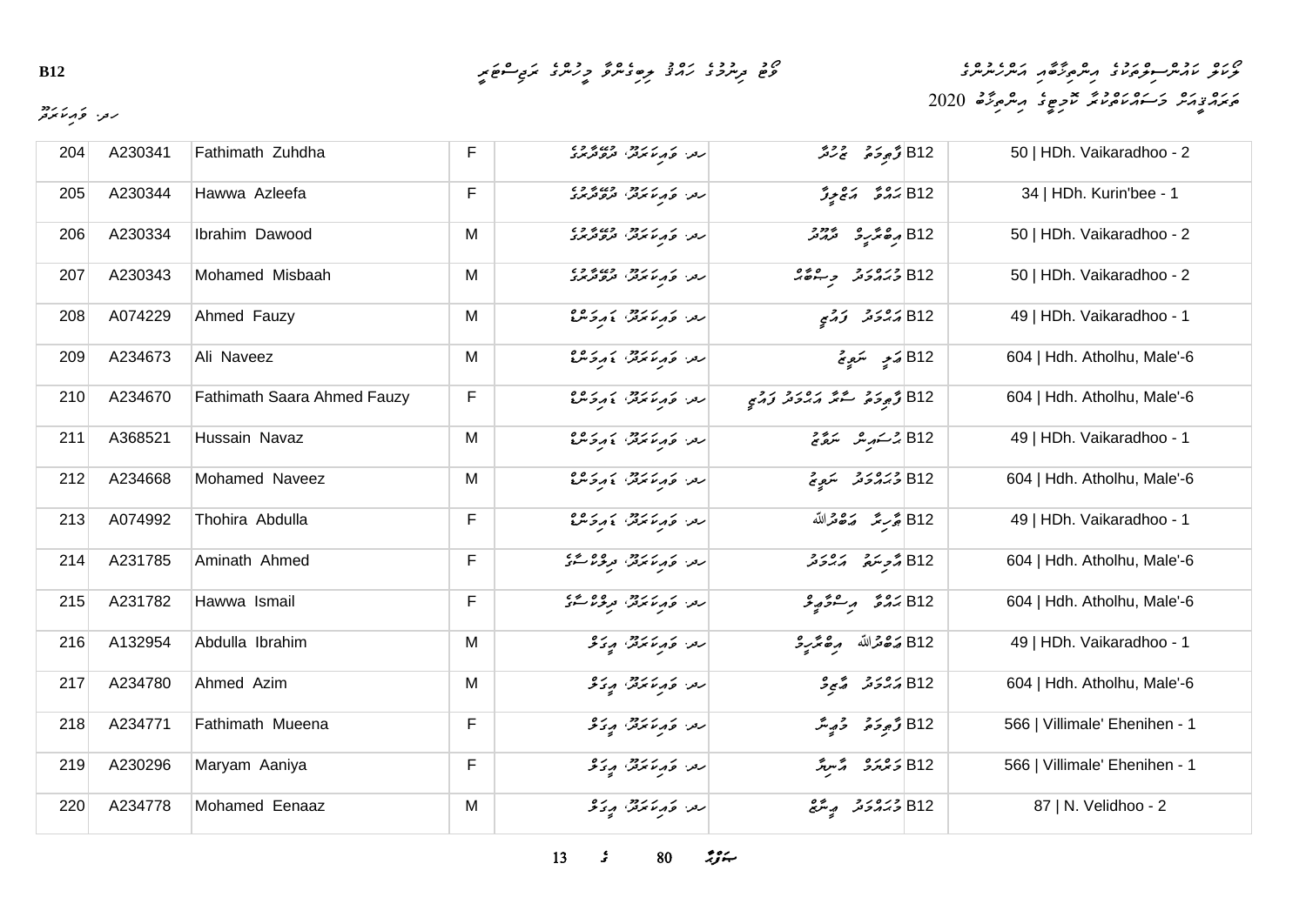| 204 | A230341 | Fathimath Zuhdha | F | رىز· ئەرىئەترى ترىۋىترىترى | B12 ژَجِرِدَةُ جُرْمَرٌ | 50 \| HDh. Vaikaradhoo - 2 |
|---|---|---|---|---|---|---|
| 205 | A230344 | Hawwa Azleefa | F | رىز· ئەرىئەترى ترىۋىترىترى | B12 بَرْدٌ مَجْعِرٌ | 34 \| HDh. Kurin'bee - 1 |
| 206 | A230334 | Ibrahim Dawood | M | رىز· ئەرىئەترى ترىۋىترىترى | B12 مِرْەُمَّرِدْ مَّرْمَرْ | 50 \| HDh. Vaikaradhoo - 2 |
| 207 | A230343 | Mohamed Misbaah | M | رىز· ئەرىئەترى ترىۋىترىترى | B12 دْبَرْدْدَرْ دِسْقَرْ | 50 \| HDh. Vaikaradhoo - 2 |
| 208 | A074229 | Ahmed Fauzy | M | رىز· ئەرىئەترى ئەرىئەش | B12 مَرْدَدْ وَدْمِ | 49 \| HDh. Vaikaradhoo - 1 |
| 209 | A234673 | Ali Naveez | M | رىز· ئەرىئەترى ئەرىئەش | B12 مَجِ سَعِجْ | 604 \| Hdh. Atholhu, Male'-6 |
| 210 | A234670 | Fathimath Saara Ahmed Fauzy | F | رىز· ئەرىئەترى ئەرىئەش | B12 ژَجِرِدَةُ سَعَّ مَرْدَدْ وَدْمِ | 604 \| Hdh. Atholhu, Male'-6 |
| 211 | A368521 | Hussain Navaz | M | رىز· ئەرىئەترى ئەرىئەش | B12 بُرْسَمِرِسْ سَرَّجْ | 49 \| HDh. Vaikaradhoo - 1 |
| 212 | A234668 | Mohamed Naveez | M | رىز· ئەرىئەترى ئەرىئەش | B12 دْبَرْدْدَرْ سَعِجْ | 604 \| Hdh. Atholhu, Male'-6 |
| 213 | A074992 | Thohira Abdulla | F | رىز· ئەرىئەترى ئەرىئەش | B12 جُرِبَرٌ مَەقْرَاللە | 49 \| HDh. Vaikaradhoo - 1 |
| 214 | A231785 | Aminath Ahmed | F | رىز· ئەرىئەترى ترىۋىشى | B12 مُّحِسَمْ مَرْدَدْ | 604 \| Hdh. Atholhu, Male'-6 |
| 215 | A231782 | Hawwa Ismail | F | رىز· ئەرىئەترى ترىۋىشى | B12 بَرْدٌ مِسْۋَّمِوْ | 604 \| Hdh. Atholhu, Male'-6 |
| 216 | A132954 | Abdulla Ibrahim | M | رىز· ئەرىئەترى مِرِئَوْ | B12 مَەقْرَاللە مِرْەُمَّرِدْ | 49 \| HDh. Vaikaradhoo - 1 |
| 217 | A234780 | Ahmed Azim | M | رىز· ئەرىئەترى مِرِئَوْ | B12 مَرْدَدْ مَّجِرْ | 604 \| Hdh. Atholhu, Male'-6 |
| 218 | A234771 | Fathimath Mueena | F | رىز· ئەرىئەترى مِرِئَوْ | B12 ژَجِرِدَةُ دُمِسٌ | 566 \| Villimale' Ehenihen - 1 |
| 219 | A230296 | Maryam Aaniya | F | رىز· ئەرىئەترى مِرِئَوْ | B12 دَيْرَرْدْ مُّسِرٌ | 566 \| Villimale' Ehenihen - 1 |
| 220 | A234778 | Mohamed Eenaaz | M | رىز· ئەرىئەترى مِرِئَوْ | B12 دْبَرْدْدَرْ مِسَّجْ | 87 \| N. Velidhoo - 2 |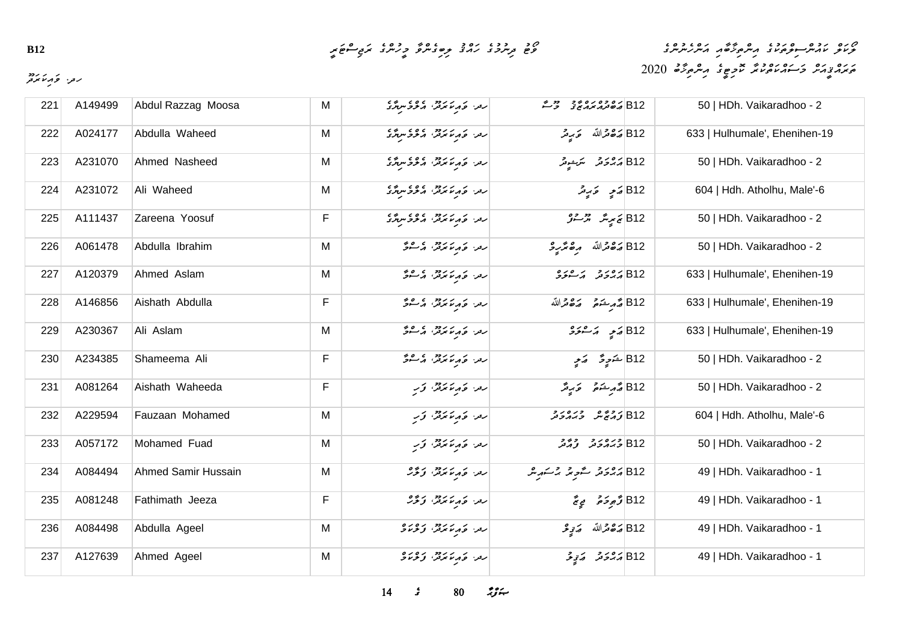| 221 | A149499 | Abdul Razzag Moosa | M | رس. ءَرسَعرس، ەوَوَسرىرى | B12 ەھىرمەرىرى دىسە | 50 \| HDh. Vaikaradhoo - 2 |
|---|---|---|---|---|---|---|
| 222 | A024177 | Abdulla Waheed | M | رس. ءَرسَعرس، ەوَوَسرىرى | B12 ەھىراللە ءَرِىر | 633 \| Hulhumale', Ehenihen-19 |
| 223 | A231070 | Ahmed Nasheed | M | رس. ءَرسَعرس، ەوَوَسرىرى | B12 ەرەدىر سَرَشوِىر | 50 \| HDh. Vaikaradhoo - 2 |
| 224 | A231072 | Ali Waheed | M | رس. ءَرسَعرس، ەوَوَسرىرى | B12 ەَمِ ءَرِىر | 604 \| Hdh. Atholhu, Male'-6 |
| 225 | A111437 | Zareena Yoosuf | F | رس. ءَرسَعرس، ەوَوَسرىرى | B12 ىَىرِىَر ىرسىو | 50 \| HDh. Vaikaradhoo - 2 |
| 226 | A061478 | Abdulla Ibrahim | M | رس. ءَرسَعرس، ەسىوَ | B12 ەھىراللە ەھىرىرو | 50 \| HDh. Vaikaradhoo - 2 |
| 227 | A120379 | Ahmed Aslam | M | رس. ءَرسَعرس، ەسىوَ | B12 ەرەدىر ەسىوَو | 633 \| Hulhumale', Ehenihen-19 |
| 228 | A146856 | Aishath Abdulla | F | رس. ءَرسَعرس، ەسىوَ | B12 ەرسىھ ەھىراللە | 633 \| Hulhumale', Ehenihen-19 |
| 229 | A230367 | Ali Aslam | M | رس. ءَرسَعرس، ەسىوَ | B12 ەَمِ ەسىوَو | 633 \| Hulhumale', Ehenihen-19 |
| 230 | A234385 | Shameema Ali | F | رس. ءَرسَعرس، ەسىوَ | B12 شَوِىَ ەَمِ | 50 \| HDh. Vaikaradhoo - 2 |
| 231 | A081264 | Aishath Waheeda | F | رس. ءَرسَعرس، وَرِ | B12 ەرسىھ ءَرِىَر | 50 \| HDh. Vaikaradhoo - 2 |
| 232 | A229594 | Fauzaan Mohamed | M | رس. ءَرسَعرس، وَرِ | B12 ۆەىرس دىرەدىر | 604 \| Hdh. Atholhu, Male'-6 |
| 233 | A057172 | Mohamed Fuad | M | رس. ءَرسَعرس، وَرِ | B12 دىرەدىر ۆەىر | 50 \| HDh. Vaikaradhoo - 2 |
| 234 | A084494 | Ahmed Samir Hussain | M | رس. ءَرسَعرس، وَوَر | B12 ەرەدىر سىوِىر بەسەرِس | 49 \| HDh. Vaikaradhoo - 1 |
| 235 | A081248 | Fathimath Jeeza | F | رس. ءَرسَعرس، وَوَر | B12 ۆجِوَھ ىِىَ | 49 \| HDh. Vaikaradhoo - 1 |
| 236 | A084498 | Abdulla Ageel | M | رس. ءَرسَعرس، وَوَىرو | B12 ەھىراللە ەَىِو | 49 \| HDh. Vaikaradhoo - 1 |
| 237 | A127639 | Ahmed Ageel | M | رس. ءَرسَعرس، وَوَىرو | B12 ەرەدىر ەَىِو | 49 \| HDh. Vaikaradhoo - 1 |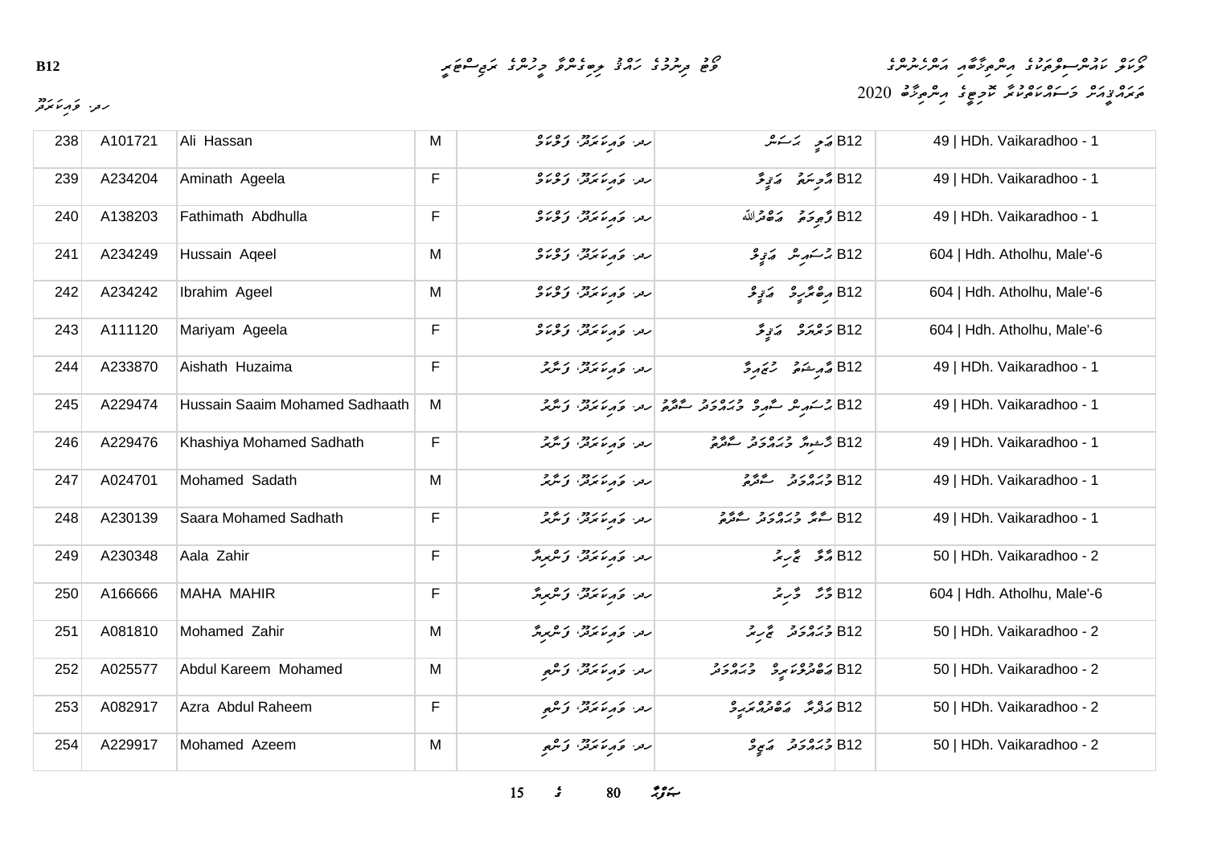| 238 | A101721 | Ali Hassan | M | رىر. ئەرىئەترىش، ئەۋىئەۋ | B12 ئەيج بەسەنگر | 49 \| HDh. Vaikaradhoo - 1 |
|---|---|---|---|---|---|---|
| 239 | A234204 | Aminath Ageela | F | رىر. ئەرىئەترىش، ئەۋىئەۋ | B12 ئەڭرىسى ئەتپۇ | 49 \| HDh. Vaikaradhoo - 1 |
| 240 | A138203 | Fathimath Abdhulla | F | رىر. ئەرىئەترىش، ئەۋىئەۋ | B12 ئۇچەدە ئەھەتراللە | 49 \| HDh. Vaikaradhoo - 1 |
| 241 | A234249 | Hussain Aqeel | M | رىر. ئەرىئەترىش، ئەۋىئەۋ | B12 ئەسەمەش ئەتپۇ | 604 \| Hdh. Atholhu, Male'-6 |
| 242 | A234242 | Ibrahim Ageel | M | رىر. ئەرىئەترىش، ئەۋىئەۋ | B12 ئەھەتتەرى ئەتپۇ | 604 \| Hdh. Atholhu, Male'-6 |
| 243 | A111120 | Mariyam Ageela | F | رىر. ئەرىئەترىش، ئەۋىئەۋ | B12 ئەتتەرە ئەتپۇ | 604 \| Hdh. Atholhu, Male'-6 |
| 244 | A233870 | Aishath Huzaima | F | رىر. ئەرىئەترىش، ئەتتەر | B12 ئەرىشەمۇ رىتەرى | 49 \| HDh. Vaikaradhoo - 1 |
| 245 | A229474 | Hussain Saaim Mohamed Sadhaath | M | رىر. ئەرىئەترىش، ئەتتەر | B12 ئەسەمەش سەرى ئەتەرەتە سەترە | 49 \| HDh. Vaikaradhoo - 1 |
| 246 | A229476 | Khashiya Mohamed Sadhath | F | رىر. ئەرىئەترىش، ئەتتەر | B12 ئەشەرى ئەتەرەتە سەترە | 49 \| HDh. Vaikaradhoo - 1 |
| 247 | A024701 | Mohamed Sadath | M | رىر. ئەرىئەترىش، ئەتتەر | B12 ئەتەرەتە سەترە | 49 \| HDh. Vaikaradhoo - 1 |
| 248 | A230139 | Saara Mohamed Sadhath | F | رىر. ئەرىئەترىش، ئەتتەر | B12 سەتتە ئەتەرەتە سەترە | 49 \| HDh. Vaikaradhoo - 1 |
| 249 | A230348 | Aala Zahir | F | رىر. ئەرىئەترىش، ئەتتەرەت | B12 ئەتە تەرىتە | 50 \| HDh. Vaikaradhoo - 2 |
| 250 | A166666 | MAHA MAHIR | F | رىر. ئەرىئەترىش، ئەتتەرەت | B12 ئەتە ئەرىتە | 604 \| Hdh. Atholhu, Male'-6 |
| 251 | A081810 | Mohamed Zahir | M | رىر. ئەرىئەترىش، ئەتتەرەت | B12 ئەتەرەتە تەرىتە | 50 \| HDh. Vaikaradhoo - 2 |
| 252 | A025577 | Abdul Kareem Mohamed | M | رىر. ئەرىئەترىش، ئەتتەھ | B12 ئەھەترىۋىئەرى ئەتەرەتە | 50 \| HDh. Vaikaradhoo - 2 |
| 253 | A082917 | Azra Abdul Raheem | F | رىر. ئەرىئەترىش، ئەتتەھ | B12 ئەترىتە ئەھەترەتەرى | 50 \| HDh. Vaikaradhoo - 2 |
| 254 | A229917 | Mohamed Azeem | M | رىر. ئەرىئەترىش، ئەتتەھ | B12 ئەتەرەتە ئەتپۇ | 50 \| HDh. Vaikaradhoo - 2 |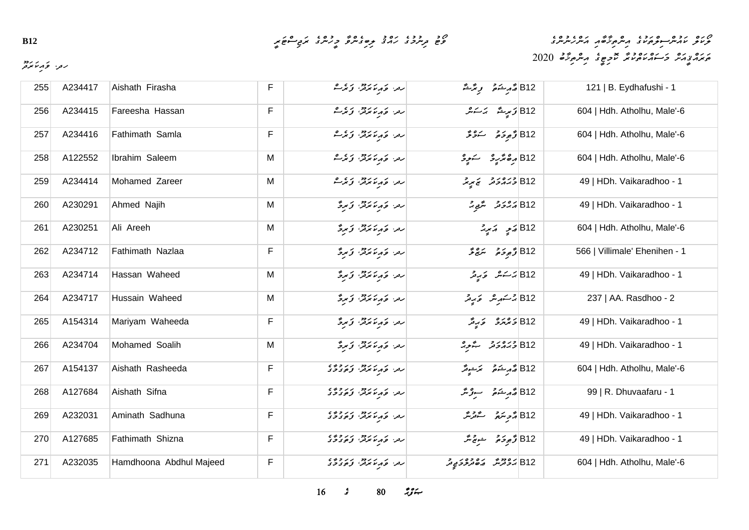| 255 | A234417 | Aishath Firasha | F | ހދ. ވައިކަރަދޫ، ފަރެސް | B12 އާއިޝަތު ފިރާޝާ | 121 \| B. Eydhafushi - 1 |
|---|---|---|---|---|---|---|
| 256 | A234415 | Fareesha Hassan | F | ހދ. ވައިކަރަދޫ، ފަރެސް | B12 ފަރީޝާ ހަސަން | 604 \| Hdh. Atholhu, Male'-6 |
| 257 | A234416 | Fathimath Samla | F | ހދ. ވައިކަރަދޫ، ފަރެސް | B12 ފާތިމަތު ސަމްލާ | 604 \| Hdh. Atholhu, Male'-6 |
| 258 | A122552 | Ibrahim Saleem | M | ހދ. ވައިކަރަދޫ، ފަރެސް | B12 އިބްރާހީމް ސަލީމް | 604 \| Hdh. Atholhu, Male'-6 |
| 259 | A234414 | Mohamed Zareer | M | ހދ. ވައިކަރަދޫ، ފަރެސް | B12 މުހައްމަދު ޒަރީރު | 49 \| HDh. Vaikaradhoo - 1 |
| 260 | A230291 | Ahmed Najih | M | ހދ. ވައިކަރަދޫ، ފަރިވާ | B12 އަހްމަދު ނާޖިހު | 49 \| HDh. Vaikaradhoo - 1 |
| 261 | A230251 | Ali Areeh | M | ހދ. ވައިކަރަދޫ، ފަރިވާ | B12 އަލި އަރީހު | 604 \| Hdh. Atholhu, Male'-6 |
| 262 | A234712 | Fathimath Nazlaa | F | ހދ. ވައިކަރަދޫ، ފަރިވާ | B12 ފާތިމަތު ނަޒްލާ | 566 \| Villimale' Ehenihen - 1 |
| 263 | A234714 | Hassan Waheed | M | ހދ. ވައިކަރަދޫ، ފަރިވާ | B12 ހަސަން ވަހީދު | 49 \| HDh. Vaikaradhoo - 1 |
| 264 | A234717 | Hussain Waheed | M | ހދ. ވައިކަރަދޫ، ފަރިވާ | B12 ހުސައިން ވަހީދު | 237 \| AA. Rasdhoo - 2 |
| 265 | A154314 | Mariyam Waheeda | F | ހދ. ވައިކަރަދޫ، ފަރިވާ | B12 މަރިޔަމް ވަހީދާ | 49 \| HDh. Vaikaradhoo - 1 |
| 266 | A234704 | Mohamed Soalih | M | ހދ. ވައިކަރަދޫ، ފަރިވާ | B12 މުހައްމަދު ޞާލިހު | 49 \| HDh. Vaikaradhoo - 1 |
| 267 | A154137 | Aishath Rasheeda | F | ހދ. ވައިކަރަދޫ، ފެހިމާގެ | B12 އާއިޝަތު ރަޝީދާ | 604 \| Hdh. Atholhu, Male'-6 |
| 268 | A127684 | Aishath Sifna | F | ހދ. ވައިކަރަދޫ، ފެހިމާގެ | B12 އާއިޝަތު ސިފްނާ | 99 \| R. Dhuvaafaru - 1 |
| 269 | A232031 | Aminath Sadhuna | F | ހދ. ވައިކަރަދޫ، ފެހިމާގެ | B12 އާމިނަތު ސާދުނާ | 49 \| HDh. Vaikaradhoo - 1 |
| 270 | A127685 | Fathimath Shizna | F | ހދ. ވައިކަރަދޫ، ފެހިމާގެ | B12 ފާތިމަތު ޝިޒްނާ | 49 \| HDh. Vaikaradhoo - 1 |
| 271 | A232035 | Hamdhoona Abdhul Majeed | F | ހދ. ވައިކަރަދޫ، ފެހިމާގެ | B12 ހަމްދޫނާ އަބްދުލްމަޖީދު | 604 \| Hdh. Atholhu, Male'-6 |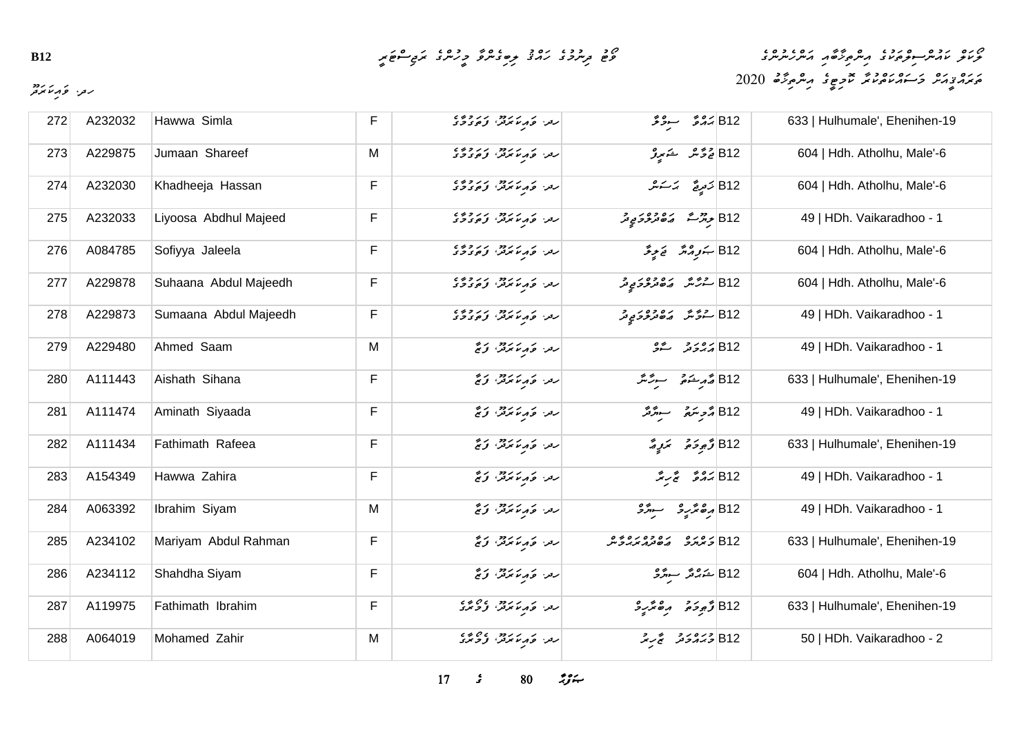| 272 | A232032 | Hawwa Simla | F | رعر. ءَرِسَعَرَتْرُ، وَعَوَجَرَ | B12 بَرْدَعَ سِوْعَ | 633 \| Hulhumale', Ehenihen-19 |
|---|---|---|---|---|---|---|
| 273 | A229875 | Jumaan Shareef | M | رعر. ءَرِسَعَرَتْرُ، وَعَوَجَرَ | B12 فِرَّمَّرْ شَمَرٍوْ | 604 \| Hdh. Atholhu, Male'-6 |
| 274 | A232030 | Khadheeja Hassan | F | رعر. ءَرِسَعَرَتْرُ، وَعَوَجَرَ | B12 زَمِرِجَّ بَرَسَرْ | 604 \| Hdh. Atholhu, Male'-6 |
| 275 | A232033 | Liyoosa Abdhul Majeed | F | رعر. ءَرِسَعَرَتْرُ، وَعَوَجَرَ | B12 مِرْتَرْتْ مَەتْرُوْدَيْرِ | 49 \| HDh. Vaikaradhoo - 1 |
| 276 | A084785 | Sofiyya Jaleela | F | رعر. ءَرِسَعَرَتْرُ، وَعَوَجَرَ | B12 سَوِرْمُرْ تَجِوِدَّ | 604 \| Hdh. Atholhu, Male'-6 |
| 277 | A229878 | Suhaana Abdul Majeedh | F | رعر. ءَرِسَعَرَتْرُ، وَعَوَجَرَ | B12 سَرْمَرْ مَەتْرُوْدَيِرْ | 604 \| Hdh. Atholhu, Male'-6 |
| 278 | A229873 | Sumaana Abdul Majeedh | F | رعر. ءَرِسَعَرَتْرُ، وَعَوَجَرَ | B12 سَوَّمَرْ مَەتْرُوْدَيِرْ | 49 \| HDh. Vaikaradhoo - 1 |
| 279 | A229480 | Ahmed Saam | M | رعر. ءَرِسَعَرَتْرُ، وَجَّ | B12 مَرْدَوَرْ سَّوْ | 49 \| HDh. Vaikaradhoo - 1 |
| 280 | A111443 | Aishath Sihana | F | رعر. ءَرِسَعَرَتْرُ، وَجَّ | B12 مَّرِشَمَ سِرَّمَّ | 633 \| Hulhumale', Ehenihen-19 |
| 281 | A111474 | Aminath Siyaada | F | رعر. ءَرِسَعَرَتْرُ، وَجَّ | B12 مَّوِسَعْ سِعَّرَّ | 49 \| HDh. Vaikaradhoo - 1 |
| 282 | A111434 | Fathimath Rafeea | F | رعر. ءَرِسَعَرَتْرُ، وَجَّ | B12 وَّجِوَمْ بَرِوِمَّ | 633 \| Hulhumale', Ehenihen-19 |
| 283 | A154349 | Hawwa Zahira | F | رعر. ءَرِسَعَرَتْرُ، وَجَّ | B12 بَرْدَعَ يَّرِبَّرَ | 49 \| HDh. Vaikaradhoo - 1 |
| 284 | A063392 | Ibrahim Siyam | M | رعر. ءَرِسَعَرَتْرُ، وَجَّ | B12 مِرْهَتْرِرْ سِعَّرْ | 49 \| HDh. Vaikaradhoo - 1 |
| 285 | A234102 | Mariyam Abdul Rahman | F | رعر. ءَرِسَعَرَتْرُ، وَجَّ | B12 وَتْتِرْ مَەتْرُمْرَبْرُوَّسْ | 633 \| Hulhumale', Ehenihen-19 |
| 286 | A234112 | Shahdha Siyam | F | رعر. ءَرِسَعَرَتْرُ، وَجَّ | B12 شَرْدَتْرُ سِعَّرْ | 604 \| Hdh. Atholhu, Male'-6 |
| 287 | A119975 | Fathimath Ibrahim | F | رعر. ءَرِسَعَرَتْرُ، وُدُبْرُدْ | B12 وَّجِوَمْ مِرْهَتْرِرْ | 633 \| Hulhumale', Ehenihen-19 |
| 288 | A064019 | Mohamed Zahir | M | رعر. ءَرِسَعَرَتْرُ، وُدُبْرُدْ | B12 دَبَرْدَوَرْ يَّرِبْرُ | 50 \| HDh. Vaikaradhoo - 2 |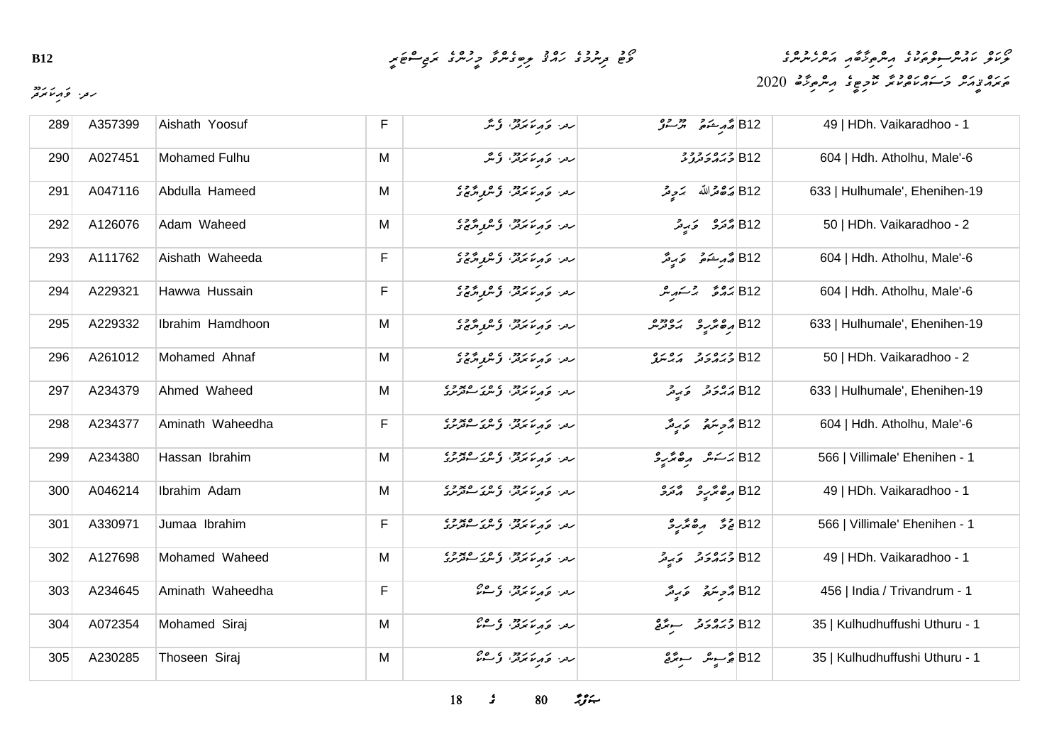| 289 | A357399 | Aishath Yoosuf | F | رعر· ءَرِ ءِ بر قرّ· ءَ سَر | B12 مُرْمِشَمْ مِرْسِيو | 49 \| HDh. Vaikaradhoo - 1 |
|---|---|---|---|---|---|---|
| 290 | A027451 | Mohamed Fulhu | M | رعر· ءَرِ ءِ بر قرّ· ءَ سَر | B12 وَبَرُدَوَ تَرُو | 604 \| Hdh. Atholhu, Male'-6 |
| 291 | A047116 | Abdulla Hameed | M | رعر· ءَرِ ءِ بر قرّ· ءُ سْرِ وَرّ ءِ ءِ | B12 مَرْهُ قَرْاللّه بَرِ وِرْ | 633 \| Hulhumale', Ehenihen-19 |
| 292 | A126076 | Adam Waheed | M | رعر· ءَرِ ءِ بر قرّ· ءُ سْرِ وَرّ ءِ ءِ | B12 مُرْتَرْ وَبِرْ | 50 \| HDh. Vaikaradhoo - 2 |
| 293 | A111762 | Aishath Waheeda | F | رعر· ءَرِ ءِ بر قرّ· ءُ سْرِ وَرّ ءِ ءِ | B12 مُرْمِشَمْ وَبِرَ | 604 \| Hdh. Atholhu, Male'-6 |
| 294 | A229321 | Hawwa Hussain | F | رعر· ءَرِ ءِ بر قرّ· ءُ سْرِ وَرّ ءِ ءِ | B12 بَرْمَرْ بْرْسَرْ سْر | 604 \| Hdh. Atholhu, Male'-6 |
| 295 | A229332 | Ibrahim Hamdhoon | M | رعر· ءَرِ ءِ بر قرّ· ءُ سْرِ وَرّ ءِ ءِ | B12 مِرْهَ مِرْبِوْ بَرْوَ قْرْسْ | 633 \| Hulhumale', Ehenihen-19 |
| 296 | A261012 | Mohamed Ahnaf | M | رعر· ءَرِ ءِ بر قرّ· ءُ سْرِ وَرّ ءِ ءِ | B12 وَبَرُدَوَ مَرْ بَرْ سَرْ | 50 \| HDh. Vaikaradhoo - 2 |
| 297 | A234379 | Ahmed Waheed | M | رعر· ءَرِ ءِ بر قرّ· ءُ سْرَ سْ قَرْ سْرَ | B12 مَرْدَوَ وَبِرْ | 633 \| Hulhumale', Ehenihen-19 |
| 298 | A234377 | Aminath Waheedha | F | رعر· ءَرِ ءِ بر قرّ· ءُ سْرَ سْ قَرْ سْرَ | B12 مُرْ وِسَمْ وَبِرَ | 604 \| Hdh. Atholhu, Male'-6 |
| 299 | A234380 | Hassan Ibrahim | M | رعر· ءَرِ ءِ بر قرّ· ءُ سْرَ سْ قَرْ سْرَ | B12 بَرْ سَرْ مِرْهَ مِرْبِوْ | 566 \| Villimale' Ehenihen - 1 |
| 300 | A046214 | Ibrahim Adam | M | رعر· ءَرِ ءِ بر قرّ· ءُ سْرَ سْ قَرْ سْرَ | B12 مِرْهَ مِرْبِوْ مُرْتَرْ | 49 \| HDh. Vaikaradhoo - 1 |
| 301 | A330971 | Jumaa Ibrahim | F | رعر· ءَرِ ءِ بر قرّ· ءُ سْرَ سْ قَرْ سْرَ | B12 قَرْ مِرْهَ مِرْبِوْ | 566 \| Villimale' Ehenihen - 1 |
| 302 | A127698 | Mohamed Waheed | M | رعر· ءَرِ ءِ بر قرّ· ءُ سْرَ سْ قَرْ سْرَ | B12 وَبَرُدَوَ وَبِرْ | 49 \| HDh. Vaikaradhoo - 1 |
| 303 | A234645 | Aminath Waheedha | F | رعر· ءَرِ ءِ بر قرّ· ءُ سْرْ | B12 مُرْ وِسَمْ وَبِرَ | 456 \| India / Trivandrum - 1 |
| 304 | A072354 | Mohamed Siraj | M | رعر· ءَرِ ءِ بر قرّ· ءُ سْرْ | B12 وَبَرُدَوَ سِوِرّْ | 35 \| Kulhudhuffushi Uthuru - 1 |
| 305 | A230285 | Thoseen Siraj | M | رعر· ءَرِ ءِ بر قرّ· ءُ سْرْ | B12 قُرْسِوِسْ سِوِرّْ | 35 \| Kulhudhuffushi Uthuru - 1 |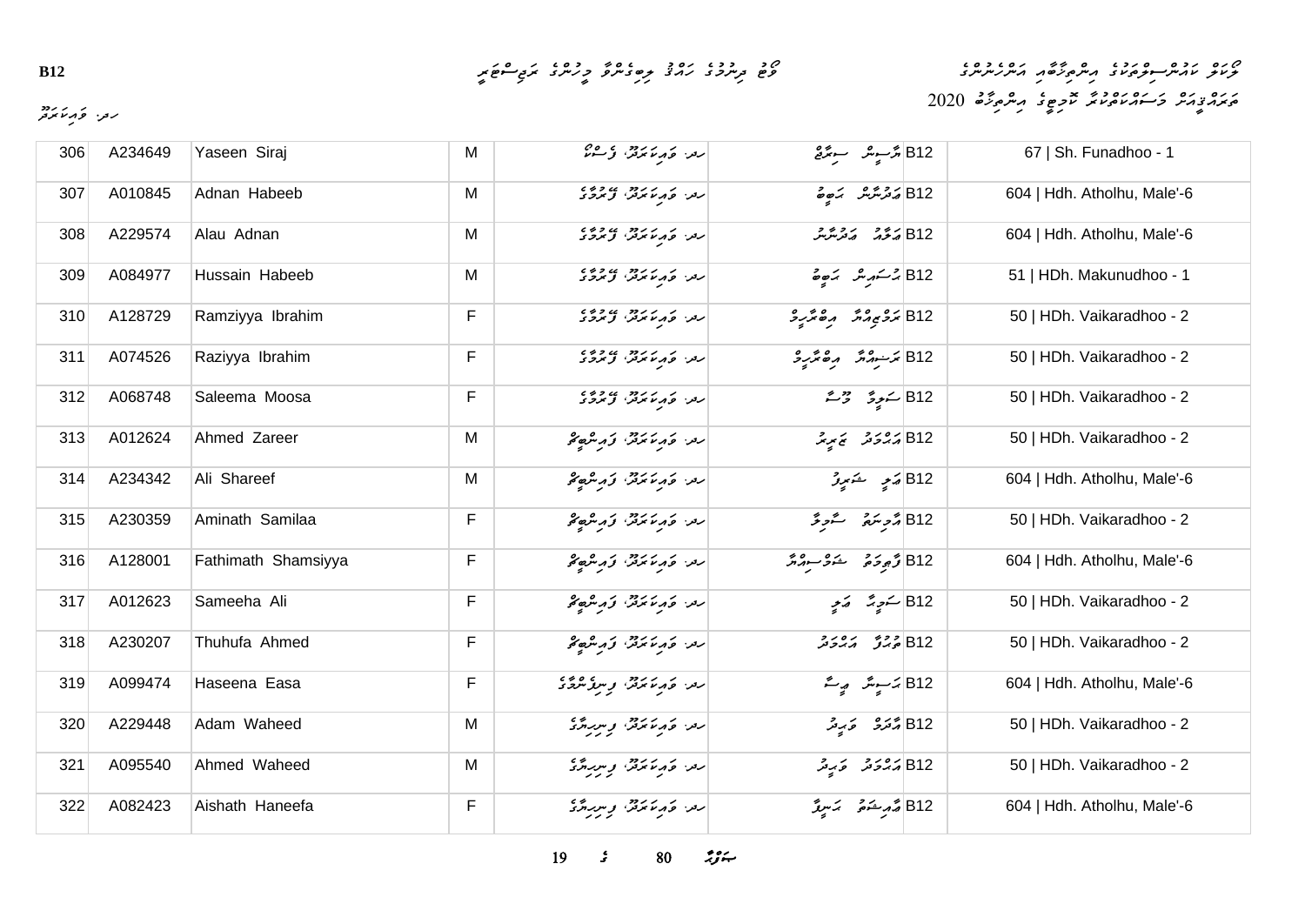| 306 | A234649 | Yaseen Siraj | M | رف، ثَورِمَاتَرَقْرُ، وَسْعَمْ | B12 مَرَسِيْر سِعِرَةٌ | 67 \| Sh. Funadhoo - 1 |
|---|---|---|---|---|---|---|
| 307 | A010845 | Adnan Habeeb | M | رف، ثَورِمَاتَرَقْرُ، وَتَرَدَّوَ | B12 مَترْسَرْسْ بَرَصِرَه | 604 \| Hdh. Atholhu, Male'-6 |
| 308 | A229574 | Alau Adnan | M | رف، ثَورِمَاتَرَقْرُ، وَتَرَدَّوَ | B12 مَرَّوَ مَترْسَرْسْ | 604 \| Hdh. Atholhu, Male'-6 |
| 309 | A084977 | Hussain Habeeb | M | رف، ثَورِمَاتَرَقْرُ، وَتَرَدَّوَ | B12 بُرْسَمَرِسْ بَرَصِرَه | 51 \| HDh. Makunudhoo - 1 |
| 310 | A128729 | Ramziyya Ibrahim | F | رف، ثَورِمَاتَرَقْرُ، وَتَرَدَّوَ | B12 بَرَدْمِ مَعْرَ مِرْهْ مَرْرِدْ | 50 \| HDh. Vaikaradhoo - 2 |
| 311 | A074526 | Raziyya Ibrahim | F | رف، ثَورِمَاتَرَقْرُ، وَتَرَدَّوَ | B12 بَرَسِيمَّ مِرْهْ مَرْرِدْ | 50 \| HDh. Vaikaradhoo - 2 |
| 312 | A068748 | Saleema Moosa | F | رف، ثَورِمَاتَرَقْرُ، وَتَرَدَّوَ | B12 سَمِرِدَّ دُرْسَة | 50 \| HDh. Vaikaradhoo - 2 |
| 313 | A012624 | Ahmed Zareer | M | رف، ثَورِمَاتَرَقْرُ، وَمِرْسْعِرُهُ | B12 مَرْمْرَدْ عَرِبَرْ | 50 \| HDh. Vaikaradhoo - 2 |
| 314 | A234342 | Ali Shareef | M | رف، ثَورِمَاتَرَقْرُ، وَمِرْسْعِرُهُ | B12 مَرِ شَمِرِوْ | 604 \| Hdh. Atholhu, Male'-6 |
| 315 | A230359 | Aminath Samilaa | F | رف، ثَورِمَاتَرَقْرُ، وَمِرْسْعِرُهُ | B12 مَرَّحِرْمَةِ سَمَّوِدَّ | 50 \| HDh. Vaikaradhoo - 2 |
| 316 | A128001 | Fathimath Shamsiyya | F | رف، ثَورِمَاتَرَقْرُ، وَمِرْسْعِرُهُ | B12 وَّجِرِدَةِ شَدْوْ سِيمَّ | 604 \| Hdh. Atholhu, Male'-6 |
| 317 | A012623 | Sameeha Ali | F | رف، ثَورِمَاتَرَقْرُ، وَمِرْسْعِرُهُ | B12 سَمِرِدَّ مَرِ | 50 \| HDh. Vaikaradhoo - 2 |
| 318 | A230207 | Thuhufa Ahmed | F | رف، ثَورِمَاتَرَقْرُ، وَمِرْسْعِرُهُ | B12 حُرْدُوَّ مَرْمْرَدْ | 50 \| HDh. Vaikaradhoo - 2 |
| 319 | A099474 | Haseena Easa | F | رف، ثَورِمَاتَرَقْرُ، وِسْرَمَرْدَى | B12 بَرَسِيمَّ مِرَّة | 604 \| Hdh. Atholhu, Male'-6 |
| 320 | A229448 | Adam Waheed | M | رف، ثَورِمَاتَرَقْرُ، وِسْرِبْرَدَى | B12 مَرْمَرْد وَبِرْمَر | 50 \| HDh. Vaikaradhoo - 2 |
| 321 | A095540 | Ahmed Waheed | M | رف، ثَورِمَاتَرَقْرُ، وِسْرِبْرَدَى | B12 مَرْمْرَدْ وَبِرْمَر | 50 \| HDh. Vaikaradhoo - 2 |
| 322 | A082423 | Aishath Haneefa | F | رف، ثَورِمَاتَرَقْرُ، وِسْرِبْرَدَى | B12 مَرْمِشَعْرُ بَرَسِيدَّ | 604 \| Hdh. Atholhu, Male'-6 |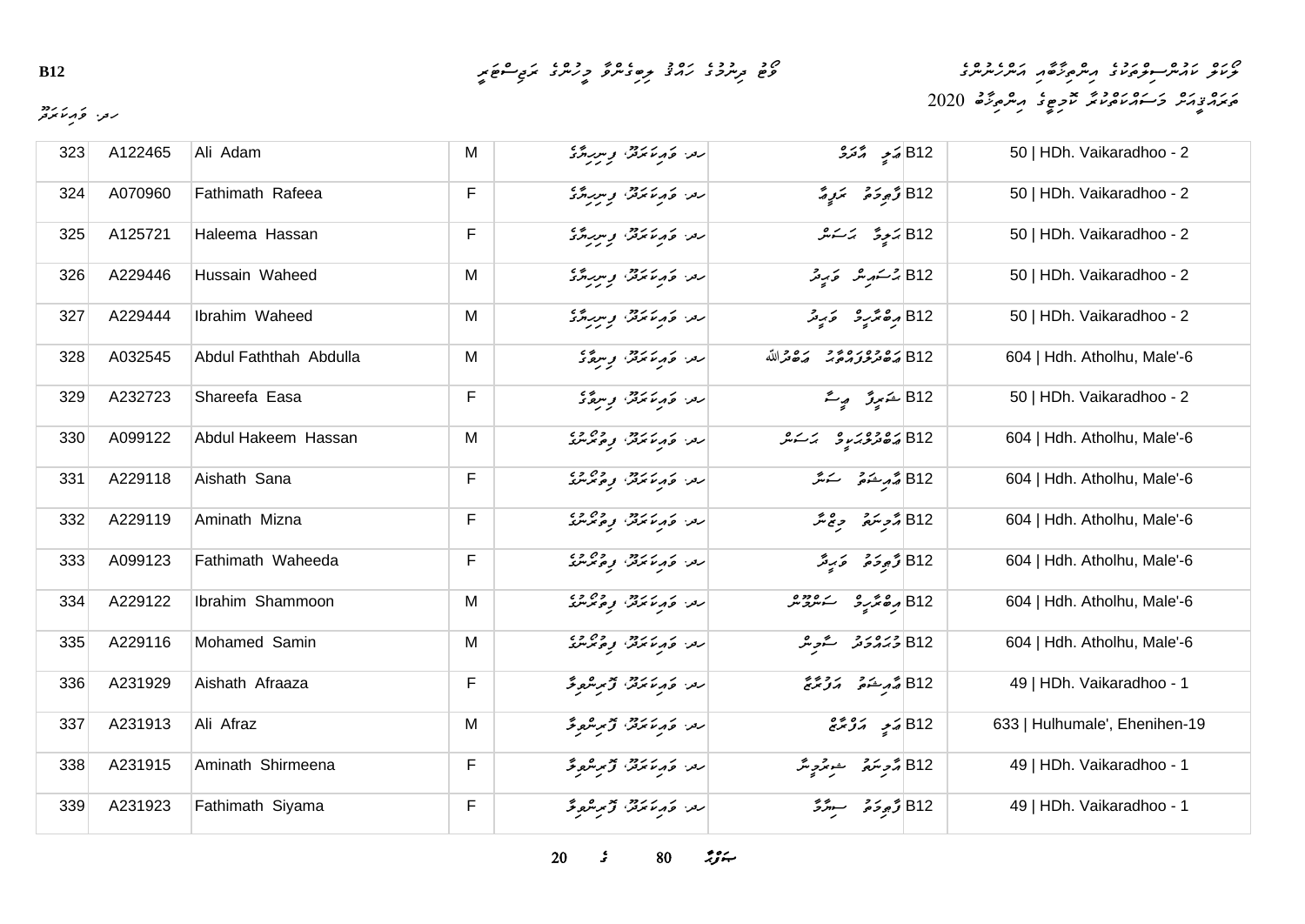| 323 | A122465 | Ali Adam | M | رىز، ئۇرىئەترى، ۋِسِرِىرَّى | B12 ړَمِ ړُترَّوْ | 50 \| HDh. Vaikaradhoo - 2 |
|---|---|---|---|---|---|---|
| 324 | A070960 | Fathimath Rafeea | F | رىز، ئۇرىئەترى، ۋِسِرِىرَّى | B12 زُجِوَجَهْ بَرَوٍّ | 50 \| HDh. Vaikaradhoo - 2 |
| 325 | A125721 | Haleema Hassan | F | رىز، ئۇرىئەترى، ۋِسِرِىرَّى | B12 بَرْوِدَّ بَرَسَسْ | 50 \| HDh. Vaikaradhoo - 2 |
| 326 | A229446 | Hussain Waheed | M | رىز، ئۇرىئەترى، ۋِسِرِىرَّى | B12 بُرْسَهرِسْ وَبِرِتْر | 50 \| HDh. Vaikaradhoo - 2 |
| 327 | A229444 | Ibrahim Waheed | M | رىز، ئۇرىئەترى، ۋِسِرِىرَّى | B12 رِەْحَمَّرِدْ وَبِرِتْر | 50 \| HDh. Vaikaradhoo - 2 |
| 328 | A032545 | Abdul Faththah Abdulla | M | رىز، ئۇرىئەترى، ۋِسِرِقَّى | B12 رَەْترىرْوَرْرْمَّرْ رَەْترالله | 604 \| Hdh. Atholhu, Male'-6 |
| 329 | A232723 | Shareefa Easa | F | رىز، ئۇرىئەترى، ۋِسِرِقَّى | B12 ڪَمِرِزَّ رِيِسَّ | 50 \| HDh. Vaikaradhoo - 2 |
| 330 | A099122 | Abdul Hakeem Hassan | M | رىز، ئۇرىئەترى، ۋِەْترىرى | B12 رَەْترىرْبَرِدْ بَرَسَسْ | 604 \| Hdh. Atholhu, Male'-6 |
| 331 | A229118 | Aishath Sana | F | رىز، ئۇرىئەترى، ۋِەْترىرى | B12 رَّمِرِحَشَمْ سَتَرَ | 604 \| Hdh. Atholhu, Male'-6 |
| 332 | A229119 | Aminath Mizna | F | رىز، ئۇرىئەترى، ۋِەْترىرى | B12 رَّحِسَمْ حِجْسَّ | 604 \| Hdh. Atholhu, Male'-6 |
| 333 | A099123 | Fathimath Waheeda | F | رىز، ئۇرىئەترى، ۋِەْترىرى | B12 زُجِوَجَهْ وَبِرِتَرْ | 604 \| Hdh. Atholhu, Male'-6 |
| 334 | A229122 | Ibrahim Shammoon | M | رىز، ئۇرىئەترى، ۋِەْترىرى | B12 رِەْحَمَّرِدْ سَەْمْحُوْسْ | 604 \| Hdh. Atholhu, Male'-6 |
| 335 | A229116 | Mohamed Samin | M | رىز، ئۇرىئەترى، ۋِەْترىرى | B12 وُرَدْوَتْر سَحِّرِسْ | 604 \| Hdh. Atholhu, Male'-6 |
| 336 | A231929 | Aishath Afraaza | F | رىز، ئۇرىئەترى، تُرْسِرىرىگ | B12 رَّمِرِحَشَمْ رَوْتَرَّجْ | 49 \| HDh. Vaikaradhoo - 1 |
| 337 | A231913 | Ali Afraz | M | رىز، ئۇرىئەترى، تُرْسِرىرىگ | B12 رَمِ رَوْتَرَّجْ | 633 \| Hulhumale', Ehenihen-19 |
| 338 | A231915 | Aminath Shirmeena | F | رىز، ئۇرىئەترى، تُرْسِرىرىگ | B12 رَّحِسَمْ سِرْحِسَّ | 49 \| HDh. Vaikaradhoo - 1 |
| 339 | A231923 | Fathimath Siyama | F | رىز، ئۇرىئەترى، تُرْسِرىرىگ | B12 زُجِوَجَهْ سِرِرَّدَّ | 49 \| HDh. Vaikaradhoo - 1 |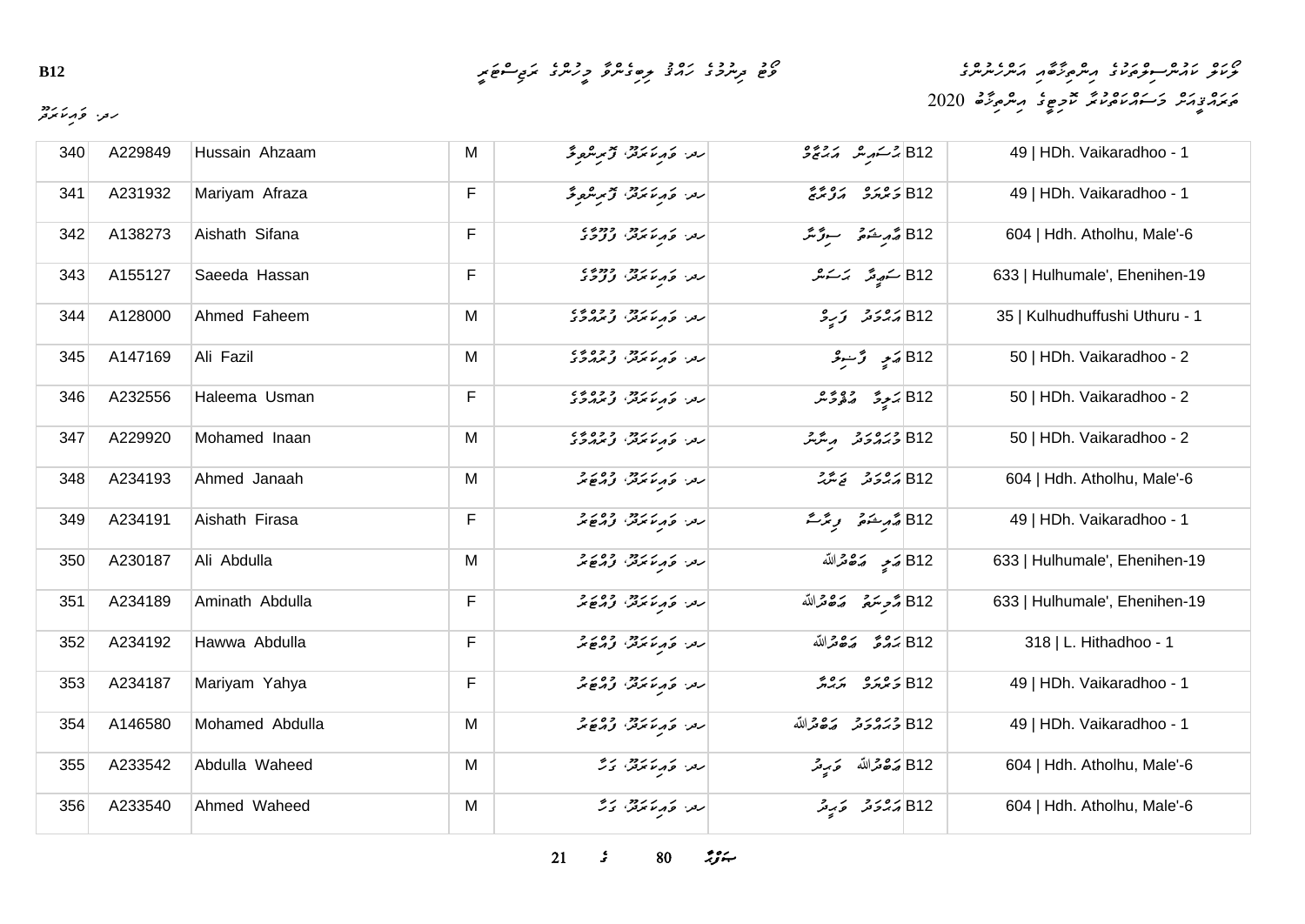| 340 | A229849 | Hussain Ahzaam | M | رہ: ھَرِ سَرَ ہُ، دُ، تَرِ مَرِ مَدِّ | B12 بُرْسَہْرِ مَرْدَہْ | 49 \| HDh. Vaikaradhoo - 1 |
|---|---|---|---|---|---|---|
| 341 | A231932 | Mariyam Afraza | F | رہ: ھَرِ سَرَ ہُ، دُ، تَرِ مَرِ مَدِّ | B12 دَ مَرْ مَرْدَ | 49 \| HDh. Vaikaradhoo - 1 |
| 342 | A138273 | Aishath Sifana | F | رہ: ھَرِ سَرَ ہُ، وَدُوَدِ | B12 مَہْرِ شَہْ سِرَّ مَرْ | 604 \| Hdh. Atholhu, Male'-6 |
| 343 | A155127 | Saeeda Hassan | F | رہ: ھَرِ سَرَ ہُ، وَدُوَدِ | B12 سَہِدَ بَرْسَ مَرْ | 633 \| Hulhumale', Ehenihen-19 |
| 344 | A128000 | Ahmed Faheem | M | رہ: ھَرِ سَرَ ہُ، وَ مَرْدَوَ | B12 مَرْ دَ مَرْ وَ رِ وْ | 35 \| Kulhudhuffushi Uthuru - 1 |
| 345 | A147169 | Ali Fazil | M | رہ: ھَرِ سَرَ ہُ، وَ مَرْدَوَ | B12 مَہِ وَّ سِوْ | 50 \| HDh. Vaikaradhoo - 2 |
| 346 | A232556 | Haleema Usman | F | رہ: ھَرِ سَرَ ہُ، وَ مَرْدَوَ | B12 بَرِدَّ مَہْ وَّ مَرْ | 50 \| HDh. Vaikaradhoo - 2 |
| 347 | A229920 | Mohamed Inaan | M | رہ: ھَرِ سَرَ ہُ، وَ مَرْدَوَ | B12 دَ بَرْ دَ وَ رِ مَرْ مَرْ | 50 \| HDh. Vaikaradhoo - 2 |
| 348 | A234193 | Ahmed Janaah | M | رہ: ھَرِ سَرَ ہُ، وَ مَرْھَ مَرْ | B12 مَرْ دَ وَ تَہ مَرْ | 604 \| Hdh. Atholhu, Male'-6 |
| 349 | A234191 | Aishath Firasa | F | رہ: ھَرِ سَرَ ہُ، وَ مَرْھَ مَرْ | B12 مَہْرِ شَہْ وِ مَرْ سَّ | 49 \| HDh. Vaikaradhoo - 1 |
| 350 | A230187 | Ali Abdulla | M | رہ: ھَرِ سَرَ ہُ، وَ مَرْھَ مَرْ | B12 مَہِ مَہْ قَرْاللہ | 633 \| Hulhumale', Ehenihen-19 |
| 351 | A234189 | Aminath Abdulla | F | رہ: ھَرِ سَرَ ہُ، وَ مَرْھَ مَرْ | B12 مَّ دِ سَرَہْ مَہْ قَرْاللہ | 633 \| Hulhumale', Ehenihen-19 |
| 352 | A234192 | Hawwa Abdulla | F | رہ: ھَرِ سَرَ ہُ، وَ مَرْھَ مَرْ | B12 بَرْہْ مَہْ قَرْاللہ | 318 \| L. Hithadhoo - 1 |
| 353 | A234187 | Mariyam Yahya | F | رہ: ھَرِ سَرَ ہُ، وَ مَرْھَ مَرْ | B12 دَ مَرْ مَرْدَ مَرْ مَرْ | 49 \| HDh. Vaikaradhoo - 1 |
| 354 | A146580 | Mohamed Abdulla | M | رہ: ھَرِ سَرَ ہُ، وَ مَرْھَ مَرْ | B12 دَ بَرْ دَ وَ مَہْ قَرْاللہ | 49 \| HDh. Vaikaradhoo - 1 |
| 355 | A233542 | Abdulla Waheed | M | رہ: ھَرِ سَرَ ہُ، دَ مَّ | B12 مَہْ قَرْاللہ وَ رِ مَرْ | 604 \| Hdh. Atholhu, Male'-6 |
| 356 | A233540 | Ahmed Waheed | M | رہ: ھَرِ سَرَ ہُ، دَ مَّ | B12 مَرْ دَ وَ رِ مَرْ | 604 \| Hdh. Atholhu, Male'-6 |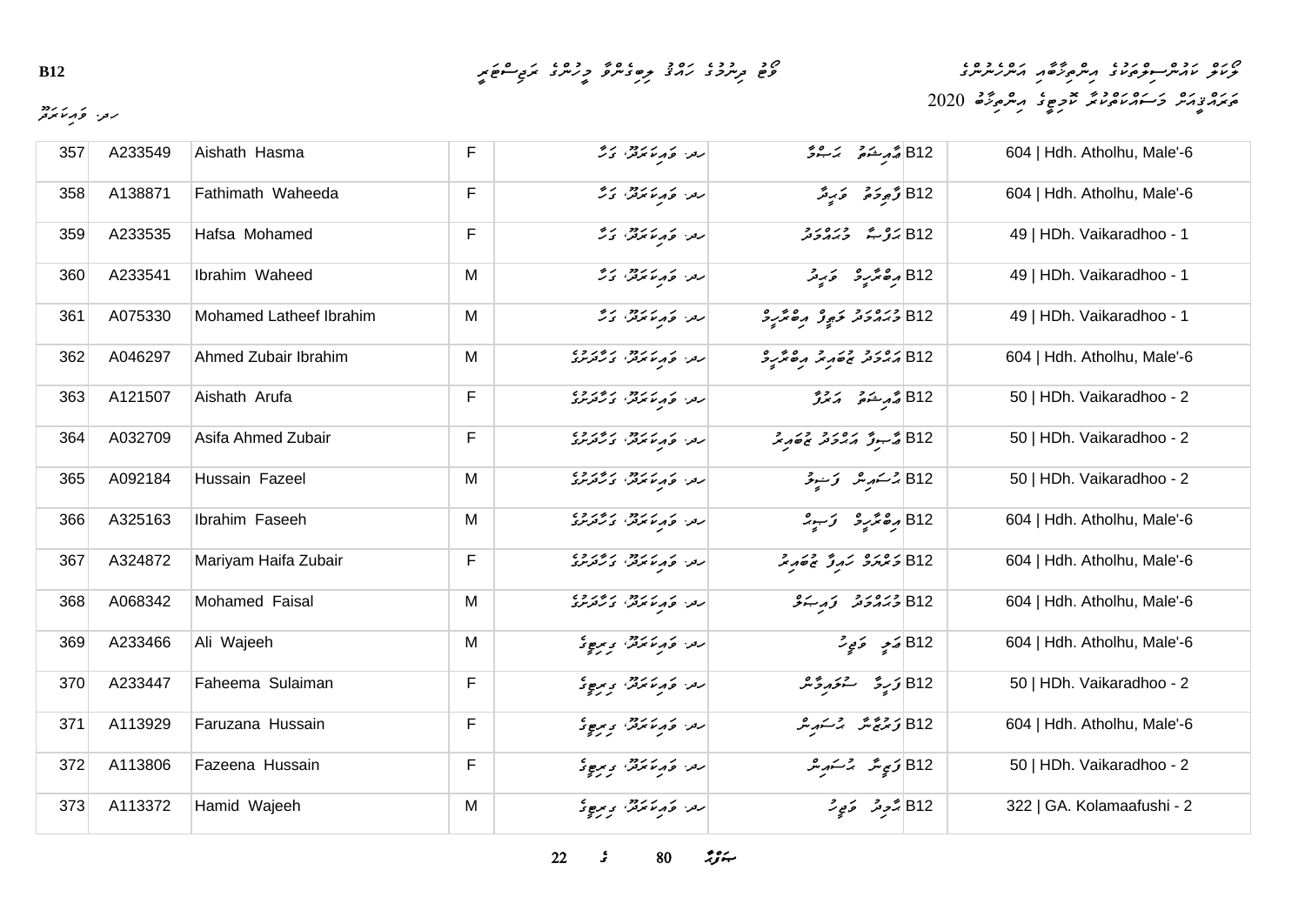| 357 | A233549 | Aishath Hasma | F | رز، قەرىئەترى، ئەڭ | B12 مەم شەھ بەسىدۇ | 604 \| Hdh. Atholhu, Male'-6 |
|---|---|---|---|---|---|---|
| 358 | A138871 | Fathimath Waheeda | F | رز، قەرىئەترى، ئەڭ | B12 ۋەجەڭ ۋەرەتر | 604 \| Hdh. Atholhu, Male'-6 |
| 359 | A233535 | Hafsa Mohamed | F | رز، قەرىئەترى، ئەڭ | B12 بەۋسە دىرەرد | 49 \| HDh. Vaikaradhoo - 1 |
| 360 | A233541 | Ibrahim Waheed | M | رز، قەرىئەترى، ئەڭ | B12 مەھەر ۋ ۋەبەتر | 49 \| HDh. Vaikaradhoo - 1 |
| 361 | A075330 | Mohamed Latheef Ibrahim | M | رز، قەرىئەترى، ئەڭ | B12 دىرەرد ترجوۋ مەھەر ۋ | 49 \| HDh. Vaikaradhoo - 1 |
| 362 | A046297 | Ahmed Zubair Ibrahim | M | رز، قەرىئەترى، ئەڭترىرى | B12 مەردىر ج ھەر مەھەر ۋ | 604 \| Hdh. Atholhu, Male'-6 |
| 363 | A121507 | Aishath Arufa | F | رز، قەرىئەترى، ئەڭترىرى | B12 مەم شەھ مەترۇ | 50 \| HDh. Vaikaradhoo - 2 |
| 364 | A032709 | Asifa Ahmed Zubair | F | رز، قەرىئەترى، ئەڭترىرى | B12 مەسوۋ مەردىر ج ھەر | 50 \| HDh. Vaikaradhoo - 2 |
| 365 | A092184 | Hussain Fazeel | M | رز، قەرىئەترى، ئەڭترىرى | B12 برسەر شر ۋەسوڤ | 50 \| HDh. Vaikaradhoo - 2 |
| 366 | A325163 | Ibrahim Faseeh | M | رز، قەرىئەترى، ئەڭترىرى | B12 مەھەر ۋ ۋەسەر | 604 \| Hdh. Atholhu, Male'-6 |
| 367 | A324872 | Mariyam Haifa Zubair | F | رز، قەرىئەترى، ئەڭترىرى | B12 ۋىرىرۋ رىرۋ ج ھەر | 604 \| Hdh. Atholhu, Male'-6 |
| 368 | A068342 | Mohamed Faisal | M | رز، قەرىئەترى، ئەڭترىرى | B12 دىرەرد ۋەرسەۋ | 604 \| Hdh. Atholhu, Male'-6 |
| 369 | A233466 | Ali Wajeeh | M | رز، قەرىئەترى، ۋىرىۋى | B12 مەر ۋەجەر | 604 \| Hdh. Atholhu, Male'-6 |
| 370 | A233447 | Faheema Sulaiman | F | رز، قەرىئەترى، ۋىرىۋى | B12 ۋەرۋ سەخەرۋەشر | 50 \| HDh. Vaikaradhoo - 2 |
| 371 | A113929 | Faruzana Hussain | F | رز، قەرىئەترى، ۋىرىۋى | B12 ۋەترىچ شر برسەر شر | 604 \| Hdh. Atholhu, Male'-6 |
| 372 | A113806 | Fazeena Hussain | F | رز، قەرىئەترى، ۋىرىۋى | B12 ۋەپ شر برسەر شر | 50 \| HDh. Vaikaradhoo - 2 |
| 373 | A113372 | Hamid Wajeeh | M | رز، قەرىئەترى، ۋىرىۋى | B12 بەجەتر ۋەجەر | 322 \| GA. Kolamaafushi - 2 |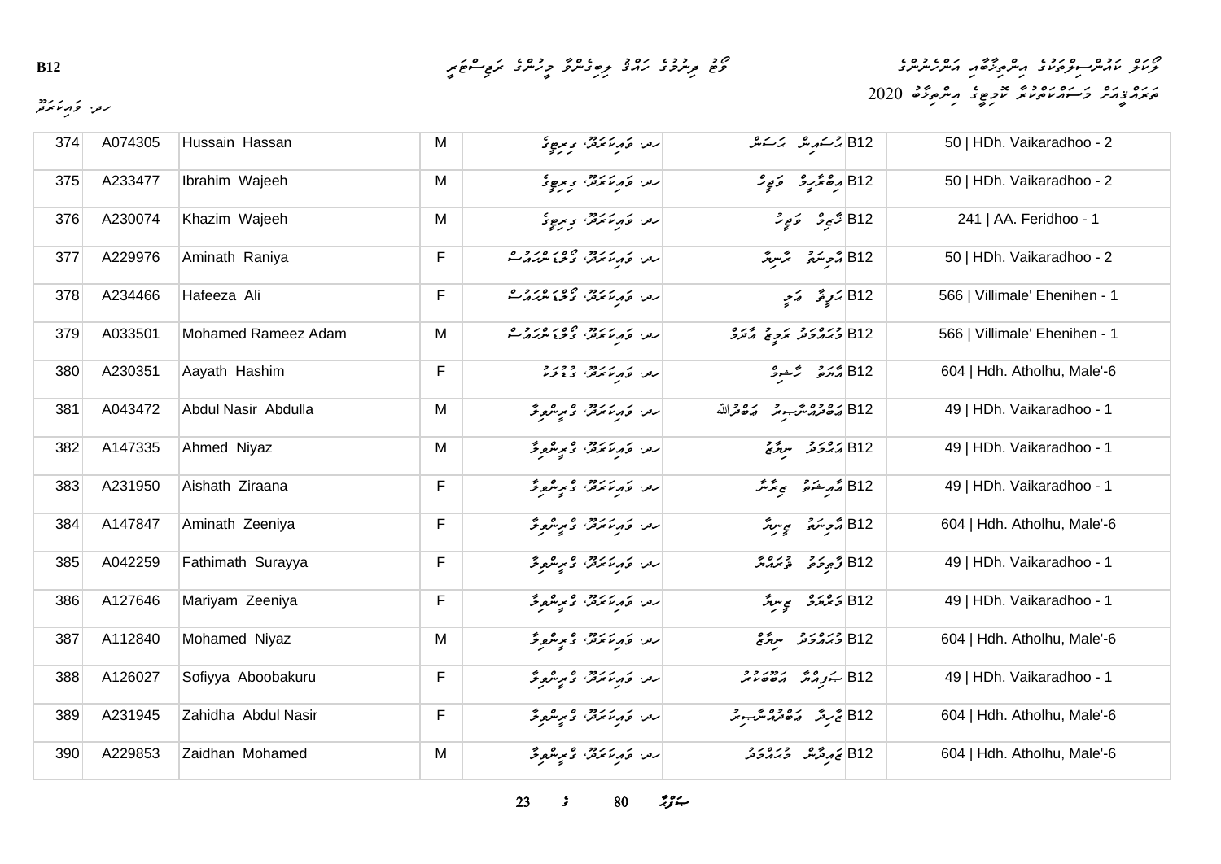| 374 | A074305 | Hussain Hassan | M | رى. ئەرىئەترى، دېرى ئ | B12 بڑےمریثر برےشر | 50 \| HDh. Vaikaradhoo - 2 |
|---|---|---|---|---|---|---|
| 375 | A233477 | Ibrahim Wajeeh | M | رى. ئەرىئەترى، دېرى ئ | B12 مِرھُمَّرِدُ كَمِيْرٌ | 50 \| HDh. Vaikaradhoo - 2 |
| 376 | A230074 | Khazim Wajeeh | M | رى. ئەرىئەترى، دېرى ئ | B12 رَّسِيحُ وَيِرُ | 241 \| AA. Feridhoo - 1 |
| 377 | A229976 | Aminath Raniya | F | رى. ئەرىئەترى، ئ ئ ئ ئ ئرىزىر ئ | B12 مُرْجِسَمُ مُرْسِدً | 50 \| HDh. Vaikaradhoo - 2 |
| 378 | A234466 | Hafeeza Ali | F | رى. ئەرىئەترى، ئ ئ ئ ئ ئرىزىر ئ | B12 بَرْوِيَّہُ مَرْمِ | 566 \| Villimale' Ehenihen - 1 |
| 379 | A033501 | Mohamed Rameez Adam | M | رى. ئەرىئەترى، ئ ئ ئ ئ ئرىزىر ئ | B12 وُبَرُودُونَ بَرَدِجْ مُرَدُو | 566 \| Villimale' Ehenihen - 1 |
| 380 | A230351 | Aayath Hashim | F | رى. ئەرىئەترى، ئ ئ ئ ئ | B12 مُحَرَمُ رَّحْدُو | 604 \| Hdh. Atholhu, Male'-6 |
| 381 | A043472 | Abdul Nasir Abdulla | M | رى. ئەرىئەترى، ئ ئرىشرۇق | B12 مَرْهُمْرِمُّرِّجُسِيرُ مَرْهُمُّرْاللّه | 49 \| HDh. Vaikaradhoo - 1 |
| 382 | A147335 | Ahmed Niyaz | M | رى. ئەرىئەترى، ئ ئرىشرۇق | B12 مَرْدُونَ سِرْتُجْ | 49 \| HDh. Vaikaradhoo - 1 |
| 383 | A231950 | Aishath Ziraana | F | رى. ئەرىئەترى، ئ ئرىشرۇق | B12 مُهْرِسْتَمْ يَمْرُثَرُ | 49 \| HDh. Vaikaradhoo - 1 |
| 384 | A147847 | Aminath Zeeniya | F | رى. ئەرىئەترى، ئ ئرىشرۇق | B12 مُرْجِسَمُ يِسِرِدً | 604 \| Hdh. Atholhu, Male'-6 |
| 385 | A042259 | Fathimath Surayya | F | رى. ئەرىئەترى، ئ ئرىشرۇق | B12 وَّجِرْحُمْ فُرْبَرْمَرْ | 49 \| HDh. Vaikaradhoo - 1 |
| 386 | A127646 | Mariyam Zeeniya | F | رى. ئەرىئەترى، ئ ئرىشرۇق | B12 وَيُرْمَرْدُ يِسِرِدً | 49 \| HDh. Vaikaradhoo - 1 |
| 387 | A112840 | Mohamed Niyaz | M | رى. ئەرىئەترى، ئ ئرىشرۇق | B12 وُبَرُودُونَ سِرْتُجْ | 604 \| Hdh. Atholhu, Male'-6 |
| 388 | A126027 | Sofiyya Aboobakuru | F | رى. ئەرىئەترى، ئ ئرىشرۇق | B12 بَوْرِمُهُ مُهْمَّصَ مُرْ | 49 \| HDh. Vaikaradhoo - 1 |
| 389 | A231945 | Zahidha Abdul Nasir | F | رى. ئەرىئەترى، ئ ئرىشرۇق | B12 يُحْرِمُرْ مَرْهُمْرِمُّرِّجُسِيرُ | 604 \| Hdh. Atholhu, Male'-6 |
| 390 | A229853 | Zaidhan Mohamed | M | رى. ئەرىئەترى، ئ ئرىشرۇق | B12 يَمَرِمُرْسُ وُبَرُودُونَ | 604 \| Hdh. Atholhu, Male'-6 |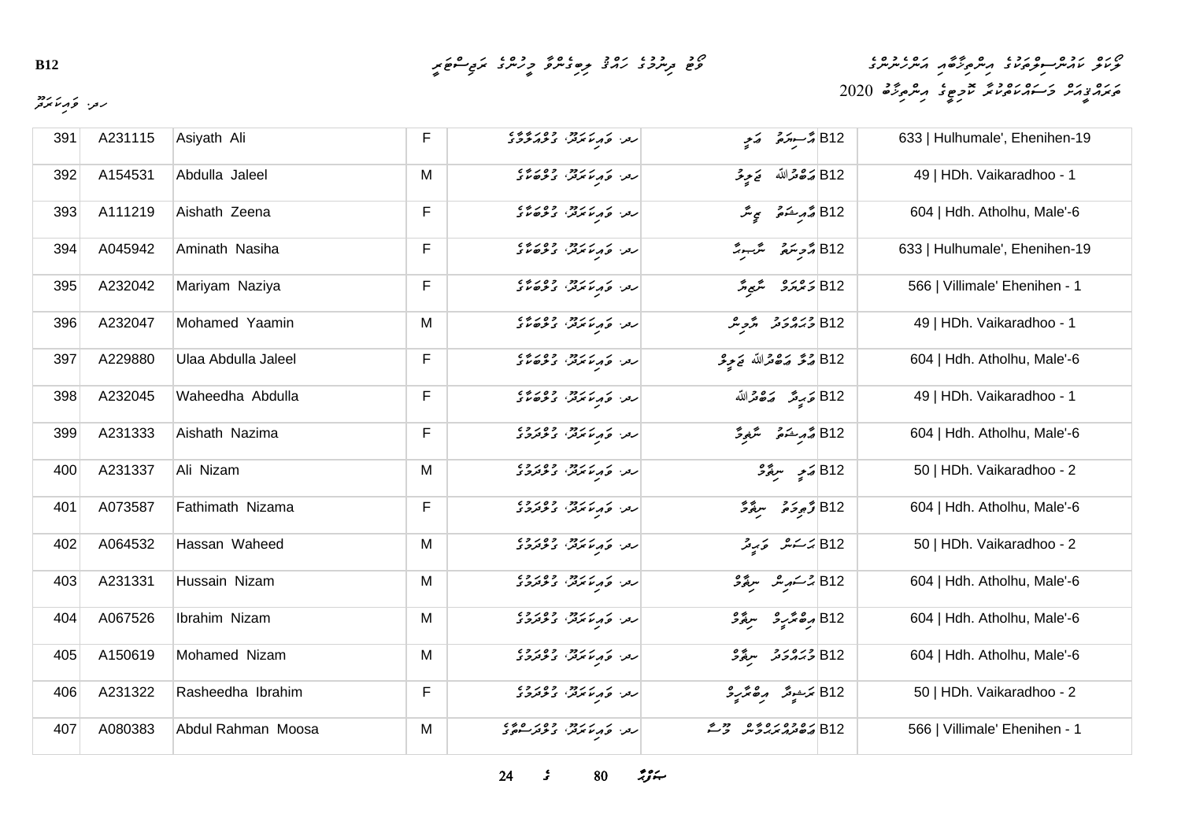| 391 | A231115 | Asiyath Ali | F | رس. ءُمِرَىٗمَرْتْرُ، دُوْدْمُرُوَدْ | B12 أَسِمَرَةْ مَرَمٍ | 633 \| Hulhumale', Ehenihen-19 |
|---|---|---|---|---|---|---|
| 392 | A154531 | Abdulla Jaleel | M | رس. ءُمِرَىٗمَرْتْرُ، دُوْھُاۡدْ | B12 مَەْتْرُاللّٰہ تَحَوِيْوْ | 49 \| HDh. Vaikaradhoo - 1 |
| 393 | A111219 | Aishath Zeena | F | رس. ءُمِرَىٗمَرْتْرُ، دُوْھُاۡدْ | B12 مُرْمِشَمُ يِسُ | 604 \| Hdh. Atholhu, Male'-6 |
| 394 | A045942 | Aminath Nasiha | F | رس. ءُمِرَىٗمَرْتْرُ، دُوْھُاۡدْ | B12 مُرْحِسَمُ سُرْسِيرُ | 633 \| Hulhumale', Ehenihen-19 |
| 395 | A232042 | Mariyam Naziya | F | رس. ءُمِرَىٗمَرْتْرُ، دُوْھُاۡدْ | B12 دَيْرَرْدْ سُرْجِيرُ | 566 \| Villimale' Ehenihen - 1 |
| 396 | A232047 | Mohamed Yaamin | M | رس. ءُمِرَىٗمَرْتْرُ، دُوْھُاۡدْ | B12 دِيَرُدِيْر مُرْحِيْر | 49 \| HDh. Vaikaradhoo - 1 |
| 397 | A229880 | Ulaa Abdulla Jaleel | F | رس. ءُمِرَىٗمَرْتْرُ، دُوْھُاۡدْ | B12 مُدُ مَەْتْرُاللّٰہ تَحَوِيْوْ | 604 \| Hdh. Atholhu, Male'-6 |
| 398 | A232045 | Waheedha Abdulla | F | رس. ءُمِرَىٗمَرْتْرُ، دُوْھُاۡدْ | B12 ءَرِيْرُ مَەْتْرُاللّٰہ | 49 \| HDh. Vaikaradhoo - 1 |
| 399 | A231333 | Aishath Nazima | F | رس. ءُمِرَىٗمَرْتْرُ، دُوْتْرُدْ | B12 مُرْمِشَمُ سُرْحِرُ | 604 \| Hdh. Atholhu, Male'-6 |
| 400 | A231337 | Ali Nizam | M | رس. ءُمِرَىٗمَرْتْرُ، دُوْتْرُدْ | B12 مَرَمٍ سِرِّدْ | 50 \| HDh. Vaikaradhoo - 2 |
| 401 | A073587 | Fathimath Nizama | F | رس. ءُمِرَىٗمَرْتْرُ، دُوْتْرُدْ | B12 رُّجِرَمُ سِرِّدُ | 604 \| Hdh. Atholhu, Male'-6 |
| 402 | A064532 | Hassan Waheed | M | رس. ءُمِرَىٗمَرْتْرُ، دُوْتْرُدْ | B12 بَرَسَسُ ءَرِيْرُ | 50 \| HDh. Vaikaradhoo - 2 |
| 403 | A231331 | Hussain Nizam | M | رس. ءُمِرَىٗمَرْتْرُ، دُوْتْرُدْ | B12 بُرْسَمْرِسُ سِرِّدْ | 604 \| Hdh. Atholhu, Male'-6 |
| 404 | A067526 | Ibrahim Nizam | M | رس. ءُمِرَىٗمَرْتْرُ، دُوْتْرُدْ | B12 مِرْھُمُرِرْ سِرِّدْ | 604 \| Hdh. Atholhu, Male'-6 |
| 405 | A150619 | Mohamed Nizam | M | رس. ءُمِرَىٗمَرْتْرُ، دُوْتْرُدْ | B12 دِيَرُدِيْر سِرِّدْ | 604 \| Hdh. Atholhu, Male'-6 |
| 406 | A231322 | Rasheedha Ibrahim | F | رس. ءُمِرَىٗمَرْتْرُ، دُوْتْرُدْ | B12 بَرَشِيْرُ مِرْھُمُرِرْ | 50 \| HDh. Vaikaradhoo - 2 |
| 407 | A080383 | Abdul Rahman Moosa | M | رس. ءُمِرَىٗمَرْتْرُ، دُوْتْرُسْھُوْدْ | B12 مَەْتْرُمْبَرَبُرْدُسُ دْرُسُ | 566 \| Villimale' Ehenihen - 1 |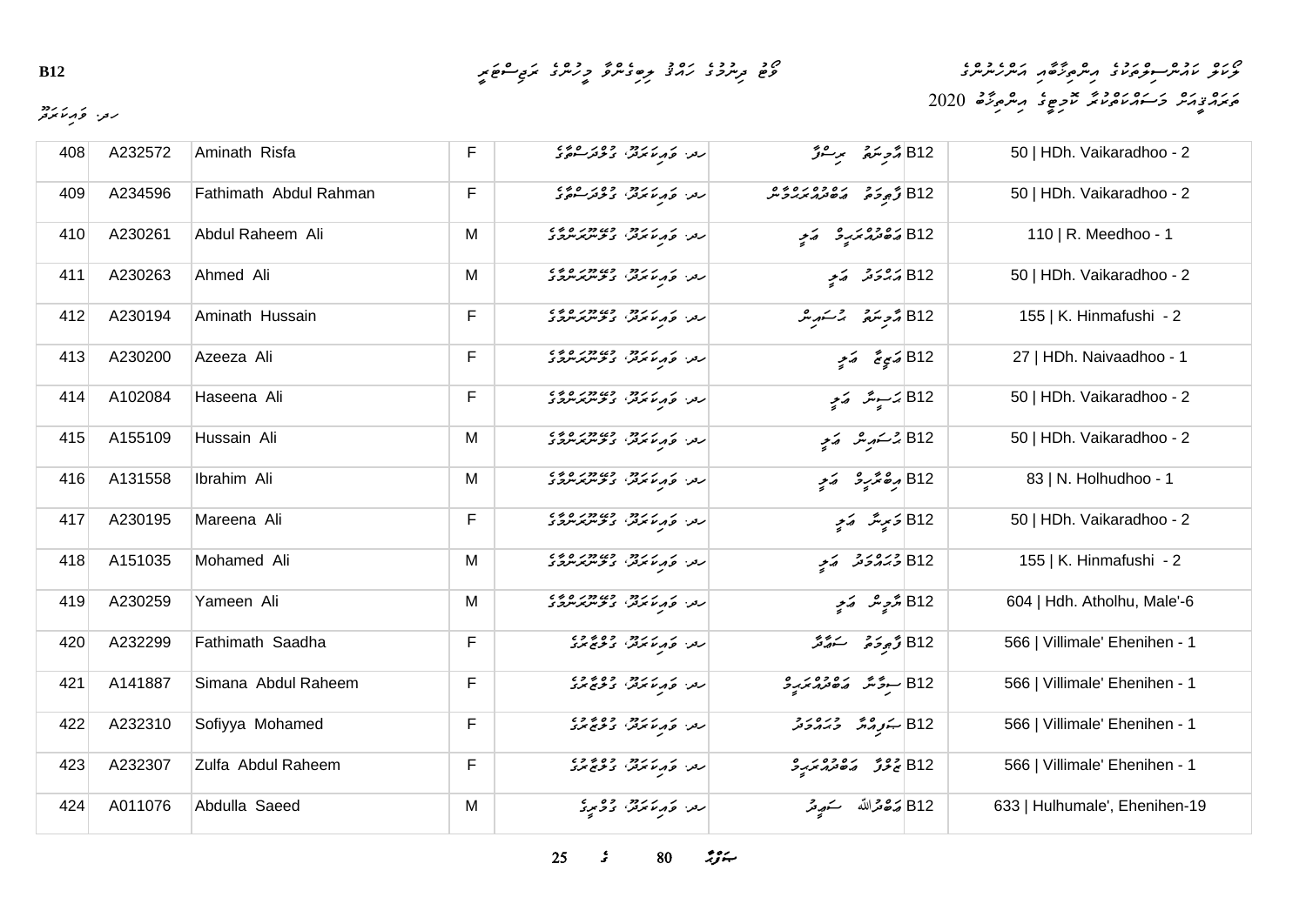| 408 | A232572 | Aminath Risfa | F | رىر. ئەمرىئەترى، ئەنزىرسىۋۇ | B12 مَّحِسَمَ مِرْسُوَّ | 50 \| HDh. Vaikaradhoo - 2 |
|---|---|---|---|---|---|---|
| 409 | A234596 | Fathimath Abdul Rahman | F | رىر. ئەمرىئەترى، ئەنزىرسىۋۇ | B12 ژَّجِرَدَ مَصْرُمْ يَرَبُرُوَسْ | 50 \| HDh. Vaikaradhoo - 2 |
| 410 | A230261 | Abdul Raheem Ali | M | رىر. ئەمرىئەترى، ئەنزىرسرىرىۋى | B12 مەھىرمىرىرى مَعِ | 110 \| R. Meedhoo - 1 |
| 411 | A230263 | Ahmed Ali | M | رىر. ئەمرىئەترى، ئەنزىرسرىرىۋى | B12 مَدْدَتْر مَعِ | 50 \| HDh. Vaikaradhoo - 2 |
| 412 | A230194 | Aminath Hussain | F | رىر. ئەمرىئەترى، ئەنزىرسرىرىۋى | B12 مَّحِسَمَ بُرْسَهرِسْ | 155 \| K. Hinmafushi - 2 |
| 413 | A230200 | Azeeza Ali | F | رىر. ئەمرىئەترى، ئەنزىرسرىرىۋى | B12 مَعِيجَ مَعِ | 27 \| HDh. Naivaadhoo - 1 |
| 414 | A102084 | Haseena Ali | F | رىر. ئەمرىئەترى، ئەنزىرسرىرىۋى | B12 بَرَسِيسٌ مَعِ | 50 \| HDh. Vaikaradhoo - 2 |
| 415 | A155109 | Hussain Ali | M | رىر. ئەمرىئەترى، ئەنزىرسرىرىۋى | B12 بُرْسَهرِسْ مَعِ | 50 \| HDh. Vaikaradhoo - 2 |
| 416 | A131558 | Ibrahim Ali | M | رىر. ئەمرىئەترى، ئەنزىرسرىرىۋى | B12 مِرْهِ مُرْرِدْ مَعِ | 83 \| N. Holhudhoo - 1 |
| 417 | A230195 | Mareena Ali | F | رىر. ئەمرىئەترى، ئەنزىرسرىرىۋى | B12 دَمِرِسٌ مَعِ | 50 \| HDh. Vaikaradhoo - 2 |
| 418 | A151035 | Mohamed Ali | M | رىر. ئەمرىئەترى، ئەنزىرسرىرىۋى | B12 دِبَرْدَدْ مَعِ | 155 \| K. Hinmafushi - 2 |
| 419 | A230259 | Yameen Ali | M | رىر. ئەمرىئەترى، ئەنزىرسرىرىۋى | B12 مَرِّجِسْ مَعِ | 604 \| Hdh. Atholhu, Male'-6 |
| 420 | A232299 | Fathimath Saadha | F | رىر. ئەمرىئەترى، ئەنۋىجىرى | B12 ژَّجِرَدَ سَهُمَّدُ | 566 \| Villimale' Ehenihen - 1 |
| 421 | A141887 | Simana Abdul Raheem | F | رىر. ئەمرىئەترى، ئەنۋىجىرى | B12 سِوَّسْ مَصْرُمْ مَرِدْ | 566 \| Villimale' Ehenihen - 1 |
| 422 | A232310 | Sofiyya Mohamed | F | رىر. ئەمرىئەترى، ئەنۋىجىرى | B12 بِنُورِ مُرَّ دِبَرْدَدْ | 566 \| Villimale' Ehenihen - 1 |
| 423 | A232307 | Zulfa Abdul Raheem | F | رىر. ئەمرىئەترى، ئەنۋىجىرى | B12 يُحُوزُ مَصْرُمْ مَرِدْ | 566 \| Villimale' Ehenihen - 1 |
| 424 | A011076 | Abdulla Saeed | M | رىر. ئەمرىئەترى، ئەنۋىرى | B12 مَەھْمَراللە سَمِيرُ | 633 \| Hulhumale', Ehenihen-19 |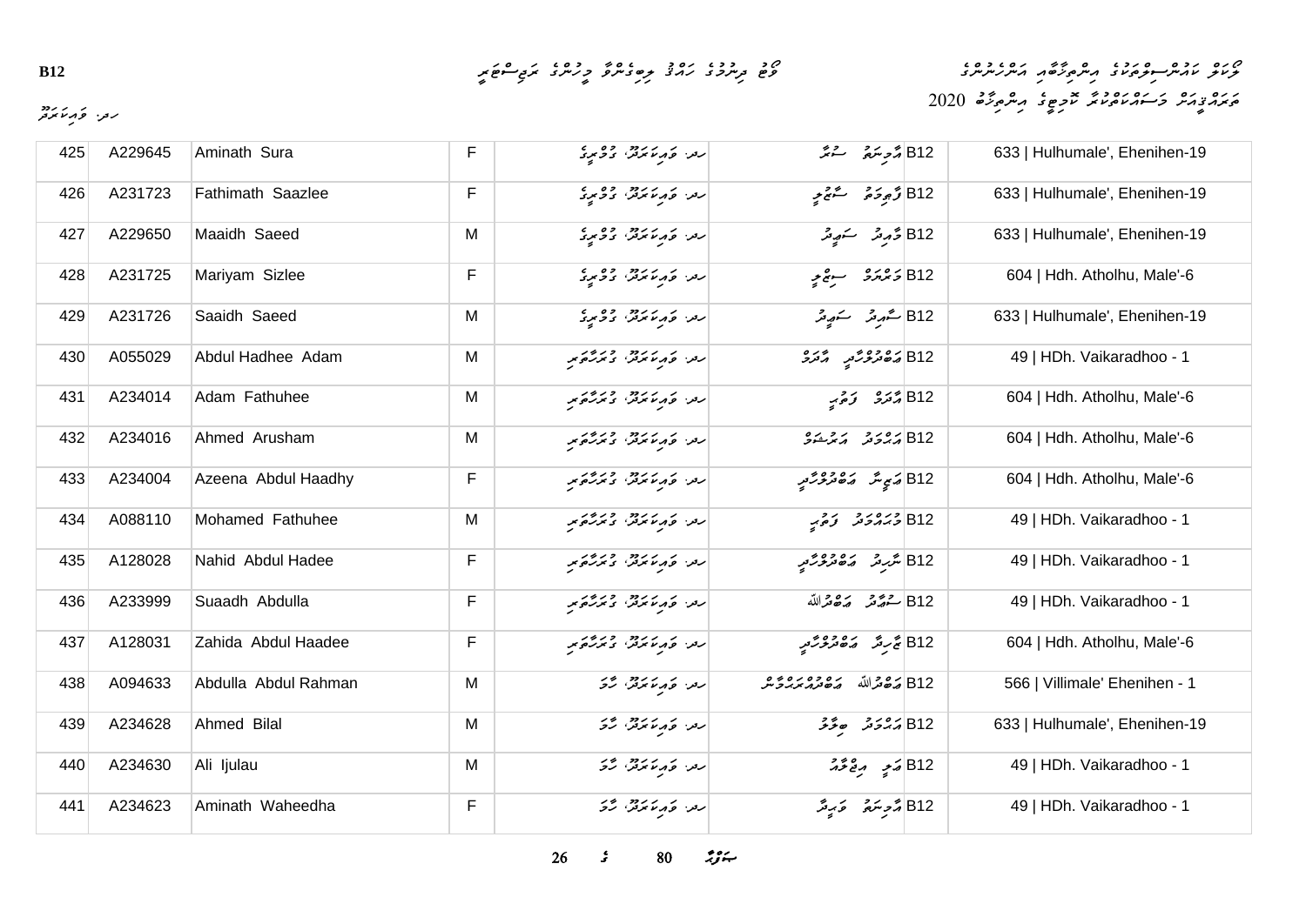| 425 | A229645 | Aminath Sura | F | رڤ. ވައިކަރަދޫ، ގުލްރީގާ | B12  އާމިނަތު ސޫރާ | 633 \| Hulhumale', Ehenihen-19 |
|---|---|---|---|---|---|---|
| 426 | A231723 | Fathimath Saazlee | F | رڤ. ވައިކަރަދޫ، ގުލްރީގާ | B12 ފާތިމަތު ސާޒްލީ | 633 \| Hulhumale', Ehenihen-19 |
| 427 | A229650 | Maaidh Saeed | M | رڤ. ވައިކަރަދޫ، ގުލްރީގާ | B12 މާއިދު ސަޢީދު | 633 \| Hulhumale', Ehenihen-19 |
| 428 | A231725 | Mariyam Sizlee | F | رڤ. ވައިކަރަދޫ، ގުލްރީގާ | B12 މަރިޔަމް ސިޒްލީ | 604 \| Hdh. Atholhu, Male'-6 |
| 429 | A231726 | Saaidh Saeed | M | رڤ. ވައިކަރަދޫ، ގުލްރީގާ | B12 ސާއިދު ސަޢީދު | 633 \| Hulhumale', Ehenihen-19 |
| 430 | A055029 | Abdul Hadhee Adam | M | رڤ. ވައިކަރަދޫ، މަރަހާބި | B12 އަބްދުލްހާދީ އާދަމް | 49 \| HDh. Vaikaradhoo - 1 |
| 431 | A234014 | Adam Fathuhee | M | رڤ. ވައިކަރަދޫ، މަރަހާބި | B12 އާދަމް ފަތުހީ | 604 \| Hdh. Atholhu, Male'-6 |
| 432 | A234016 | Ahmed Arusham | M | رڤ. ވައިކަރަދޫ، މަރަހާބި | B12 އަހުމަދު އަރުޝަމް | 604 \| Hdh. Atholhu, Male'-6 |
| 433 | A234004 | Azeena Abdul Haadhy | F | رڤ. ވައިކަރަދޫ، މަރަހާބި | B12 އަޒީނާ އަބްދުލްހާދީ | 604 \| Hdh. Atholhu, Male'-6 |
| 434 | A088110 | Mohamed Fathuhee | M | رڤ. ވައިކަރަދޫ، މަރަހާބި | B12 މުހައްމަދު ފަތުހީ | 49 \| HDh. Vaikaradhoo - 1 |
| 435 | A128028 | Nahid Abdul Hadee | F | رڤ. ވައިކަރަދޫ، މަރަހާބި | B12 ނާހިދު އަބްދުލްހާދީ | 49 \| HDh. Vaikaradhoo - 1 |
| 436 | A233999 | Suaadh Abdulla | F | رڤ. ވައިކަރަދޫ، މަރަހާބި | B12 ސުޢާދު އަބްދުﷲ | 49 \| HDh. Vaikaradhoo - 1 |
| 437 | A128031 | Zahida Abdul Haadee | F | رڤ. ވައިކަރަދޫ، މަރަހާބި | B12 ޒާހިދާ އަބްދުލްހާދީ | 604 \| Hdh. Atholhu, Male'-6 |
| 438 | A094633 | Abdulla Abdul Rahman | M | رڤ. ވައިކަރަދޫ، ހާޒަ | B12 އަބްދުﷲ އަބްދުއްރަހްމާން | 566 \| Villimale' Ehenihen - 1 |
| 439 | A234628 | Ahmed Bilal | M | رڤ. ވައިކަރަދޫ، ހާޒަ | B12 އަހުމަދު ބިލާލް | 633 \| Hulhumale', Ehenihen-19 |
| 440 | A234630 | Ali Ijulau | M | رڤ. ވައިކަރަދޫ، ހާޒަ | B12 އަލީ އިޖުލާއު | 49 \| HDh. Vaikaradhoo - 1 |
| 441 | A234623 | Aminath Waheedha | F | رڤ. ވައިކަރަދޫ، ހާޒަ | B12 އާމިނަތު ވަހީދާ | 49 \| HDh. Vaikaradhoo - 1 |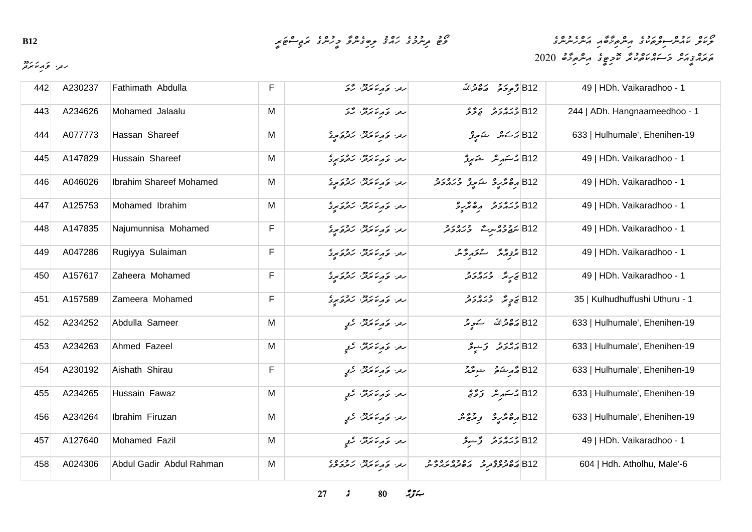| 442 | A230237 | Fathimath Abdulla | F | رىز. ئەرىئاترىتر، رٌى | B12 ۇُجِرَمُ مَصْرَاللّه | 49 \| HDh. Vaikaradhoo - 1 |
|---|---|---|---|---|---|---|
| 443 | A234626 | Mohamed Jalaalu | M | رىز. ئەرىئاترىتر، رٌى | B12 وُبَرْمُرَوَتْرُ تَحَرُّقُ | 244 \| ADh. Hangnaameedhoo - 1 |
| 444 | A077773 | Hassan Shareef | M | رىز. ئەرىئاترىتر، رَتْرُوَ بِرِءَ | B12 بَرَسَسْ شَهِيرُو | 633 \| Hulhumale', Ehenihen-19 |
| 445 | A147829 | Hussain Shareef | M | رىز. ئەرىئاترىتر، رَتْرُوَ بِرِءَ | B12 بُرْسَمْرِسْ شَهِيرُو | 49 \| HDh. Vaikaradhoo - 1 |
| 446 | A046026 | Ibrahim Shareef Mohamed | M | رىز. ئەرىئاترىتر، رَتْرُوَ بِرِءَ | B12 مِرْحَمَّرِ فِي شَهِيرُو وُبَرْمُرَوَتْرُ | 49 \| HDh. Vaikaradhoo - 1 |
| 447 | A125753 | Mohamed Ibrahim | M | رىز. ئەرىئاترىتر، رَتْرُوَ بِرِءَ | B12 وُبَرْمُرَوَتْرُ مِرْحَمَّرِ فِي | 49 \| HDh. Vaikaradhoo - 1 |
| 448 | A147835 | Najumunnisa Mohamed | F | رىز. ئەرىئاترىتر، رَتْرُوَ بِرِءَ | B12 سَرَقَ وُمْ سِرِمَ وُبَرْمُرَوَتْرُ | 49 \| HDh. Vaikaradhoo - 1 |
| 449 | A047286 | Rugiyya Sulaiman | F | رىز. ئەرىئاترىتر، رَتْرُوَ بِرِءَ | B12 بُرْتِهِ مَرَّ سِتَوَرِقُ شَ | 49 \| HDh. Vaikaradhoo - 1 |
| 450 | A157617 | Zaheera Mohamed | F | رىز. ئەرىئاترىتر، رَتْرُوَ بِرِءَ | B12 يَرِيَّرُ وُبَرْمُرَوَتْرُ | 49 \| HDh. Vaikaradhoo - 1 |
| 451 | A157589 | Zameera Mohamed | F | رىز. ئەرىئاترىتر، رَتْرُوَ بِرِءَ | B12 يَحِيرُ وُبَرْمُرَوَتْرُ | 35 \| Kulhudhuffushi Uthuru - 1 |
| 452 | A234252 | Abdulla Sameer | M | رىز. ئەرىئاترىتر، رُوِ | B12 مَصْرَاللّه سَجِيرُ | 633 \| Hulhumale', Ehenihen-19 |
| 453 | A234263 | Ahmed Fazeel | M | رىز. ئەرىئاترىتر، رُوِ | B12 مَرْمُرَوَتْرُ وَسِيوُ | 633 \| Hulhumale', Ehenihen-19 |
| 454 | A230192 | Aishath Shirau | F | رىز. ئەرىئاترىتر، رُوِ | B12 مَرْمِشَمُ شِبَرَّهُ | 633 \| Hulhumale', Ehenihen-19 |
| 455 | A234265 | Hussain Fawaz | M | رىز. ئەرىئاترىتر، رُوِ | B12 بُرْسَمْرِسْ وَقَعُ | 633 \| Hulhumale', Ehenihen-19 |
| 456 | A234264 | Ibrahim Firuzan | M | رىز. ئەرىئاترىتر، رُوِ | B12 مِرْحَمَّرِ فِي وِبُرْجَ شَ | 633 \| Hulhumale', Ehenihen-19 |
| 457 | A127640 | Mohamed Fazil | M | رىز. ئەرىئاترىتر، رُوِ | B12 وُبَرْمُرَوَتْرُ وَّسِوُ | 49 \| HDh. Vaikaradhoo - 1 |
| 458 | A024306 | Abdul Gadir Abdul Rahman | M | رىز. ئەرىئاترىتر، رَبْرَوَتْرُ | B12 مَصْرَوْ قَوِيرُ مَصْرُمْ بَرُرْوَ شَ | 604 \| Hdh. Atholhu, Male'-6 |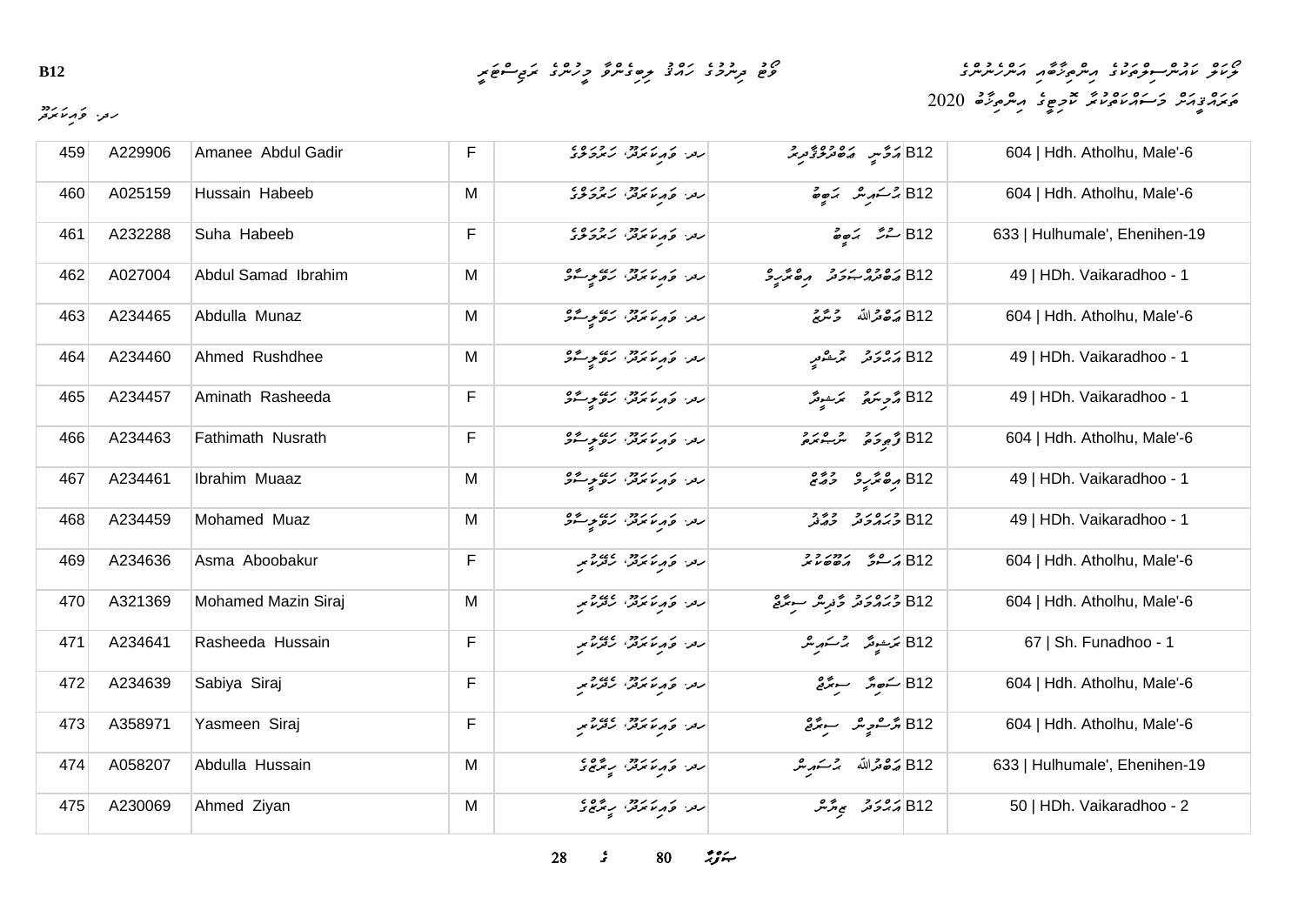| 459 | A229906 | Amanee Abdul Gadir | F | رعر. ؤہر ئا برقر، ترجرد ثری | B12 ارگ سر ارے فرحرقاویر تر | 604 \| Hdh. Atholhu, Male'-6 |
|---|---|---|---|---|---|---|
| 460 | A025159 | Hussain Habeeb | M | رعر. ؤہر ئا برقر، ترجرد ثری | B12 برگستہر شر برَصِرَہ | 604 \| Hdh. Atholhu, Male'-6 |
| 461 | A232288 | Suha Habeeb | F | رعر. ؤہر ئا برقر، ترجرد ثری | B12 سترتر برَصِرَہ | 633 \| Hulhumale', Ehenihen-19 |
| 462 | A027004 | Abdul Samad Ibrahim | M | رعر. ؤہر ئا برقر، ترجو پر سگو | B12 ارےفرورسکرقر ارےفرگربر | 49 \| HDh. Vaikaradhoo - 1 |
| 463 | A234465 | Abdulla Munaz | M | رعر. ؤہر ئا برقر، ترجو پر سگو | B12 ارےفراللہ وتربرہ | 604 \| Hdh. Atholhu, Male'-6 |
| 464 | A234460 | Ahmed Rushdhee | M | رعر. ؤہر ئا برقر، ترجو پر سگو | B12 ارتروتر برشوتر | 49 \| HDh. Vaikaradhoo - 1 |
| 465 | A234457 | Aminath Rasheeda | F | رعر. ؤہر ئا برقر، ترجو پر سگو | B12 ارگوسرقر ترشوتر | 49 \| HDh. Vaikaradhoo - 1 |
| 466 | A234463 | Fathimath Nusrath | F | رعر. ؤہر ئا برقر، ترجو پر سگو | B12 ترجوقر سرببرقر | 604 \| Hdh. Atholhu, Male'-6 |
| 467 | A234461 | Ibrahim Muaaz | M | رعر. ؤہر ئا برقر، ترجو پر سگو | B12 ارےفرگربر ومبرہ | 49 \| HDh. Vaikaradhoo - 1 |
| 468 | A234459 | Mohamed Muaz | M | رعر. ؤہر ئا برقر، ترجو پر سگو | B12 ورارووتر ومبرتر | 49 \| HDh. Vaikaradhoo - 1 |
| 469 | A234636 | Asma Aboobakur | F | رعر. ؤہر ئا برقر، ترقرنامبر | B12 ارسگو ارےفےنامبر | 604 \| Hdh. Atholhu, Male'-6 |
| 470 | A321369 | Mohamed Mazin Siraj | M | رعر. ؤہر ئا برقر، ترقرنامبر | B12 ورارووتر وگربر سوبرتر | 604 \| Hdh. Atholhu, Male'-6 |
| 471 | A234641 | Rasheeda Hussain | F | رعر. ؤہر ئا برقر، ترقرنامبر | B12 ترشوتر برگستہر شر | 67 \| Sh. Funadhoo - 1 |
| 472 | A234639 | Sabiya Siraj | F | رعر. ؤہر ئا برقر، ترقرنامبر | B12 سنصرتر سوبرتر | 604 \| Hdh. Atholhu, Male'-6 |
| 473 | A358971 | Yasmeen Siraj | F | رعر. ؤہر ئا برقر، ترقرنامبر | B12 ترسووبر سوبرتر | 604 \| Hdh. Atholhu, Male'-6 |
| 474 | A058207 | Abdulla Hussain | M | رعر. ؤہر ئا برقر، رپترتری | B12 ارےفراللہ برگستہر شر | 633 \| Hulhumale', Ehenihen-19 |
| 475 | A230069 | Ahmed Ziyan | M | رعر. ؤہر ئا برقر، رپترتری | B12 ارتروتر بوترتر | 50 \| HDh. Vaikaradhoo - 2 |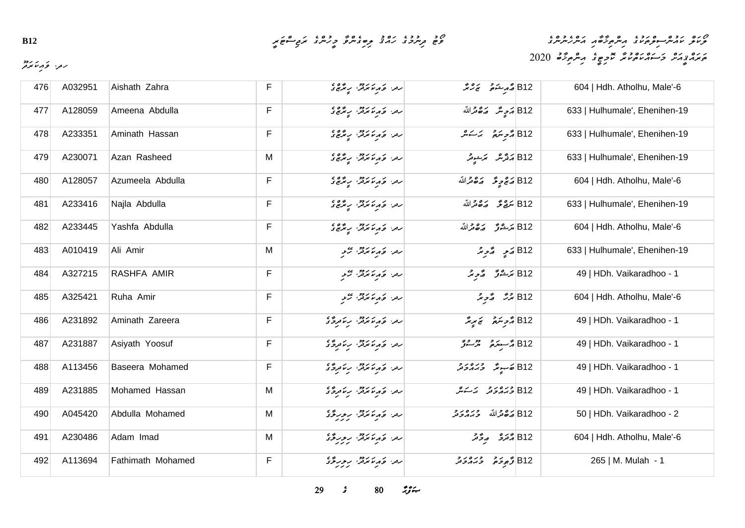| 476 | A032951 | Aishath Zahra | F | رەد. ئەمەسىمەدە رىۋىدى | B12 ﻣﯘﻣﯩﺸﻪﮬ ﺗﯘﺭﯨﻪ | 604 \| Hdh. Atholhu, Male'-6 |
|---|---|---|---|---|---|---|
| 477 | A128059 | Ameena Abdulla | F | رەد. ئەمەسىمەدە رىۋىدى | B12 ﺋﻪﻣﯩﻨﺎ ﺋﻪﺑﺪﯗﻟﻠﻪ | 633 \| Hulhumale', Ehenihen-19 |
| 478 | A233351 | Aminath Hassan | F | رەد. ئەمەسىمەدە رىۋىدى | B12 ﺋﺎﻣﯩﻨﻪﺕ ﺣﻪﺳﻪﻥ | 633 \| Hulhumale', Ehenihen-19 |
| 479 | A230071 | Azan Rasheed | M | رەد. ئەمەسىمەدە رىۋىدى | B12 ﺋﻪﺯﺍﻥ ﺭﻪﺷﯩﺪ | 633 \| Hulhumale', Ehenihen-19 |
| 480 | A128057 | Azumeela Abdulla | F | رەد. ئەمەسىمەدە رىۋىدى | B12 ﺋﻪﺯﯗﻣﯩﻼ ﺋﻪﺑﺪﯗﻟﻠﻪ | 604 \| Hdh. Atholhu, Male'-6 |
| 481 | A233416 | Najla Abdulla | F | رەد. ئەمەسىمەدە رىۋىدى | B12 ﻧﻪﺟﻼ ﺋﻪﺑﺪﯗﻟﻠﻪ | 633 \| Hulhumale', Ehenihen-19 |
| 482 | A233445 | Yashfa Abdulla | F | رەد. ئەمەسىمەدە رىۋىدى | B12 ﻳﻪﺷﻔﺎ ﺋﻪﺑﺪﯗﻟﻠﻪ | 604 \| Hdh. Atholhu, Male'-6 |
| 483 | A010419 | Ali Amir | M | رەد. ئەمەسىمەدە ﻧﯘ | B12 ﺋﻪﻟﻰ ﺋﺎﻣﯩﺮ | 633 \| Hulhumale', Ehenihen-19 |
| 484 | A327215 | RASHFA AMIR | F | رەد. ئەمەسىمەدە ﻧﯘ | B12 ﺭﻪﺷﻔﺎ ﺋﺎﻣﯩﺮ | 49 \| HDh. Vaikaradhoo - 1 |
| 485 | A325421 | Ruha Amir | F | رەد. ئەمەسىمەدە ﻧﯘ | B12 ﺭﯗﮬﺎ ﺋﺎﻣﯩﺮ | 604 \| Hdh. Atholhu, Male'-6 |
| 486 | A231892 | Aminath Zareera | F | رەد. ئەمەسىمەدە رىئەرۋى | B12 ﺋﺎﻣﯩﻨﻪﺕ ﺯﻪﺭﯩﺮﺍ | 49 \| HDh. Vaikaradhoo - 1 |
| 487 | A231887 | Asiyath Yoosuf | F | رەد. ئەمەسىمەدە رىئەرۋى | B12 ﺋﺎﺳﯩﻴﻪﺕ ﻳﯘﺳﯘﻑ | 49 \| HDh. Vaikaradhoo - 1 |
| 488 | A113456 | Baseera Mohamed | F | رەد. ئەمەسىمەدە رىئەرۋى | B12 ﺑﻪﺳﯩﺮﺍ ﻣﯘﮬﻪﻣﻤﻪﺩ | 49 \| HDh. Vaikaradhoo - 1 |
| 489 | A231885 | Mohamed Hassan | M | رەد. ئەمەسىمەدە رىئەرۋى | B12 ﻣﯘﮬﻪﻣﻤﻪﺩ ﺣﻪﺳﻪﻥ | 49 \| HDh. Vaikaradhoo - 1 |
| 490 | A045420 | Abdulla Mohamed | M | رەد. ئەمەسىمەدە رىۋرۋى | B12 ﺋﻪﺑﺪﯗﻟﻠﻪ ﻣﯘﮬﻪﻣﻤﻪﺩ | 50 \| HDh. Vaikaradhoo - 2 |
| 491 | A230486 | Adam Imad | M | رەد. ئەمەسىمەدە رىۋرۋى | B12 ﺋﺎﺩﻪﻡ ﺋﯩﻤﺎﺩ | 604 \| Hdh. Atholhu, Male'-6 |
| 492 | A113694 | Fathimath Mohamed | F | رەد. ئەمەسىمەدە رىۋرۋى | B12 ﻓﺎﻃﯩﻤﻪﺕ ﻣﯘﮬﻪﻣﻤﻪﺩ | 265 \| M. Mulah - 1 |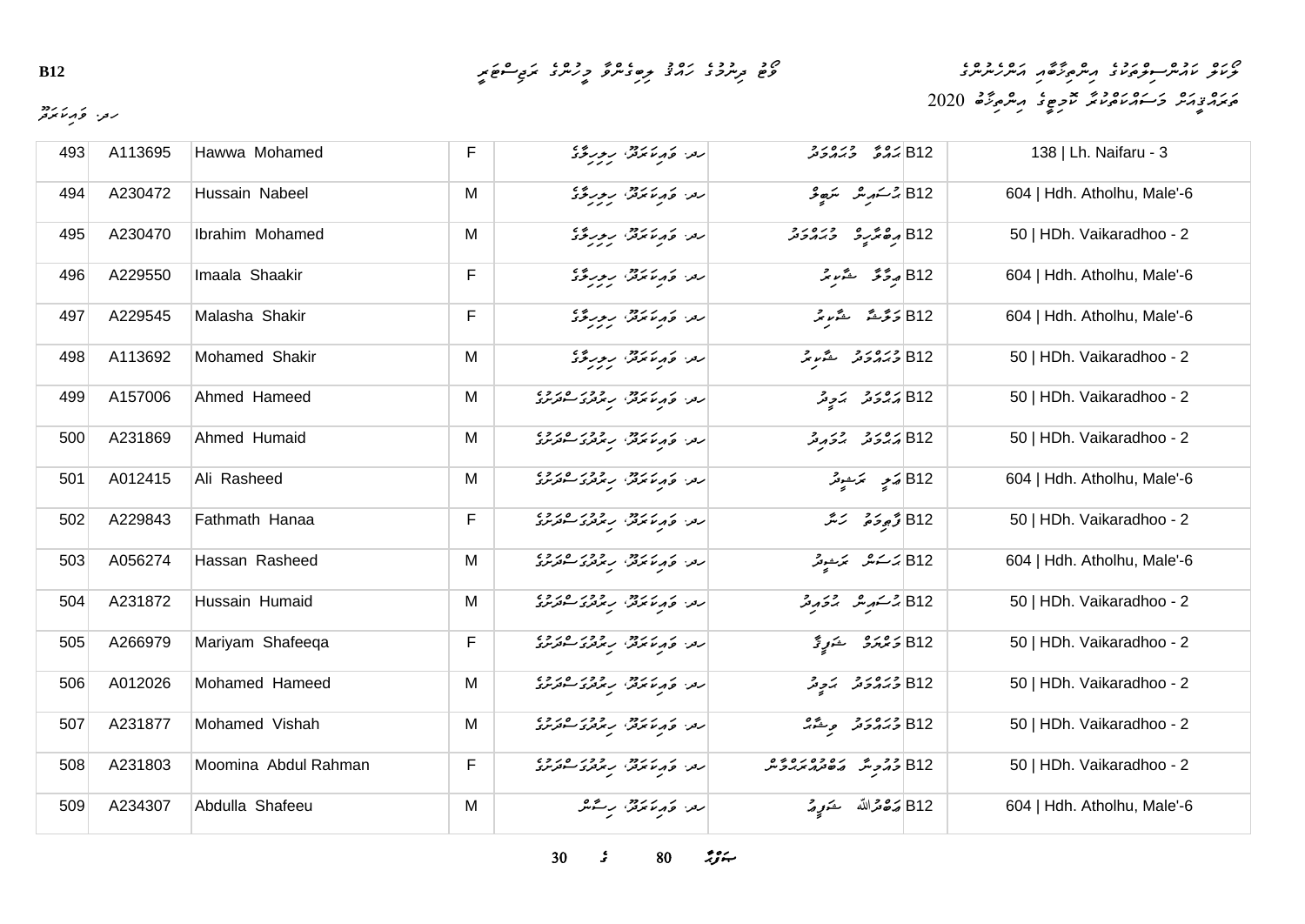| 493 | A113695 | Hawwa Mohamed | F | ރށ. ވައިނަރަދޫ، ހިޔަނިވާގޭ | B12 ހައްވާ މުހައްމަދު | 138 \| Lh. Naifaru - 3 |
|---|---|---|---|---|---|---|
| 494 | A230472 | Hussain Nabeel | M | ރށ. ވައިނަރަދޫ، ހިޔަނިވާގޭ | B12 ހުސައިން ނަބީލް | 604 \| Hdh. Atholhu, Male'-6 |
| 495 | A230470 | Ibrahim Mohamed | M | ރށ. ވައިނަރަދޫ، ހިޔަނިވާގޭ | B12 އިބްރާހީމް މުހައްމަދު | 50 \| HDh. Vaikaradhoo - 2 |
| 496 | A229550 | Imaala Shaakir | F | ރށ. ވައިނަރަދޫ، ހިޔަނިވާގޭ | B12 އިމާލާ ޝާކިރު | 604 \| Hdh. Atholhu, Male'-6 |
| 497 | A229545 | Malasha Shakir | F | ރށ. ވައިނަރަދޫ، ހިޔަނިވާގޭ | B12 މަލާޝާ ޝާކިރު | 604 \| Hdh. Atholhu, Male'-6 |
| 498 | A113692 | Mohamed Shakir | M | ރށ. ވައިނަރަދޫ، ހިޔަނިވާގޭ | B12 މުހައްމަދު ޝާކިރު | 50 \| HDh. Vaikaradhoo - 2 |
| 499 | A157006 | Ahmed Hameed | M | ރށ. ވައިނަރަދޫ، ހިރުދުގެ ސްޓޯރސް | B12 އަހްމަދު ހަމީދު | 50 \| HDh. Vaikaradhoo - 2 |
| 500 | A231869 | Ahmed Humaid | M | ރށ. ވައިނަރަދޫ، ހިރުދުގެ ސްޓޯރސް | B12 އަހްމަދު ހުމައިދު | 50 \| HDh. Vaikaradhoo - 2 |
| 501 | A012415 | Ali Rasheed | M | ރށ. ވައިނަރަދޫ، ހިރުދުގެ ސްޓޯރސް | B12 އަލި ރަޝީދު | 604 \| Hdh. Atholhu, Male'-6 |
| 502 | A229843 | Fathmath Hanaa | F | ރށ. ވައިނަރަދޫ، ހިރުދުގެ ސްޓޯރސް | B12 ފާތިމަތު ހަނާ | 50 \| HDh. Vaikaradhoo - 2 |
| 503 | A056274 | Hassan Rasheed | M | ރށ. ވައިނަރަދޫ، ހިރުދުގެ ސްޓޯރސް | B12 ހަސަން ރަޝީދު | 604 \| Hdh. Atholhu, Male'-6 |
| 504 | A231872 | Hussain Humaid | M | ރށ. ވައިނަރަދޫ، ހިރުދުގެ ސްޓޯރސް | B12 ހުސައިން ހުމައިދު | 50 \| HDh. Vaikaradhoo - 2 |
| 505 | A266979 | Mariyam Shafeeqa | F | ރށ. ވައިނަރަދޫ، ހިރުދުގެ ސްޓޯރސް | B12 މަރިޔަމް ޝަފީޤާ | 50 \| HDh. Vaikaradhoo - 2 |
| 506 | A012026 | Mohamed Hameed | M | ރށ. ވައިނަރަދޫ، ހިރުދުގެ ސްޓޯރސް | B12 މުހައްމަދު ހަމީދު | 50 \| HDh. Vaikaradhoo - 2 |
| 507 | A231877 | Mohamed Vishah | M | ރށ. ވައިނަރަދޫ، ހިރުދުގެ ސްޓޯރސް | B12 މުހައްމަދު ވިޝާހް | 50 \| HDh. Vaikaradhoo - 2 |
| 508 | A231803 | Moomina Abdul Rahman | F | ރށ. ވައިނަރަދޫ، ހިރުދުގެ ސްޓޯރސް | B12 މޫމިނާ އަބްދުއްރަޙްމާން | 50 \| HDh. Vaikaradhoo - 2 |
| 509 | A234307 | Abdulla Shafeeu | M | ރށ. ވައިނަރަދޫ، ހިސާން | B12 އަބްދުﷲ ޝަފީޢު | 604 \| Hdh. Atholhu, Male'-6 |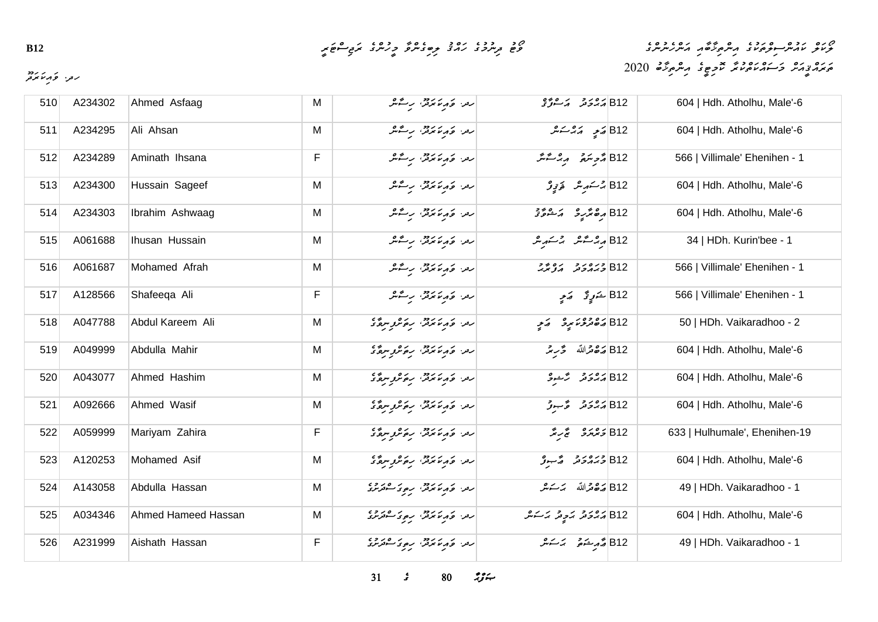| 510 | A234302 | Ahmed Asfaag | M | رىر. ئۇرىئاترىق، رىشىر | B12 مَدْدَتْر مَسْرَدَّىْ | 604 \| Hdh. Atholhu, Male'-6 |
|---|---|---|---|---|---|---|
| 511 | A234295 | Ali Ahsan | M | رىر. ئۇرىئاترىق، رىشىر | B12 مَرِ مَدْسَمْر | 604 \| Hdh. Atholhu, Male'-6 |
| 512 | A234289 | Aminath Ihsana | F | رىر. ئۇرىئاترىق، رىشىر | B12 مَّحِسَمْ مِدْسَمَّر | 566 \| Villimale' Ehenihen - 1 |
| 513 | A234300 | Hussain Sageef | M | رىر. ئۇرىئاترىق، رىشىر | B12 بْرْسَمْرِ مْرْ جَنِيْوْ | 604 \| Hdh. Atholhu, Male'-6 |
| 514 | A234303 | Ibrahim Ashwaag | M | رىر. ئۇرىئاترىق، رىشىر | B12 مِرْھْمَّرِدْ مَشْوَّتْ | 604 \| Hdh. Atholhu, Male'-6 |
| 515 | A061688 | Ihusan Hussain | M | رىر. ئۇرىئاترىق، رىشىر | B12 مِرْسَّمْر بْرْسَمْرِ مْرْ | 34 \| HDh. Kurin'bee - 1 |
| 516 | A061687 | Mohamed Afrah | M | رىر. ئۇرىئاترىق، رىشىر | B12 وْبَرْمَرْدَ مَرْوْمَّرْ | 566 \| Villimale' Ehenihen - 1 |
| 517 | A128566 | Shafeeqa Ali | F | رىر. ئۇرىئاترىق، رىشىر | B12 شَوِيَّ مَرِ | 566 \| Villimale' Ehenihen - 1 |
| 518 | A047788 | Abdul Kareem Ali | M | رىر. ئۇرىئاترىق، رىئۇشرىشىرىگىرى | B12 مَەْمْرْوْمَا بِرِدْ مَرِ | 50 \| HDh. Vaikaradhoo - 2 |
| 519 | A049999 | Abdulla Mahir | M | رىر. ئۇرىئاترىق، رىئۇشرىشىرىگىرى | B12 مَەْمْرْاللّٰه دَّرِ بْرْ | 604 \| Hdh. Atholhu, Male'-6 |
| 520 | A043077 | Ahmed Hashim | M | رىر. ئۇرىئاترىق، رىئۇشرىشىرىگىرى | B12 مَرْدَتْر رَّشِوْ | 604 \| Hdh. Atholhu, Male'-6 |
| 521 | A092666 | Ahmed Wasif | M | رىر. ئۇرىئاترىق، رىئۇشرىشىرىگىرى | B12 مَرْدَتْر وَّسِوْ | 604 \| Hdh. Atholhu, Male'-6 |
| 522 | A059999 | Mariyam Zahira | F | رىر. ئۇرىئاترىق، رىئۇشرىشىرىگىرى | B12 وَمْرْمَرْ تَجْرِ مَّرْ | 633 \| Hulhumale', Ehenihen-19 |
| 523 | A120253 | Mohamed Asif | M | رىر. ئۇرىئاترىق، رىئۇشرىشىرىگىرى | B12 وْبَرْمَرْدَ مَّسِوْ | 604 \| Hdh. Atholhu, Male'-6 |
| 524 | A143058 | Abdulla Hassan | M | رىر. ئۇرىئاترىق، رىئۇرىگىرىشىرىرىگى | B12 مَەْمْرْاللّٰه بَرْسَمْر | 49 \| HDh. Vaikaradhoo - 1 |
| 525 | A034346 | Ahmed Hameed Hassan | M | رىر. ئۇرىئاترىق، رىئۇرىگىرىشىرىرىگى | B12 مَرْدَتْر بَرِدْ بَرْسَمْر | 604 \| Hdh. Atholhu, Male'-6 |
| 526 | A231999 | Aishath Hassan | F | رىر. ئۇرىئاترىق، رىئۇرىگىرىشىرىرىگى | B12 مَّرِشَمْ بَرْسَمْر | 49 \| HDh. Vaikaradhoo - 1 |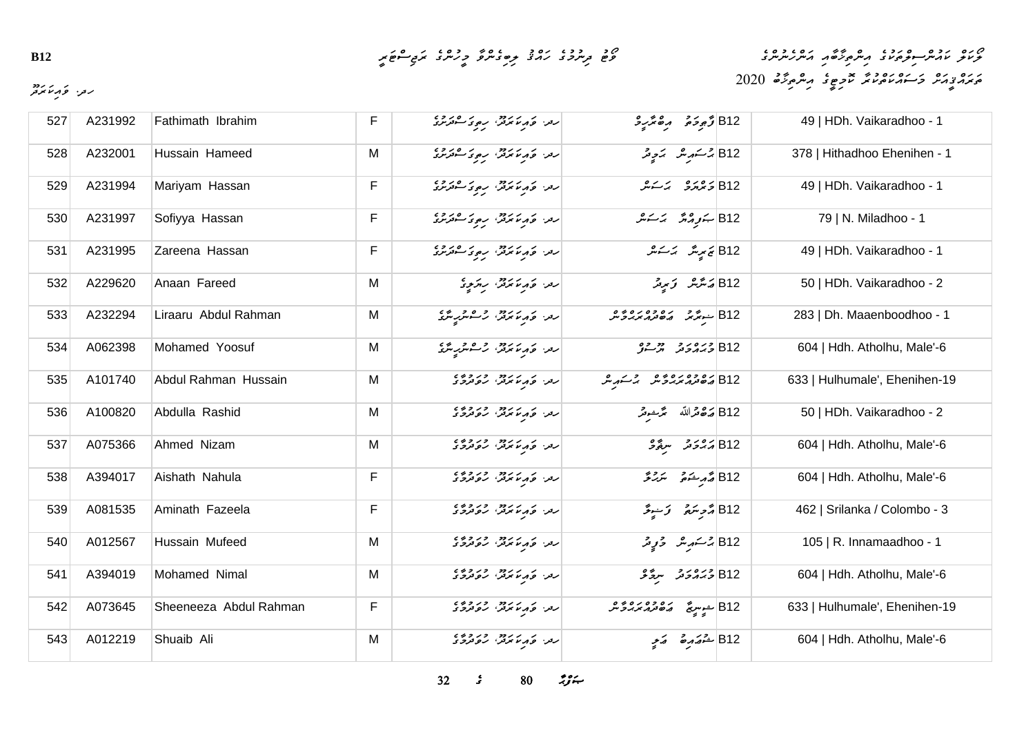| 527 | A231992 | Fathimath Ibrahim | F | رقر· قەمرىئەنى رەپەك سىرى<br> | B12 ۋەپرىق مەھترىرى | 49 \| HDh. Vaikaradhoo - 1 |
|---|---|---|---|---|---|---|
| 528 | A232001 | Hussain Hameed | M | رقر· قەمرىئەنى رەپەك سىرى | B12 بىر شەر بىر ئەربىر | 378 \| Hithadhoo Ehenihen - 1 |
| 529 | A231994 | Mariyam Hassan | F | رقر· قەمرىئەنى رەپەك سىرى | B12 ئەيمەر ئەسەسى | 49 \| HDh. Vaikaradhoo - 1 |
| 530 | A231997 | Sofiyya Hassan | F | رقر· قەمرىئەنى رەپەك سىرى | B12 بەۋەپ ئەسەسى | 79 \| N. Miladhoo - 1 |
| 531 | A231995 | Zareena Hassan | F | رقر· قەمرىئەنى رەپەك سىرى | B12 ئے بیریگر برکشر | 49 \| HDh. Vaikaradhoo - 1 |
| 532 | A229620 | Anaan Fareed | M | رقر· قەمرىئەنى رىرى | B12 ئەنگەش ئوپرى | 50 \| HDh. Vaikaradhoo - 2 |
| 533 | A232294 | Liraaru Abdul Rahman | M | رقر· قەمرىئەنى رەسەردە | B12 ىجەنگە ئەھەمەمەۋە | 283 \| Dh. Maaenboodhoo - 1 |
| 534 | A062398 | Mohamed Yoosuf | M | رقر· قەمرىئەنى رەسەردە | B12 ۋەزە ئەۋ تۈرى | 604 \| Hdh. Atholhu, Male'-6 |
| 535 | A101740 | Abdul Rahman Hussain | M | رقر· قەمرىئەنى رەۋرە | B12 ئەھەمەمەۋە بەسەر | 633 \| Hulhumale', Ehenihen-19 |
| 536 | A100820 | Abdulla Rashid | M | رقر· قەمرىئەنى رەۋرە | B12 ئەھەقراللە ترشوتر | 50 \| HDh. Vaikaradhoo - 2 |
| 537 | A075366 | Ahmed Nizam | M | رقر· قەمرىئەنى رەۋرە | B12 ئەرەقر سۆۋ | 604 \| Hdh. Atholhu, Male'-6 |
| 538 | A394017 | Aishath Nahula | F | رقر· قەمرىئەنى رەۋرە | B12 ئەرىشەق سرىۋ | 604 \| Hdh. Atholhu, Male'-6 |
| 539 | A081535 | Aminath Fazeela | F | رقر· قەمرىئەنى رەۋرە | B12 ئەچ سرە ۋىنوۋ | 462 \| Srilanka / Colombo - 3 |
| 540 | A012567 | Hussain Mufeed | M | رقر· قەمرىئەنى رەۋرە | B12 بەسەر بەۋپرى | 105 \| R. Innamaadhoo - 1 |
| 541 | A394019 | Mohamed Nimal | M | رقر· قەمرىئەنى رەۋرە | B12 ۋەزەۋر سرۇ | 604 \| Hdh. Atholhu, Male'-6 |
| 542 | A073645 | Sheeneeza Abdul Rahman | F | رقر· قەمرىئەنى رەۋرە | B12 شىسرى ئەھەمەمەۋە | 633 \| Hulhumale', Ehenihen-19 |
| 543 | A012219 | Shuaib Ali | M | رقر· قەمرىئەنى رەۋرە | B12 شەمرە مەي | 604 \| Hdh. Atholhu, Male'-6 |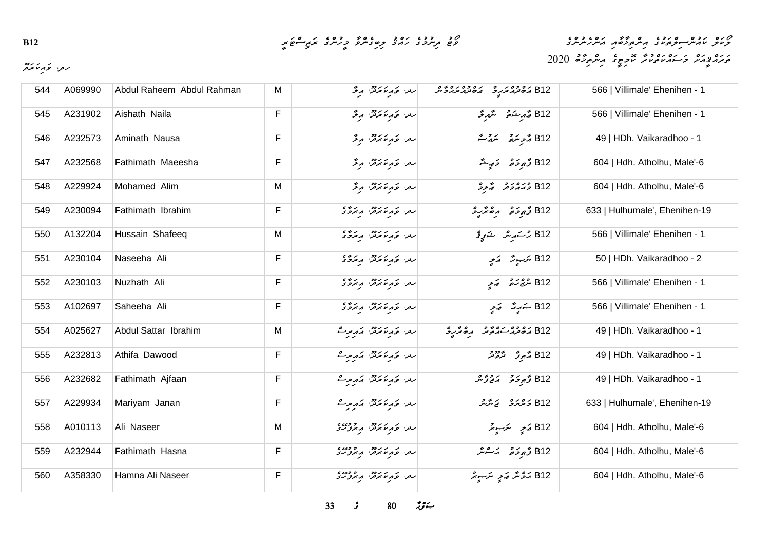| 544 | A069990 | Abdul Raheem Abdul Rahman | M | رىر. ئەمرىئامرىتر، مرىگە | B12 مەھىرمەمرىرى مەھىرمەمرىرىگىر | 566 \| Villimale' Ehenihen - 1 |
|---|---|---|---|---|---|---|
| 545 | A231902 | Aishath Naila | F | رىر. ئەمرىئامرىتر، مرىگە | B12 مەرىشەم سەرىگە | 566 \| Villimale' Ehenihen - 1 |
| 546 | A232573 | Aminath Nausa | F | رىر. ئەمرىئامرىتر، مرىگە | B12 مەھرىتىمۇ سىمەشە | 49 \| HDh. Vaikaradhoo - 1 |
| 547 | A232568 | Fathimath Maeesha | F | رىر. ئەمرىئامرىتر، مرىگە | B12 ئۇھوچى ئەمرىشە | 604 \| Hdh. Atholhu, Male'-6 |
| 548 | A229924 | Mohamed Alim | M | رىر. ئەمرىئامرىتر، مرىگە | B12 ئەبرەر ئەمرىرى | 604 \| Hdh. Atholhu, Male'-6 |
| 549 | A230094 | Fathimath Ibrahim | F | رىر. ئەمرىئامرىتر، مرىئەرى | B12 ئۇھوچى مەھەمرىرى | 633 \| Hulhumale', Ehenihen-19 |
| 550 | A132204 | Hussain Shafeeq | M | رىر. ئەمرىئامرىتر، مرىئەرى | B12 ئەسىمەش شەرىئ | 566 \| Villimale' Ehenihen - 1 |
| 551 | A230104 | Naseeha Ali | F | رىر. ئەمرىئامرىتر، مرىئەرى | B12 سىبورى مەمۇ | 50 \| HDh. Vaikaradhoo - 2 |
| 552 | A230103 | Nuzhath Ali | F | رىر. ئەمرىئامرىتر، مرىئەرى | B12 سىرىرە مەمۇ | 566 \| Villimale' Ehenihen - 1 |
| 553 | A102697 | Saheeha Ali | F | رىر. ئەمرىئامرىتر، مرىئەرى | B12 سەرىرى مەمۇ | 566 \| Villimale' Ehenihen - 1 |
| 554 | A025627 | Abdul Sattar Ibrahim | M | رىر. ئەمرىئامرىتر، مەمرىرىش | B12 مەھىرمەسەمەمرى مەھەمرىرى | 49 \| HDh. Vaikaradhoo - 1 |
| 555 | A232813 | Athifa Dawood | F | رىر. ئەمرىئامرىتر، مەمرىرىش | B12 مەھورى مەرەمر | 49 \| HDh. Vaikaradhoo - 1 |
| 556 | A232682 | Fathimath Ajfaan | F | رىر. ئەمرىئامرىتر، مەمرىرىش | B12 ئۇھوچى مەقزىر | 49 \| HDh. Vaikaradhoo - 1 |
| 557 | A229934 | Mariyam Janan | F | رىر. ئەمرىئامرىتر، مەمرىرىش | B12 ئەبرىرى ئەشرىر | 633 \| Hulhumale', Ehenihen-19 |
| 558 | A010113 | Ali Naseer | M | رىر. ئەمرىئامرىتر، مرىرىرىرى | B12 مەمۇ سىبىرىر | 604 \| Hdh. Atholhu, Male'-6 |
| 559 | A232944 | Fathimath Hasna | F | رىر. ئەمرىئامرىتر، مرىرىرىرى | B12 ئۇھوچى بەسىر | 604 \| Hdh. Atholhu, Male'-6 |
| 560 | A358330 | Hamna Ali Naseer | F | رىر. ئەمرىئامرىتر، مرىرىرىرى | B12 بەۋىر مەمۇ سىبىرىر | 604 \| Hdh. Atholhu, Male'-6 |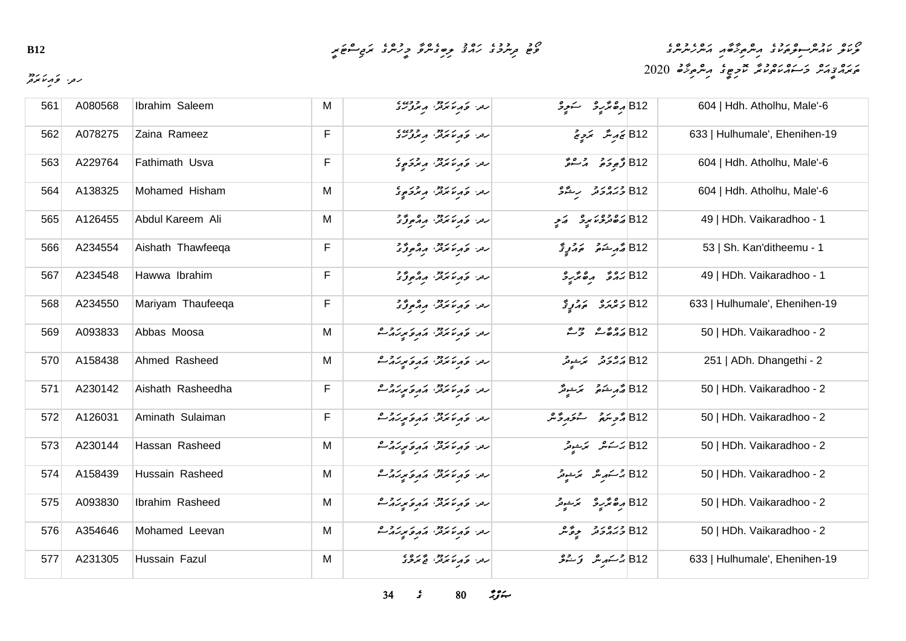| 561 | A080568 | Ibrahim Saleem | M | رىر. وَرِمَ مَرْدَ، رِمُرْوَرُهُ | B12 رِھٗتَرِرُ سَنوِرُ | 604 \| Hdh. Atholhu, Male'-6 |
|---|---|---|---|---|---|---|
| 562 | A078275 | Zaina Rameez | F | رىر. وَرِمَ مَرْدَ، رِمُرْوَرُهُ | B12 يَمرِسَّر سَرَحِ | 633 \| Hulhumale', Ehenihen-19 |
| 563 | A229764 | Fathimath Usva | F | رىر. وَرِمَ مَرْدَ، رِمُرْوَرُهُ | B12 وَّجِرَة رُ سُوَّ | 604 \| Hdh. Atholhu, Male'-6 |
| 564 | A138325 | Mohamed Hisham | M | رىر. وَرِمَ مَرْدَ، رِمُرْوَرُهُ | B12 وُرَرْدَتَرْ رِشَوْ | 604 \| Hdh. Atholhu, Male'-6 |
| 565 | A126455 | Abdul Kareem Ali | M | رىر. وَرِمَ مَرْدَ، رِمْمِوِّرُ | B12 رَهْ مَرْوَ مَرِوْ رَمِ | 49 \| HDh. Vaikaradhoo - 1 |
| 566 | A234554 | Aishath Thawfeeqa | F | رىر. وَرِمَ مَرْدَ، رِمْمِوِّرُ | B12 رَسْرِشَوْ وَرُوِيَّ | 53 \| Sh. Kan'ditheemu - 1 |
| 567 | A234548 | Hawwa Ibrahim | F | رىر. وَرِمَ مَرْدَ، رِمْمِوِّرُ | B12 بَرْدَدَ رِھٗتَرِرُ | 49 \| HDh. Vaikaradhoo - 1 |
| 568 | A234550 | Mariyam Thaufeeqa | F | رىر. وَرِمَ مَرْدَ، رِمْمِوِّرُ | B12 دَمْرَرُ وَرُوِيَّ | 633 \| Hulhumale', Ehenihen-19 |
| 569 | A093833 | Abbas Moosa | M | رىر. وَرِمَ مَرْدَ، رَمِرِمَ مِرِ رَمِرْ | B12 رَمْرَمْ دُنْ | 50 \| HDh. Vaikaradhoo - 2 |
| 570 | A158438 | Ahmed Rasheed | M | رىر. وَرِمَ مَرْدَ، رَمِرِمَ مِرِ رَمِرْ | B12 رَبْرَدَتَرْ بَرَشِيْتَرْ | 251 \| ADh. Dhangethi - 2 |
| 571 | A230142 | Aishath Rasheedha | F | رىر. وَرِمَ مَرْدَ، رَمِرِمَ مِرِ رَمِرْ | B12 رَمْرِشَوْ بَرَشِيْتَرْ | 50 \| HDh. Vaikaradhoo - 2 |
| 572 | A126031 | Aminath Sulaiman | F | رىر. وَرِمَ مَرْدَ، رَمِرِمَ مِرِ رَمِرْ | B12 رُتَرِسَرَة سَوَرِّدَرْ | 50 \| HDh. Vaikaradhoo - 2 |
| 573 | A230144 | Hassan Rasheed | M | رىر. وَرِمَ مَرْدَ، رَمِرِمَ مِرِ رَمِرْ | B12 بَرَسَرْ بَرَشِيْتَرْ | 50 \| HDh. Vaikaradhoo - 2 |
| 574 | A158439 | Hussain Rasheed | M | رىر. وَرِمَ مَرْدَ، رَمِرِمَ مِرِ رَمِرْ | B12 بُرْسَهرِسْ بَرَشِيْتَرْ | 50 \| HDh. Vaikaradhoo - 2 |
| 575 | A093830 | Ibrahim Rasheed | M | رىر. وَرِمَ مَرْدَ، رَمِرِمَ مِرِ رَمِرْ | B12 رِھٗتَرِرُ بَرَشِيْتَرْ | 50 \| HDh. Vaikaradhoo - 2 |
| 576 | A354646 | Mohamed Leevan | M | رىر. وَرِمَ مَرْدَ، رَمِرِمَ مِرِ رَمِرْ | B12 وُرَرْدَتَرْ مِوِّسْ | 50 \| HDh. Vaikaradhoo - 2 |
| 577 | A231305 | Hussain Fazul | M | رىر. وَرِمَ مَرْدَ، تَحْرَوْرْ | B12 بُرْسَهرِسْ وَسْوُ | 633 \| Hulhumale', Ehenihen-19 |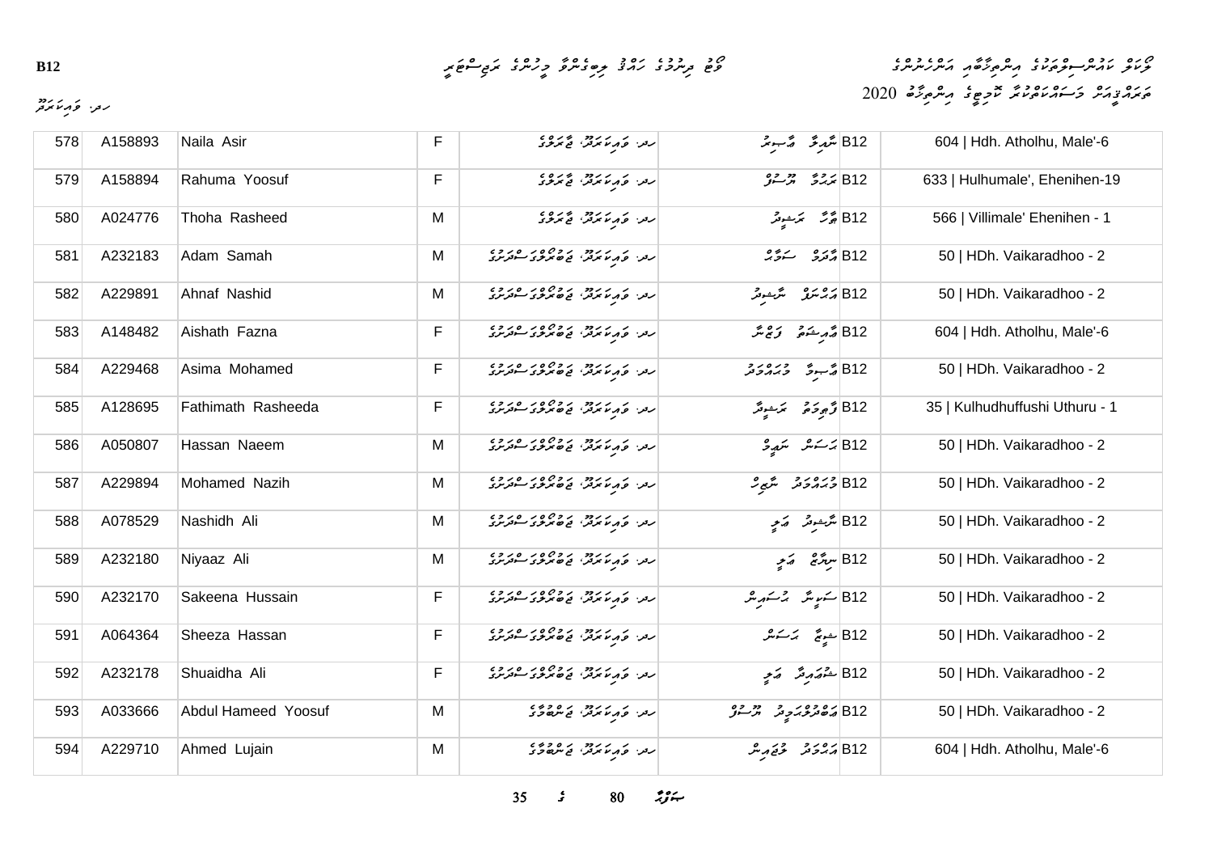| 578 | A158893 | Naila Asir | F | رهن وَمِہِ مَرْدِّرْ، ڤ مَرْوِیْ | B12 سَّمِرْتَرَ مُرْسِرْ | 604 \| Hdh. Atholhu, Male'-6 |
|---|---|---|---|---|---|---|
| 579 | A158894 | Rahuma Yoosuf | F | رهن وَمِہِ مَرْدِّرْ، ڤ مَرْوِیْ | B12 بَرْرُدَّ مِرْسُوْ | 633 \| Hulhumale', Ehenihen-19 |
| 580 | A024776 | Thoha Rasheed | M | رهن وَمِہِ مَرْدِّرْ، ڤ مَرْوِیْ | B12 ھُرَّ بَرَشِيْرَ | 566 \| Villimale' Ehenihen - 1 |
| 581 | A232183 | Adam Samah | M | رهن وَمِہِ مَرْدِّرْ، ئەھەمرونى سەمرىرى | B12 مُرْتَرْدَ سُوَّرْ | 50 \| HDh. Vaikaradhoo - 2 |
| 582 | A229891 | Ahnaf Nashid | M | رهن وَمِہِ مَرْدِّرْ، ئەھەمرونى سەمرىرى | B12 مُرْسَرْوْ سُرْشِيْرَ | 50 \| HDh. Vaikaradhoo - 2 |
| 583 | A148482 | Aishath Fazna | F | رهن وَمِہِ مَرْدِّرْ، ئەھەمرونى سەمرىرى | B12 مُرْشَرْوْ وَرْسُرْ | 604 \| Hdh. Atholhu, Male'-6 |
| 584 | A229468 | Asima Mohamed | F | رهن وَمِہِ مَرْدِّرْ، ئەھەمرونى سەمرىرى | B12 مُرْسِرْدَ وْبَرْمُرْوَرْ | 50 \| HDh. Vaikaradhoo - 2 |
| 585 | A128695 | Fathimath Rasheeda | F | رهن وَمِہِ مَرْدِّرْ، ئەھەمرونى سەمرىرى | B12 وَّجِوَرْمْ بَرَشِيْرَ | 35 \| Kulhudhuffushi Uthuru - 1 |
| 586 | A050807 | Hassan Naeem | M | رهن وَمِہِ مَرْدِّرْ، ئەھەمرونى سەمرىرى | B12 بَرَسَرْ سَرَمِرْوْ | 50 \| HDh. Vaikaradhoo - 2 |
| 587 | A229894 | Mohamed Nazih | M | رهن وَمِہِ مَرْدِّرْ، ئەھەمرونى سەمرىرى | B12 وْبَرْمُرْوَرْ سَّرْمِرْ | 50 \| HDh. Vaikaradhoo - 2 |
| 588 | A078529 | Nashidh Ali | M | رهن وَمِہِ مَرْدِّرْ، ئەھەمرونى سەمرىرى | B12 سَّرْشِيْرَ مَرْمِ | 50 \| HDh. Vaikaradhoo - 2 |
| 589 | A232180 | Niyaaz Ali | M | رهن وَمِہِ مَرْدِّرْ، ئەھەمرونى سەمرىرى | B12 سِرْمَرْ مَرْمِ | 50 \| HDh. Vaikaradhoo - 2 |
| 590 | A232170 | Sakeena Hussain | F | رهن وَمِہِ مَرْدِّرْ، ئەھەمرونى سەمرىرى | B12 سَرِيْسَرْ بُرْسَرْمِرْسَرْ | 50 \| HDh. Vaikaradhoo - 2 |
| 591 | A064364 | Sheeza Hassan | F | رهن وَمِہِ مَرْدِّرْ، ئەھەمرونى سەمرىرى | B12 شِيْرَ بَرَسَرْ | 50 \| HDh. Vaikaradhoo - 2 |
| 592 | A232178 | Shuaidha Ali | F | رهن وَمِہِ مَرْدِّرْ، ئەھەمرونى سەمرىرى | B12 شُرْمَرْمِرْتَرْ مَرْمِ | 50 \| HDh. Vaikaradhoo - 2 |
| 593 | A033666 | Abdul Hameed Yoosuf | M | رهن وَمِہِ مَرْدِّرْ، ئەمرھەونى | B12 مُرْھەمْرْوْبَرْوِيْرَ مِرْسُوْ | 50 \| HDh. Vaikaradhoo - 2 |
| 594 | A229710 | Ahmed Lujain | M | رهن وَمِہِ مَرْدِّرْ، ئەمرھەونى | B12 مُرْبُرْوَرْ وْنَمِرْسَرْ | 604 \| Hdh. Atholhu, Male'-6 |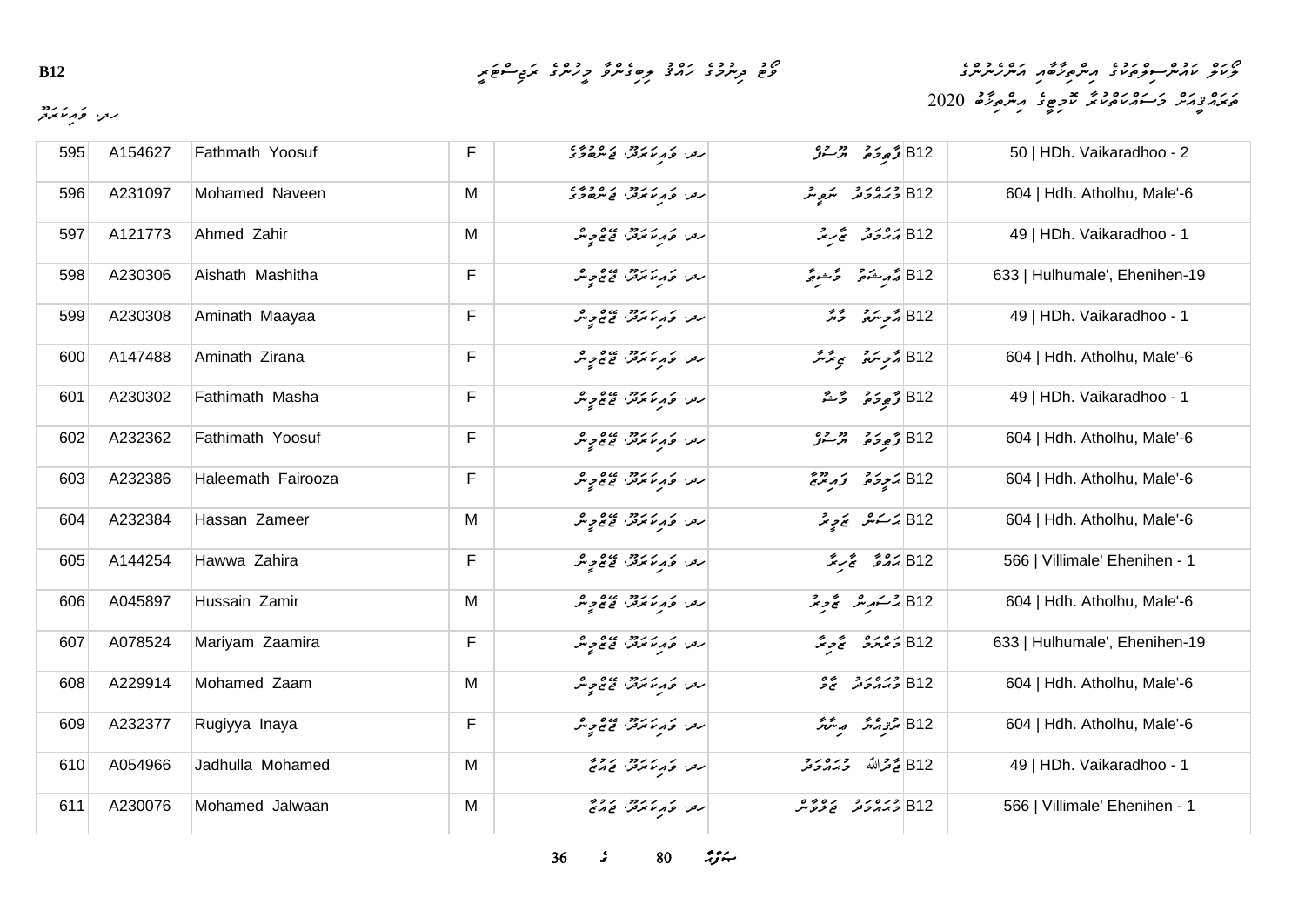| 595 | A154627 | Fathmath Yoosuf | F | رىر. ئۇم ئائىرلار، ئەشھۇڭ | B12 ژُجِوَجْ پُرْسُوْ | 50 \| HDh. Vaikaradhoo - 2 |
|---|---|---|---|---|---|---|
| 596 | A231097 | Mohamed Naveen | M | رىر. ئۇم ئائىرلار، ئەشھۇڭ | B12 وَيَرْدُونْدُ سَمِهِ سُ | 604 \| Hdh. Atholhu, Male'-6 |
| 597 | A121773 | Ahmed Zahir | M | رىر. ئۇم ئائىرلار، ئەۋچىش | B12 كەبرى ئىر ئىچ ئىر | 49 \| HDh. Vaikaradhoo - 1 |
| 598 | A230306 | Aishath Mashitha | F | رىر. ئۇم ئائىرلار، ئەۋچىش | B12 مَّەرشَمَّ دَّشِمَّ | 633 \| Hulhumale', Ehenihen-19 |
| 599 | A230308 | Aminath Maayaa | F | رىر. ئۇم ئائىرلار، ئەۋچىش | B12 مَّجِسَمَ دَّمَّ | 49 \| HDh. Vaikaradhoo - 1 |
| 600 | A147488 | Aminath Zirana | F | رىر. ئۇم ئائىرلار، ئەۋچىش | B12 مَّجِسَمَ بِرَّسَّ | 604 \| Hdh. Atholhu, Male'-6 |
| 601 | A230302 | Fathimath Masha | F | رىر. ئۇم ئائىرلار، ئەۋچىش | B12 زَّجِوَجْ دَّشَّ | 49 \| HDh. Vaikaradhoo - 1 |
| 602 | A232362 | Fathimath Yoosuf | F | رىر. ئۇم ئائىرلار، ئەۋچىش | B12 زَّجِوَجْ پُرْسُوْ | 604 \| Hdh. Atholhu, Male'-6 |
| 603 | A232386 | Haleemath Fairooza | F | رىر. ئۇم ئائىرلار، ئەۋچىش | B12 بَرِوِجْ زَرِمِرْمَّ | 604 \| Hdh. Atholhu, Male'-6 |
| 604 | A232384 | Hassan Zameer | M | رىر. ئۇم ئائىرلار، ئەۋچىش | B12 بَرَسَسْ يَجِيرْ | 604 \| Hdh. Atholhu, Male'-6 |
| 605 | A144254 | Hawwa Zahira | F | رىر. ئۇم ئائىرلار، ئەۋچىش | B12 بَرْدَعَ يَرِمَّ | 566 \| Villimale' Ehenihen - 1 |
| 606 | A045897 | Hussain Zamir | M | رىر. ئۇم ئائىرلار، ئەۋچىش | B12 بُرْسَمِرِسْ يَجِيرْ | 604 \| Hdh. Atholhu, Male'-6 |
| 607 | A078524 | Mariyam Zaamira | F | رىر. ئۇم ئائىرلار، ئەۋچىش | B12 دَعْبَرْدَ يَجِيرَّ | 633 \| Hulhumale', Ehenihen-19 |
| 608 | A229914 | Mohamed Zaam | M | رىر. ئۇم ئائىرلار، ئەۋچىش | B12 دُبَرْدَدْ يَدْ | 604 \| Hdh. Atholhu, Male'-6 |
| 609 | A232377 | Rugiyya Inaya | F | رىر. ئۇم ئائىرلار، ئەۋچىش | B12 بُرْتِرْمَّ مِسَّرْ | 604 \| Hdh. Atholhu, Male'-6 |
| 610 | A054966 | Jadhulla Mohamed | M | رىر. ئۇم ئائىرلار، ئەمرى | B12 قَّتْرَاللّه دُبَرْدَدْ | 49 \| HDh. Vaikaradhoo - 1 |
| 611 | A230076 | Mohamed Jalwaan | M | رىر. ئۇم ئائىرلار، ئەمرى | B12 دُبَرْدَدْ يَعْرُوْسْ | 566 \| Villimale' Ehenihen - 1 |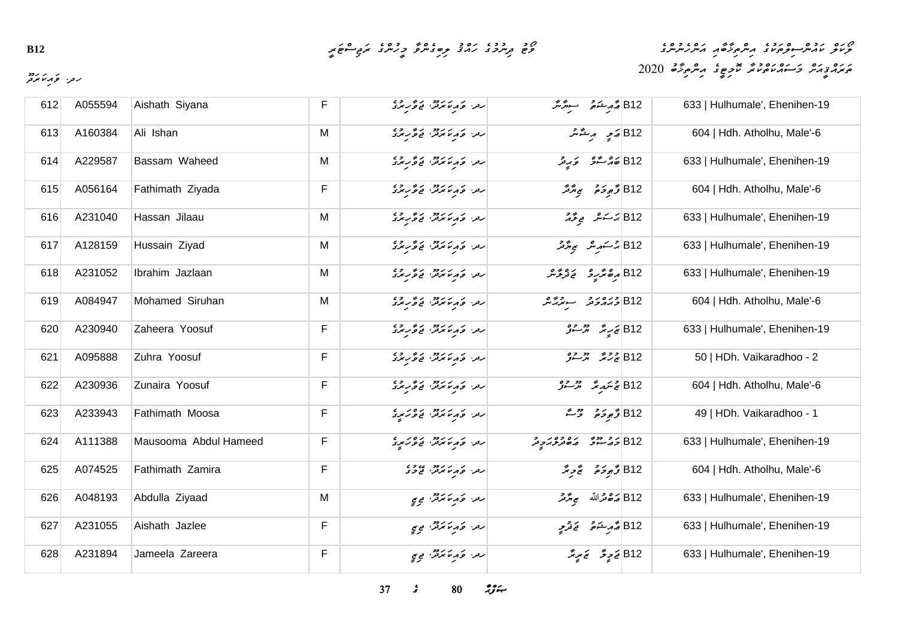| 612 | A055594 | Aishath Siyana | F | رش. ءَمِرَ تَرْتُرُ. خَاتَرْبِرُءُ | B12 مُہْرِشَوْ سِیَرْسَرْ | 633 \| Hulhumale', Ehenihen-19 |
|---|---|---|---|---|---|---|
| 613 | A160384 | Ali Ishan | M | رش. ءَمِرَ تَرْتُرُ. خَاتَرْبِرُءُ | B12 مَرِ مِشْتَرْ | 604 \| Hdh. Atholhu, Male'-6 |
| 614 | A229587 | Bassam Waheed | M | رش. ءَمِرَ تَرْتُرُ. خَاتَرْبِرُءُ | B12 صَمْشُوْ ءَبِرْ | 633 \| Hulhumale', Ehenihen-19 |
| 615 | A056164 | Fathimath Ziyada | F | رش. ءَمِرَ تَرْتُرُ. خَاتَرْبِرُءُ | B12 وَّجِرَمْ ہِتَرَ | 604 \| Hdh. Atholhu, Male'-6 |
| 616 | A231040 | Hassan Jilaau | M | رش. ءَمِرَ تَرْتُرُ. خَاتَرْبِرُءُ | B12 بَرَسَ مِحَرُّ | 633 \| Hulhumale', Ehenihen-19 |
| 617 | A128159 | Hussain Ziyad | M | رش. ءَمِرَ تَرْتُرُ. خَاتَرْبِرُءُ | B12 بُرْسَمِ سِرْ ہِرَتُرْ | 633 \| Hulhumale', Ehenihen-19 |
| 618 | A231052 | Ibrahim Jazlaan | M | رش. ءَمِرَ تَرْتُرُ. خَاتَرْبِرُءُ | B12 مِرْصَتَرِدْ ءَتْرَتُرْ | 633 \| Hulhumale', Ehenihen-19 |
| 619 | A084947 | Mohamed Siruhan | M | رش. ءَمِرَ تَرْتُرُ. خَاتَرْبِرُءُ | B12 دِبَرْدَتْرْ سِبِرْتَرْ | 604 \| Hdh. Atholhu, Male'-6 |
| 620 | A230940 | Zaheera Yoosuf | F | رش. ءَمِرَ تَرْتُرُ. خَاتَرْبِرُءُ | B12 ءَرِبَر تَرْسُوْ | 633 \| Hulhumale', Ehenihen-19 |
| 621 | A095888 | Zuhra Yoosuf | F | رش. ءَمِرَ تَرْتُرُ. خَاتَرْبِرُءُ | B12 حِرْتَرْ تَرْسُوْ | 50 \| HDh. Vaikaradhoo - 2 |
| 622 | A230936 | Zunaira Yoosuf | F | رش. ءَمِرَ تَرْتُرُ. خَاتَرْبِرُءُ | B12 حِسَرِ بَرْ تَرْسُوْ | 604 \| Hdh. Atholhu, Male'-6 |
| 623 | A233943 | Fathimath Moosa | F | رش. ءَمِرَ تَرْتُرُ. خَاتَرْسَبِرُءُ | B12 وَّجِرَمْ تَرْسَ | 49 \| HDh. Vaikaradhoo - 1 |
| 624 | A111388 | Mausooma Abdul Hameed | F | رش. ءَمِرَ تَرْتُرُ. خَاتَرْسَبِرُءُ | B12 دَرْسُتَرْ مَرْصْتَرْتَرْبِرْ | 633 \| Hulhumale', Ehenihen-19 |
| 625 | A074525 | Fathimath Zamira | F | رش. ءَمِرَ تَرْتُرُ. حُرْءُ | B12 وَّجِرَمْ تَجِرَ | 604 \| Hdh. Atholhu, Male'-6 |
| 626 | A048193 | Abdulla Ziyaad | M | رش. ءَمِرَ تَرْتُرُ. حِبِ | B12 مَرْصْتَرْاللّه ہِتَرْتُرْ | 633 \| Hulhumale', Ehenihen-19 |
| 627 | A231055 | Aishath Jazlee | F | رش. ءَمِرَ تَرْتُرُ. حِبِ | B12 مُہْرِشَوْ ءَتْرِجِ | 633 \| Hulhumale', Ehenihen-19 |
| 628 | A231894 | Jameela Zareera | F | رش. ءَمِرَ تَرْتُرُ. حِبِ | B12 ءَجِرَ ءَبِرَ | 633 \| Hulhumale', Ehenihen-19 |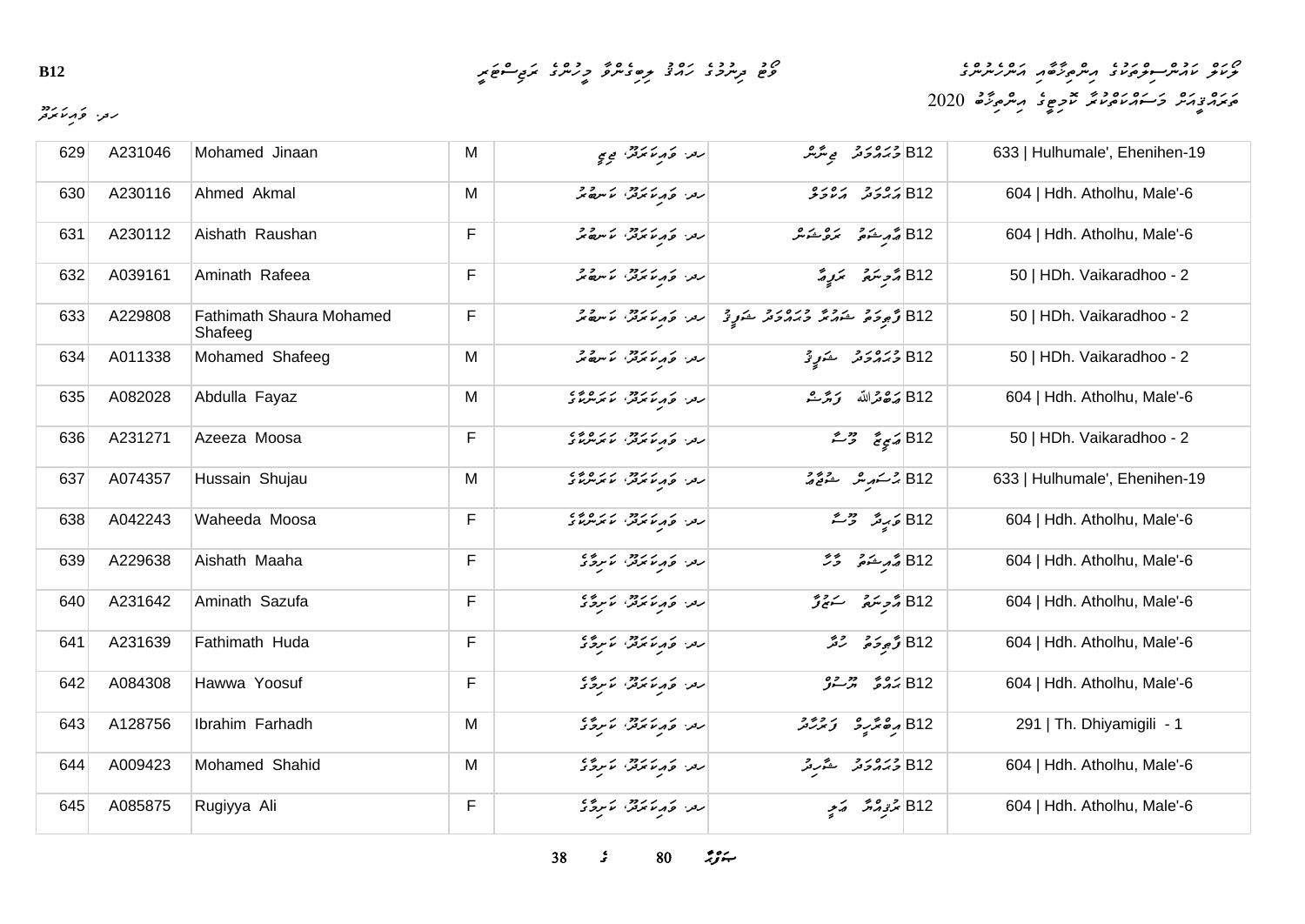| 629 | A231046 | Mohamed Jinaan | M | رهن، ځه رسم متونه، مع مح | B12 وَيَرْدُوَ مِنْ مِعِ مِرْسَّمْرُ | 633 \| Hulhumale', Ehenihen-19 |
|---|---|---|---|---|---|---|
| 630 | A230116 | Ahmed Akmal | M | رهن، ځه رسم متونه، ناسرچ بر | B12 رَبْرُوَتْرُ رَبَّرْوَ وُ | 604 \| Hdh. Atholhu, Male'-6 |
| 631 | A230112 | Aishath Raushan | F | رهن، ځه رسم متونه، ناسرچ بر | B12 مَّهْرِ شَوَّمُ مَرَوْ شَوَسْرُ | 604 \| Hdh. Atholhu, Male'-6 |
| 632 | A039161 | Aminath Rafeea | F | رهن، ځه رسم متونه، ناسرچ بر | B12 مَّرْحِ سَرَّمُ مَرْوِ مَّهُ | 50 \| HDh. Vaikaradhoo - 2 |
| 633 | A229808 | Fathimath Shaura Mohamed Shafeeg | F | رهن، ځه رسم متونه، ناسرچ بر | B12 وَّجِعُوَ مُ شَهْرُ مُرْ وَبَرْدُوَ مِنْ شَوْرِ تُو | 50 \| HDh. Vaikaradhoo - 2 |
| 634 | A011338 | Mohamed Shafeeg | M | رهن، ځه رسم متونه، ناسرچ بر | B12 وَبَرْدُوَ مِنْ شَوْرِ تُو | 50 \| HDh. Vaikaradhoo - 2 |
| 635 | A082028 | Abdulla Fayaz | M | رهن، ځه رسم متونه، نامر سربوی | B12 مَرْ صَوْرِ اللّهُ وَ مَرْ شَّهُ | 604 \| Hdh. Atholhu, Male'-6 |
| 636 | A231271 | Azeeza Moosa | F | رهن، ځه رسم متونه، نامر سربوی | B12 مَبِيحٌ وْ شَّ | 50 \| HDh. Vaikaradhoo - 2 |
| 637 | A074357 | Hussain Shujau | M | رهن، ځه رسم متونه، نامر سربوی | B12 مِرْ شَهْرِ سَرْ شُوَ تَحْ مَّهُ | 633 \| Hulhumale', Ehenihen-19 |
| 638 | A042243 | Waheeda Moosa | F | رهن، ځه رسم متونه، نامر سربوی | B12 وَبِيِّرُ وْ شَّ | 604 \| Hdh. Atholhu, Male'-6 |
| 639 | A229638 | Aishath Maaha | F | رهن، ځه رسم متونه، نامروی | B12 مَّهْرِ شَوَّمُ وَّرَّ | 604 \| Hdh. Atholhu, Male'-6 |
| 640 | A231642 | Aminath Sazufa | F | رهن، ځه رسم متونه، نامروی | B12 مَّرْحِ سَرَّمُ سَهْجَوَّ | 604 \| Hdh. Atholhu, Male'-6 |
| 641 | A231639 | Fathimath Huda | F | رهن، ځه رسم متونه، نامروی | B12 وَّجِعُوَ مُ رْ تَرْ | 604 \| Hdh. Atholhu, Male'-6 |
| 642 | A084308 | Hawwa Yoosuf | F | رهن، ځه رسم متونه، نامروی | B12 بَرْدُوَّ مِرْ شُوْ | 604 \| Hdh. Atholhu, Male'-6 |
| 643 | A128756 | Ibrahim Farhadh | M | رهن، ځه رسم متونه، نامروی | B12 مِرْ صَوَّرِ وْ وَ مَرْرَّ تَرْ | 291 \| Th. Dhiyamigili - 1 |
| 644 | A009423 | Mohamed Shahid | M | رهن، ځه رسم متونه، نامروی | B12 وَبَرْدُوَ مِنْ شَّهْرِ تَرْ | 604 \| Hdh. Atholhu, Male'-6 |
| 645 | A085875 | Rugiyya Ali | F | رهن، ځه رسم متونه، نامروی | B12 مَرْ تَوْمُ مَّرْ مَرْجِ | 604 \| Hdh. Atholhu, Male'-6 |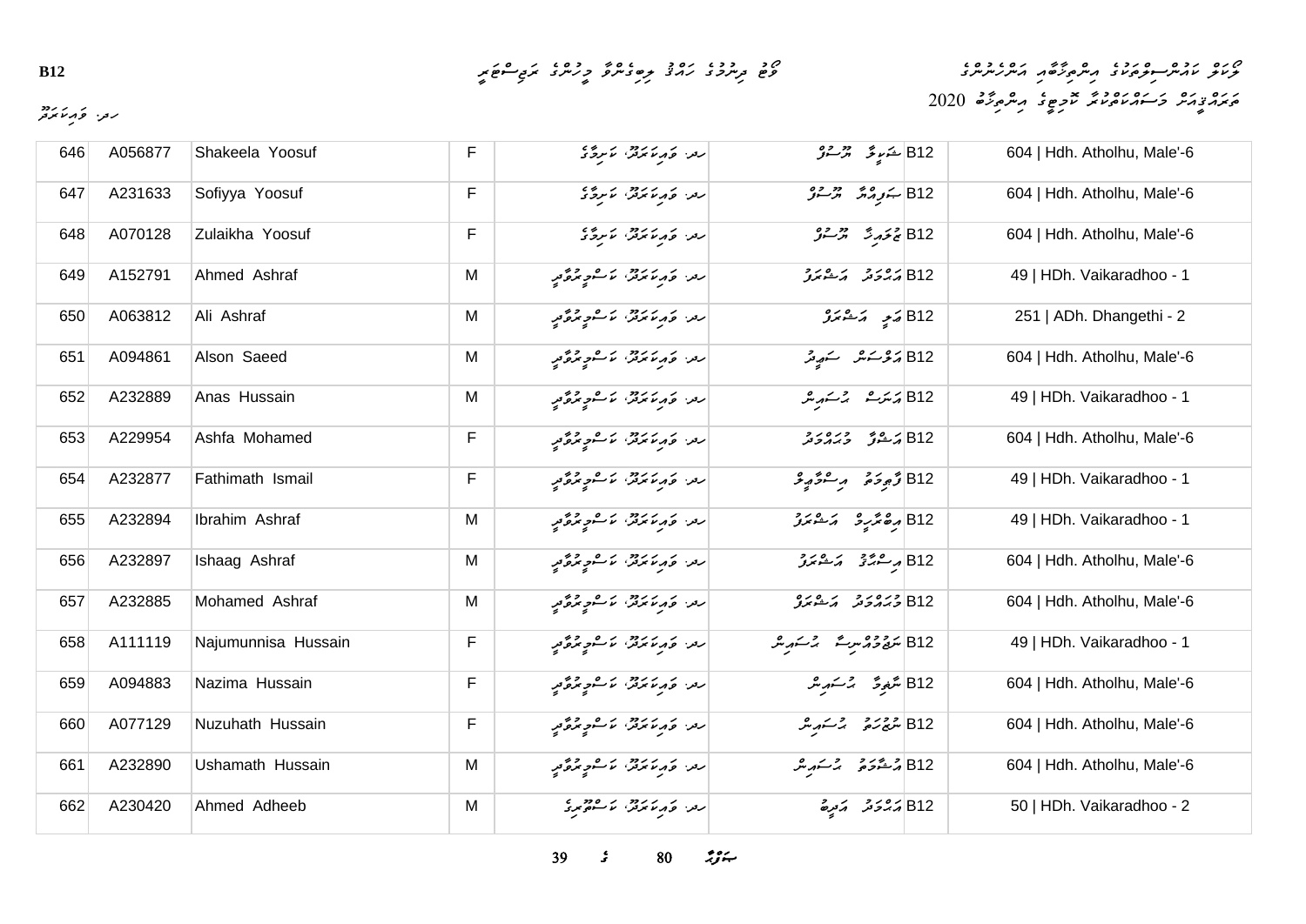| 646 | A056877 | Shakeela Yoosuf | F | رىز، ئۇرىئەترىق، ئائىرى ئى | B12 شَرِيَّ تَرْسُوْ | 604 \| Hdh. Atholhu, Male'-6 |
|---|---|---|---|---|---|---|
| 647 | A231633 | Sofiyya Yoosuf | F | رىز، ئۇرىئەترىق، ئائىرى ئى | B12 بِسَوِرْمَرَّ تَرْسُوْ | 604 \| Hdh. Atholhu, Male'-6 |
| 648 | A070128 | Zulaikha Yoosuf | F | رىز، ئۇرىئەترىق، ئائىرى ئى | B12 تَحْرَمِرَّ تَرْسُوْ | 604 \| Hdh. Atholhu, Male'-6 |
| 649 | A152791 | Ahmed Ashraf | M | رىز، ئۇرىئەترىق، ئاسمو ترى ئو ئىر | B12 مَرْحَمَد مَسْرَرُ | 49 \| HDh. Vaikaradhoo - 1 |
| 650 | A063812 | Ali Ashraf | M | رىز، ئۇرىئەترىق، ئاسمو ترى ئو ئىر | B12 مَحِي مَسْرَرُ | 251 \| ADh. Dhangethi - 2 |
| 651 | A094861 | Alson Saeed | M | رىز، ئۇرىئەترىق، ئاسمو ترى ئو ئىر | B12 مَرْوِسَرْسَرْ سَمِيدْ | 604 \| Hdh. Atholhu, Male'-6 |
| 652 | A232889 | Anas Hussain | M | رىز، ئۇرىئەترىق، ئاسمو ترى ئو ئىر | B12 مَسَرَسْ بْرُسَمِيرْسْ | 49 \| HDh. Vaikaradhoo - 1 |
| 653 | A229954 | Ashfa Mohamed | F | رىز، ئۇرىئەترىق، ئاسمو ترى ئو ئىر | B12 مَشْوَّ وَبَرَمْرَرْ | 604 \| Hdh. Atholhu, Male'-6 |
| 654 | A232877 | Fathimath Ismail | F | رىز، ئۇرىئەترىق، ئاسمو ترى ئو ئىر | B12 تَوْجِحَرْ مِرْسْوَّمِيوْ | 49 \| HDh. Vaikaradhoo - 1 |
| 655 | A232894 | Ibrahim Ashraf | M | رىز، ئۇرىئەترىق، ئاسمو ترى ئو ئىر | B12 مِرْصَمَّرِرْ مَسْرَرُ | 49 \| HDh. Vaikaradhoo - 1 |
| 656 | A232897 | Ishaag Ashraf | M | رىز، ئۇرىئەترىق، ئاسمو ترى ئو ئىر | B12 مِرْسَرْمَرْ مَسْرَرُ | 604 \| Hdh. Atholhu, Male'-6 |
| 657 | A232885 | Mohamed Ashraf | M | رىز، ئۇرىئەترىق، ئاسمو ترى ئو ئىر | B12 وَبَرَمْرَرْ مَسْرَرُ | 604 \| Hdh. Atholhu, Male'-6 |
| 658 | A111119 | Najumunnisa Hussain | F | رىز، ئۇرىئەترىق، ئاسمو ترى ئو ئىر | B12 سَرْحَوْمِرْسِرْسْ بْرُسَمِيرْسْ | 49 \| HDh. Vaikaradhoo - 1 |
| 659 | A094883 | Nazima Hussain | F | رىز، ئۇرىئەترىق، ئاسمو ترى ئو ئىر | B12 سَّبِوَّ بْرُسَمِيرْسْ | 604 \| Hdh. Atholhu, Male'-6 |
| 660 | A077129 | Nuzuhath Hussain | F | رىز، ئۇرىئەترىق، ئاسمو ترى ئو ئىر | B12 سْرَحْرَرْ بْرُسَمِيرْسْ | 604 \| Hdh. Atholhu, Male'-6 |
| 661 | A232890 | Ushamath Hussain | M | رىز، ئۇرىئەترىق، ئاسمو ترى ئو ئىر | B12 مْشَوَرْ بْرُسَمِيرْسْ | 604 \| Hdh. Atholhu, Male'-6 |
| 662 | A230420 | Ahmed Adheeb | M | رىز، ئۇرىئەترىق، ئاسمو ترى | B12 مَرْحَمَد مَسِرِصْ | 50 \| HDh. Vaikaradhoo - 2 |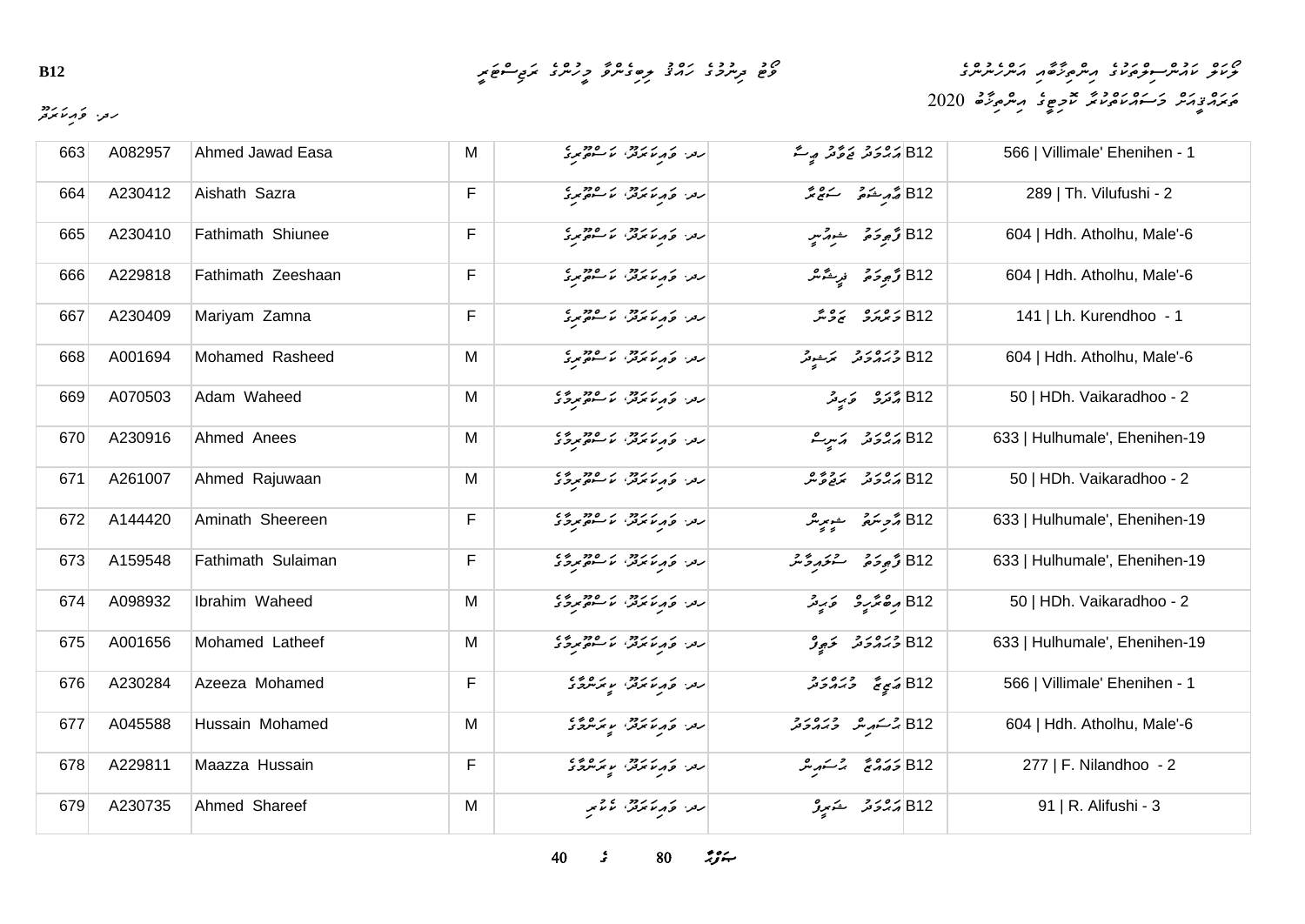| 663 | A082957 | Ahmed Jawad Easa | M | رىر. ئۇرىئەترىق، ئاسقۇمرى | B12 ئەرەۋەتر ئەقەتر مەيتە | 566 \| Villimale' Ehenihen - 1 |
|---|---|---|---|---|---|---|
| 664 | A230412 | Aishath Sazra | F | رىر. ئۇرىئەترىق، ئاسقۇمرى | B12 ئەرشەتە سەنجىتىر | 289 \| Th. Vilufushi - 2 |
| 665 | A230410 | Fathimath Shiunee | F | رىر. ئۇرىئەترىق، ئاسقۇمرى | B12 ئۇجوخۇ شىرۇسىر | 604 \| Hdh. Atholhu, Male'-6 |
| 666 | A229818 | Fathimath Zeeshaan | F | رىر. ئۇرىئەترىق، ئاسقۇمرى | B12 ئۇجوخۇ فرىشقىر | 604 \| Hdh. Atholhu, Male'-6 |
| 667 | A230409 | Mariyam Zamna | F | رىر. ئۇرىئەترىق، ئاسقۇمرى | B12 ئەتەمرى ئەخرى | 141 \| Lh. Kurendhoo - 1 |
| 668 | A001694 | Mohamed Rasheed | M | رىر. ئۇرىئەترىق، ئاسقۇمرى | B12 ئەرەئەتر ئەشىر | 604 \| Hdh. Atholhu, Male'-6 |
| 669 | A070503 | Adam Waheed | M | رىر. ئۇرىئەترىق، ئاسقۇمرىۋى | B12 ئەترى ئەيتر | 50 \| HDh. Vaikaradhoo - 2 |
| 670 | A230916 | Ahmed Anees | M | رىر. ئۇرىئەترىق، ئاسقۇمرىۋى | B12 ئەرەئەتر ئەسرىسە | 633 \| Hulhumale', Ehenihen-19 |
| 671 | A261007 | Ahmed Rajuwaan | M | رىر. ئۇرىئەترىق، ئاسقۇمرىۋى | B12 ئەرەئەتر ئەرقەئەمر | 50 \| HDh. Vaikaradhoo - 2 |
| 672 | A144420 | Aminath Sheereen | F | رىر. ئۇرىئەترىق، ئاسقۇمرىۋى | B12 ئەچرىئەتە شىپرىر | 633 \| Hulhumale', Ehenihen-19 |
| 673 | A159548 | Fathimath Sulaiman | F | رىر. ئۇرىئەترىق، ئاسقۇمرىۋى | B12 ئۇجوخۇ سەئەرىئىر | 633 \| Hulhumale', Ehenihen-19 |
| 674 | A098932 | Ibrahim Waheed | M | رىر. ئۇرىئەترىق، ئاسقۇمرىۋى | B12 مەھئەرىۋ ئەيتر | 50 \| HDh. Vaikaradhoo - 2 |
| 675 | A001656 | Mohamed Latheef | M | رىر. ئۇرىئەترىق، ئاسقۇمرىۋى | B12 ئەرەئەتر ئەجوئ | 633 \| Hulhumale', Ehenihen-19 |
| 676 | A230284 | Azeeza Mohamed | F | رىر. ئۇرىئەترىق، بويترىرۇۋى | B12 ئەسپىج ئەرەئەتر | 566 \| Villimale' Ehenihen - 1 |
| 677 | A045588 | Hussain Mohamed | M | رىر. ئۇرىئەترىق، بويترىرۇۋى | B12 ئەسكەرىر ئەرەئەتر | 604 \| Hdh. Atholhu, Male'-6 |
| 678 | A229811 | Maazza Hussain | F | رىر. ئۇرىئەترىق، بويترىرۇۋى | B12 ئەمەرى ئەسكەرىر | 277 \| F. Nilandhoo - 2 |
| 679 | A230735 | Ahmed Shareef | M | رىر. ئۇرىئەترىق، ئائىر | B12 ئەرەئەتر شەمرۇ | 91 \| R. Alifushi - 3 |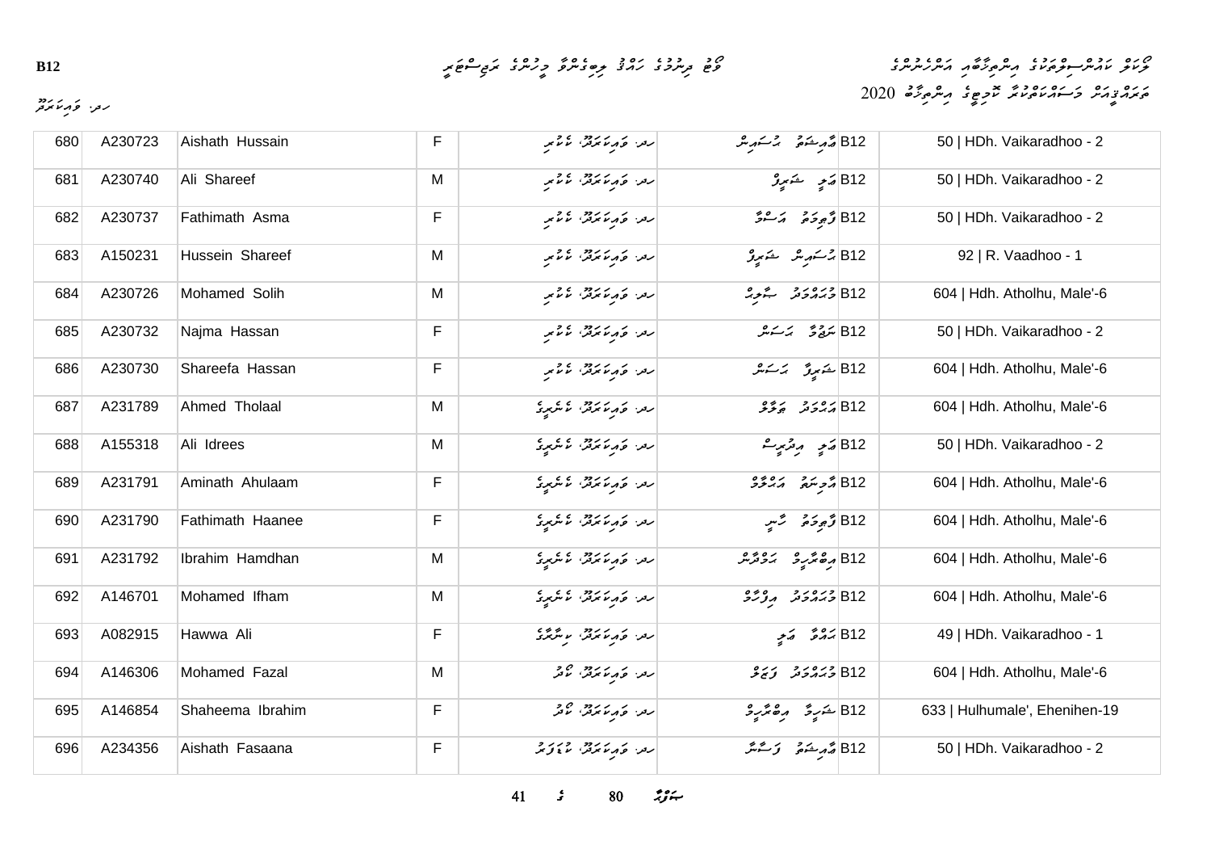| 680 | A230723 | Aishath Hussain | F | رى، ئەرىئەتەر، ، ،مىر | B12 مەم شەھ برستىرىش | 50 \| HDh. Vaikaradhoo - 2 |
|---|---|---|---|---|---|---|
| 681 | A230740 | Ali Shareef | M | رى، ئەرىئەتەر، ، ،مىر | B12 مَرِ شَمِرِوْ | 50 \| HDh. Vaikaradhoo - 2 |
| 682 | A230737 | Fathimath Asma | F | رى، ئەرىئەتەر، ، ،مىر | B12 ژَجِرَة مَ سُوَّ | 50 \| HDh. Vaikaradhoo - 2 |
| 683 | A150231 | Hussein Shareef | M | رى، ئەرىئەتەر، ، ،مىر | B12 جُسَمرِ شَ شَمِرِوْ | 92 \| R. Vaadhoo - 1 |
| 684 | A230726 | Mohamed Solih | M | رى، ئەرىئەتەر، ، ،مىر | B12 وبرەرو بگورە | 604 \| Hdh. Atholhu, Male'-6 |
| 685 | A230732 | Najma Hassan | F | رى، ئەرىئەتەر، ، ،مىر | B12 سَرَحٌ وَ بَرَسَسْ | 50 \| HDh. Vaikaradhoo - 2 |
| 686 | A230730 | Shareefa Hassan | F | رى، ئەرىئەتەر، ، ،مىر | B12 شَمِرِوٌ بَرَسَسْ | 604 \| Hdh. Atholhu, Male'-6 |
| 687 | A231789 | Ahmed Tholaal | M | رى، ئەرىئەتەر، ، ،مىرىدى | B12 مَ بْرُونْر بِرْوَّرْ | 604 \| Hdh. Atholhu, Male'-6 |
| 688 | A155318 | Ali Idrees | M | رى، ئەرىئەتەر، ، ،مىرىدى | B12 مَرِ مِتْرِبِرِ | 50 \| HDh. Vaikaradhoo - 2 |
| 689 | A231791 | Aminath Ahulaam | F | رى، ئەرىئەتەر، ، ،مىرىدى | B12 مَّرِسَمَ مَرْوَوْ | 604 \| Hdh. Atholhu, Male'-6 |
| 690 | A231790 | Fathimath Haanee | F | رى، ئەرىئەتەر، ، ،مىرىدى | B12 رُجِرَة رَّسِ | 604 \| Hdh. Atholhu, Male'-6 |
| 691 | A231792 | Ibrahim Hamdhan | M | رى، ئەرىئەتەر، ، ،مىرىدى | B12 مِرْ ھُمَّرِ وُ بَرْوْتَرْسْ | 604 \| Hdh. Atholhu, Male'-6 |
| 692 | A146701 | Mohamed Ifham | M | رى، ئەرىئەتەر، ، ،مىرىدى | B12 وبرەرو مِوْرَّوْ | 604 \| Hdh. Atholhu, Male'-6 |
| 693 | A082915 | Hawwa Ali | F | رى، ئەرىئەتەر، بوشرىرى | B12 بَرْوْ مَرِ | 49 \| HDh. Vaikaradhoo - 1 |
| 694 | A146306 | Mohamed Fazal | M | رى، ئەرىئەتەر، ، ،قر | B12 وبرەرو وَتَرَو | 604 \| Hdh. Atholhu, Male'-6 |
| 695 | A146854 | Shaheema Ibrahim | F | رى، ئەرىئەتەر، ، ،قر | B12 شَرِدَّ مِرْ ھُمَّرِ وُ | 633 \| Hulhumale', Ehenihen-19 |
| 696 | A234356 | Aishath Fasaana | F | رى، ئەرىئەتەر، ، ،ورىر | B12 مَّرِ شَمَرْ وَسَّمَّرْ | 50 \| HDh. Vaikaradhoo - 2 |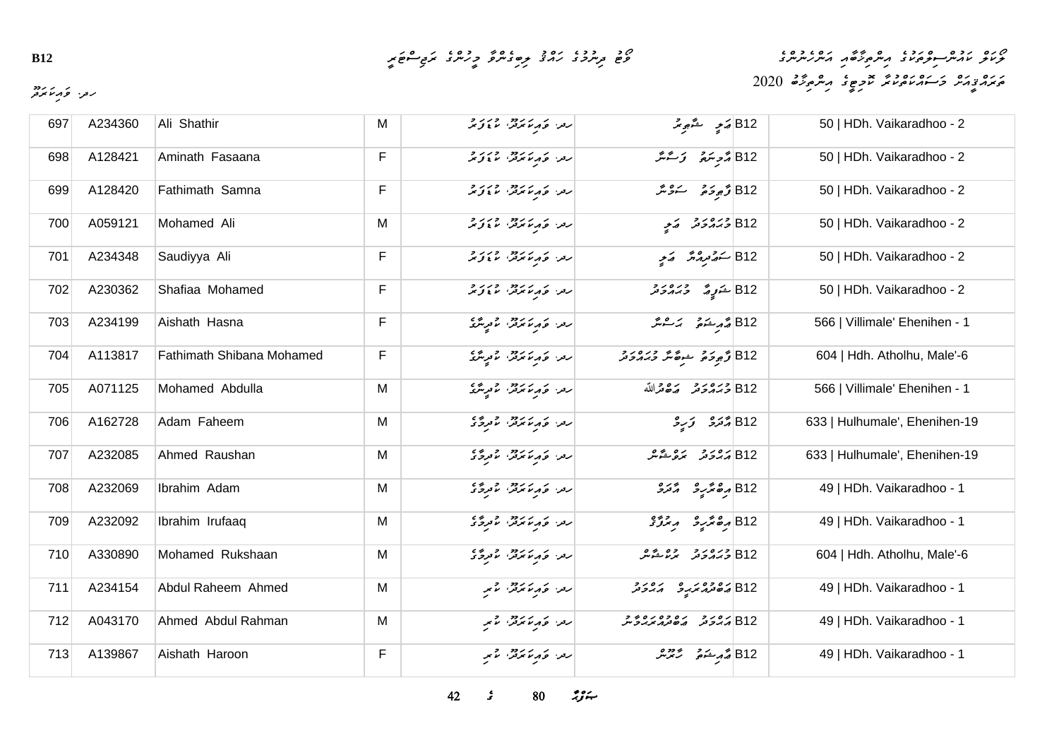| 697 | A234360 | Ali Shathir | M | رىر. ئەرىئەتتىر، ئاغۇتر | B12 ﺃﺭَﻭِ ﺷَّﻬِﺮ | 50 \| HDh. Vaikaradhoo - 2 |
|---|---|---|---|---|---|---|
| 698 | A128421 | Aminath Fasaana | F | رىر. ئەرىئەتتىر، ئاغۇتر | B12 ﺃﺭَّﻭِﺳَﺭَﻫْ ﻭَﺳَّﺳَّﺮ | 50 \| HDh. Vaikaradhoo - 2 |
| 699 | A128420 | Fathimath Samna | F | رىر. ئەرىئەتتىر، ئاغۇتر | B12 ﻭَّﻫِﻭَﻣْ ﺳَﻭْﺳَّ | 50 \| HDh. Vaikaradhoo - 2 |
| 700 | A059121 | Mohamed Ali | M | رىر. ئەرىئەتتىر، ئاغۇتر | B12 ﺩِﺭَﺭْﺩَﺭْ ﺃﺭَﻭِ | 50 \| HDh. Vaikaradhoo - 2 |
| 701 | A234348 | Saudiyya Ali | F | رىر. ئەرىئەتتىر، ئاغۇتر | B12 ﺳَﺭُﻫِﺭْﺭَﺳَّ ﺃﺭَﻭِ | 50 \| HDh. Vaikaradhoo - 2 |
| 702 | A230362 | Shafiaa Mohamed | F | رىر. ئەرىئەتتىر، ئاغۇتر | B12 ﺷَﻮِﺭَّ ﺩِﺭَﺭْﺩَﺭْ | 50 \| HDh. Vaikaradhoo - 2 |
| 703 | A234199 | Aishath Hasna | F | رىر. ئەرىئەتتىر، ئاغرىترى | B12 ﺃﺭَّﺭِﺷَﺭَﻫْ ﺭَﺳْﺳَّ | 566 \| Villimale' Ehenihen - 1 |
| 704 | A113817 | Fathimath Shibana Mohamed | F | رىر. ئەرىئەتتىر، ئاغرىترى | B12 ﻭَّﻫِﻭَﻣْ ﺷِﺮَّﺳَّ ﺩِﺭَﺭْﺩَﺭْ | 604 \| Hdh. Atholhu, Male'-6 |
| 705 | A071125 | Mohamed Abdulla | M | رىر. ئەرىئەتتىر، ئاغرىترى | B12 ﺩِﺭَﺭْﺩَﺭْ ﺃﺭَﺭْﻫُﻭَّﺍﻟﻠﻪ | 566 \| Villimale' Ehenihen - 1 |
| 706 | A162728 | Adam Faheem | M | رىر. ئەرىئەتتىر، ئاغرىرى | B12 ﺃﺭَّﺭَﺭْ ﻭَﺭِﻭْ | 633 \| Hulhumale', Ehenihen-19 |
| 707 | A232085 | Ahmed Raushan | M | رىر. ئەرىئەتتىر، ئاغرىرى | B12 ﺃﺭْﺭَﻭَﺭْ ﺭَﺭْﺷَّﺳْ | 633 \| Hulhumale', Ehenihen-19 |
| 708 | A232069 | Ibrahim Adam | M | رىر. ئەرىئەتتىر، ئاغرىرى | B12 ﺭِﻫَّﺭَّﺭِﻭْ ﺃﺭَّﺭَﺭْ | 49 \| HDh. Vaikaradhoo - 1 |
| 709 | A232092 | Ibrahim Irufaaq | M | رىر. ئەرىئەتتىر، ئاغرىرى | B12 ﺭِﻫَّﺭَّﺭِﻭْ ﺭِﺭُﻭَّﺭْ | 49 \| HDh. Vaikaradhoo - 1 |
| 710 | A330890 | Mohamed Rukshaan | M | رىر. ئەرىئەتتىر، ئاغرىرى | B12 ﺩِﺭَﺭْﺩَﺭْ ﺭُﺭْﺷَّﺳْ | 604 \| Hdh. Atholhu, Male'-6 |
| 711 | A234154 | Abdul Raheem Ahmed | M | رىر. ئەرىئەتتىر، ئاغر | B12 ﺃﺭَﺭْﻫُﺭْﺭَﺭِﻭْ ﺃﺭْﺭَﻭَﺭْ | 49 \| HDh. Vaikaradhoo - 1 |
| 712 | A043170 | Ahmed Abdul Rahman | M | رىر. ئەرىئەتتىر، ئاغر | B12 ﺃﺭْﺭَﻭَﺭْ ﺃﺭَﺭْﻫُﺭْﺭَﺭْﻭَّﺳْ | 49 \| HDh. Vaikaradhoo - 1 |
| 713 | A139867 | Aishath Haroon | F | رىر. ئەرىئەتتىر، ئاغر | B12 ﺃﺭَّﺭِﺷَﺭَﻫْ ﺭَّﺭُﺭْ | 49 \| HDh. Vaikaradhoo - 1 |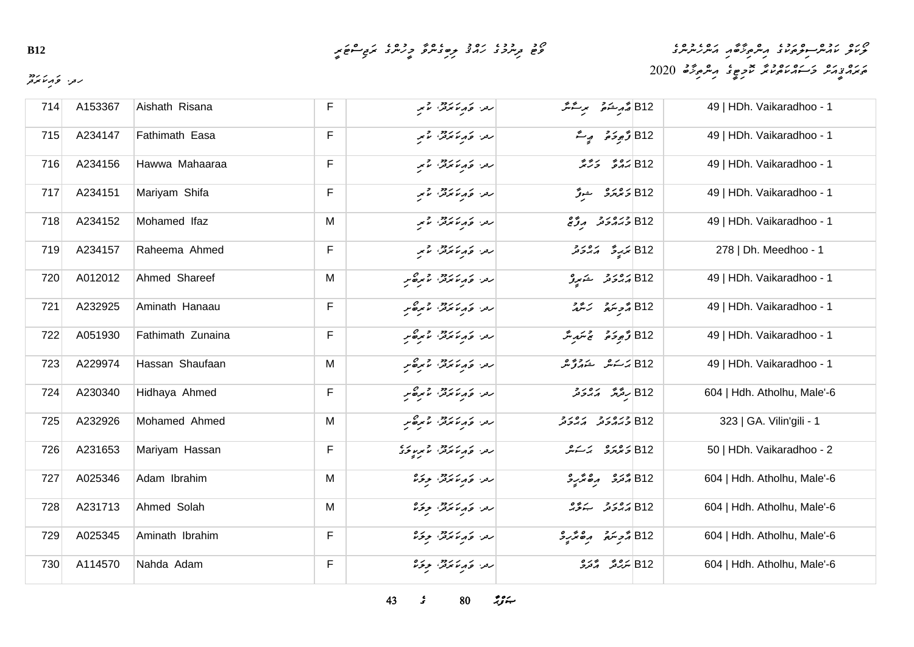| 714 | A153367 | Aishath Risana | F | رعر· وَمِرىَ بَرَيْرٌ، عُمِرِ | B12 مُحَمِّدْتَهُمْ بِرِسَّتَرُ | 49 \| HDh. Vaikaradhoo - 1 |
|---|---|---|---|---|---|---|
| 715 | A234147 | Fathimath Easa | F | رعر· وَمِرىَ بَرَيْرٌ، عُمِرِ | B12 تَرْجِوحَمْ مِيسَّ | 49 \| HDh. Vaikaradhoo - 1 |
| 716 | A234156 | Hawwa Mahaaraa | F | رعر· وَمِرىَ بَرَيْرٌ، عُمِرِ | B12 بَرْدُوَّ وَرَّسَّ | 49 \| HDh. Vaikaradhoo - 1 |
| 717 | A234151 | Mariyam Shifa | F | رعر· وَمِرىَ بَرَيْرٌ، عُمِرِ | B12 وَسْرَمَرْدْ شِوَرَّ | 49 \| HDh. Vaikaradhoo - 1 |
| 718 | A234152 | Mohamed Ifaz | M | رعر· وَمِرىَ بَرَيْرٌ، عُمِرِ | B12 وَبَرْمُودَرْ مِرْوَّجْ | 49 \| HDh. Vaikaradhoo - 1 |
| 719 | A234157 | Raheema Ahmed | F | رعر· وَمِرىَ بَرَيْرٌ، عُمِرِ | B12 بَرَبِرِدَّ مَرْدُدَرْ | 278 \| Dh. Meedhoo - 1 |
| 720 | A012012 | Ahmed Shareef | M | رعر· وَمِرىَ بَرَيْرٌ، عُمِرِ صَحْرِ | B12 مَرْدُدَرْ شَمَرِدْ | 49 \| HDh. Vaikaradhoo - 1 |
| 721 | A232925 | Aminath Hanaau | F | رعر· وَمِرىَ بَرَيْرٌ، عُمِرِ صَحْرِ | B12 مُحَحِسَّمْ رَسَّدْ | 49 \| HDh. Vaikaradhoo - 1 |
| 722 | A051930 | Fathimath Zunaina | F | رعر· وَمِرىَ بَرَيْرٌ، عُمِرِ صَحْرِ | B12 تَرْجِوحَمْ جُسَّمِرِسَّرُ | 49 \| HDh. Vaikaradhoo - 1 |
| 723 | A229974 | Hassan Shaufaan | M | رعر· وَمِرىَ بَرَيْرٌ، عُمِرِ صَحْرِ | B12 بَرْسَسْرُ شَمُرْوَّسْرُ | 49 \| HDh. Vaikaradhoo - 1 |
| 724 | A230340 | Hidhaya Ahmed | F | رعر· وَمِرىَ بَرَيْرٌ، عُمِرِ صَحْرِ | B12 رِمْرَّدَّ مَرْدُدَرْ | 604 \| Hdh. Atholhu, Male'-6 |
| 725 | A232926 | Mohamed Ahmed | M | رعر· وَمِرىَ بَرَيْرٌ، عُمِرِ صَحْرِ | B12 وَبَرْمُودَرْ مَرْدُدَرْ | 323 \| GA. Vilin'gili - 1 |
| 726 | A231653 | Mariyam Hassan | F | رعر· وَمِرىَ بَرَيْرٌ، عُمِرِ بِرِوْدَ | B12 وَسْرَمَرْدْ بَرَسَسْرُ | 50 \| HDh. Vaikaradhoo - 2 |
| 727 | A025346 | Adam Ibrahim | M | رعر· وَمِرىَ بَرَيْرٌ، وِرَسْ | B12 مُحَمَرْدْ مِرْهَمُحْرِدْ | 604 \| Hdh. Atholhu, Male'-6 |
| 728 | A231713 | Ahmed Solah | M | رعر· وَمِرىَ بَرَيْرٌ، وِرَسْ | B12 مَرْدُدَرْ سِحَّرْ | 604 \| Hdh. Atholhu, Male'-6 |
| 729 | A025345 | Aminath Ibrahim | F | رعر· وَمِرىَ بَرَيْرٌ، وِرَسْ | B12 مُحَحِسَّمْ مِرْهَمُحْرِدْ | 604 \| Hdh. Atholhu, Male'-6 |
| 730 | A114570 | Nahda Adam | F | رعر· وَمِرىَ بَرَيْرٌ، وِرَسْ | B12 سَرْرْتَرُ مُحَمَرْدْ | 604 \| Hdh. Atholhu, Male'-6 |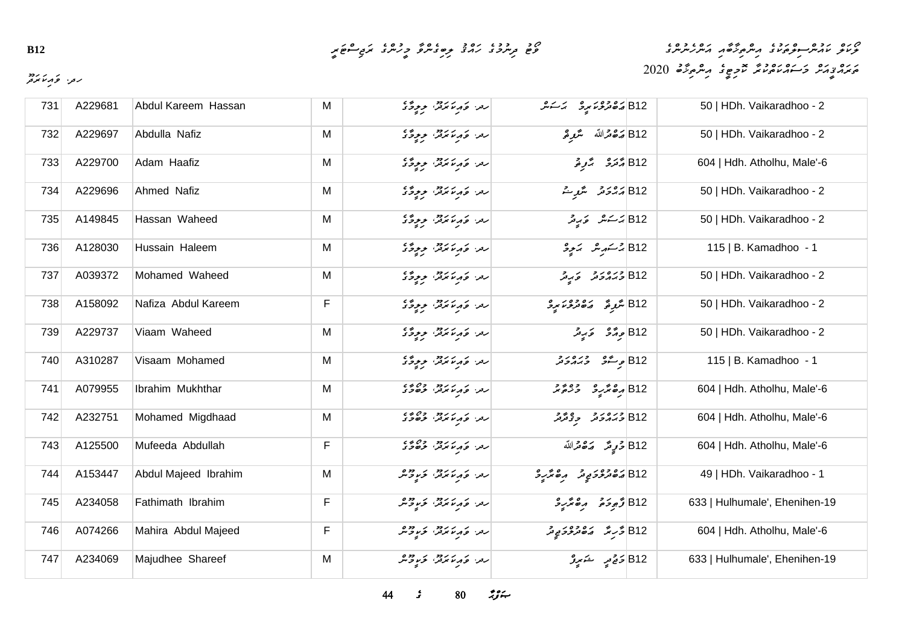| 731 | A229681 | Abdul Kareem Hassan | M | رىر. ئەرىئەتكەنى ئورۇگە | B12 مەھىرى ئەيرى ئەسەنى | 50 \| HDh. Vaikaradhoo - 2 |
|---|---|---|---|---|---|---|
| 732 | A229697 | Abdulla Nafiz | M | رىر. ئەرىئەتكەنى ئورۇگە | B12 مَەھْتَراللە سَرُوِھُ | 50 \| HDh. Vaikaradhoo - 2 |
| 733 | A229700 | Adam Haafiz | M | رىر. ئەرىئەتكەنى ئورۇگە | B12 مُحَرِّدُ بُرُوِ مِحْ | 604 \| Hdh. Atholhu, Male'-6 |
| 734 | A229696 | Ahmed Nafiz | M | رىر. ئەرىئەتكەنى ئورۇگە | B12 مَرْدَوَتْر سَّرُوِ شْ | 50 \| HDh. Vaikaradhoo - 2 |
| 735 | A149845 | Hassan Waheed | M | رىر. ئەرىئەتكەنى ئورۇگە | B12 بَرَسَسْ وَبِرِتْر | 50 \| HDh. Vaikaradhoo - 2 |
| 736 | A128030 | Hussain Haleem | M | رىر. ئەرىئەتكەنى ئورۇگە | B12 بِرْسَمِرِ سُر بَرَوِرُ | 115 \| B. Kamadhoo - 1 |
| 737 | A039372 | Mohamed Waheed | M | رىر. ئەرىئەتكەنى ئورۇگە | B12 وُبَرُمْرُو وَبِرِتْر | 50 \| HDh. Vaikaradhoo - 2 |
| 738 | A158092 | Nafiza Abdul Kareem | F | رىر. ئەرىئەتكەنى ئورۇگە | B12 سَّرُوِ ئِہ مَەھْرُوَمَبِرُو | 50 \| HDh. Vaikaradhoo - 2 |
| 739 | A229737 | Viaam Waheed | M | رىر. ئەرىئەتكەنى ئورۇگە | B12 وِمَرُو وَبِرِتْر | 50 \| HDh. Vaikaradhoo - 2 |
| 740 | A310287 | Visaam Mohamed | M | رىر. ئەرىئەتكەنى ئورۇگە | B12 وِسَّو وُبَرُمْرُو | 115 \| B. Kamadhoo - 1 |
| 741 | A079955 | Ibrahim Mukhthar | M | رىر. ئەرىئەتكەنى ئوھۇدى | B12 مِرھ ئِرُبِرُو وُرْسُو بْر | 604 \| Hdh. Atholhu, Male'-6 |
| 742 | A232751 | Mohamed Migdhaad | M | رىر. ئەرىئەتكەنى ئوھۇدى | B12 وُبَرُمْرُو وِزْمَرْمُ | 604 \| Hdh. Atholhu, Male'-6 |
| 743 | A125500 | Mufeeda Abdullah | F | رىر. ئەرىئەتكەنى ئوھۇدى | B12 وُوِيِمْ مَەھْتَراللە | 604 \| Hdh. Atholhu, Male'-6 |
| 744 | A153447 | Abdul Majeed Ibrahim | M | رىر. ئەرىئەتكەنى ئوبِرْدُمْر | B12 مَەھْرُوْرُوَ ئِپِرُ مِرھ ئِرُبِرُو | 49 \| HDh. Vaikaradhoo - 1 |
| 745 | A234058 | Fathimath Ibrahim | F | رىر. ئەرىئەتكەنى ئوبِرْدُمْر | B12 وُّجِوَرُمْ مِرھ ئِرُبِرُو | 633 \| Hulhumale', Ehenihen-19 |
| 746 | A074266 | Mahira Abdul Majeed | F | رىر. ئەرىئەتكەنى ئوبِرْدُمْر | B12 وُّبِرِ ئِمْ مَەھْرُوْرُوَ ئِپِرُ | 604 \| Hdh. Atholhu, Male'-6 |
| 747 | A234069 | Majudhee Shareef | M | رىر. ئەرىئەتكەنى ئوبِرْدُمْر | B12 وَمْتَمِ شَمَبِرُو | 633 \| Hulhumale', Ehenihen-19 |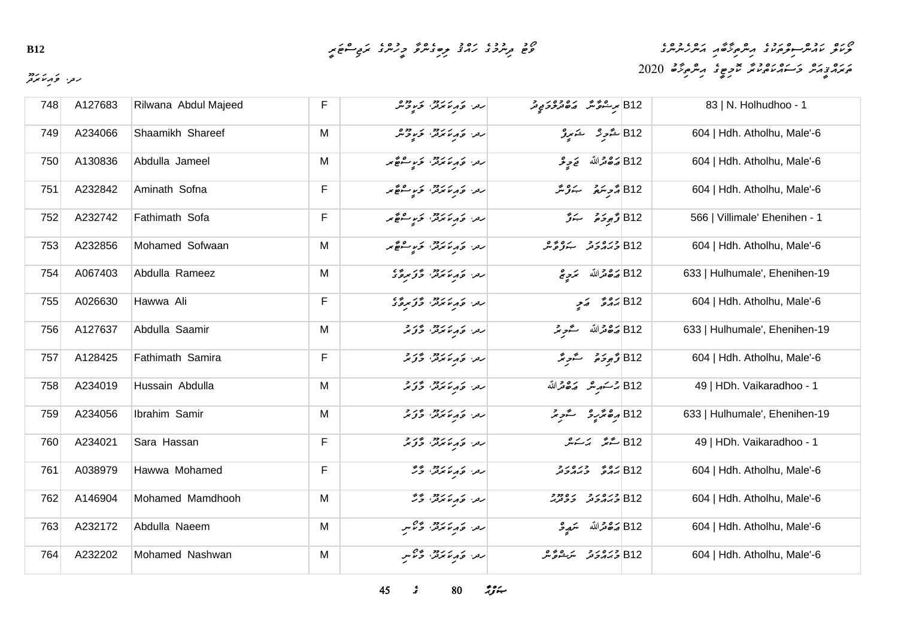| 748 | A127683 | Rilwana Abdul Majeed | F | رىر· ۋەرىئەترىقر، ئۆيەدىگر | B12 برىشۇگىر ئەھەتردىر قەربىر | 83 \| N. Holhudhoo - 1 |
|---|---|---|---|---|---|---|
| 749 | A234066 | Shaamikh Shareef | M | رىر· ۋەرىئەترىقر، ئۆيەدىگر | B12 ڪُورِ ڪَمَرِو | 604 \| Hdh. Atholhu, Male'-6 |
| 750 | A130836 | Abdulla Jameel | M | رىر· ۋەرىئەترىقر، ئۆيەشقەتر | B12 ئەھەقراللە ئەج ۋ | 604 \| Hdh. Atholhu, Male'-6 |
| 751 | A232842 | Aminath Sofna | F | رىر· ۋەرىئەترىقر، ئۆيەشقەتر | B12 ئەجرىئىرى سۇۋىگر | 604 \| Hdh. Atholhu, Male'-6 |
| 752 | A232742 | Fathimath Sofa | F | رىر· ۋەرىئەترىقر، ئۆيەشقەتر | B12 ئۇجوۋە سۇقۇ | 566 \| Villimale' Ehenihen - 1 |
| 753 | A232856 | Mohamed Sofwaan | M | رىر· ۋەرىئەترىقر، ئۆيەشقەتر | B12 ۋىيەۋرقر سۇۋۇگر | 604 \| Hdh. Atholhu, Male'-6 |
| 754 | A067403 | Abdulla Rameez | M | رىر· ۋەرىئەترىقر، ۋوئىرىۋى | B12 ئەھەقراللە ترىرىچ | 633 \| Hulhumale', Ehenihen-19 |
| 755 | A026630 | Hawwa Ali | F | رىر· ۋەرىئەترىقر، ۋوئىرىۋى | B12 ئەرۋ ئەچ | 604 \| Hdh. Atholhu, Male'-6 |
| 756 | A127637 | Abdulla Saamir | M | رىر· ۋەرىئەترىقر، ۋۇتر | B12 ئەھەقراللە سۇچرىر | 633 \| Hulhumale', Ehenihen-19 |
| 757 | A128425 | Fathimath Samira | F | رىر· ۋەرىئەترىقر، ۋۇتر | B12 ئۇجوۋە سۇچرىتر | 604 \| Hdh. Atholhu, Male'-6 |
| 758 | A234019 | Hussain Abdulla | M | رىر· ۋەرىئەترىقر، ۋۇتر | B12 برىسەرىر ئەھەقراللە | 49 \| HDh. Vaikaradhoo - 1 |
| 759 | A234056 | Ibrahim Samir | M | رىر· ۋەرىئەترىقر، ۋۇتر | B12 ئرھەتررو سۇچرىر | 633 \| Hulhumale', Ehenihen-19 |
| 760 | A234021 | Sara Hassan | F | رىر· ۋەرىئەترىقر، ۋۇتر | B12 سۇتر برسەر | 49 \| HDh. Vaikaradhoo - 1 |
| 761 | A038979 | Hawwa Mohamed | F | رىر· ۋەرىئەترىقر، ۋتر | B12 ئەرۋ ۋىيەۋرقر | 604 \| Hdh. Atholhu, Male'-6 |
| 762 | A146904 | Mohamed Mamdhooh | M | رىر· ۋەرىئەترىقر، ۋتر | B12 ۋىيەۋرقر ۋوقرىر | 604 \| Hdh. Atholhu, Male'-6 |
| 763 | A232172 | Abdulla Naeem | M | رىر· ۋەرىئەترىقر، ۋئاسر | B12 ئەھەقراللە سَمِرو | 604 \| Hdh. Atholhu, Male'-6 |
| 764 | A232202 | Mohamed Nashwan | M | رىر· ۋەرىئەترىقر، ۋئاسر | B12 ۋىيەۋرقر سَرشۇۋگر | 604 \| Hdh. Atholhu, Male'-6 |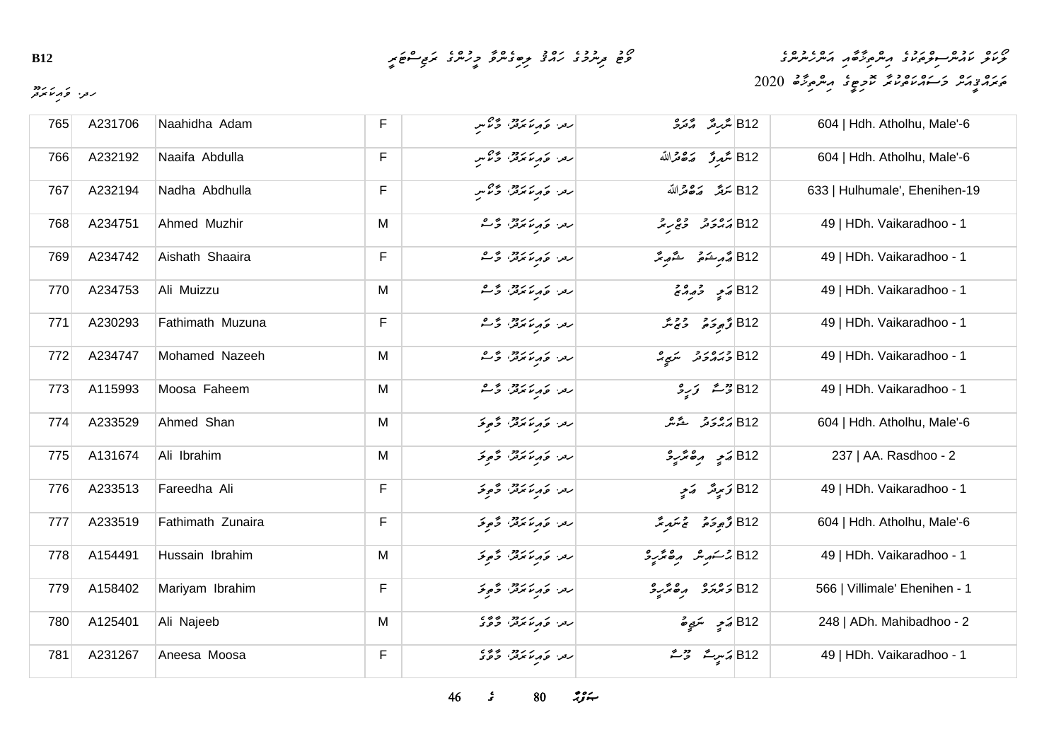| 765 | A231706 | Naahidha Adam | F | رھ. ھَادٗ سَرَھُ، دُوۡسَ | B12 سُرِیْتُ مُحَمَّدُ | 604 \| Hdh. Atholhu, Male'-6 |
|---|---|---|---|---|---|---|
| 766 | A232192 | Naaifa Abdulla | F | رھ. ھَادٗ سَرَھُ، دُوۡسَ | B12 سُمِّرُوَ مَہْ صَحْرَاللّٰه | 604 \| Hdh. Atholhu, Male'-6 |
| 767 | A232194 | Nadha Abdhulla | F | رھ. ھَادٗ سَرَھُ، دُوۡسَ | B12 سَرِیْتُ مَہْ صَحْرَاللّٰه | 633 \| Hulhumale', Ehenihen-19 |
| 768 | A234751 | Ahmed Muzhir | M | رھ. ھَادٗ سَرَھُ، دُوۡسَ | B12 مَہْرَوْتُرْ وْیْرِیْتُرْ | 49 \| HDh. Vaikaradhoo - 1 |
| 769 | A234742 | Aishath Shaaira | F | رھ. ھَادٗ سَرَھُ، دُوۡسَ | B12 مُہْرِشَہْوُ شَہْمِرِیْتُ | 49 \| HDh. Vaikaradhoo - 1 |
| 770 | A234753 | Ali Muizzu | M | رھ. ھَادٗ سَرَھُ، دُوۡسَ | B12 مَہْرُ وْمِہْرِچْ | 49 \| HDh. Vaikaradhoo - 1 |
| 771 | A230293 | Fathimath Muzuna | F | رھ. ھَادٗ سَرَھُ، دُوۡسَ | B12 وَّمِرِوَمُ وْچْ سُرْ | 49 \| HDh. Vaikaradhoo - 1 |
| 772 | A234747 | Mohamed Nazeeh | M | رھ. ھَادٗ سَرَھُ، دُوۡسَ | B12 وَیْرَہْوَرْ سَرِیْیُ | 49 \| HDh. Vaikaradhoo - 1 |
| 773 | A115993 | Moosa Faheem | M | رھ. ھَادٗ سَرَھُ، دُوۡسَ | B12 وْسُہْ وَرِوْ | 49 \| HDh. Vaikaradhoo - 1 |
| 774 | A233529 | Ahmed Shan | M | رھ. ھَادٗ سَرَھُ، دُوۡسَ | B12 مَہْرَوْتُرْ شَہْسُرْ | 604 \| Hdh. Atholhu, Male'-6 |
| 775 | A131674 | Ali Ibrahim | M | رھ. ھَادٗ سَرَھُ، دُوۡسَ | B12 مَہْرُ مِرِصْمُرِرِوْ | 237 \| AA. Rasdhoo - 2 |
| 776 | A233513 | Fareedha Ali | F | رھ. ھَادٗ سَرَھُ، دُوۡسَ | B12 وَمِرِیْتُ مَہْرُ | 49 \| HDh. Vaikaradhoo - 1 |
| 777 | A233519 | Fathimath Zunaira | F | رھ. ھَادٗ سَرَھُ، دُوۡسَ | B12 وَّمِرِوَمُ چْسَرْمِرِیْتُ | 604 \| Hdh. Atholhu, Male'-6 |
| 778 | A154491 | Hussain Ibrahim | M | رھ. ھَادٗ سَرَھُ، دُوۡسَ | B12 رُسَہْمِرِسُرْ مِرِصْمُرِرِوْ | 49 \| HDh. Vaikaradhoo - 1 |
| 779 | A158402 | Mariyam Ibrahim | F | رھ. ھَادٗ سَرَھُ، دُوۡسَ | B12 وَسُرَمُرْوْ مِرِصْمُرِرِوْ | 566 \| Villimale' Ehenihen - 1 |
| 780 | A125401 | Ali Najeeb | M | رھ. ھَادٗ سَرَھُ، دُوۡسَ | B12 مَہْرُ سَرِیْیْصْ | 248 \| ADh. Mahibadhoo - 2 |
| 781 | A231267 | Aneesa Moosa | F | رھ. ھَادٗ سَرَھُ، دُوۡسَ | B12 مَہْسِرِسُہْ وْسُہْ | 49 \| HDh. Vaikaradhoo - 1 |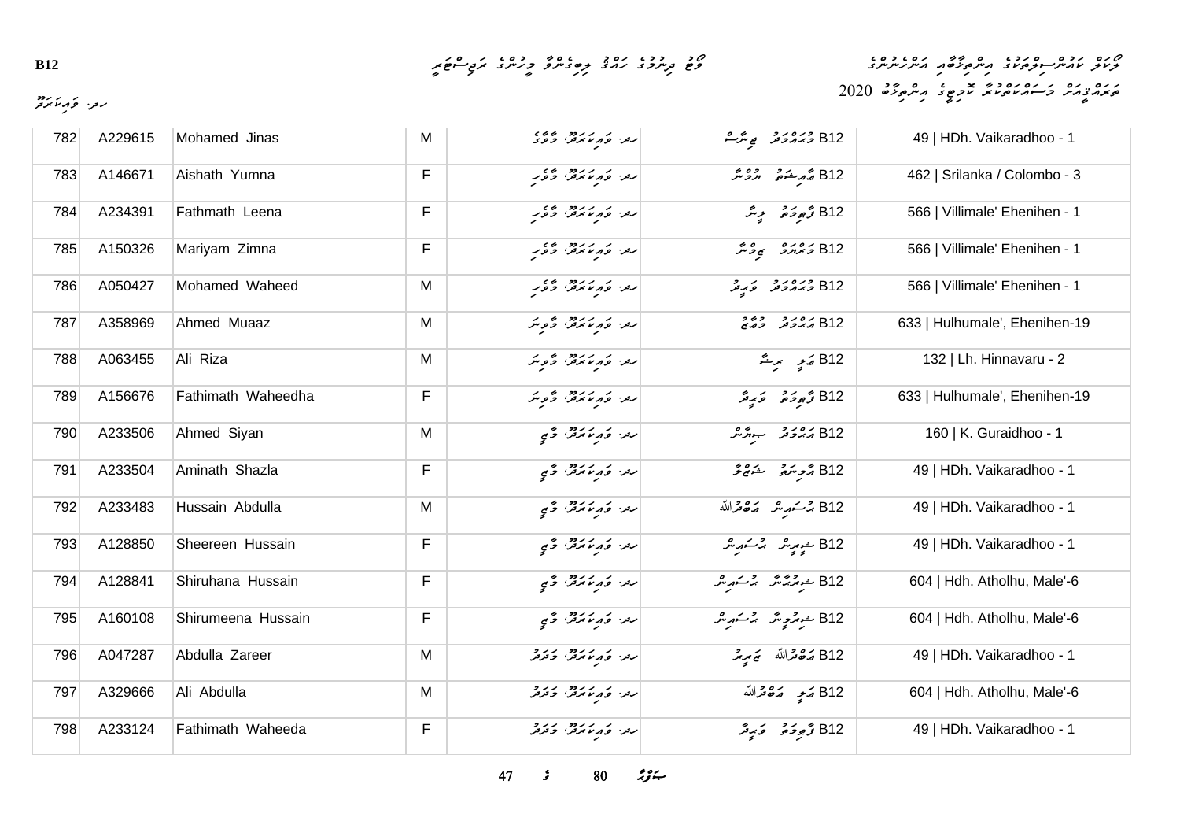| 782 | A229615 | Mohamed Jinas | M | رىر، ئەرىئەترىش، ۋەۋى | B12 ۋىرەۋەتر يېترىشە | 49 \| HDh. Vaikaradhoo - 1 |
|---|---|---|---|---|---|---|
| 783 | A146671 | Aishath Yumna | F | رىر، ئەرىئەترىش، ۋەۋىر | B12 ۇرىشەۋ ۋرۋىتر | 462 \| Srilanka / Colombo - 3 |
| 784 | A234391 | Fathmath Leena | F | رىر، ئەرىئەترىش، ۋەۋىر | B12 ۋەجوۋە ويتر | 566 \| Villimale' Ehenihen - 1 |
| 785 | A150326 | Mariyam Zimna | F | رىر، ئەرىئەترىش، ۋەۋىر | B12 ۋىترىرو يوۋىتر | 566 \| Villimale' Ehenihen - 1 |
| 786 | A050427 | Mohamed Waheed | M | رىر، ئەرىئەترىش، ۋەۋىر | B12 ۋىرەۋەتر ۋېرىتر | 566 \| Villimale' Ehenihen - 1 |
| 787 | A358969 | Ahmed Muaaz | M | رىر، ئەرىئەترىش، ۋەمەتر | B12 ئەبرۋەتر ۋەتچ | 633 \| Hulhumale', Ehenihen-19 |
| 788 | A063455 | Ali Riza | M | رىر، ئەرىئەترىش، ۋەمەتر | B12 ئەير برىشە | 132 \| Lh. Hinnavaru - 2 |
| 789 | A156676 | Fathimath Waheedha | F | رىر، ئەرىئەترىش، ۋەمەتر | B12 ۋەجوۋە ۋېرىتر | 633 \| Hulhumale', Ehenihen-19 |
| 790 | A233506 | Ahmed Siyan | M | رىر، ئەرىئەترىش، ۋەپر | B12 ئەبرۋەتر سوترىتر | 160 \| K. Guraidhoo - 1 |
| 791 | A233504 | Aminath Shazla | F | رىر، ئەرىئەترىش، ۋەپر | B12 ئەرىترە شەۋتۇ | 49 \| HDh. Vaikaradhoo - 1 |
| 792 | A233483 | Hussain Abdulla | M | رىر، ئەرىئەترىش، ۋەپر | B12 برىستەرىتر ئەھەتراللە | 49 \| HDh. Vaikaradhoo - 1 |
| 793 | A128850 | Sheereen Hussain | F | رىر، ئەرىئەترىش، ۋەپر | B12 شوپرىتر برىستەرىتر | 49 \| HDh. Vaikaradhoo - 1 |
| 794 | A128841 | Shiruhana Hussain | F | رىر، ئەرىئەترىش، ۋەپر | B12 شوترۇتر برىستەرىتر | 604 \| Hdh. Atholhu, Male'-6 |
| 795 | A160108 | Shirumeena Hussain | F | رىر، ئەرىئەترىش، ۋەپر | B12 شوترۋوتر برىستەرىتر | 604 \| Hdh. Atholhu, Male'-6 |
| 796 | A047287 | Abdulla Zareer | M | رىر، ئەرىئەترىش، ۋترىتر | B12 ئەھەتراللە ئىپرىتر | 49 \| HDh. Vaikaradhoo - 1 |
| 797 | A329666 | Ali Abdulla | M | رىر، ئەرىئەترىش، ۋترىتر | B12 ئەير ئەھەتراللە | 604 \| Hdh. Atholhu, Male'-6 |
| 798 | A233124 | Fathimath Waheeda | F | رىر، ئەرىئەترىش، ۋترىتر | B12 ۋەجوۋە ۋېرىتر | 49 \| HDh. Vaikaradhoo - 1 |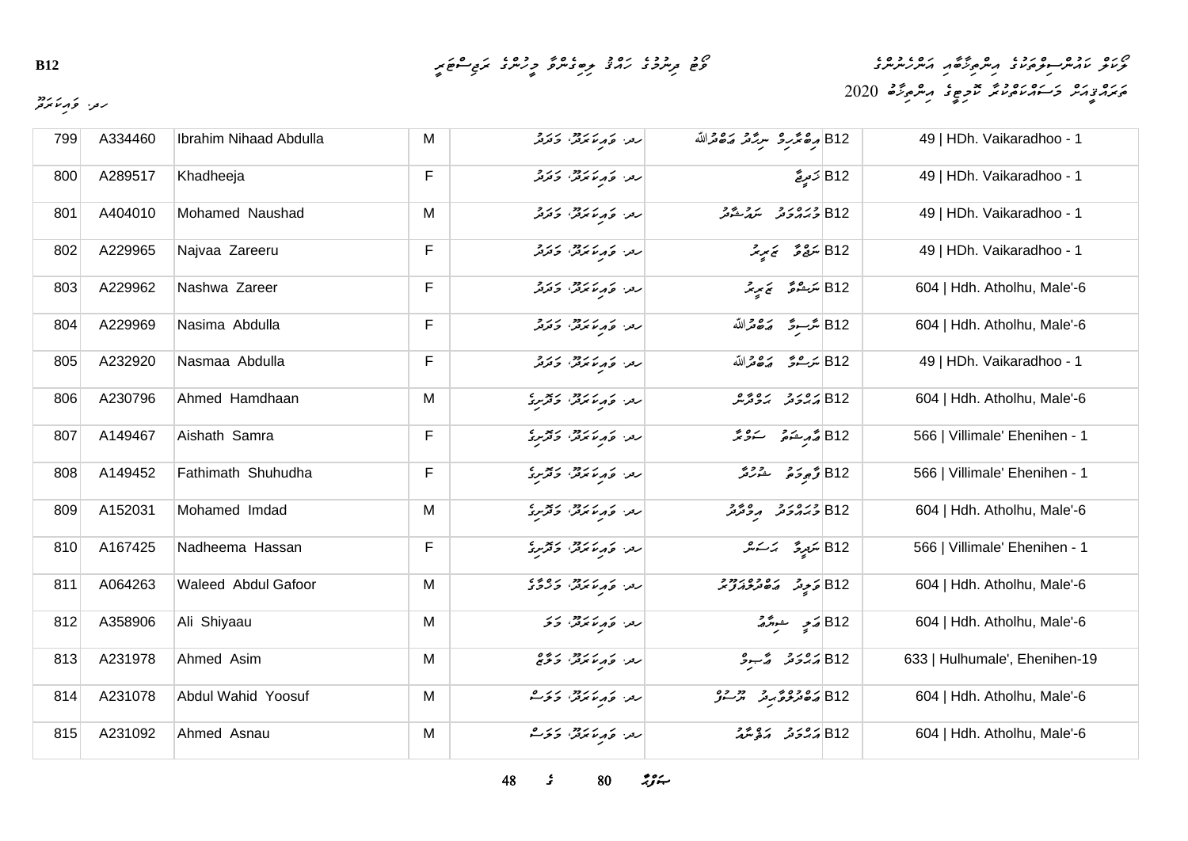| 799 | A334460 | Ibrahim Nihaad Abdulla | M | رىز. ءَرِ ئ بَرَتْر. ءَ تَرَتْر | B12 رەھ ئرر2 سِرَّتْرَ رَەْ قَرْاللّه | 49 \| HDh. Vaikaradhoo - 1 |
|---|---|---|---|---|---|---|
| 800 | A289517 | Khadheeja | F | رىز. ءَرِ ئ بَرَتْر. ءَ تَرَتْر | B12 زَمِرِجٌ | 49 \| HDh. Vaikaradhoo - 1 |
| 801 | A404010 | Mohamed Naushad | M | رىز. ءَرِ ئ بَرَتْر. ءَ تَرَتْر | B12 دېرەدىر سَمْدْشَتْر | 49 \| HDh. Vaikaradhoo - 1 |
| 802 | A229965 | Najvaa Zareeru | F | رىز. ءَرِ ئ بَرَتْر. ءَ تَرَتْر | B12 سَرَجْعٌ يَمِرِيْر | 49 \| HDh. Vaikaradhoo - 1 |
| 803 | A229962 | Nashwa Zareer | F | رىز. ءَرِ ئ بَرَتْر. ءَ تَرَتْر | B12 سَرَشْعٌ يَمِرِيْر | 604 \| Hdh. Atholhu, Male'-6 |
| 804 | A229969 | Nasima Abdulla | F | رىز. ءَرِ ئ بَرَتْر. ءَ تَرَتْر | B12 سَّرْسِعٌ رَەْ قَرْاللّه | 604 \| Hdh. Atholhu, Male'-6 |
| 805 | A232920 | Nasmaa Abdulla | F | رىز. ءَرِ ئ بَرَتْر. ءَ تَرَتْر | B12 سَرْسْعٌ رَەْ قَرْاللّه | 49 \| HDh. Vaikaradhoo - 1 |
| 806 | A230796 | Ahmed Hamdhaan | M | رىز. ءَرِ ئ بَرَتْر. ءَ تَرْسِرِءُ | B12 رَبْرَدَتْر بَرَدْتَرْسْ | 604 \| Hdh. Atholhu, Male'-6 |
| 807 | A149467 | Aishath Samra | F | رىز. ءَرِ ئ بَرَتْر. ءَ تَرْسِرِءُ | B12 رَّمِرْشَرَمْ سَوْءُمْ | 566 \| Villimale' Ehenihen - 1 |
| 808 | A149452 | Fathimath Shuhudha | F | رىز. ءَرِ ئ بَرَتْر. ءَ تَرْسِرِءُ | B12 زَّمِوَرَمْ شَرْرْمَّر | 566 \| Villimale' Ehenihen - 1 |
| 809 | A152031 | Mohamed Imdad | M | رىز. ءَرِ ئ بَرَتْر. ءَ تَرْسِرِءُ | B12 دېرەدىر مِرْتْرْتْر | 604 \| Hdh. Atholhu, Male'-6 |
| 810 | A167425 | Nadheema Hassan | F | رىز. ءَرِ ئ بَرَتْر. ءَ تَرْسِرِءُ | B12 سَرِرِمٌ بَرْسَسْ | 566 \| Villimale' Ehenihen - 1 |
| 811 | A064263 | Waleed Abdul Gafoor | M | رىز. ءَرِ ئ بَرَتْر. ءَ رْمَّءُ | B12 ءَمِرِتْر رَەْ تْرْدُرَّزْ تْر | 604 \| Hdh. Atholhu, Male'-6 |
| 812 | A358906 | Ali Shiyaau | M | رىز. ءَرِ ئ بَرَتْر. ءَ ءَ | B12 رَمِ شِعرَّر | 604 \| Hdh. Atholhu, Male'-6 |
| 813 | A231978 | Ahmed Asim | M | رىز. ءَرِ ئ بَرَتْر. ءَ ءَّج | B12 رَبْرَدَتْر رَّسِوْ | 633 \| Hulhumale', Ehenihen-19 |
| 814 | A231078 | Abdul Wahid Yoosuf | M | رىز. ءَرِ ئ بَرَتْر. ءَ ءَسْ | B12 رَەْ تْرْدُوَّ بِرْ تَرْ سْرْ | 604 \| Hdh. Atholhu, Male'-6 |
| 815 | A231092 | Ahmed Asnau | M | رىز. ءَرِ ئ بَرَتْر. ءَ ءَسْ | B12 رَبْرَدَتْر رَسْمَرْ | 604 \| Hdh. Atholhu, Male'-6 |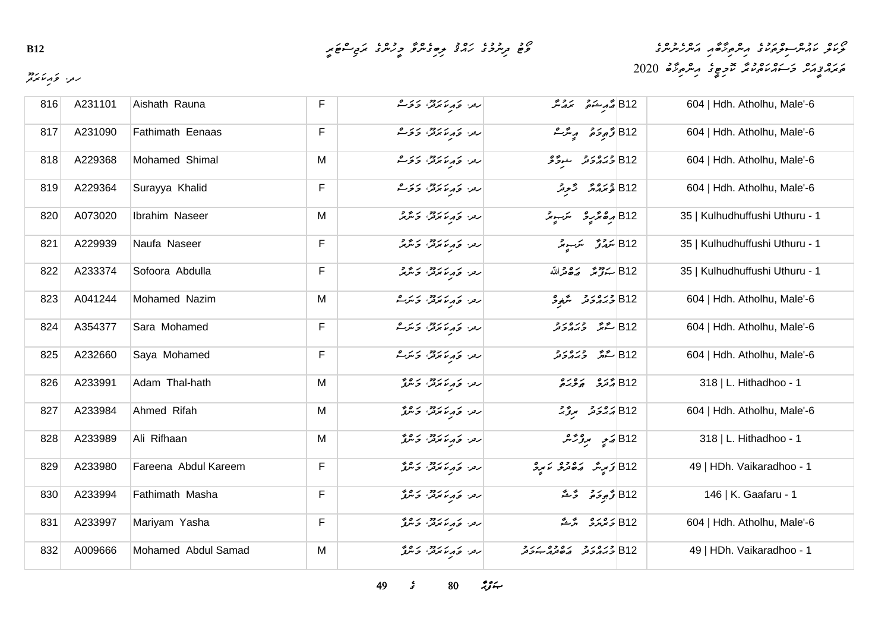| 816 | A231101 | Aishath Rauna | F | رىز. ئەمرىئاتىرى. ئەئەن | B12 مەم شەئى ئىرەش | 604 \| Hdh. Atholhu, Male'-6 |
|---|---|---|---|---|---|---|
| 817 | A231090 | Fathimath Eenaas | F | رىز. ئەمرىئاتىرى. ئەئەن | B12 ۋەجەدە مەش | 604 \| Hdh. Atholhu, Male'-6 |
| 818 | A229368 | Mohamed Shimal | M | رىز. ئەمرىئاتىرى. ئەئەن | B12 دېرەدىر شودى | 604 \| Hdh. Atholhu, Male'-6 |
| 819 | A229364 | Surayya Khalid | F | رىز. ئەمرىئاتىرى. ئەئەن | B12 ۋىرەش ئەجىئى | 604 \| Hdh. Atholhu, Male'-6 |
| 820 | A073020 | Ibrahim Naseer | M | رىز. ئەمرىئاتىرى. ئەسرى | B12 مەھترىرى سىبىرى | 35 \| Kulhudhuffushi Uthuru - 1 |
| 821 | A229939 | Naufa Naseer | F | رىز. ئەمرىئاتىرى. ئەسرى | B12 سەدى سىبىرى | 35 \| Kulhudhuffushi Uthuru - 1 |
| 822 | A233374 | Sofoora Abdulla | F | رىز. ئەمرىئاتىرى. ئەسرى | B12 بەدوبىر مەھقراللە | 35 \| Kulhudhuffushi Uthuru - 1 |
| 823 | A041244 | Mohamed Nazim | M | رىز. ئەمرىئاتىرى. ئەسرى | B12 دېرەدىر شوجو | 604 \| Hdh. Atholhu, Male'-6 |
| 824 | A354377 | Sara Mohamed | F | رىز. ئەمرىئاتىرى. ئەسرى | B12 شەس دېرەدىر | 604 \| Hdh. Atholhu, Male'-6 |
| 825 | A232660 | Saya Mohamed | F | رىز. ئەمرىئاتىرى. ئەسرى | B12 شەس دېرەدىر | 604 \| Hdh. Atholhu, Male'-6 |
| 826 | A233991 | Adam Thal-hath | M | رىز. ئەمرىئاتىرى. ئەسرى | B12 مەنرى يەۋرى | 318 \| L. Hithadhoo - 1 |
| 827 | A233984 | Ahmed Rifah | M | رىز. ئەمرىئاتىرى. ئەسرى | B12 مەرەدىر بىرۇر | 604 \| Hdh. Atholhu, Male'-6 |
| 828 | A233989 | Ali Rifhaan | M | رىز. ئەمرىئاتىرى. ئەسرى | B12 مەج بىرۇرىش | 318 \| L. Hithadhoo - 1 |
| 829 | A233980 | Fareena Abdul Kareem | F | رىز. ئەمرىئاتىرى. ئەسرى | B12 ۋىرىش مەھقرى ئىرو | 49 \| HDh. Vaikaradhoo - 1 |
| 830 | A233994 | Fathimath Masha | F | رىز. ئەمرىئاتىرى. ئەسرى | B12 ۋەجەدە ۋشە | 146 \| K. Gaafaru - 1 |
| 831 | A233997 | Mariyam Yasha | F | رىز. ئەمرىئاتىرى. ئەسرى | B12 دىرىرى مەشە | 604 \| Hdh. Atholhu, Male'-6 |
| 832 | A009666 | Mohamed Abdul Samad | M | رىز. ئەمرىئاتىرى. ئەسرى | B12 دېرەدىر مەھقرمسەدىر | 49 \| HDh. Vaikaradhoo - 1 |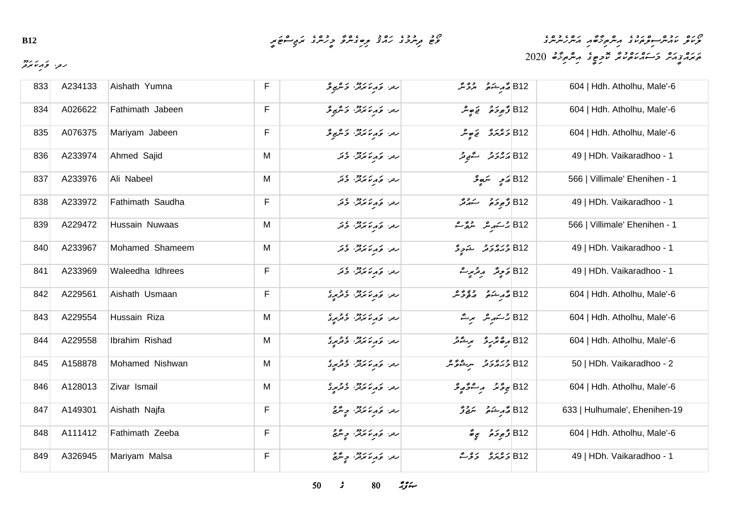| 833 | A234133 | Aishath Yumna | F | رھ. وَمِرىَ مَرْتَرْ، وَسْرَىٖوْ | B12 مَّەرِشَىَمُ مِرْدْمَّرْ | 604 \| Hdh. Atholhu, Male'-6 |
|---|---|---|---|---|---|---|
| 834 | A026622 | Fathimath Jabeen | F | رھ. وَمِرىَ مَرْتَرْ، وَسْرَىٖوْ | B12 وَّجِوَدَمُ ىَھِسْ | 604 \| Hdh. Atholhu, Male'-6 |
| 835 | A076375 | Mariyam Jabeen | F | رھ. وَمِرىَ مَرْتَرْ، وَسْرَىٖوْ | B12 وَمُرْمَرْدْ ىَھِسْ | 604 \| Hdh. Atholhu, Male'-6 |
| 836 | A233974 | Ahmed Sajid | M | رھ. وَمِرىَ مَرْتَرْ، وَمَر | B12 مَرْدْدَمَر سَّمِىٖمَر | 49 \| HDh. Vaikaradhoo - 1 |
| 837 | A233976 | Ali Nabeel | M | رھ. وَمِرىَ مَرْتَرْ، وَمَر | B12 مَرِ سَھِوْ | 566 \| Villimale' Ehenihen - 1 |
| 838 | A233972 | Fathimath Saudha | F | رھ. وَمِرىَ مَرْتَرْ، وَمَر | B12 وَّجِوَدَمُ سَمَرْمَّر | 49 \| HDh. Vaikaradhoo - 1 |
| 839 | A229472 | Hussain Nuwaas | M | رھ. وَمِرىَ مَرْتَرْ، وَمَر | B12 بُرْسَمِرِسْ سُرْوَّسْ | 566 \| Villimale' Ehenihen - 1 |
| 840 | A233967 | Mohamed Shameem | M | رھ. وَمِرىَ مَرْتَرْ، وَمَر | B12 وُبَرْمْدَمَر شَوِوْ | 49 \| HDh. Vaikaradhoo - 1 |
| 841 | A233969 | Waleedha Idhrees | F | رھ. وَمِرىَ مَرْتَرْ، وَمَر | B12 وَمِوِمَّر مِرْمَرِيْسْ | 49 \| HDh. Vaikaradhoo - 1 |
| 842 | A229561 | Aishath Usmaan | F | رھ. وَمِرىَ مَرْتَرْ، وَمُرْمِرِىْ | B12 مَّەرِشَىَمُ مُسْوُّسْ | 604 \| Hdh. Atholhu, Male'-6 |
| 843 | A229554 | Hussain Riza | M | رھ. وَمِرىَ مَرْتَرْ، وَمُرْمِرِىْ | B12 بُرْسَمِرِسْ مِرِسَّ | 604 \| Hdh. Atholhu, Male'-6 |
| 844 | A229558 | Ibrahim Rishad | M | رھ. وَمِرىَ مَرْتَرْ، وَمُرْمِرِىْ | B12 مِھْمَّرِوْ مِرِشَّمَر | 604 \| Hdh. Atholhu, Male'-6 |
| 845 | A158878 | Mohamed Nishwan | M | رھ. وَمِرىَ مَرْتَرْ، وَمُرْمِرِىْ | B12 وُبَرْمْدَمَر سِرِشْوَّسْ | 50 \| HDh. Vaikaradhoo - 2 |
| 846 | A128013 | Zivar Ismail | M | رھ. وَمِرىَ مَرْتَرْ، وَمُرْمِرِىْ | B12 بِوَّمَر مِرْسْوَّمِوْ | 604 \| Hdh. Atholhu, Male'-6 |
| 847 | A149301 | Aishath Najfa | F | رھ. وَمِرىَ مَرْتَرْ، وِسَّرِىْ | B12 مَّەرِشَىَمُ سَرَىْوَّ | 633 \| Hulhumale', Ehenihen-19 |
| 848 | A111412 | Fathimath Zeeba | F | رھ. وَمِرىَ مَرْتَرْ، وِسَّرِىْ | B12 وَّجِوَدَمُ بِيِھَّ | 604 \| Hdh. Atholhu, Male'-6 |
| 849 | A326945 | Mariyam Malsa | F | رھ. وَمِرىَ مَرْتَرْ، وِسَّرِىْ | B12 وَمُرْمَرْدْ وَوْسَّ | 49 \| HDh. Vaikaradhoo - 1 |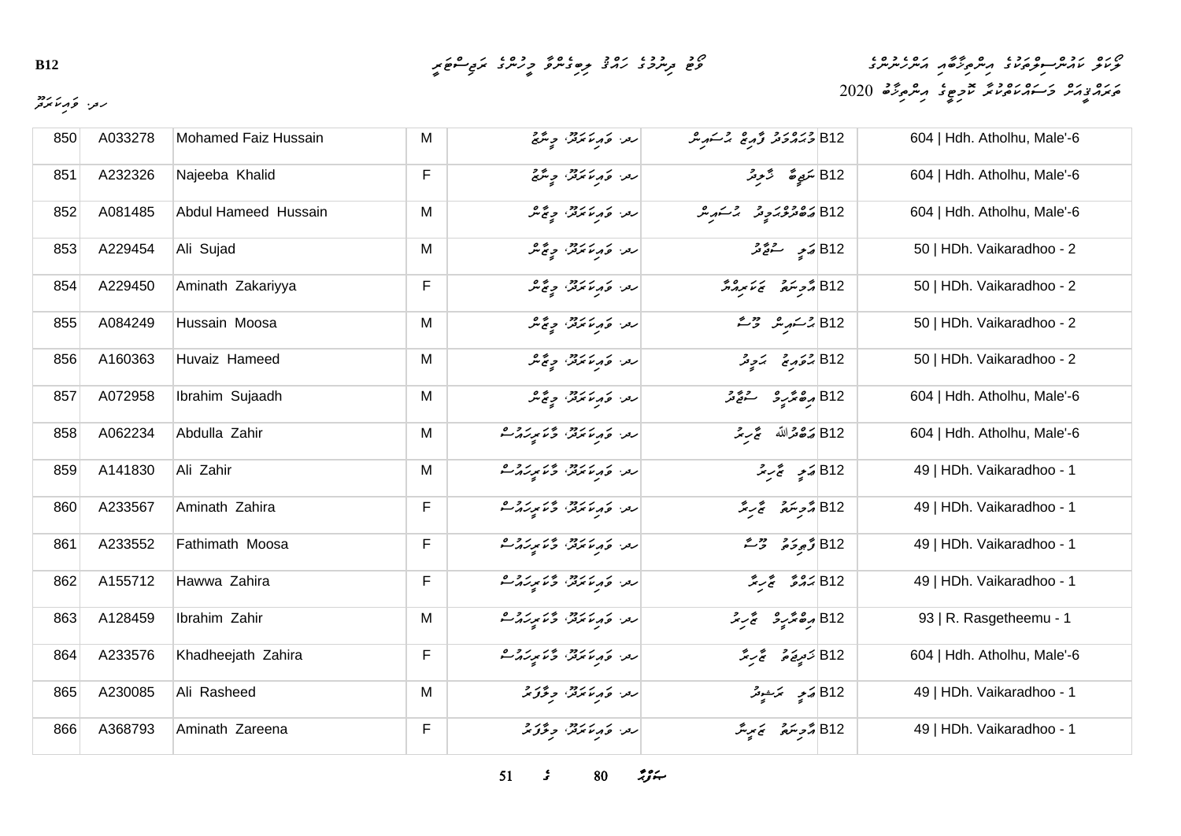| 850 | A033278 | Mohamed Faiz Hussain | M | رىر. ءَ‌رِسَ‌ىَرْ‌ىْ, وِسُّجْ | B12 وَبَرْدُوَ‌دْ وَّرِجْ بُرْسَهِ‌سْ | 604 \| Hdh. Atholhu, Male'-6 |
|---|---|---|---|---|---|---|
| 851 | A232326 | Najeeba Khalid | F | رىر. ءَ‌رِسَ‌ىَرْ‌ىْ, وِسُّجْ | B12 سَرِهِ‌ةَ رَّحِوِ‌ىْرْ | 604 \| Hdh. Atholhu, Male'-6 |
| 852 | A081485 | Abdul Hameed Hussain | M | رىر. ءَ‌رِسَ‌ىَرْ‌ىْ, وِجُّسْ | B12 رَهْ‌ىْرْدْبَرَوِ‌ىْرْ بُرْسَهِ‌سْ | 604 \| Hdh. Atholhu, Male'-6 |
| 853 | A229454 | Ali Sujad | M | رىر. ءَ‌رِسَ‌ىَرْ‌ىْ, وِجُّسْ | B12 رَجِ سْتَجَّ‌ىْرْ | 50 \| HDh. Vaikaradhoo - 2 |
| 854 | A229450 | Aminath Zakariyya | F | رىر. ءَ‌رِسَ‌ىَرْ‌ىْ, وِجُّسْ | B12 رَّجِسَهْ يَ‌سَرِ‌ىْرْرَّ | 50 \| HDh. Vaikaradhoo - 2 |
| 855 | A084249 | Hussain Moosa | M | رىر. ءَ‌رِسَ‌ىَرْ‌ىْ, وِجُّسْ | B12 بُرْسَهِ‌سْ دْ‌تَسُّ | 50 \| HDh. Vaikaradhoo - 2 |
| 856 | A160363 | Huvaiz Hameed | M | رىر. ءَ‌رِسَ‌ىَرْ‌ىْ, وِجُّسْ | B12 رُوَرِجْ بَرَوِ‌ىْرْ | 50 \| HDh. Vaikaradhoo - 2 |
| 857 | A072958 | Ibrahim Sujaadh | M | رىر. ءَ‌رِسَ‌ىَرْ‌ىْ, وِجُّسْ | B12 رِهْ‌ةْرِ‌وْ سْتَجَّ‌ىْرْ | 604 \| Hdh. Atholhu, Male'-6 |
| 858 | A062234 | Abdulla Zahir | M | رىر. ءَ‌رِسَ‌ىَرْ‌ىْ, دَّسَ‌ىِرَرْ‌سْ | B12 رَهْ‌ىْرْاللّٰه جَّ‌رِبْرْ | 604 \| Hdh. Atholhu, Male'-6 |
| 859 | A141830 | Ali Zahir | M | رىر. ءَ‌رِسَ‌ىَرْ‌ىْ, دَّسَ‌ىِرَرْ‌سْ | B12 رَجِ جَّ‌رِبْرْ | 49 \| HDh. Vaikaradhoo - 1 |
| 860 | A233567 | Aminath Zahira | F | رىر. ءَ‌رِسَ‌ىَرْ‌ىْ, دَّسَ‌ىِرَرْ‌سْ | B12 رَّجِسَهْ جَّ‌رِبَّرْ | 49 \| HDh. Vaikaradhoo - 1 |
| 861 | A233552 | Fathimath Moosa | F | رىر. ءَ‌رِسَ‌ىَرْ‌ىْ, دَّسَ‌ىِرَرْ‌سْ | B12 وَّجِوِ‌جْ دْ‌تَسُّ | 49 \| HDh. Vaikaradhoo - 1 |
| 862 | A155712 | Hawwa Zahira | F | رىر. ءَ‌رِسَ‌ىَرْ‌ىْ, دَّسَ‌ىِرَرْ‌سْ | B12 بَرْ‌رِّ جَّ‌رِبَّرْ | 49 \| HDh. Vaikaradhoo - 1 |
| 863 | A128459 | Ibrahim Zahir | M | رىر. ءَ‌رِسَ‌ىَرْ‌ىْ, دَّسَ‌ىِرَرْ‌سْ | B12 رِهْ‌ةْرِ‌وْ جَّ‌رِبْرْ | 93 \| R. Rasgetheemu - 1 |
| 864 | A233576 | Khadheejath Zahira | F | رىر. ءَ‌رِسَ‌ىَرْ‌ىْ, دَّسَ‌ىِرَرْ‌سْ | B12 زَ‌ىِرِجَ‌جْ جَّ‌رِبَّرْ | 604 \| Hdh. Atholhu, Male'-6 |
| 865 | A230085 | Ali Rasheed | M | رىر. ءَ‌رِسَ‌ىَرْ‌ىْ, وِدَّوَ‌بْرْ | B12 رَجِ بَرْسُوِ‌ىْرْ | 49 \| HDh. Vaikaradhoo - 1 |
| 866 | A368793 | Aminath Zareena | F | رىر. ءَ‌رِسَ‌ىَرْ‌ىْ, وِدَّوَ‌بْرْ | B12 رَّجِسَهْ يَ‌رِ‌ىِسَّ | 49 \| HDh. Vaikaradhoo - 1 |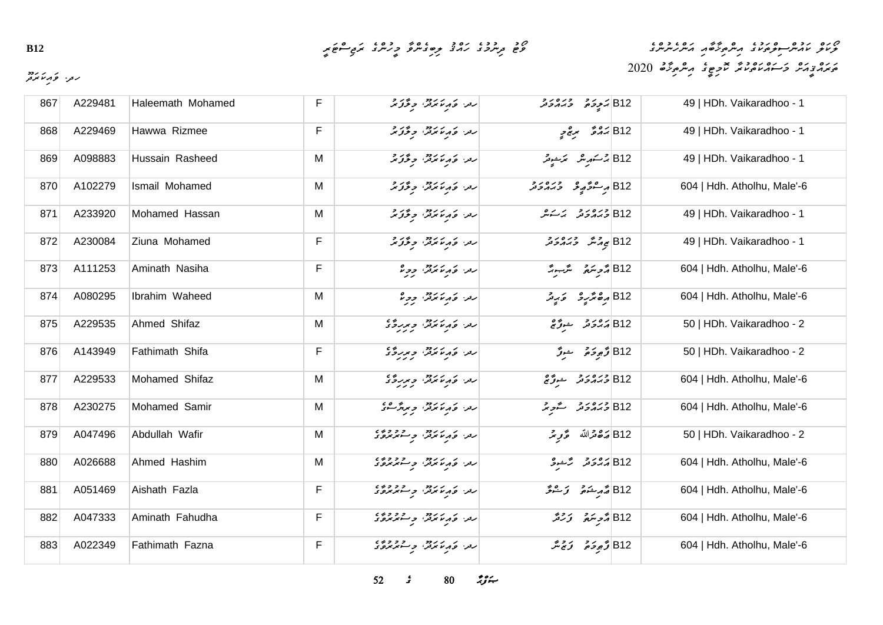| 867 | A229481 | Haleemath Mohamed | F | رها، وَمِرْمَا مَرْتَرٌ، وِتْرَوَ مْ | B12 بَرْمٍ وَحَرْمٍ وَبَرْمُ وَتَرْ | 49 \| HDh. Vaikaradhoo - 1 |
|---|---|---|---|---|---|---|
| 868 | A229469 | Hawwa Rizmee | F | رها، وَمِرْمَا مَرْتَرٌ، وِتْرَوَ مْ | B12 بَرْمُرٌ مِرِجٌ وِ | 49 \| HDh. Vaikaradhoo - 1 |
| 869 | A098883 | Hussain Rasheed | M | رها، وَمِرْمَا مَرْتَرٌ، وِتْرَوَ مْ | B12 بُرْسَمَرِ سْ مَرَسْوِتْرُ | 49 \| HDh. Vaikaradhoo - 1 |
| 870 | A102279 | Ismail Mohamed | M | رها، وَمِرْمَا مَرْتَرٌ، وِتْرَوَ مْ | B12 مِرِ سْتُوَّمِ وْ وَبَرْمُ وَتَرْ | 604 \| Hdh. Atholhu, Male'-6 |
| 871 | A233920 | Mohamed Hassan | M | رها، وَمِرْمَا مَرْتَرٌ، وِتْرَوَ مْ | B12 وَبَرْمُ وَتَرْ بَرَسَ سْ | 49 \| HDh. Vaikaradhoo - 1 |
| 872 | A230084 | Ziuna Mohamed | F | رها، وَمِرْمَا مَرْتَرٌ، وِتْرَوَ مْ | B12 بِمِرْمٌ سْ وَبَرْمُ وَتَرْ | 49 \| HDh. Vaikaradhoo - 1 |
| 873 | A111253 | Aminath Nasiha | F | رها، وَمِرْمَا مَرْتَرٌ، وِرِ مْ | B12 مُّوِسَمُ سَّرِسِبَرٌ | 604 \| Hdh. Atholhu, Male'-6 |
| 874 | A080295 | Ibrahim Waheed | M | رها، وَمِرْمَا مَرْتَرٌ، وِرِ مْ | B12 مِرِ صُمَّرِ رِ وْ وَ بِرِتْرُ | 604 \| Hdh. Atholhu, Male'-6 |
| 875 | A229535 | Ahmed Shifaz | M | رها، وَمِرْمَا مَرْتَرٌ، وِ بِرِ بِرِ وَّ وَ | B12 مَرْمُرٌ وَتَرْ سْوِوَّ جْ | 50 \| HDh. Vaikaradhoo - 2 |
| 876 | A143949 | Fathimath Shifa | F | رها، وَمِرْمَا مَرْتَرٌ، وِ بِرِ بِرِ وَّ وَ | B12 تَوِجَوَمُ سْوِوَّ | 50 \| HDh. Vaikaradhoo - 2 |
| 877 | A229533 | Mohamed Shifaz | M | رها، وَمِرْمَا مَرْتَرٌ، وِ بِرِ بِرِ وَّ وَ | B12 وَبَرْمُ وَتَرْ سْوِوَّ جْ | 604 \| Hdh. Atholhu, Male'-6 |
| 878 | A230275 | Mohamed Samir | M | رها، وَمِرْمَا مَرْتَرٌ، وِ بِرِ مِّرْ سْ وَ | B12 وَبَرْمُ وَتَرْ سَّوِ بِرُ | 604 \| Hdh. Atholhu, Male'-6 |
| 879 | A047496 | Abdullah Wafir | M | رها، وَمِرْمَا مَرْتَرٌ، وِ سْتَمْ بِرِ وُ وَ | B12 مَرْ صَّرْ اللّٰه وَّ وِ بِرُ | 50 \| HDh. Vaikaradhoo - 2 |
| 880 | A026688 | Ahmed Hashim | M | رها، وَمِرْمَا مَرْتَرٌ، وِ سْتَمْ بِرِ وُ وَ | B12 مَرْمُرٌ وَتَرْ رَّ سْوِ وْ | 604 \| Hdh. Atholhu, Male'-6 |
| 881 | A051469 | Aishath Fazla | F | رها، وَمِرْمَا مَرْتَرٌ، وِ سْتَمْ بِرِ وُ وَ | B12 مُّرِ سْتَمَ وَ سْوُّ | 604 \| Hdh. Atholhu, Male'-6 |
| 882 | A047333 | Aminath Fahudha | F | رها، وَمِرْمَا مَرْتَرٌ، وِ سْتَمْ بِرِ وُ وَ | B12 مُّوِسَمُ وَرْتُرٌ | 604 \| Hdh. Atholhu, Male'-6 |
| 883 | A022349 | Fathimath Fazna | F | رها، وَمِرْمَا مَرْتَرٌ، وِ سْتَمْ بِرِ وُ وَ | B12 تَوِجَوَمُ وَ جْ سْ | 604 \| Hdh. Atholhu, Male'-6 |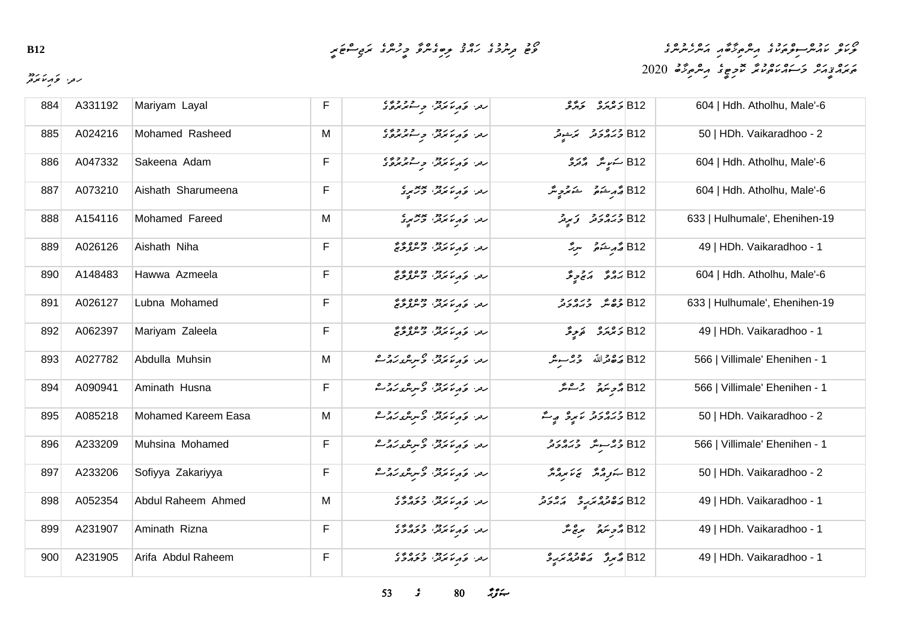| 884 | A331192 | Mariyam Layal | F | رقر. قەرىئاترقر، بوسىقرىترقرى | B12 ويمريرو تزرگر | 604 \| Hdh. Atholhu, Male'-6 |
|---|---|---|---|---|---|---|
| 885 | A024216 | Mohamed Rasheed | M | رقر. قەرىئاترقر، بوسىقرىترقرى | B12 وبرەرد ترىشوتر | 50 \| HDh. Vaikaradhoo - 2 |
| 886 | A047332 | Sakeena Adam | F | رقر. قەرىئاترقر، بوسىقرىترقرى | B12 سەرپتر مەترو | 604 \| Hdh. Atholhu, Male'-6 |
| 887 | A073210 | Aishath Sharumeena | F | رقر. قەرىئاترقر، وترىرى | B12 مەرشەھ شەترىچىتر | 604 \| Hdh. Atholhu, Male'-6 |
| 888 | A154116 | Mohamed Fareed | M | رقر. قەرىئاترقر، وترىرى | B12 ۋبرەرد ۆىرىتر | 633 \| Hulhumale', Ehenihen-19 |
| 889 | A026126 | Aishath Niha | F | رقر. قەرىئاترقر، وترىرقرى | B12 مەرشەھ سرى | 49 \| HDh. Vaikaradhoo - 1 |
| 890 | A148483 | Hawwa Azmeela | F | رقر. قەرىئاترقر، وترىرقرى | B12 بەرۋ مەنجوپى | 604 \| Hdh. Atholhu, Male'-6 |
| 891 | A026127 | Lubna Mohamed | F | رقر. قەرىئاترقر، وترىرقرى | B12 قۇھىتر ۋبرەرد | 633 \| Hulhumale', Ehenihen-19 |
| 892 | A062397 | Mariyam Zaleela | F | رقر. قەرىئاترقر، وترىرقرى | B12 ويمريرو ئۈچىۋ | 49 \| HDh. Vaikaradhoo - 1 |
| 893 | A027782 | Abdulla Muhsin | M | رقر. قەرىئاترقر، وسرسرىرىرە | B12 مەھىراللە دەرسەتر | 566 \| Villimale' Ehenihen - 1 |
| 894 | A090941 | Aminath Husna | F | رقر. قەرىئاترقر، وسرسرىرىرە | B12 مەجرىتى برمىتر | 566 \| Villimale' Ehenihen - 1 |
| 895 | A085218 | Mohamed Kareem Easa | M | رقر. قەرىئاترقر، وسرسرىرىرە | B12 وبرەرد ئامرو مېرىت | 50 \| HDh. Vaikaradhoo - 2 |
| 896 | A233209 | Muhsina Mohamed | F | رقر. قەرىئاترقر، وسرسرىرىرە | B12 ۋەرسەتر ۋبرەرد | 566 \| Villimale' Ehenihen - 1 |
| 897 | A233206 | Sofiyya Zakariyya | F | رقر. قەرىئاترقر، وسرسرىرىرە | B12 سۆرمەتر ئىمرىمەتر | 50 \| HDh. Vaikaradhoo - 2 |
| 898 | A052354 | Abdul Raheem Ahmed | M | رقر. قەرىئاترقر، وترىرى | B12 مەھىرەترىرو مەرورد | 49 \| HDh. Vaikaradhoo - 1 |
| 899 | A231907 | Aminath Rizna | F | رقر. قەرىئاترقر، وترىرى | B12 مەجرىتى برىتر | 49 \| HDh. Vaikaradhoo - 1 |
| 900 | A231905 | Arifa Abdul Raheem | F | رقر. قەرىئاترقر، وترىرى | B12 مەبرۇ مەھىرەترىرو | 49 \| HDh. Vaikaradhoo - 1 |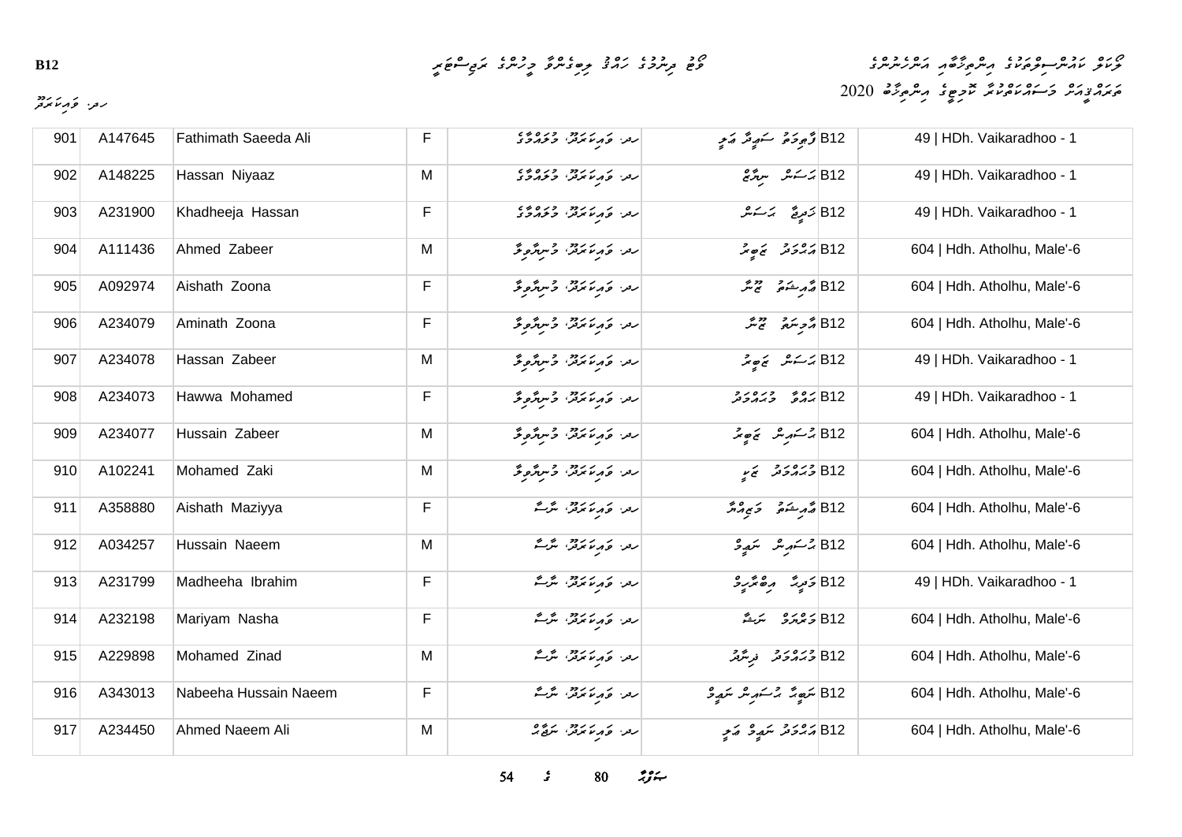| 901 | A147645 | Fathimath Saeeda Ali | F | رىر. ئەرىئەترىش، ئەنزەرىي | B12 ئۇجۇڭمۇ سەرپەتر ئەمچ | 49 \| HDh. Vaikaradhoo - 1 |
|---|---|---|---|---|---|---|
| 902 | A148225 | Hassan Niyaaz | M | رىر. ئەرىئەترىش، ئەنزەرىي | B12 ئەسەتەر سرەترى | 49 \| HDh. Vaikaradhoo - 1 |
| 903 | A231900 | Khadheeja Hassan | F | رىر. ئەرىئەترىش، ئەنزەرىي | B12 ئەرىرقى ئەسەتەر | 49 \| HDh. Vaikaradhoo - 1 |
| 904 | A111436 | Ahmed Zabeer | M | رىر. ئەرىئەترىش، ئەسرىگرىرى | B12 ئەبرىرى ئەھ ئ | 604 \| Hdh. Atholhu, Male'-6 |
| 905 | A092974 | Aishath Zoona | F | رىر. ئەرىئەترىش، ئەسرىگرىرى | B12 ئەرپەشەتى تىتر | 604 \| Hdh. Atholhu, Male'-6 |
| 906 | A234079 | Aminath Zoona | F | رىر. ئەرىئەترىش، ئەسرىگرىرى | B12 ئەرجەسرە تىتر | 604 \| Hdh. Atholhu, Male'-6 |
| 907 | A234078 | Hassan Zabeer | M | رىر. ئەرىئەترىش، ئەسرىگرىرى | B12 ئەسەتەر ئەھ ئ | 49 \| HDh. Vaikaradhoo - 1 |
| 908 | A234073 | Hawwa Mohamed | F | رىر. ئەرىئەترىش، ئەسرىگرىرى | B12 ئەمەتى ئەنەمەترە | 49 \| HDh. Vaikaradhoo - 1 |
| 909 | A234077 | Hussain Zabeer | M | رىر. ئەرىئەترىش، ئەسرىگرىرى | B12 ئەسەرىر ئەھ ئ | 604 \| Hdh. Atholhu, Male'-6 |
| 910 | A102241 | Mohamed Zaki | M | رىر. ئەرىئەترىش، ئەسرىگرىرى | B12 ئەنەمەترە ئى | 604 \| Hdh. Atholhu, Male'-6 |
| 911 | A358880 | Aishath Maziyya | F | رىر. ئەرىئەترىش، ئىرگ | B12 ئەرپەشەتى ئەمپەمىر | 604 \| Hdh. Atholhu, Male'-6 |
| 912 | A034257 | Hussain Naeem | M | رىر. ئەرىئەترىش، ئىرگ | B12 ئەسەرىر سەرپى | 604 \| Hdh. Atholhu, Male'-6 |
| 913 | A231799 | Madheeha Ibrahim | F | رىر. ئەرىئەترىش، ئىرگ | B12 ئەترپى مەھەترىرى | 49 \| HDh. Vaikaradhoo - 1 |
| 914 | A232198 | Mariyam Nasha | F | رىر. ئەرىئەترىش، ئىرگ | B12 ئەنەترى سرشە | 604 \| Hdh. Atholhu, Male'-6 |
| 915 | A229898 | Mohamed Zinad | M | رىر. ئەرىئەترىش، ئىرگ | B12 ئەنەمەترە فرسرتر | 604 \| Hdh. Atholhu, Male'-6 |
| 916 | A343013 | Nabeeha Hussain Naeem | F | رىر. ئەرىئەترىش، ئىرگ | B12 سرھپى ئەسەرىر سەرپى | 604 \| Hdh. Atholhu, Male'-6 |
| 917 | A234450 | Ahmed Naeem Ali | M | رىر. ئەرىئەترىش، سرقى | B12 ئەبرىرى سەرپى ئەمچ | 604 \| Hdh. Atholhu, Male'-6 |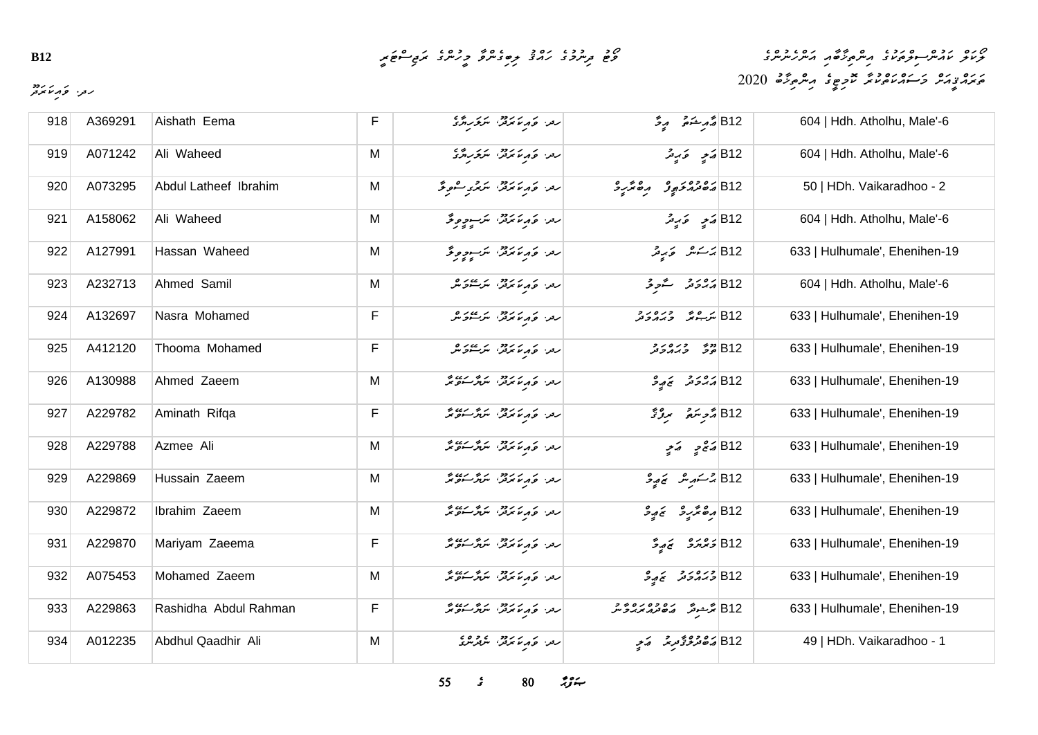| 918 | A369291 | Aishath Eema | F | رفر. ؤَمِ مَا مَرْقُرْ، سَرْوَرِ مَرْءُ | B12 مُحَمَّدِ شَوَمُ مِرِدَّ | 604 \| Hdh. Atholhu, Male'-6 |
|---|---|---|---|---|---|---|
| 919 | A071242 | Ali Waheed | M | رفر. ؤَمِ مَا مَرْقُرْ، سَرْوَرِ مَرْءُ | B12 مَرِ وَبِرِ | 604 \| Hdh. Atholhu, Male'-6 |
| 920 | A073295 | Abdul Latheef Ibrahim | M | رفر. ؤَمِ مَا مَرْقُرْ، سَرْمَرِ سُومِرُّ | B12 مَرْهُ مَرْهِ وَمِرْ مِرْهُ مَرْرِ وَ | 50 \| HDh. Vaikaradhoo - 2 |
| 921 | A158062 | Ali Waheed | M | رفر. ؤَمِ مَا مَرْقُرْ، سَرْسِوِمِرُّ | B12 مَرِ وَبِرِ | 604 \| Hdh. Atholhu, Male'-6 |
| 922 | A127991 | Hassan Waheed | M | رفر. ؤَمِ مَا مَرْقُرْ، سَرْسِوِمِرُّ | B12 بَرْسَدْ وَبِرِ | 633 \| Hulhumale', Ehenihen-19 |
| 923 | A232713 | Ahmed Samil | M | رفر. ؤَمِ مَا مَرْقُرْ، سَرْسُوَرْ | B12 مَرْوَدْ سُومِرُ | 604 \| Hdh. Atholhu, Male'-6 |
| 924 | A132697 | Nasra Mohamed | F | رفر. ؤَمِ مَا مَرْقُرْ، سَرْسُوَرْ | B12 سَرْسُورُ وَبَرْمُودْ | 633 \| Hulhumale', Ehenihen-19 |
| 925 | A412120 | Thooma Mohamed | F | رفر. ؤَمِ مَا مَرْقُرْ، سَرْسُوَرْ | B12 مُوَّ وَبَرْمُودْ | 633 \| Hulhumale', Ehenihen-19 |
| 926 | A130988 | Ahmed Zaeem | M | رفر. ؤَمِ مَا مَرْقُرْ، سَرْمَرْسُومُ | B12 مَرْوَدْ يَمِرُ | 633 \| Hulhumale', Ehenihen-19 |
| 927 | A229782 | Aminath Rifqa | F | رفر. ؤَمِ مَا مَرْقُرْ، سَرْمَرْسُومُ | B12 مُحَمِّدْ مِرْوُّ | 633 \| Hulhumale', Ehenihen-19 |
| 928 | A229788 | Azmee Ali | M | رفر. ؤَمِ مَا مَرْقُرْ، سَرْمَرْسُومُ | B12 مَرْجِ مَرِ | 633 \| Hulhumale', Ehenihen-19 |
| 929 | A229869 | Hussain Zaeem | M | رفر. ؤَمِ مَا مَرْقُرْ، سَرْمَرْسُومُ | B12 بُرْسَرْمِرْ يَمِرُ | 633 \| Hulhumale', Ehenihen-19 |
| 930 | A229872 | Ibrahim Zaeem | M | رفر. ؤَمِ مَا مَرْقُرْ، سَرْمَرْسُومُ | B12 مِرْهُ مَرْرِ يَمِرُ | 633 \| Hulhumale', Ehenihen-19 |
| 931 | A229870 | Mariyam Zaeema | F | رفر. ؤَمِ مَا مَرْقُرْ، سَرْمَرْسُومُ | B12 وَبَرْمَرْ يَمِرُّ | 633 \| Hulhumale', Ehenihen-19 |
| 932 | A075453 | Mohamed Zaeem | M | رفر. ؤَمِ مَا مَرْقُرْ، سَرْمَرْسُومُ | B12 وَبَرْمُودْ يَمِرُ | 633 \| Hulhumale', Ehenihen-19 |
| 933 | A229863 | Rashidha Abdul Rahman | F | رفر. ؤَمِ مَا مَرْقُرْ، سَرْمَرْسُومُ | B12 مُرْشِوِرُ مَرْهُ مَرْهِ مَرْمَرْوَرْ | 633 \| Hulhumale', Ehenihen-19 |
| 934 | A012235 | Abdhul Qaadhir Ali | M | رفر. ؤَمِ مَا مَرْقُرْ، سَرْمَرْسُو | B12 مَرْهُ مَرْوُّمِرُ مَرِ | 49 \| HDh. Vaikaradhoo - 1 |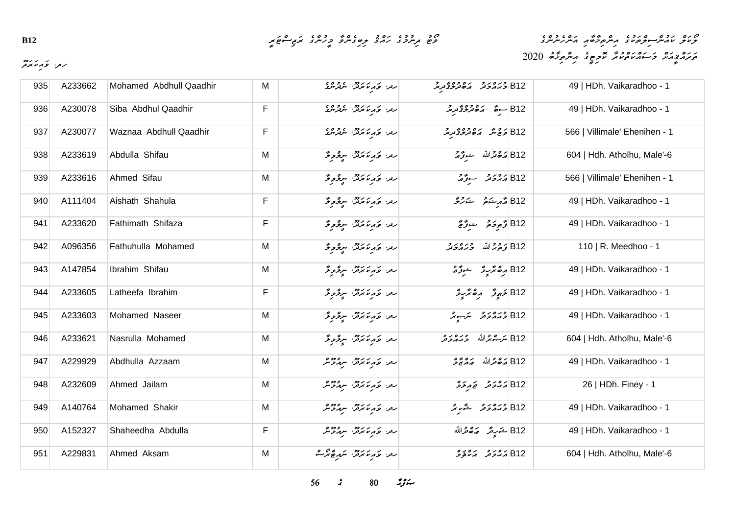| 935 | A233662 | Mohamed Abdhull Qaadhir | M | رىر. ۇرىئا ئىرى. ئىرىرى | B12 دېرەدىر مەھىرودىدىر | 49 \| HDh. Vaikaradhoo - 1 |
|---|---|---|---|---|---|---|
| 936 | A230078 | Siba Abdhul Qaadhir | F | رىر. ۇرىئا ئىرى. ئىرىرى | B12 سوھ مەھىرودىدىر | 49 \| HDh. Vaikaradhoo - 1 |
| 937 | A230077 | Waznaa Abdhull Qaadhir | F | رىر. ۇرىئا ئىرى. ئىرىرى | B12 ۇچىر مەھىرودىدىر | 566 \| Villimale' Ehenihen - 1 |
| 938 | A233619 | Abdulla Shifau | M | رىر. ۇرىئا ئىرى. سرگوۋ | B12 مەھىراللە شوۋە | 604 \| Hdh. Atholhu, Male'-6 |
| 939 | A233616 | Ahmed Sifau | M | رىر. ۇرىئا ئىرى. سرگوۋ | B12 مەرەدىر سوۋە | 566 \| Villimale' Ehenihen - 1 |
| 940 | A111404 | Aishath Shahula | F | رىر. ۇرىئا ئىرى. سرگوۋ | B12 مەرشەۋ شەرۇ | 49 \| HDh. Vaikaradhoo - 1 |
| 941 | A233620 | Fathimath Shifaza | F | رىر. ۇرىئا ئىرى. سرگوۋ | B12 ۋەجەۋ شوۋىچ | 49 \| HDh. Vaikaradhoo - 1 |
| 942 | A096356 | Fathuhulla Mohamed | M | رىر. ۇرىئا ئىرى. سرگوۋ | B12 ۋەدراللە دىرەدىر | 110 \| R. Meedhoo - 1 |
| 943 | A147854 | Ibrahim Shifau | M | رىر. ۇرىئا ئىرى. سرگوۋ | B12 مەھىرىۋ شوۋە | 49 \| HDh. Vaikaradhoo - 1 |
| 944 | A233605 | Latheefa Ibrahim | F | رىر. ۇرىئا ئىرى. سرگوۋ | B12 ۋەپوۋ مەھىرىۋ | 49 \| HDh. Vaikaradhoo - 1 |
| 945 | A233603 | Mohamed Naseer | M | رىر. ۇرىئا ئىرى. سرگوۋ | B12 دىرەدىر سرسىد | 49 \| HDh. Vaikaradhoo - 1 |
| 946 | A233621 | Nasrulla Mohamed | M | رىر. ۇرىئا ئىرى. سرگوۋ | B12 سرسەمراللە دىرەدىر | 604 \| Hdh. Atholhu, Male'-6 |
| 947 | A229929 | Abdhulla Azzaam | M | رىر. ۇرىئا ئىرى. سرمدۇر | B12 مەھىراللە مەمىچۇ | 49 \| HDh. Vaikaradhoo - 1 |
| 948 | A232609 | Ahmed Jailam | M | رىر. ۇرىئا ئىرى. سرمدۇر | B12 مەرەدىر ئەرىۇ | 26 \| HDh. Finey - 1 |
| 949 | A140764 | Mohamed Shakir | M | رىر. ۇرىئا ئىرى. سرمدۇر | B12 دىرەدىر شىرىر | 49 \| HDh. Vaikaradhoo - 1 |
| 950 | A152327 | Shaheedha Abdulla | F | رىر. ۇرىئا ئىرى. سرمدۇر | B12 شەرىۇ مەھىراللە | 49 \| HDh. Vaikaradhoo - 1 |
| 951 | A229831 | Ahmed Aksam | M | رىر. ۇرىئا ئىرى. سرمەھىرسە | B12 مەرەدىر مەرەۋ | 604 \| Hdh. Atholhu, Male'-6 |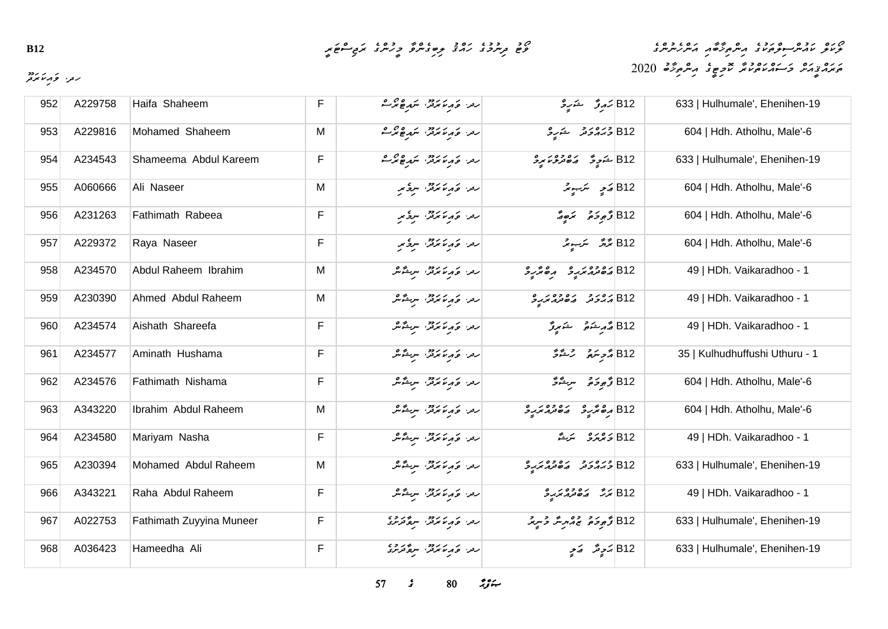| 952 | A229758 | Haifa Shaheem | F | رى: ھَەرِىَاىَرْقْ، سَرَ ھِمْرُ | B12 رَىرِوٌ شَرِدْ | 633 \| Hulhumale', Ehenihen-19 |
|---|---|---|---|---|---|---|
| 953 | A229816 | Mohamed Shaheem | M | رى: ھَەرِىَاىَرْقْ، سَرَ ھِمْرُ | B12 دُبَرُ ددَ دُ شَرِدْ | 604 \| Hdh. Atholhu, Male'-6 |
| 954 | A234543 | Shameema Abdul Kareem | F | رى: ھَەرِىَاىَرْقْ، سَرَ ھِمْرُ | B12 شَوِرْ ئەھىروئىرو | 633 \| Hulhumale', Ehenihen-19 |
| 955 | A060666 | Ali Naseer | M | رى: ھَەرِىَاىَرْقْ، سِرِءْىر | B12 ئەمچ سَرَبِيىر | 604 \| Hdh. Atholhu, Male'-6 |
| 956 | A231263 | Fathimath Rabeea | F | رى: ھَەرِىَاىَرْقْ، سِرِءْىر | B12 وَّجِوِهْ ىَرَھِهْ | 604 \| Hdh. Atholhu, Male'-6 |
| 957 | A229372 | Raya Naseer | F | رى: ھَەرِىَاىَرْقْ، سِرِءْىر | B12 ىَرَّ سَرَبِيىر | 604 \| Hdh. Atholhu, Male'-6 |
| 958 | A234570 | Abdul Raheem Ibrahim | M | رى: ھَەرِىَاىَرْقْ، سِرِشَّىر | B12 ئەھىرەىرو رەھىرو | 49 \| HDh. Vaikaradhoo - 1 |
| 959 | A230390 | Ahmed Abdul Raheem | M | رى: ھَەرِىَاىَرْقْ، سِرِشَّىر | B12 ئەبرى ئەھىرەىرو | 49 \| HDh. Vaikaradhoo - 1 |
| 960 | A234574 | Aishath Shareefa | F | رى: ھَەرِىَاىَرْقْ، سِرِشَّىر | B12 ئەرشەھ شەمرى | 49 \| HDh. Vaikaradhoo - 1 |
| 961 | A234577 | Aminath Hushama | F | رى: ھَەرِىَاىَرْقْ، سِرِشَّىر | B12 ئەجەسرە رشەد | 35 \| Kulhudhuffushi Uthuru - 1 |
| 962 | A234576 | Fathimath Nishama | F | رى: ھَەرِىَاىَرْقْ، سِرِشَّىر | B12 وَّجِوِهْ سِرِشَّدْ | 604 \| Hdh. Atholhu, Male'-6 |
| 963 | A343220 | Ibrahim Abdul Raheem | M | رى: ھَەرِىَاىَرْقْ، سِرِشَّىر | B12 رەھىرو ئەھىرەىرو | 604 \| Hdh. Atholhu, Male'-6 |
| 964 | A234580 | Mariyam Nasha | F | رى: ھَەرِىَاىَرْقْ، سِرِشَّىر | B12 دَىرىرە سَرَشَّ | 49 \| HDh. Vaikaradhoo - 1 |
| 965 | A230394 | Mohamed Abdul Raheem | M | رى: ھَەرِىَاىَرْقْ، سِرِشَّىر | B12 دُبَرُ ددَ دُ ئەھىرەىرو | 633 \| Hulhumale', Ehenihen-19 |
| 966 | A343221 | Raha Abdul Raheem | F | رى: ھَەرِىَاىَرْقْ، سِرِشَّىر | B12 ىَرَّ ئەھىرەىرو | 49 \| HDh. Vaikaradhoo - 1 |
| 967 | A022753 | Fathimath Zuyyina Muneer | F | رى: ھَەرِىَاىَرْقْ، سِرِگَىرَىرْى | B12 وَّجِوِهْ ىحەرسَّ دُسِرِىر | 633 \| Hulhumale', Ehenihen-19 |
| 968 | A036423 | Hameedha Ali | F | رى: ھَەرِىَاىَرْقْ، سِرِگَىرَىرْى | B12 ىَرِىرَّ ئەمچ | 633 \| Hulhumale', Ehenihen-19 |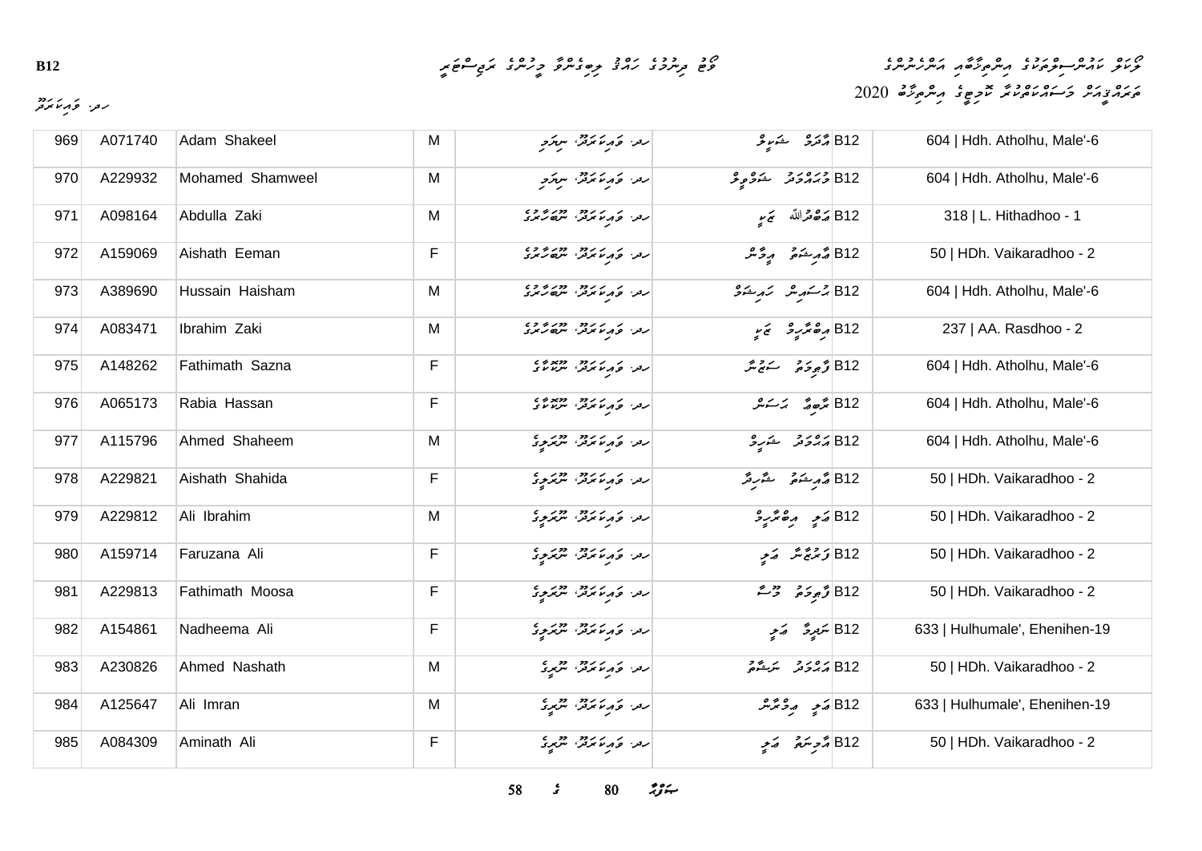| 969 | A071740 | Adam Shakeel | M | ރދ. ފައިކަރަދޫ، ނިޔަލި | B12 އާދަމް ޝަކީލް | 604 \| Hdh. Atholhu, Male'-6 |
|---|---|---|---|---|---|---|
| 970 | A229932 | Mohamed Shamweel | M | ރދ. ފައިކަރަދޫ، ނިޔަލި | B12 މުހައްމަދު ޝަމްވީލް | 604 \| Hdh. Atholhu, Male'-6 |
| 971 | A098164 | Abdulla Zaki | M | ރދ. ފައިކަރަދޫ، ނޫބަހާރުގެ | B12 އަބްދުﷲ ޒަކީ | 318 \| L. Hithadhoo - 1 |
| 972 | A159069 | Aishath Eeman | F | ރދ. ފައިކަރަދޫ، ނޫބަހާރުގެ | B12 އާއިޝަތު އީމާން | 50 \| HDh. Vaikaradhoo - 2 |
| 973 | A389690 | Hussain Haisham | M | ރދ. ފައިކަރަދޫ، ނޫބަހާރުގެ | B12 ހުސައިން ހައިޝަމް | 604 \| Hdh. Atholhu, Male'-6 |
| 974 | A083471 | Ibrahim Zaki | M | ރދ. ފައިކަރަދޫ، ނޫބަހާރުގެ | B12 އިބްރާހީމް ޒަކީ | 237 \| AA. Rasdhoo - 2 |
| 975 | A148262 | Fathimath Sazna | F | ރދ. ފައިކަރަދޫ، ނޫރާނީގެ | B12 ފާތިމަތު ސަޒްނާ | 604 \| Hdh. Atholhu, Male'-6 |
| 976 | A065173 | Rabia Hassan | F | ރދ. ފައިކަރަދޫ، ނޫރާނީގެ | B12 ރާބިޔާ ހަސަން | 604 \| Hdh. Atholhu, Male'-6 |
| 977 | A115796 | Ahmed Shaheem | M | ރދ. ފައިކަރަދޫ، ނޫރަނިވާގެ | B12 އަހްމަދު ޝަހީމް | 604 \| Hdh. Atholhu, Male'-6 |
| 978 | A229821 | Aishath Shahida | F | ރދ. ފައިކަރަދޫ، ނޫރަނިވާގެ | B12 އާއިޝަތު ޝާހިދާ | 50 \| HDh. Vaikaradhoo - 2 |
| 979 | A229812 | Ali Ibrahim | M | ރދ. ފައިކަރަދޫ، ނޫރަނިވާގެ | B12 އަލީ އިބްރާހީމް | 50 \| HDh. Vaikaradhoo - 2 |
| 980 | A159714 | Faruzana Ali | F | ރދ. ފައިކަރަދޫ، ނޫރަނިވާގެ | B12 ފަރުޒާނާ އަލީ | 50 \| HDh. Vaikaradhoo - 2 |
| 981 | A229813 | Fathimath Moosa | F | ރދ. ފައިކަރަދޫ، ނޫރަނިވާގެ | B12 ފާތިމަތު މޫސާ | 50 \| HDh. Vaikaradhoo - 2 |
| 982 | A154861 | Nadheema Ali | F | ރދ. ފައިކަރަދޫ، ނޫރަނިވާގެ | B12 ނަދީމާ އަލީ | 633 \| Hulhumale', Ehenihen-19 |
| 983 | A230826 | Ahmed Nashath | M | ރދ. ފައިކަރަދޫ، ނޫރީގެ | B12 އަހްމަދު ނަޝާތު | 50 \| HDh. Vaikaradhoo - 2 |
| 984 | A125647 | Ali Imran | M | ރދ. ފައިކަރަދޫ، ނޫރީގެ | B12 އަލީ އިމްރާން | 633 \| Hulhumale', Ehenihen-19 |
| 985 | A084309 | Aminath Ali | F | ރދ. ފައިކަރަދޫ، ނޫރީގެ | B12 އާމިނަތު އަލީ | 50 \| HDh. Vaikaradhoo - 2 |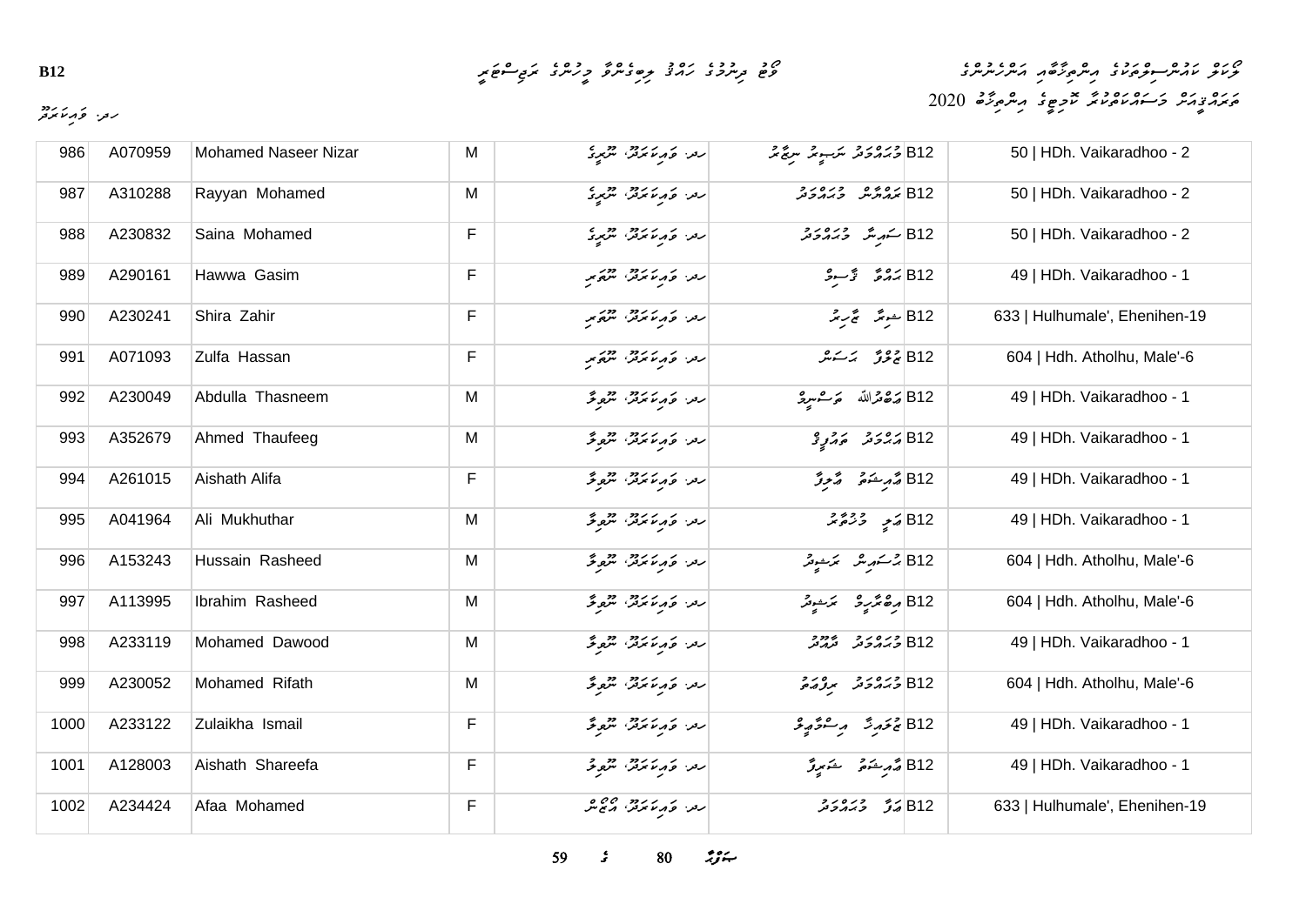| 986 | A070959 | Mohamed Naseer Nizar | M | رىر. وَرِيَا برُدُ، سُرْسٍرِ دَ | B12 وُبُرُمُ دُوتُرُ سُرَسِبِرُ سِرَجُ تُرُ | 50 \| HDh. Vaikaradhoo - 2 |
|---|---|---|---|---|---|---|
| 987 | A310288 | Rayyan Mohamed | M | رىر. وَرِيَا برُدُ، سُرْسٍرِ دَ | B12 بَرُہُرُ سُر وُبُرُمُ دُوتُرُ | 50 \| HDh. Vaikaradhoo - 2 |
| 988 | A230832 | Saina Mohamed | F | رىر. وَرِيَا برُدُ، سُرْسٍرِ دَ | B12 سَہرِسُر وُبُرُمُ دُوتُرُ | 50 \| HDh. Vaikaradhoo - 2 |
| 989 | A290161 | Hawwa Gasim | F | رىر. وَرِيَا برُدُ، سُرْ ھَ بر | B12 بَرُہُرُ ہُ تَوُسِوُ | 49 \| HDh. Vaikaradhoo - 1 |
| 990 | A230241 | Shira Zahir | F | رىر. وَرِيَا برُدُ، سُرْ ھَ بر | B12 شِوِبُر نَجُ رِبُر | 633 \| Hulhumale', Ehenihen-19 |
| 991 | A071093 | Zulfa Hassan | F | رىر. وَرِيَا برُدُ، سُرْ ھَ بر | B12 بَحُوُرُ بَرَسَرُ سُر | 604 \| Hdh. Atholhu, Male'-6 |
| 992 | A230049 | Abdulla Thasneem | M | رىر. وَرِيَا برُدُ، سُرْ ھِ وُ | B12 بَرُهُ قُرُاللّٰہ ہَوُسُرِسِرِ وُ | 49 \| HDh. Vaikaradhoo - 1 |
| 993 | A352679 | Ahmed Thaufeeg | M | رىر. وَرِيَا برُدُ، سُرْ ھِ وُ | B12 بَرُہُ رَوُ تُرُ ہَبُرُ وِ تُو | 49 \| HDh. Vaikaradhoo - 1 |
| 994 | A261015 | Aishath Alifa | F | رىر. وَرِيَا برُدُ، سُرْ ھِ وُ | B12 بَہُر شَہَوُ بَرُ وِرُ | 49 \| HDh. Vaikaradhoo - 1 |
| 995 | A041964 | Ali Mukhuthar | M | رىر. وَرِيَا برُدُ، سُرْ ھِ وُ | B12 بَرُ وِ وُ رُرُ بَرُ | 49 \| HDh. Vaikaradhoo - 1 |
| 996 | A153243 | Hussain Rasheed | M | رىر. وَرِيَا برُدُ، سُرْ ھِ وُ | B12 بُرُ سَہرِ سُر بَرَشِوِتُرُ | 604 \| Hdh. Atholhu, Male'-6 |
| 997 | A113995 | Ibrahim Rasheed | M | رىر. وَرِيَا برُدُ، سُرْ ھِ وُ | B12 بِرُھُ بُرُ رِ وُ بَرَشِوِتُرُ | 604 \| Hdh. Atholhu, Male'-6 |
| 998 | A233119 | Mohamed Dawood | M | رىر. وَرِيَا برُدُ، سُرْ ھِ وُ | B12 وُبُرُمُ دُوتُرُ تَرُہُرُ تُرُ | 49 \| HDh. Vaikaradhoo - 1 |
| 999 | A230052 | Mohamed Rifath | M | رىر. وَرِيَا برُدُ، سُرْ ھِ وُ | B12 وُبُرُمُ دُوتُرُ بِرُوُہُرُ | 604 \| Hdh. Atholhu, Male'-6 |
| 1000 | A233122 | Zulaikha Ismail | F | رىر. وَرِيَا برُدُ، سُرْ ھِ وُ | B12 بَحُوُہرِ رُ بِرِ سُوُہُرِ وُ | 49 \| HDh. Vaikaradhoo - 1 |
| 1001 | A128003 | Aishath Shareefa | F | رىر. وَرِيَا برُدُ، سُرْ ھِ وُ | B12 بَہُر شَہَوُ شَہرِ وُ | 49 \| HDh. Vaikaradhoo - 1 |
| 1002 | A234424 | Afaa Mohamed | F | رىر. وَرِيَا برُدُ، بَرُ تُمُ سُر | B12 بَرُ وُ وُبُرُمُ دُوتُرُ | 633 \| Hulhumale', Ehenihen-19 |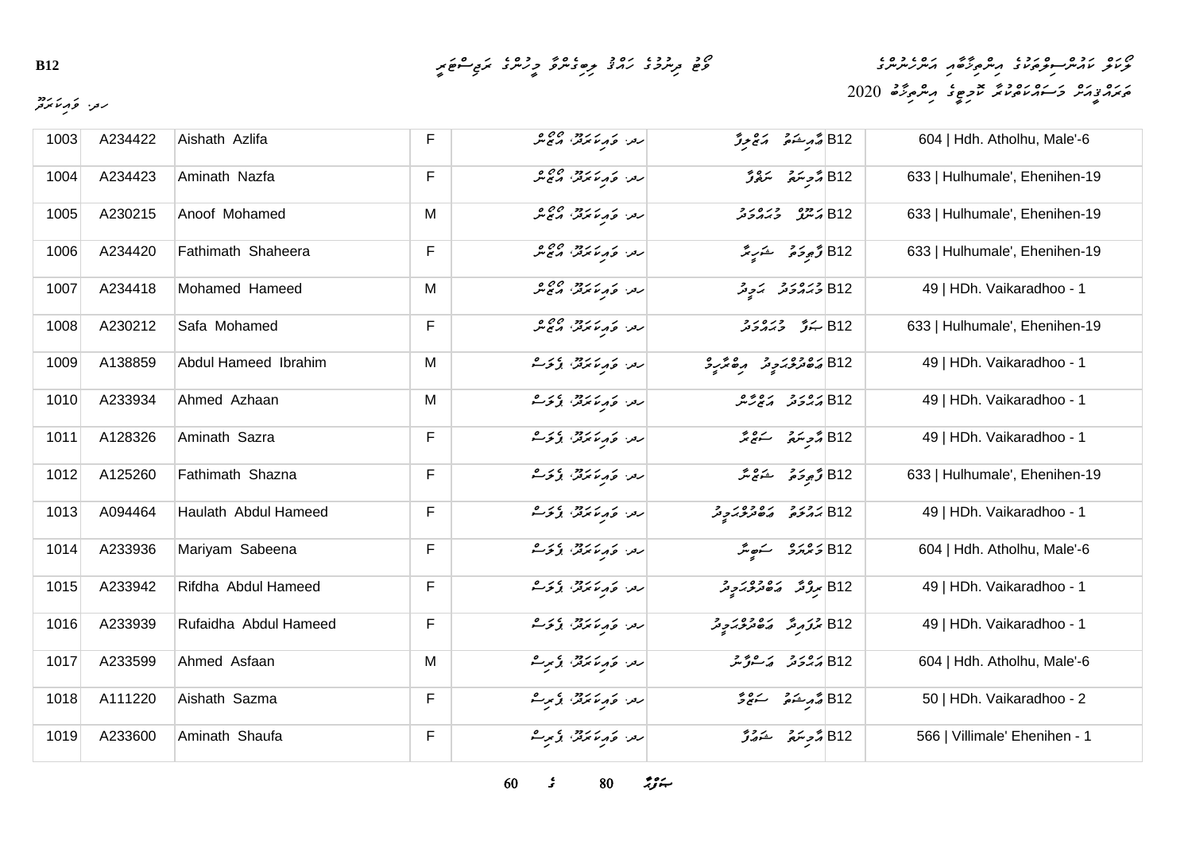رعر· وَرِ سَامَرْتْر

| 1003 | A234422 | Aishath Azlifa | F | رعر· وَرِ سَامَرْتْرُ، مُرْجَمْر | B12 مُرْمِشْرَمْرُ مُرْجَمْرِ وَ | 604 \| Hdh. Atholhu, Male'-6 |
|---|---|---|---|---|---|---|
| 1004 | A234423 | Aminath Nazfa | F | رعر· وَرِ سَامَرْتْرُ، مُرْجَمْر | B12 مُرْجِسَمْرِ سَرْجُورَ | 633 \| Hulhumale', Ehenihen-19 |
| 1005 | A230215 | Anoof Mohamed | M | رعر· وَرِ سَامَرْتْرُ، مُرْجَمْر | B12 مَسْرُو وَبَرُمْرَ وَتْر | 633 \| Hulhumale', Ehenihen-19 |
| 1006 | A234420 | Fathimath Shaheera | F | رعر· وَرِ سَامَرْتْرُ، مُرْجَمْر | B12 وَّجِوَمْرَ شَرِيْرَ | 633 \| Hulhumale', Ehenihen-19 |
| 1007 | A234418 | Mohamed Hameed | M | رعر· وَرِ سَامَرْتْرُ، مُرْجَمْر | B12 وَبَرُمْرَوَتْر بَرِوِتْر | 49 \| HDh. Vaikaradhoo - 1 |
| 1008 | A230212 | Safa Mohamed | F | رعر· وَرِ سَامَرْتْرُ، مُرْجَمْر | B12 سَوَرٌ وَبَرُمْرَوَتْر | 633 \| Hulhumale', Ehenihen-19 |
| 1009 | A138859 | Abdul Hameed Ibrahim | M | رعر· وَرِ سَامَرْتْرُ، وِ وَسْ | B12 مَصْرُوْبَرِوِتْر مِرْصَمَّرِبْرُ | 49 \| HDh. Vaikaradhoo - 1 |
| 1010 | A233934 | Ahmed Azhaan | M | رعر· وَرِ سَامَرْتْرُ، وِ وَسْ | B12 مَرْبُرْوَتْر مَجْرُسْر | 49 \| HDh. Vaikaradhoo - 1 |
| 1011 | A128326 | Aminath Sazra | F | رعر· وَرِ سَامَرْتْرُ، وِ وَسْ | B12 مُرْجِسَمْرِ سَجْمَرَ | 49 \| HDh. Vaikaradhoo - 1 |
| 1012 | A125260 | Fathimath Shazna | F | رعر· وَرِ سَامَرْتْرُ، وِ وَسْ | B12 وَّجِوَمْرَ شَجْمَسْر | 633 \| Hulhumale', Ehenihen-19 |
| 1013 | A094464 | Haulath Abdul Hameed | F | رعر· وَرِ سَامَرْتْرُ، وِ وَسْ | B12 بَرَمْرُوَ مَصْرُوْبَرِوِتْر | 49 \| HDh. Vaikaradhoo - 1 |
| 1014 | A233936 | Mariyam Sabeena | F | رعر· وَرِ سَامَرْتْرُ، وِ وَسْ | B12 وَمْرَبَرُوْ سَجِوِسْر | 604 \| Hdh. Atholhu, Male'-6 |
| 1015 | A233942 | Rifdha Abdul Hameed | F | رعر· وَرِ سَامَرْتْرُ، وِ وَسْ | B12 بِرُوْمَرُ مَصْرُوْبَرِوِتْر | 49 \| HDh. Vaikaradhoo - 1 |
| 1016 | A233939 | Rufaidha Abdul Hameed | F | رعر· وَرِ سَامَرْتْرُ، وِ وَسْ | B12 بُرْوَرِمَرُ مَصْرُوْبَرِوِتْر | 49 \| HDh. Vaikaradhoo - 1 |
| 1017 | A233599 | Ahmed Asfaan | M | رعر· وَرِ سَامَرْتْرُ، وِ بِرِسْ | B12 مَرْبُرْوَتْر مَسْوُسْر | 604 \| Hdh. Atholhu, Male'-6 |
| 1018 | A111220 | Aishath Sazma | F | رعر· وَرِ سَامَرْتْرُ، وِ بِرِسْ | B12 مُرْمِشْرَمْرُ سَجْوُ | 50 \| HDh. Vaikaradhoo - 2 |
| 1019 | A233600 | Aminath Shaufa | F | رعر· وَرِ سَامَرْتْرُ، وِ بِرِسْ | B12 مُرْجِسَمْرِ شَرْمُرُ | 566 \| Villimale' Ehenihen - 1 |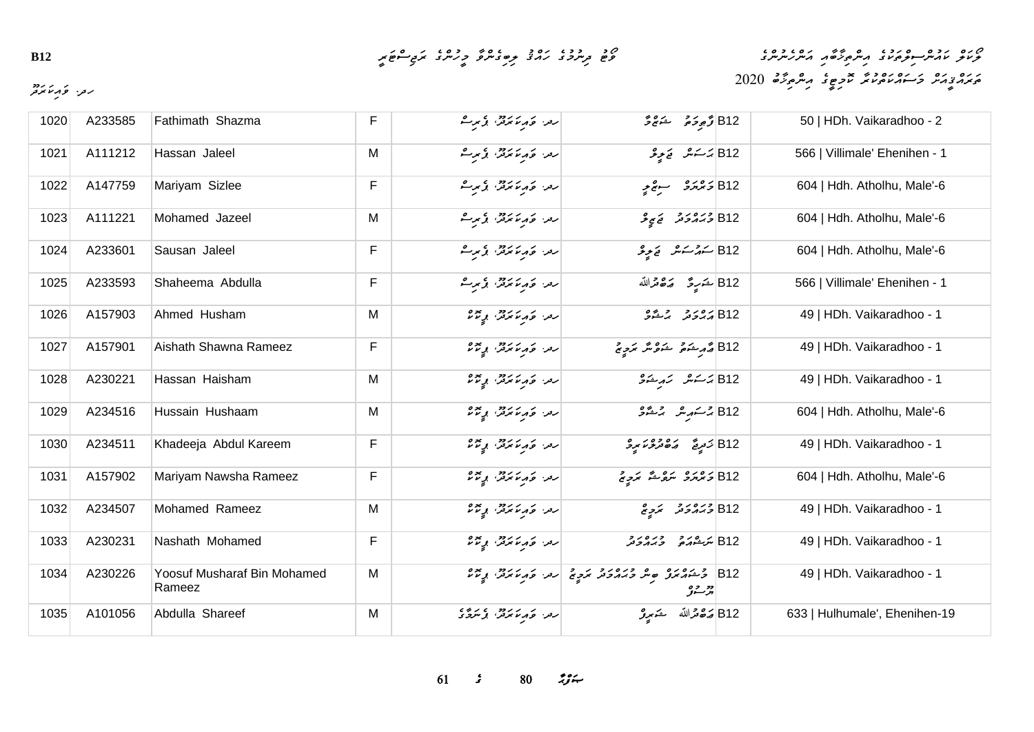| 1020 | A233585 | Fathimath Shazma | F | رىر. ئەرىئەترىش، ئۇ ئىرىسە | B12 ژَجِرَة حَسَنَة | 50 \| HDh. Vaikaradhoo - 2 |
|---|---|---|---|---|---|---|
| 1021 | A111212 | Hassan Jaleel | M | رىر. ئەرىئەترىش، ئۇ ئىرىسە | B12 بَرَسَة ﻋَﻠِﻴﻞ | 566 \| Villimale' Ehenihen - 1 |
| 1022 | A147759 | Mariyam Sizlee | F | رىر. ئەرىئەترىش، ئۇ ئىرىسە | B12 دَعْرَدَ سِيحْوِ | 604 \| Hdh. Atholhu, Male'-6 |
| 1023 | A111221 | Mohamed Jazeel | M | رىر. ئەرىئەترىش، ئۇ ئىرىسە | B12 دِيَرْدَرْ ﻗَﻴِﻮ | 604 \| Hdh. Atholhu, Male'-6 |
| 1024 | A233601 | Sausan Jaleel | F | رىر. ئەرىئەترىش، ئۇ ئىرىسە | B12 سَهْرْسَة ﻋَﻠِﻴﻞ | 604 \| Hdh. Atholhu, Male'-6 |
| 1025 | A233593 | Shaheema Abdulla | F | رىر. ئەرىئەترىش، ئۇ ئىرىسە | B12 شَرِدَ مَصْدَاللّه | 566 \| Villimale' Ehenihen - 1 |
| 1026 | A157903 | Ahmed Husham | M | رىر. ئەرىئەترىش، بوپرمە | B12 مَرْدَرْ جُشَرْ | 49 \| HDh. Vaikaradhoo - 1 |
| 1027 | A157901 | Aishath Shawna Rameez | F | رىر. ئەرىئەترىش، بوپرمە | B12 مَّرِشَمْ شَوْش بَرِجْ | 49 \| HDh. Vaikaradhoo - 1 |
| 1028 | A230221 | Hassan Haisham | M | رىر. ئەرىئەترىش، بوپرمە | B12 بَرَسَة رَمِرْشَوْ | 49 \| HDh. Vaikaradhoo - 1 |
| 1029 | A234516 | Hussain Hushaam | M | رىر. ئەرىئەترىش، بوپرمە | B12 بُرْسَمِرْ بُرْشَرْ | 604 \| Hdh. Atholhu, Male'-6 |
| 1030 | A234511 | Khadeeja Abdul Kareem | F | رىر. ئەرىئەترىش، بوپرمە | B12 زَمِرِجْ مَصْرْدُرَبِرْ | 49 \| HDh. Vaikaradhoo - 1 |
| 1031 | A157902 | Mariyam Nawsha Rameez | F | رىر. ئەرىئەترىش، بوپرمە | B12 دَعْرَدَ سَرْشَ بَرِجْ | 604 \| Hdh. Atholhu, Male'-6 |
| 1032 | A234507 | Mohamed Rameez | M | رىر. ئەرىئەترىش، بوپرمە | B12 دِيَرْدَرْ بَرِجْ | 49 \| HDh. Vaikaradhoo - 1 |
| 1033 | A230231 | Nashath Mohamed | F | رىر. ئەرىئەترىش، بوپرمە | B12 سَرَشَمْ دِيَرْدَرْ | 49 \| HDh. Vaikaradhoo - 1 |
| 1034 | A230226 | Yoosuf Musharaf Bin Mohamed Rameez | M | رىر. ئەرىئەترىش، بوپرمە | B12 دُرْسَرْ دُشَرْدُ ھِسْ دِيَرْدَرْ بَرِجْ | 49 \| HDh. Vaikaradhoo - 1 |
| 1035 | A101056 | Abdulla Shareef | M | رىر. ئەرىئەترىش، ئۇ سَرْدَى | B12 مَصْدَاللّه شَمِرْ | 633 \| Hulhumale', Ehenihen-19 |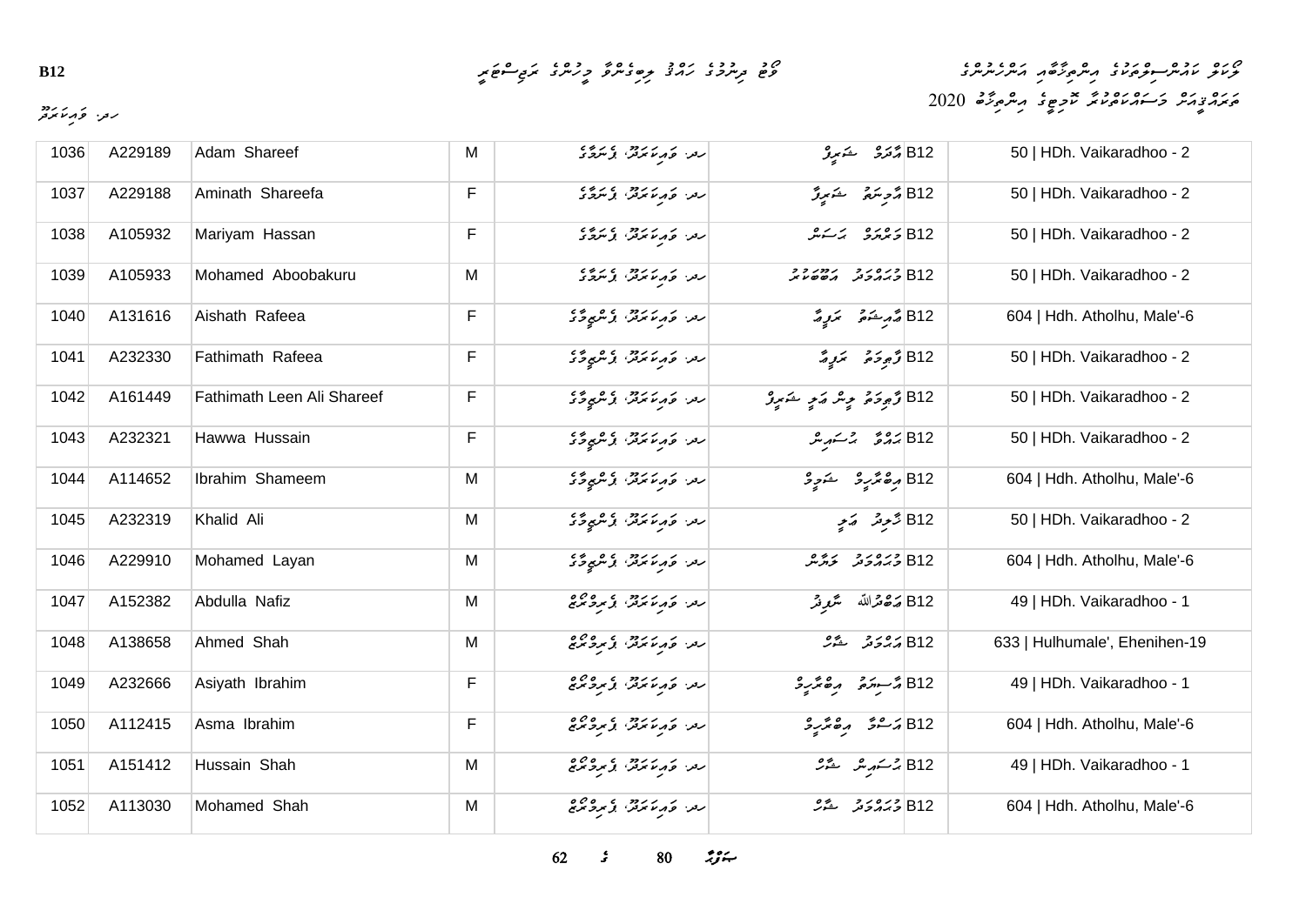| 1036 | A229189 | Adam Shareef | M | ހދ. ވައިކަރަދޫ، ފީނަފިމާގެ | B12 އާދަމް ޝަރީފް | 50 \| HDh. Vaikaradhoo - 2 |
|---|---|---|---|---|---|---|
| 1037 | A229188 | Aminath Shareefa | F | ހދ. ވައިކަރަދޫ، ފީނަފިމާގެ | B12 އާމިނަތު ޝަރީފާ | 50 \| HDh. Vaikaradhoo - 2 |
| 1038 | A105932 | Mariyam Hassan | F | ހދ. ވައިކަރަދޫ، ފީނަފިމާގެ | B12 މަރިޔަމް ހަސަން | 50 \| HDh. Vaikaradhoo - 2 |
| 1039 | A105933 | Mohamed Aboobakuru | M | ހދ. ވައިކަރަދޫ، ފީނަފިމާގެ | B12 މުހައްމަދު އަބޫބަކުރު | 50 \| HDh. Vaikaradhoo - 2 |
| 1040 | A131616 | Aishath Rafeea | F | ހދ. ވައިކަރަދޫ، ފެންފިޔާޒުގެ | B12 އާއިޝަތު ރަފީޢާ | 604 \| Hdh. Atholhu, Male'-6 |
| 1041 | A232330 | Fathimath Rafeea | F | ހދ. ވައިކަރަދޫ، ފެންފިޔާޒުގެ | B12 ފާތިމަތު ރަފީޢާ | 50 \| HDh. Vaikaradhoo - 2 |
| 1042 | A161449 | Fathimath Leen Ali Shareef | F | ހދ. ވައިކަރަދޫ، ފެންފިޔާޒުގެ | B12 ފާތިމަތު ލީން ޢަލީ ޝަރީފް | 50 \| HDh. Vaikaradhoo - 2 |
| 1043 | A232321 | Hawwa Hussain | F | ހދ. ވައިކަރަދޫ، ފެންފިޔާޒުގެ | B12 ހައްވާ ހުސައިން | 50 \| HDh. Vaikaradhoo - 2 |
| 1044 | A114652 | Ibrahim Shameem | M | ހދ. ވައިކަރަދޫ، ފެންފިޔާޒުގެ | B12 އިބްރާހީމް ޝަމީމް | 604 \| Hdh. Atholhu, Male'-6 |
| 1045 | A232319 | Khalid Ali | M | ހދ. ވައިކަރަދޫ، ފެންފިޔާޒުގެ | B12 ޚާލިދު ޢަލީ | 50 \| HDh. Vaikaradhoo - 2 |
| 1046 | A229910 | Mohamed Layan | M | ހދ. ވައިކަރަދޫ، ފެންފިޔާޒުގެ | B12 މުހައްމަދު ލަޔާން | 604 \| Hdh. Atholhu, Male'-6 |
| 1047 | A152382 | Abdulla Nafiz | M | ހދ. ވައިކަރަދޫ، ފިރުވަރުދޮށް | B12 އަބްދުﷲ ނާފިޒު | 49 \| HDh. Vaikaradhoo - 1 |
| 1048 | A138658 | Ahmed Shah | M | ހދ. ވައިކަރަދޫ، ފިރުވަރުދޮށް | B12 އަހުމަދު ޝާހް | 633 \| Hulhumale', Ehenihen-19 |
| 1049 | A232666 | Asiyath Ibrahim | F | ހދ. ވައިކަރަދޫ، ފިރުވަރުދޮށް | B12 އާސިޔަތު އިބްރާހީމް | 49 \| HDh. Vaikaradhoo - 1 |
| 1050 | A112415 | Asma Ibrahim | F | ހދ. ވައިކަރަދޫ، ފިރުވަރުދޮށް | B12 އަސްމާ އިބްރާހީމް | 604 \| Hdh. Atholhu, Male'-6 |
| 1051 | A151412 | Hussain Shah | M | ހދ. ވައިކަރަދޫ، ފިރުވަރުދޮށް | B12 ހުސައިން ޝާހް | 49 \| HDh. Vaikaradhoo - 1 |
| 1052 | A113030 | Mohamed Shah | M | ހދ. ވައިކަރަދޫ، ފިރުވަރުދޮށް | B12 މުހައްމަދު ޝާހް | 604 \| Hdh. Atholhu, Male'-6 |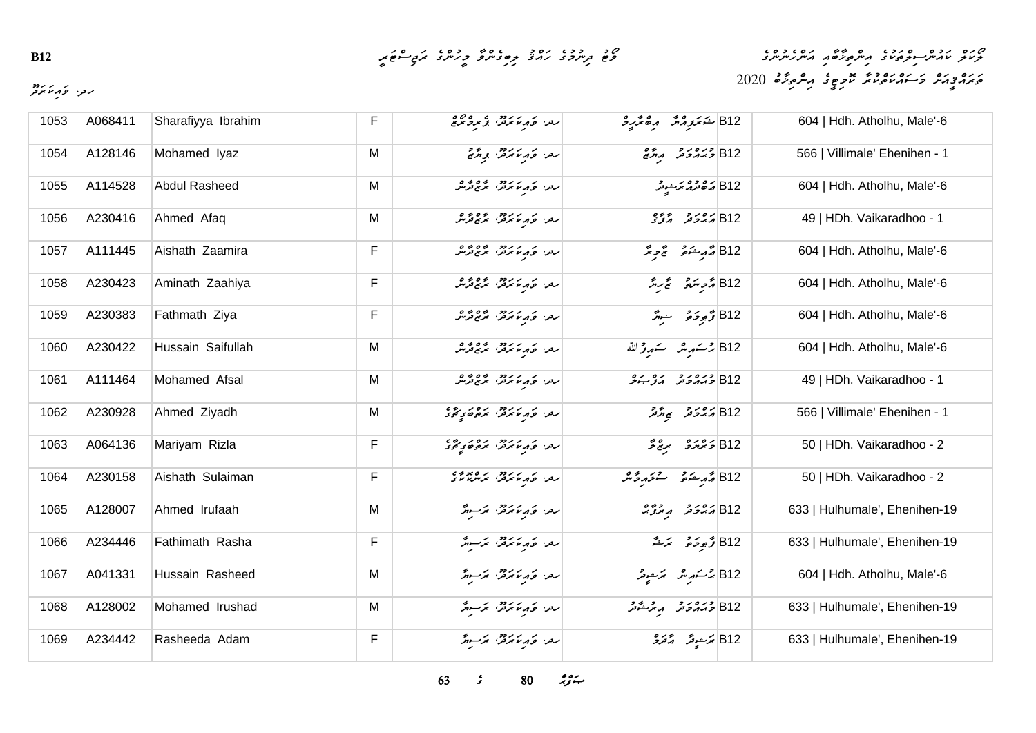| 1053 | A068411 | Sharafiyya Ibrahim | F | رىر. ئەرىئەترىق، بۇ برۇشتى | B12 شەئىرورمۇ رەئىرى | 604 \| Hdh. Atholhu, Male'-6 |
|---|---|---|---|---|---|---|
| 1054 | A128146 | Mohamed Iyaz | M | رىر. ئەرىئەترىق، بوشى | B12 جەرەجى مەشقى | 566 \| Villimale' Ehenihen - 1 |
| 1055 | A114528 | Abdul Rasheed | M | رىر. ئەرىئەترىق، ئىرتېرىتر | B12 مەمەترە ئىرىشوقر | 604 \| Hdh. Atholhu, Male'-6 |
| 1056 | A230416 | Ahmed Afaq | M | رىر. ئەرىئەترىق، ئىرتېرىتر | B12 مەمەتر مەتتى | 49 \| HDh. Vaikaradhoo - 1 |
| 1057 | A111445 | Aishath Zaamira | F | رىر. ئەرىئەترىق، ئىرتېرىتر | B12 مەرشەق ئىجوتر | 604 \| Hdh. Atholhu, Male'-6 |
| 1058 | A230423 | Aminath Zaahiya | F | رىر. ئەرىئەترىق، ئىرتېرىتر | B12 مەجەنىق ئىجرىم | 604 \| Hdh. Atholhu, Male'-6 |
| 1059 | A230383 | Fathmath Ziya | F | رىر. ئەرىئەترىق، ئىرتېرىتر | B12 ئۇجوخۇ سېرىم | 604 \| Hdh. Atholhu, Male'-6 |
| 1060 | A230422 | Hussain Saifullah | M | رىر. ئەرىئەترىق، ئىرتېرىتر | B12 جەسەمرىر سەمرۇاللە | 604 \| Hdh. Atholhu, Male'-6 |
| 1061 | A111464 | Mohamed Afsal | M | رىر. ئەرىئەترىق، ئىرتېرىتر | B12 جەرەجى مەۋىتۇ | 49 \| HDh. Vaikaradhoo - 1 |
| 1062 | A230928 | Ahmed Ziyadh | M | رىر. ئەرىئەترىق، ترەھەرىچى | B12 مەمەتر بېرىتر | 566 \| Villimale' Ehenihen - 1 |
| 1063 | A064136 | Mariyam Rizla | F | رىر. ئەرىئەترىق، ترەھەرىچى | B12 ئەترىرە برىجۇ | 50 \| HDh. Vaikaradhoo - 2 |
| 1064 | A230158 | Aishath Sulaiman | F | رىر. ئەرىئەترىق، ترىترىتىكى | B12 مەرشەق سىخەرۋىتر | 50 \| HDh. Vaikaradhoo - 2 |
| 1065 | A128007 | Ahmed Irufaah | M | رىر. ئەرىئەترىق، ترىسوم | B12 مەمەتر مەترۇم | 633 \| Hulhumale', Ehenihen-19 |
| 1066 | A234446 | Fathimath Rasha | F | رىر. ئەرىئەترىق، ترىسوم | B12 ئۇجوخۇ ترىشى | 633 \| Hulhumale', Ehenihen-19 |
| 1067 | A041331 | Hussain Rasheed | M | رىر. ئەرىئەترىق، ترىسوم | B12 جەسەمرىر ترىشوقر | 604 \| Hdh. Atholhu, Male'-6 |
| 1068 | A128002 | Mohamed Irushad | M | رىر. ئەرىئەترىق، ترىسوم | B12 جەرەجى مەترىشقر | 633 \| Hulhumale', Ehenihen-19 |
| 1069 | A234442 | Rasheeda Adam | F | رىر. ئەرىئەترىق، ترىسوم | B12 ترىشوقر مەترو | 633 \| Hulhumale', Ehenihen-19 |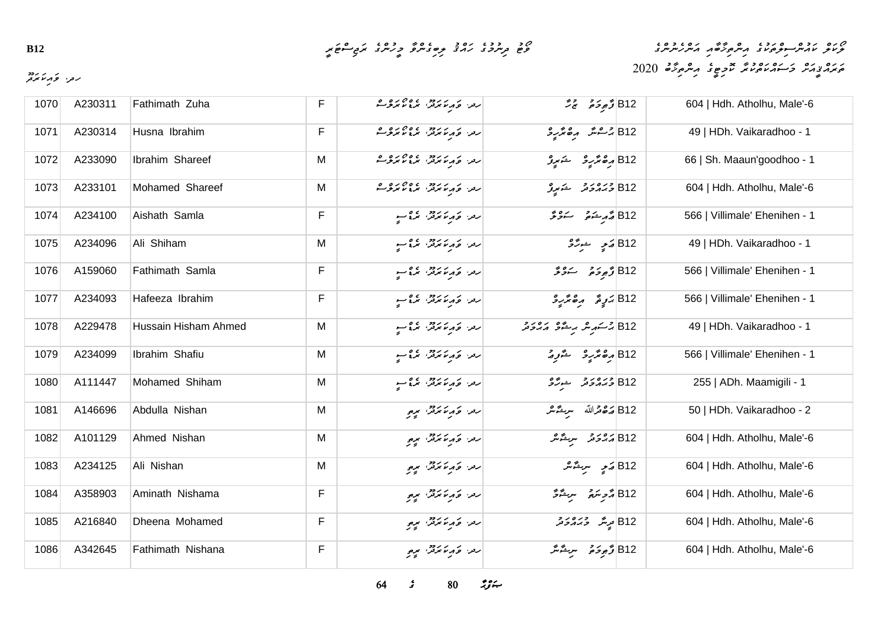| 1070 | A230311 | Fathimath Zuha | F | ހދ. ވައިކަރަދޫ، ރަޒާކްރެވެސް | B12 ފާތިމަތު ޒުހާ | 604 \| Hdh. Atholhu, Male'-6 |
|---|---|---|---|---|---|---|
| 1071 | A230314 | Husna Ibrahim | F | ހދ. ވައިކަރަދޫ، ރަޒާކްރެވެސް | B12 ހުސްނާ އިބްރާހީމް | 49 \| HDh. Vaikaradhoo - 1 |
| 1072 | A233090 | Ibrahim Shareef | M | ހދ. ވައިކަރަދޫ، ރަޒާކްރެވެސް | B12 އިބްރާހީމް ޝަރީފް | 66 \| Sh. Maaun'goodhoo - 1 |
| 1073 | A233101 | Mohamed Shareef | M | ހދ. ވައިކަރަދޫ، ރަޒާކްރެވެސް | B12 މުހައްމަދު ޝަރީފް | 604 \| Hdh. Atholhu, Male'-6 |
| 1074 | A234100 | Aishath Samla | F | ހދ. ވައިކަރަދޫ، ރަޒާސީ | B12 އާއިޝަތު ސަމްލާ | 566 \| Villimale' Ehenihen - 1 |
| 1075 | A234096 | Ali Shiham | M | ހދ. ވައިކަރަދޫ، ރަޒާސީ | B12 އަލީ ޝިހާމް | 49 \| HDh. Vaikaradhoo - 1 |
| 1076 | A159060 | Fathimath Samla | F | ހދ. ވައިކަރަދޫ، ރަޒާސީ | B12 ފާތިމަތު ސަމްލާ | 566 \| Villimale' Ehenihen - 1 |
| 1077 | A234093 | Hafeeza Ibrahim | F | ހދ. ވައިކަރަދޫ، ރަޒާސީ | B12 ހަފީޒާ އިބްރާހީމް | 566 \| Villimale' Ehenihen - 1 |
| 1078 | A229478 | Hussain Hisham Ahmed | M | ހދ. ވައިކަރަދޫ، ރަޒާސީ | B12 ހުސައިން ހިޝާމް އަހްމަދު | 49 \| HDh. Vaikaradhoo - 1 |
| 1079 | A234099 | Ibrahim Shafiu | M | ހދ. ވައިކަރަދޫ، ރަޒާސީ | B12 އިބްރާހީމް ޝާފިއު | 566 \| Villimale' Ehenihen - 1 |
| 1080 | A111447 | Mohamed Shiham | M | ހދ. ވައިކަރަދޫ، ރަޒާސީ | B12 މުހައްމަދު ޝިހާމް | 255 \| ADh. Maamigili - 1 |
| 1081 | A146696 | Abdulla Nishan | M | ހދ. ވައިކަރަދޫ، ރީތި | B12 އަބްދުﷲ ނިޝާން | 50 \| HDh. Vaikaradhoo - 2 |
| 1082 | A101129 | Ahmed Nishan | M | ހދ. ވައިކަރަދޫ، ރީތި | B12 އަހްމަދު ނިޝާން | 604 \| Hdh. Atholhu, Male'-6 |
| 1083 | A234125 | Ali Nishan | M | ހދ. ވައިކަރަދޫ، ރީތި | B12 އަލީ ނިޝާން | 604 \| Hdh. Atholhu, Male'-6 |
| 1084 | A358903 | Aminath Nishama | F | ހދ. ވައިކަރަދޫ، ރީތި | B12 އާމިނަތު ނިޝާމާ | 604 \| Hdh. Atholhu, Male'-6 |
| 1085 | A216840 | Dheena Mohamed | F | ހދ. ވައިކަރަދޫ، ރީތި | B12 ދީނާ މުހައްމަދު | 604 \| Hdh. Atholhu, Male'-6 |
| 1086 | A342645 | Fathimath Nishana | F | ހދ. ވައިކަރަދޫ، ރީތި | B12 ފާތިމަތު ނިޝާނާ | 604 \| Hdh. Atholhu, Male'-6 |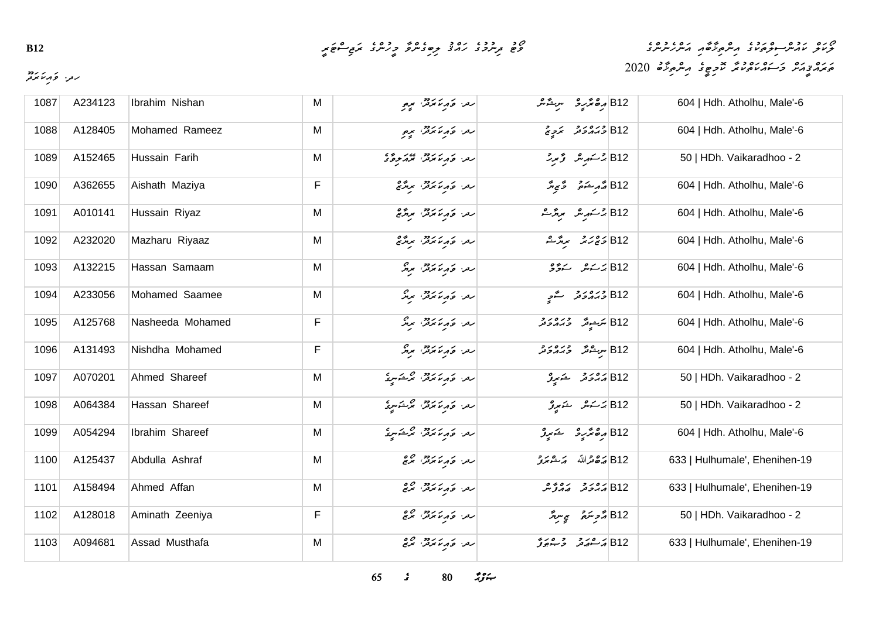| 1087 | A234123 | Ibrahim Nishan | M | رىر، ئەرىئانلانىڭ، بېرى | B12 رەڭرىرى سرىشەش | 604 \| Hdh. Atholhu, Male'-6 |
|---|---|---|---|---|---|---|
| 1088 | A128405 | Mohamed Rameez | M | رىر، ئەرىئانلانىڭ، بېرى | B12 ۋىرەرى ئىرىجى | 604 \| Hdh. Atholhu, Male'-6 |
| 1089 | A152465 | Hussain Farih | M | رىر، ئەرىئانلانىڭ، ئىمەئوۋى | B12 بۇسەرىش ۋىرى | 50 \| HDh. Vaikaradhoo - 2 |
| 1090 | A362655 | Aishath Maziya | F | رىر، ئەرىئانلانىڭ، بىرەئى | B12 ئەرشەھ ۋىپى | 604 \| Hdh. Atholhu, Male'-6 |
| 1091 | A010141 | Hussain Riyaz | M | رىر، ئەرىئانلانىڭ، بىرەئى | B12 بۇسەرىش بىرەشى | 604 \| Hdh. Atholhu, Male'-6 |
| 1092 | A232020 | Mazharu Riyaaz | M | رىر، ئەرىئانلانىڭ، بىرەئى | B12 ئەنجىرىر بىرەشى | 604 \| Hdh. Atholhu, Male'-6 |
| 1093 | A132215 | Hassan Samaam | M | رىر، ئەرىئانلانىڭ، بىرە | B12 بەسەش سەۋۋ | 604 \| Hdh. Atholhu, Male'-6 |
| 1094 | A233056 | Mohamed Saamee | M | رىر، ئەرىئانلانىڭ، بىرە | B12 ۋىرەرى سەھى | 604 \| Hdh. Atholhu, Male'-6 |
| 1095 | A125768 | Nasheeda Mohamed | F | رىر، ئەرىئانلانىڭ، بىرە | B12 ئىرىشوبىژ ۋىرەرى | 604 \| Hdh. Atholhu, Male'-6 |
| 1096 | A131493 | Nishdha Mohamed | F | رىر، ئەرىئانلانىڭ، بىرە | B12 سرىشەنژ ۋىرەرى | 604 \| Hdh. Atholhu, Male'-6 |
| 1097 | A070201 | Ahmed Shareef | M | رىر، ئەرىئانلانىڭ، ئىرشەسرى | B12 ئەبرەرى شەمرو | 50 \| HDh. Vaikaradhoo - 2 |
| 1098 | A064384 | Hassan Shareef | M | رىر، ئەرىئانلانىڭ، ئىرشەسرى | B12 بەسەش شەمرو | 50 \| HDh. Vaikaradhoo - 2 |
| 1099 | A054294 | Ibrahim Shareef | M | رىر، ئەرىئانلانىڭ، ئىرشەسرى | B12 رەڭرىرى شەمرو | 604 \| Hdh. Atholhu, Male'-6 |
| 1100 | A125437 | Abdulla Ashraf | M | رىر، ئەرىئانلانىڭ، ئىرى | B12 ئەھقىراللە ئەشۋىرۇ | 633 \| Hulhumale', Ehenihen-19 |
| 1101 | A158494 | Ahmed Affan | M | رىر، ئەرىئانلانىڭ، ئىرى | B12 ئەبرەرى ئەرۇش | 633 \| Hulhumale', Ehenihen-19 |
| 1102 | A128018 | Aminath Zeeniya | F | رىر، ئەرىئانلانىڭ، ئىرى | B12 ئەرەسرە پىسرىژ | 50 \| HDh. Vaikaradhoo - 2 |
| 1103 | A094681 | Assad Musthafa | M | رىر، ئەرىئانلانىڭ، ئىرى | B12 ئەسەرىر ۋەسوۋ | 633 \| Hulhumale', Ehenihen-19 |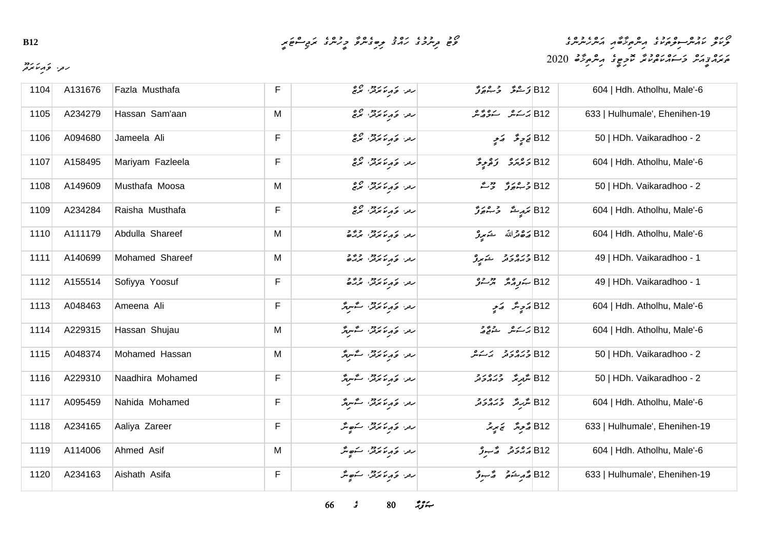رها، ځه ره مرکز

| 1104 | A131676 | Fazla Musthafa | F | رها، ځه ره مرکز، مرج | B12 ژَسْعُوَّ وُسْعُورَّ | 604 \| Hdh. Atholhu, Male'-6 |
|---|---|---|---|---|---|---|
| 1105 | A234279 | Hassan Sam'aan | M | رها، ځه ره مرکز، مرج | B12 بَرَسَمْرَ سَعْدِرَّمْرَ | 633 \| Hulhumale', Ehenihen-19 |
| 1106 | A094680 | Jameela Ali | F | رها، ځه ره مرکز، مرج | B12 يَحِرِ مَرِ | 50 \| HDh. Vaikaradhoo - 2 |
| 1107 | A158495 | Mariyam Fazleela | F | رها، ځه ره مرکز، مرج | B12 وَمُرَمِرْ وَجُرِعُوَّ | 604 \| Hdh. Atholhu, Male'-6 |
| 1108 | A149609 | Musthafa Moosa | M | رها، ځه ره مرکز، مرج | B12 وُسْعُورَّ وَسَّ | 50 \| HDh. Vaikaradhoo - 2 |
| 1109 | A234284 | Raisha Musthafa | F | رها، ځه ره مرکز، مرج | B12 مَرِيشَ وُسْعُورَّ | 604 \| Hdh. Atholhu, Male'-6 |
| 1110 | A111179 | Abdulla Shareef | M | رها، ځه ره مرکز، مرمرځ | B12 مَەھْرَاللّه شَمِرِوْ | 604 \| Hdh. Atholhu, Male'-6 |
| 1111 | A140699 | Mohamed Shareef | M | رها، ځه ره مرکز، مرمرځ | B12 وُبَرْمُوَمْر شَمِرِوْ | 49 \| HDh. Vaikaradhoo - 1 |
| 1112 | A155514 | Sofiyya Yoosuf | F | رها، ځه ره مرکز، مرمرځ | B12 سَورِمُرَّ مِرْسُوْ | 49 \| HDh. Vaikaradhoo - 1 |
| 1113 | A048463 | Ameena Ali | F | رها، ځه ره مرکز، سگسرگ | B12 مَرِسَّ مَرِ | 604 \| Hdh. Atholhu, Male'-6 |
| 1114 | A229315 | Hassan Shujau | M | رها، ځه ره مرکز، سگسرگ | B12 بَرَسَمْرَ شُقَّمْ | 604 \| Hdh. Atholhu, Male'-6 |
| 1115 | A048374 | Mohamed Hassan | M | رها، ځه ره مرکز، سگسرگ | B12 وُبَرْمُوَمْر بَرَسَمْرَ | 50 \| HDh. Vaikaradhoo - 2 |
| 1116 | A229310 | Naadhira Mohamed | F | رها، ځه ره مرکز، سگسرگ | B12 سَّرِبَرَّ وُبَرْمُوَمْر | 50 \| HDh. Vaikaradhoo - 2 |
| 1117 | A095459 | Nahida Mohamed | F | رها، ځه ره مرکز، سگسرگ | B12 سَّرِمَّ وُبَرْمُوَمْر | 604 \| Hdh. Atholhu, Male'-6 |
| 1118 | A234165 | Aaliya Zareer | F | رها، ځه ره مرکز، سکھ سگ | B12 مَّعِرَّ يَمِرِمْر | 633 \| Hulhumale', Ehenihen-19 |
| 1119 | A114006 | Ahmed Asif | M | رها، ځه ره مرکز، سکھ سگ | B12 مَرْمُوَمْر مَّسِوْ | 604 \| Hdh. Atholhu, Male'-6 |
| 1120 | A234163 | Aishath Asifa | F | رها، ځه ره مرکز، سکھ سگ | B12 مَّرِشَمْ مَّسِوَّ | 633 \| Hulhumale', Ehenihen-19 |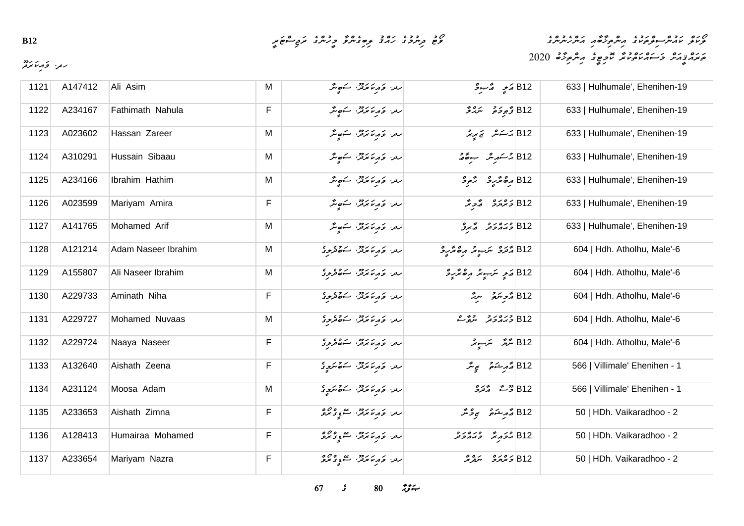| 1121 | A147412 | Ali Asim | M | رقرا وَمِرسَمَعْرُ سَعِيتَر | B12 مَعٍ مَّسِوتَر | 633 \| Hulhumale', Ehenihen-19 |
|---|---|---|---|---|---|---|
| 1122 | A234167 | Fathimath Nahula | F | رقرا وَمِرسَمَعْرُ سَعِيتَر | B12 وَّجِوَجَة سَرَدْتَرَ | 633 \| Hulhumale', Ehenihen-19 |
| 1123 | A023602 | Hassan Zareer | M | رقرا وَمِرسَمَعْرُ سَعِيتَر | B12 بَرَسَة نَبِيرُ | 633 \| Hulhumale', Ehenihen-19 |
| 1124 | A310291 | Hussain Sibaau | M | رقرا وَمِرسَمَعْرُ سَعِيتَر | B12 بُرْسَمِيرُ سِيِقَةَ | 633 \| Hulhumale', Ehenihen-19 |
| 1125 | A234166 | Ibrahim Hathim | M | رقرا وَمِرسَمَعْرُ سَعِيتَر | B12 مِرْحِمَّرِيْو بَرْمِوْ | 633 \| Hulhumale', Ehenihen-19 |
| 1126 | A023599 | Mariyam Amira | F | رقرا وَمِرسَمَعْرُ سَعِيتَر | B12 وَبْرَتَرْوَ مَرْحِبَرَ | 633 \| Hulhumale', Ehenihen-19 |
| 1127 | A141765 | Mohamed Arif | M | رقرا وَمِرسَمَعْرُ سَعِيتَر | B12 وَبْرَمْرَوَتَر مَرْبِرْوَ | 633 \| Hulhumale', Ehenihen-19 |
| 1128 | A121214 | Adam Naseer Ibrahim | M | رقرا وَمِرسَمَعْرُ سَوَقْرِوْرَ | B12 مُرْتَرَوْ سَرَبِيرُ مِرْحِمَّرِيْو | 604 \| Hdh. Atholhu, Male'-6 |
| 1129 | A155807 | Ali Naseer Ibrahim | M | رقرا وَمِرسَمَعْرُ سَوَقْرِوْرَ | B12 مَعٍ سَرَبِيرُ مِرْحِمَّرِيْو | 604 \| Hdh. Atholhu, Male'-6 |
| 1130 | A229733 | Aminath Niha | F | رقرا وَمِرسَمَعْرُ سَوَقْرِوْرَ | B12 مُرْحِ سَرَحِ سِرُ | 604 \| Hdh. Atholhu, Male'-6 |
| 1131 | A229727 | Mohamed Nuvaas | M | رقرا وَمِرسَمَعْرُ سَوَقْرِوْرَ | B12 وَبْرَمْرَوَتَر سُرْحَمْ | 604 \| Hdh. Atholhu, Male'-6 |
| 1132 | A229724 | Naaya Naseer | F | رقرا وَمِرسَمَعْرُ سَوَقْرِوْرَ | B12 سَرَّرَ سَرَبِيرُ | 604 \| Hdh. Atholhu, Male'-6 |
| 1133 | A132640 | Aishath Zeena | F | رقرا وَمِرسَمَعْرُ سَوَسَرِيِرَ | B12 مُرْمِشَنَحْ بِيِسَّرَ | 566 \| Villimale' Ehenihen - 1 |
| 1134 | A231124 | Moosa Adam | M | رقرا وَمِرسَمَعْرُ سَوَسَرِيِرَ | B12 وُسَّة مُرْتَرَوْ | 566 \| Villimale' Ehenihen - 1 |
| 1135 | A233653 | Aishath Zimna | F | رقرا وَمِرسَمَعْرُ سَعِرِحْمَرُو | B12 مُرْمِشَنَحْ سِوحْسَّرَ | 50 \| HDh. Vaikaradhoo - 2 |
| 1136 | A128413 | Humairaa Mohamed | F | رقرا وَمِرسَمَعْرُ سَعِرِحْمَرُو | B12 بُرْحَمِيرَ وَبْرَمْرَوَتَر | 50 \| HDh. Vaikaradhoo - 2 |
| 1137 | A233654 | Mariyam Nazra | F | رقرا وَمِرسَمَعْرُ سَعِرِحْمَرُو | B12 وَبْرَتَرْوَ سَرَّحْمَرَ | 50 \| HDh. Vaikaradhoo - 2 |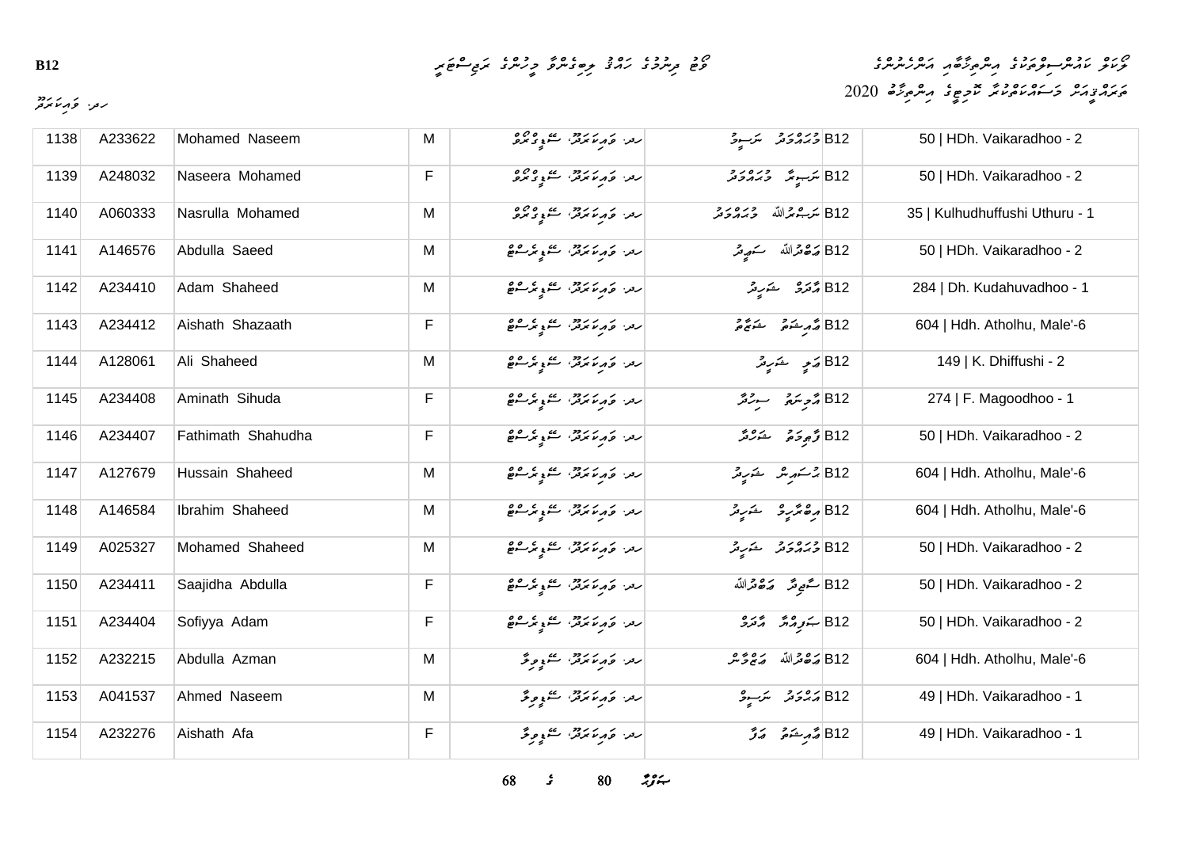| 1138 | A233622 | Mohamed Naseem | M | رعر. وَرِمَ بَرَتْرُ، سْتَمِ وْ بَرْوْ | B12 وَبَرْدَوَتْرُ سَرَسِوْ | 50 \| HDh. Vaikaradhoo - 2 |
|---|---|---|---|---|---|---|
| 1139 | A248032 | Naseera Mohamed | F | رعر. وَرِمَ بَرَتْرُ، سْتَمِ وْ بَرْوْ | B12 سَرَسِيِمَّ وَبَرْدَوَتْرُ | 50 \| HDh. Vaikaradhoo - 2 |
| 1140 | A060333 | Nasrulla Mohamed | M | رعر. وَرِمَ بَرَتْرُ، سْتَمِ وْ بَرْوْ | B12 سَرَجْ بَرْاللّه وَبَرْدَوَتْرُ | 35 \| Kulhudhuffushi Uthuru - 1 |
| 1141 | A146576 | Abdulla Saeed | M | رعر. وَرِمَ بَرَتْرُ، سْتَمِ بَرْ سْقَ | B12 مَـ قْصْرُاللّه سَـرِمِتْرُ | 50 \| HDh. Vaikaradhoo - 2 |
| 1142 | A234410 | Adam Shaheed | M | رعر. وَرِمَ بَرَتْرُ، سْتَمِ بَرْ سْقَ | B12 مُرْتَرَوْ شَـرِيترْ | 284 \| Dh. Kudahuvadhoo - 1 |
| 1143 | A234412 | Aishath Shazaath | F | رعر. وَرِمَ بَرَتْرُ، سْتَمِ بَرْ سْقَ | B12 مُرْمِشَـوْ شَـتَّجْوْ | 604 \| Hdh. Atholhu, Male'-6 |
| 1144 | A128061 | Ali Shaheed | M | رعر. وَرِمَ بَرَتْرُ، سْتَمِ بَرْ سْقَ | B12 مَرِ شَـرِيترْ | 149 \| K. Dhiffushi - 2 |
| 1145 | A234408 | Aminath Sihuda | F | رعر. وَرِمَ بَرَتْرُ، سْتَمِ بَرْ سْقَ | B12 مُرْحِسَرْوْ سِـرْتَرُ | 274 \| F. Magoodhoo - 1 |
| 1146 | A234407 | Fathimath Shahudha | F | رعر. وَرِمَ بَرَتْرُ، سْتَمِ بَرْ سْقَ | B12 وَّجِوَحْوْ شَـرْتَرُ | 50 \| HDh. Vaikaradhoo - 2 |
| 1147 | A127679 | Hussain Shaheed | M | رعر. وَرِمَ بَرَتْرُ، سْتَمِ بَرْ سْقَ | B12 بْرْسَـرِ سْرْ شَـرِيترْ | 604 \| Hdh. Atholhu, Male'-6 |
| 1148 | A146584 | Ibrahim Shaheed | M | رعر. وَرِمَ بَرَتْرُ، سْتَمِ بَرْ سْقَ | B12 مِرْصْعُرْرِوْ شَـرِيترْ | 604 \| Hdh. Atholhu, Male'-6 |
| 1149 | A025327 | Mohamed Shaheed | M | رعر. وَرِمَ بَرَتْرُ، سْتَمِ بَرْ سْقَ | B12 وَبَرْدَوَتْرُ شَـرِيترْ | 50 \| HDh. Vaikaradhoo - 2 |
| 1150 | A234411 | Saajidha Abdulla | F | رعر. وَرِمَ بَرَتْرُ، سْتَمِ بَرْ سْقَ | B12 سُـوِتَرُ مَـ قْصْرُاللّه | 50 \| HDh. Vaikaradhoo - 2 |
| 1151 | A234404 | Sofiyya Adam | F | رعر. وَرِمَ بَرَتْرُ، سْتَمِ بَرْ سْقَ | B12 سِـوِرْمَرُ مُرْتَرَوْ | 50 \| HDh. Vaikaradhoo - 2 |
| 1152 | A232215 | Abdulla Azman | M | رعر. وَرِمَ بَرَتْرُ، سْتَمِ وِتَرُ | B12 مَـ قْصْرُاللّه مَـيْحْ وَسْرْ | 604 \| Hdh. Atholhu, Male'-6 |
| 1153 | A041537 | Ahmed Naseem | M | رعر. وَرِمَ بَرَتْرُ، سْتَمِ وِتَرُ | B12 مَرْدَوَتْرُ سَرَسِوْ | 49 \| HDh. Vaikaradhoo - 1 |
| 1154 | A232276 | Aishath Afa | F | رعر. وَرِمَ بَرَتْرُ، سْتَمِ وِتَرُ | B12 مُرْمِشَـوْ مَـوَّ | 49 \| HDh. Vaikaradhoo - 1 |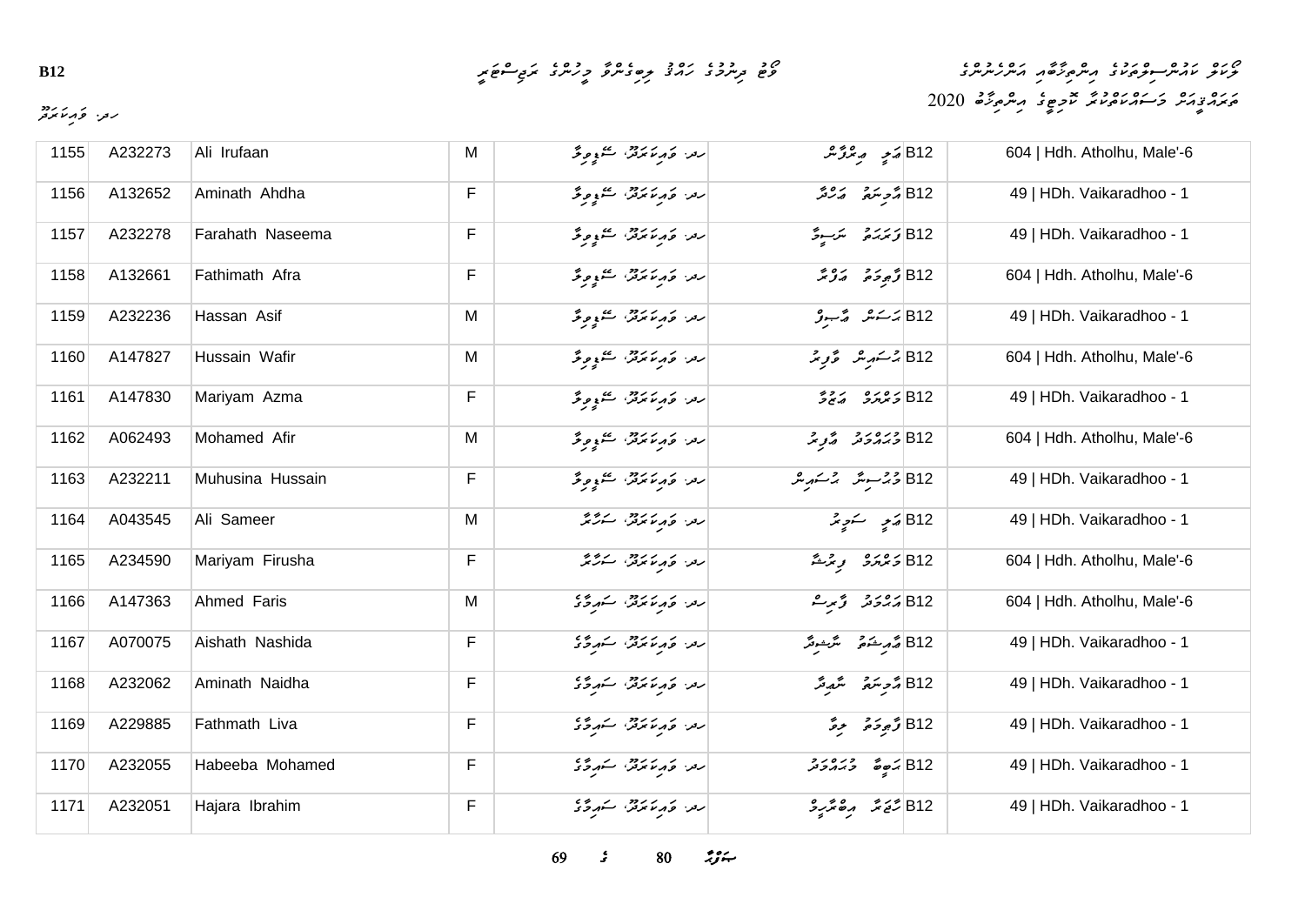ހދ. ވައިކަރަދޫ

| 1155 | A232273 | Ali Irufaan | M | ހދ. ވައިކަރަދޫ، ސޮޕްވިލާ | B12 އަލި އިރުފާން | 604 \| Hdh. Atholhu, Male'-6 |
|---|---|---|---|---|---|---|
| 1156 | A132652 | Aminath Ahdha | F | ހދ. ވައިކަރަދޫ، ސޮޕްވިލާ | B12 އާމިނަތު އަހުދާ | 49 \| HDh. Vaikaradhoo - 1 |
| 1157 | A232278 | Farahath Naseema | F | ހދ. ވައިކަރަދޫ، ސޮޕްވިލާ | B12 ފަރަހަތު ނަސީމާ | 49 \| HDh. Vaikaradhoo - 1 |
| 1158 | A132661 | Fathimath Afra | F | ހދ. ވައިކަރަދޫ، ސޮޕްވިލާ | B12 ފާތިމަތު އަފްރާ | 604 \| Hdh. Atholhu, Male'-6 |
| 1159 | A232236 | Hassan Asif | M | ހދ. ވައިކަރަދޫ، ސޮޕްވިލާ | B12 ހަސަން އާސިފު | 49 \| HDh. Vaikaradhoo - 1 |
| 1160 | A147827 | Hussain Wafir | M | ހދ. ވައިކަރަދޫ، ސޮޕްވިލާ | B12 ހުސައިން ވާފިރު | 604 \| Hdh. Atholhu, Male'-6 |
| 1161 | A147830 | Mariyam Azma | F | ހދ. ވައިކަރަދޫ، ސޮޕްވިލާ | B12 މަރިޔަމް އަޒްމާ | 49 \| HDh. Vaikaradhoo - 1 |
| 1162 | A062493 | Mohamed Afir | M | ހދ. ވައިކަރަދޫ، ސޮޕްވިލާ | B12 މުހައްމަދު އާފިރު | 604 \| Hdh. Atholhu, Male'-6 |
| 1163 | A232211 | Muhusina Hussain | F | ހދ. ވައިކަރަދޫ، ސޮޕްވިލާ | B12 މުހުސިނާ ހުސައިން | 49 \| HDh. Vaikaradhoo - 1 |
| 1164 | A043545 | Ali Sameer | M | ހދ. ވައިކަރަދޫ، ސަހާރާ | B12 އަލި ސަމީރު | 49 \| HDh. Vaikaradhoo - 1 |
| 1165 | A234590 | Mariyam Firusha | F | ހދ. ވައިކަރަދޫ، ސަހާރާ | B12 މަރިޔަމް ފިރުޝާ | 604 \| Hdh. Atholhu, Male'-6 |
| 1166 | A147363 | Ahmed Faris | M | ހދ. ވައިކަރަދޫ، ސަމިލާގެ | B12 އަހްމަދު ފާރިސް | 604 \| Hdh. Atholhu, Male'-6 |
| 1167 | A070075 | Aishath Nashida | F | ހދ. ވައިކަރަދޫ، ސަމިލާގެ | B12 އާއިޝަތު ނާޝިދާ | 49 \| HDh. Vaikaradhoo - 1 |
| 1168 | A232062 | Aminath Naidha | F | ހދ. ވައިކަރަދޫ، ސަމިލާގެ | B12 އާމިނަތު ނާއިދާ | 49 \| HDh. Vaikaradhoo - 1 |
| 1169 | A229885 | Fathmath Liva | F | ހދ. ވައިކަރަދޫ، ސަމިލާގެ | B12 ފާތިމަތު ލިވާ | 49 \| HDh. Vaikaradhoo - 1 |
| 1170 | A232055 | Habeeba Mohamed | F | ހދ. ވައިކަރަދޫ، ސަމިލާގެ | B12 ހަބީބާ މުހައްމަދު | 49 \| HDh. Vaikaradhoo - 1 |
| 1171 | A232051 | Hajara Ibrahim | F | ހދ. ވައިކަރަދޫ، ސަމިލާގެ | B12 ހާޖަރާ އިބްރާހީމް | 49 \| HDh. Vaikaradhoo - 1 |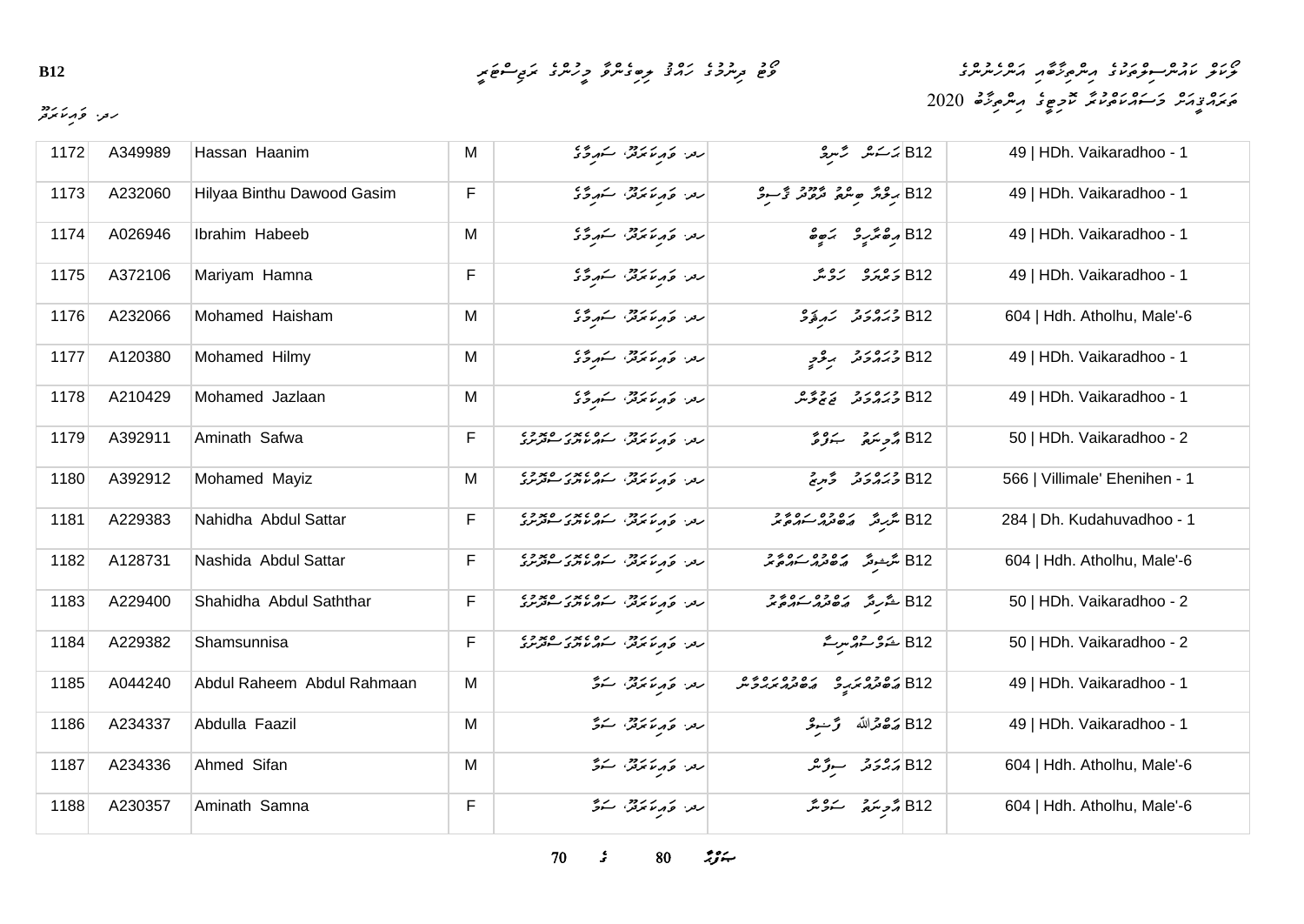| 1172 | A349989 | Hassan Haanim | M | رىر. ئەرىئا ئىرقر، سەرگەن | B12 بَرَسَسٌ رَّسِرْ | 49 \| HDh. Vaikaradhoo - 1 |
|---|---|---|---|---|---|---|
| 1173 | A232060 | Hilyaa Binthu Dawood Gasim | F | رىر. ئەرىئا ئىرقر، سەرگەن | B12 رِ وَّيَرَ ھِسْعِ مُرُوْمٌ تَوَسِيرُ | 49 \| HDh. Vaikaradhoo - 1 |
| 1174 | A026946 | Ibrahim Habeeb | M | رىر. ئەرىئا ئىرقر، سەرگەن | B12 رِ صُحَرِ وْ بَرَصِرُ | 49 \| HDh. Vaikaradhoo - 1 |
| 1175 | A372106 | Mariyam Hamna | F | رىر. ئەرىئا ئىرقر، سەرگەن | B12 وَ بَرْبَرْ وَ رَ وْ سَرُ | 49 \| HDh. Vaikaradhoo - 1 |
| 1176 | A232066 | Mohamed Haisham | M | رىر. ئەرىئا ئىرقر، سەرگەن | B12 وَ بَرَ وْ وَ مَرَ رَ مِرِ مَوْ | 604 \| Hdh. Atholhu, Male'-6 |
| 1177 | A120380 | Mohamed Hilmy | M | رىر. ئەرىئا ئىرقر، سەرگەن | B12 وَ بَرَ وْ وَ مَرَ بِرْ وِ | 49 \| HDh. Vaikaradhoo - 1 |
| 1178 | A210429 | Mohamed Jazlaan | M | رىر. ئەرىئا ئىرقر، سەرگەن | B12 وَ بَرَ وْ وَ مَرَ يَے يْ وَّ سْ | 49 \| HDh. Vaikaradhoo - 1 |
| 1179 | A392911 | Aminath Safwa | F | رىر. ئەرىئا ئىرقر، سەرىئا ئىرى سوقرىرى | B12 مَّرْحِ سَرَهْ سَنَ وْ وَّ | 50 \| HDh. Vaikaradhoo - 2 |
| 1180 | A392912 | Mohamed Mayiz | M | رىر. ئەرىئا ئىرقر، سەرىئا ئىرى سوقرىرى | B12 وَ بَرَ وْ وَ مَرَ وَّ مِرِ يْ | 566 \| Villimale' Ehenihen - 1 |
| 1181 | A229383 | Nahidha Abdul Sattar | F | رىر. ئەرىئا ئىرقر، سەرىئا ئىرى سوقرىرى | B12 سَّرِ مِرَّ مَرَ صَ مْرَ مْرُ سَرَ مْرَ وَّ مْرَ | 284 \| Dh. Kudahuvadhoo - 1 |
| 1182 | A128731 | Nashida Abdul Sattar | F | رىر. ئەرىئا ئىرقر، سەرىئا ئىرى سوقرىرى | B12 سَّرْ شِرِ مِرَّ مَرَ صَ مْرَ مْرُ سَرَ مْرَ وَّ مْرَ | 604 \| Hdh. Atholhu, Male'-6 |
| 1183 | A229400 | Shahidha Abdul Saththar | F | رىر. ئەرىئا ئىرقر، سەرىئا ئىرى سوقرىرى | B12 شَّرِ مِرَّ مَرَ صَ مْرَ مْرُ سَرَ مْرَ وَّ مْرَ | 50 \| HDh. Vaikaradhoo - 2 |
| 1184 | A229382 | Shamsunnisa | F | رىر. ئەرىئا ئىرقر، سەرىئا ئىرى سوقرىرى | B12 شَوْ سْرُ مْرُ سِرِ سَّ | 50 \| HDh. Vaikaradhoo - 2 |
| 1185 | A044240 | Abdul Raheem Abdul Rahmaan | M | رىر. ئەرىئا ئىرقر، سەرگ | B12 مَرَ صَ مْرَ مْرُ مَرَ بِرِ وْ مَرَ صَ مْرَ مْرُ مَرَ بَرَ وَّ سْ | 49 \| HDh. Vaikaradhoo - 1 |
| 1186 | A234337 | Abdulla Faazil | M | رىر. ئەرىئا ئىرقر، سەرگ | B12 مَرَ صْ قَرْ اللّٰه وَّ سِرِ وْ | 49 \| HDh. Vaikaradhoo - 1 |
| 1187 | A234336 | Ahmed Sifan | M | رىر. ئەرىئا ئىرقر، سەرگ | B12 مَرْ بُرْ وَ مْرَ سِرْ وَّ سْ | 604 \| Hdh. Atholhu, Male'-6 |
| 1188 | A230357 | Aminath Samna | F | رىر. ئەرىئا ئىرقر، سەرگ | B12 مَّرْحِ سَرَهْ سَرَ وْ سَّ | 604 \| Hdh. Atholhu, Male'-6 |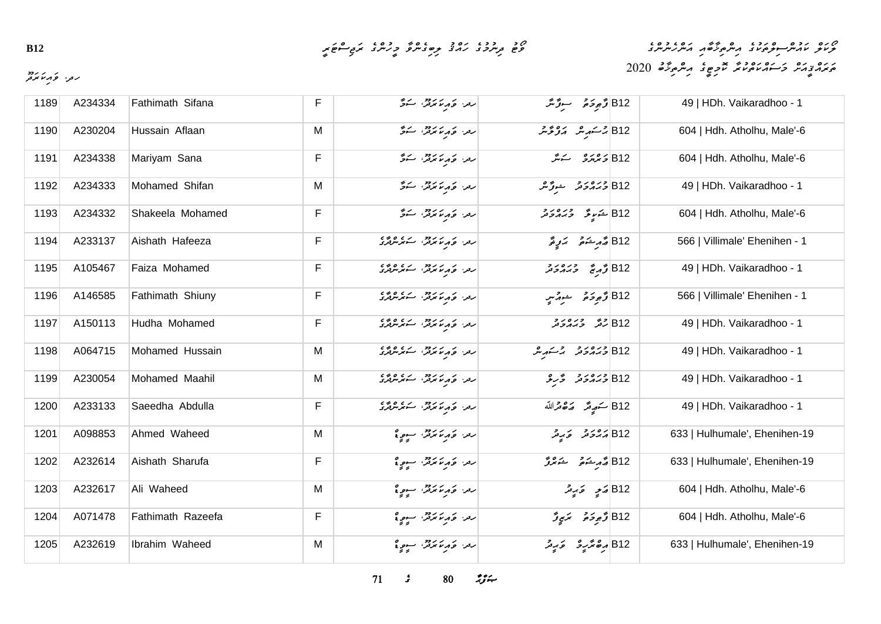| 1189 | A234334 | Fathimath Sifana | F | رعر· ءَ‌مرِ ءَ مرَ تر، سَوَّ | B12 وَّجِرْحَمْ سِرَّتْر | 49 \| HDh. Vaikaradhoo - 1 |
|---|---|---|---|---|---|---|
| 1190 | A230204 | Hussain Aflaan | M | رعر· ءَ‌مرِ ءَ مرَ تر، سَوَّ | B12 بُرْسَهرِ شْر مَوْوَّسْر | 604 \| Hdh. Atholhu, Male'-6 |
| 1191 | A234338 | Mariyam Sana | F | رعر· ءَ‌مرِ ءَ مرَ تر، سَوَّ | B12 وَ بُرْمَرْحْ سَتَرْ | 604 \| Hdh. Atholhu, Male'-6 |
| 1192 | A234333 | Mohamed Shifan | M | رعر· ءَ‌مرِ ءَ مرَ تر، سَوَّ | B12 وَبَرُمُرْحَرْ شِوَّسْر | 49 \| HDh. Vaikaradhoo - 1 |
| 1193 | A234332 | Shakeela Mohamed | F | رعر· ءَ‌مرِ ءَ مرَ تر، سَوَّ | B12 شَمَرِوُّ وَبَرُمُرْحَرْ | 604 \| Hdh. Atholhu, Male'-6 |
| 1194 | A233137 | Aishath Hafeeza | F | رعر· ءَ‌مرِ ءَ مرَ تر، سَعَرْ سْرْعْرَى | B12 مَّرِشَعَمْ بَرَوِيَّ | 566 \| Villimale' Ehenihen - 1 |
| 1195 | A105467 | Faiza Mohamed | F | رعر· ءَ‌مرِ ءَ مرَ تر، سَعَرْ سْرْعْرَى | B12 وَّرِيَّ وَبَرُمُرْحَرْ | 49 \| HDh. Vaikaradhoo - 1 |
| 1196 | A146585 | Fathimath Shiuny | F | رعر· ءَ‌مرِ ءَ مرَ تر، سَعَرْ سْرْعْرَى | B12 وَّجِرْحَمْ شِمُّسِر | 566 \| Villimale' Ehenihen - 1 |
| 1197 | A150113 | Hudha Mohamed | F | رعر· ءَ‌مرِ ءَ مرَ تر، سَعَرْ سْرْعْرَى | B12 رُتَّرْ وَبَرُمُرْحَرْ | 49 \| HDh. Vaikaradhoo - 1 |
| 1198 | A064715 | Mohamed Hussain | M | رعر· ءَ‌مرِ ءَ مرَ تر، سَعَرْ سْرْعْرَى | B12 وَبَرُمُرْحَرْ بُرْسَهرِ شْر | 49 \| HDh. Vaikaradhoo - 1 |
| 1199 | A230054 | Mohamed Maahil | M | رعر· ءَ‌مرِ ءَ مرَ تر، سَعَرْ سْرْعْرَى | B12 وَبَرُمُرْحَرْ وَّرِوْ | 49 \| HDh. Vaikaradhoo - 1 |
| 1200 | A233133 | Saeedha Abdulla | F | رعر· ءَ‌مرِ ءَ مرَ تر، سَعَرْ سْرْعْرَى | B12 سَمِيِتَّر مَرْھْتَراللّه | 49 \| HDh. Vaikaradhoo - 1 |
| 1201 | A098853 | Ahmed Waheed | M | رعر· ءَ‌مرِ ءَ مرَ تر، سِوِعْ | B12 مَرْحَرْ وَبِرِتْر | 633 \| Hulhumale', Ehenihen-19 |
| 1202 | A232614 | Aishath Sharufa | F | رعر· ءَ‌مرِ ءَ مرَ تر، سِوِعْ | B12 مَّرِشَعَمْ شَمَرُوَّ | 633 \| Hulhumale', Ehenihen-19 |
| 1203 | A232617 | Ali Waheed | M | رعر· ءَ‌مرِ ءَ مرَ تر، سِوِعْ | B12 مَرِ وَبِرِتْر | 604 \| Hdh. Atholhu, Male'-6 |
| 1204 | A071478 | Fathimath Razeefa | F | رعر· ءَ‌مرِ ءَ مرَ تر، سِوِعْ | B12 وَّجِرْحَمْ بَرَبِوَّ | 604 \| Hdh. Atholhu, Male'-6 |
| 1205 | A232619 | Ibrahim Waheed | M | رعر· ءَ‌مرِ ءَ مرَ تر، سِوِعْ | B12 مِرْھْتَرْبِرْوْ وَبِرِتْر | 633 \| Hulhumale', Ehenihen-19 |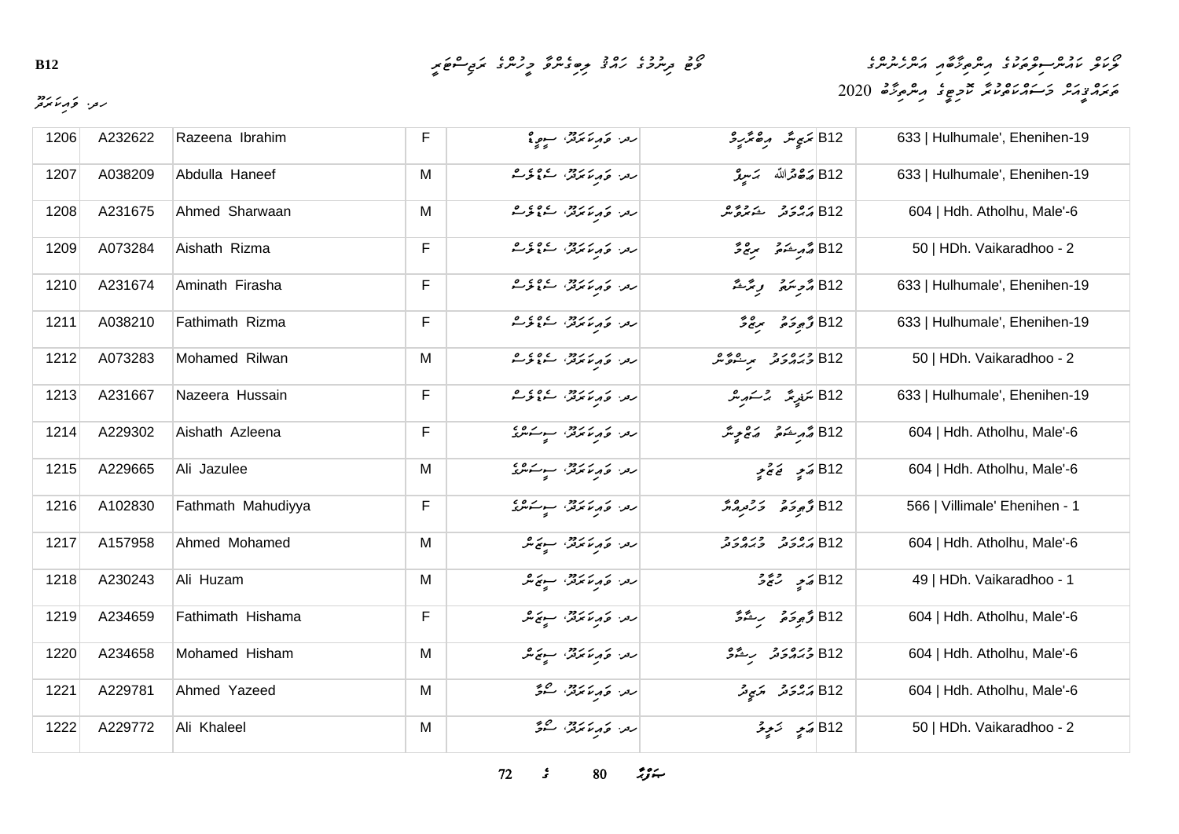| 1206 | A232622 | Razeena Ibrahim | F | رس. ھَورِسَ برقر، سوچِي | B12 ﺑﺮِیپُرْ مِرْھُئُرِدْ | 633 \| Hulhumale', Ehenihen-19 |
|---|---|---|---|---|---|---|
| 1207 | A038209 | Abdulla Haneef | M | رس. ھَورِسَ برقر، سِنْعَوسْ | B12 مَرْھُ قُرْالله بَرْسِرْ | 633 \| Hulhumale', Ehenihen-19 |
| 1208 | A231675 | Ahmed Sharwaan | M | رس. ھَورِسَ برقر، سِنْعَوسْ | B12 مَرْدُوَقْرْ شَمَرْوُسْرْ | 604 \| Hdh. Atholhu, Male'-6 |
| 1209 | A073284 | Aishath Rizma | F | رس. ھَورِسَ برقر، سِنْعَوسْ | B12 مُرْمِشَمْ بِرْيُحْ | 50 \| HDh. Vaikaradhoo - 2 |
| 1210 | A231674 | Aminath Firasha | F | رس. ھَورِسَ برقر، سِنْعَوسْ | B12 مُرْحِسَمْ وِمُرُشْ | 633 \| Hulhumale', Ehenihen-19 |
| 1211 | A038210 | Fathimath Rizma | F | رس. ھَورِسَ برقر، سِنْعَوسْ | B12 وَّجِوَحْ بِرْيُحْ | 633 \| Hulhumale', Ehenihen-19 |
| 1212 | A073283 | Mohamed Rilwan | M | رس. ھَورِسَ برقر، سِنْعَوسْ | B12 وُرُمُرُوَقْرْ بِرِشُوُسْرْ | 50 \| HDh. Vaikaradhoo - 2 |
| 1213 | A231667 | Nazeera Hussain | F | رس. ھَورِسَ برقر، سِنْعَوسْ | B12 سَفِرِیُرْ بُرْسَمِرِسْرْ | 633 \| Hulhumale', Ehenihen-19 |
| 1214 | A229302 | Aishath Azleena | F | رس. ھَورِسَ برقر، سِوِسَسْرُوْ | B12 مُرْمِشَمْ مَنْحِوِیُرْ | 604 \| Hdh. Atholhu, Male'-6 |
| 1215 | A229665 | Ali Jazulee | M | رس. ھَورِسَ برقر، سِوِسَسْرُوْ | B12 مَرِ يَحْحِ | 604 \| Hdh. Atholhu, Male'-6 |
| 1216 | A102830 | Fathmath Mahudiyya | F | رس. ھَورِسَ برقر، سِوِسَسْرُوْ | B12 وَّجِوَحْ وَرُوْرِمْرُ | 566 \| Villimale' Ehenihen - 1 |
| 1217 | A157958 | Ahmed Mohamed | M | رس. ھَورِسَ برقر، سِوِيَسْ | B12 مَرْدُوَقْرْ وُرُمُرُوَقْرْ | 604 \| Hdh. Atholhu, Male'-6 |
| 1218 | A230243 | Ali Huzam | M | رس. ھَورِسَ برقر، سِوِيَسْ | B12 مَرِ رُنَّحْ | 49 \| HDh. Vaikaradhoo - 1 |
| 1219 | A234659 | Fathimath Hishama | F | رس. ھَورِسَ برقر، سِوِيَسْ | B12 وَّجِوَحْ رِشَّوَّ | 604 \| Hdh. Atholhu, Male'-6 |
| 1220 | A234658 | Mohamed Hisham | M | رس. ھَورِسَ برقر، سِوِيَسْ | B12 وُرُمُرُوَقْرْ رِشَّوْ | 604 \| Hdh. Atholhu, Male'-6 |
| 1221 | A229781 | Ahmed Yazeed | M | رس. ھَورِسَ برقر، سْوَّ | B12 مَرْدُوَقْرْ مَرِيِقْرْ | 604 \| Hdh. Atholhu, Male'-6 |
| 1222 | A229772 | Ali Khaleel | M | رس. ھَورِسَ برقر، سْوَّ | B12 مَرِ زَوِوْ | 50 \| HDh. Vaikaradhoo - 2 |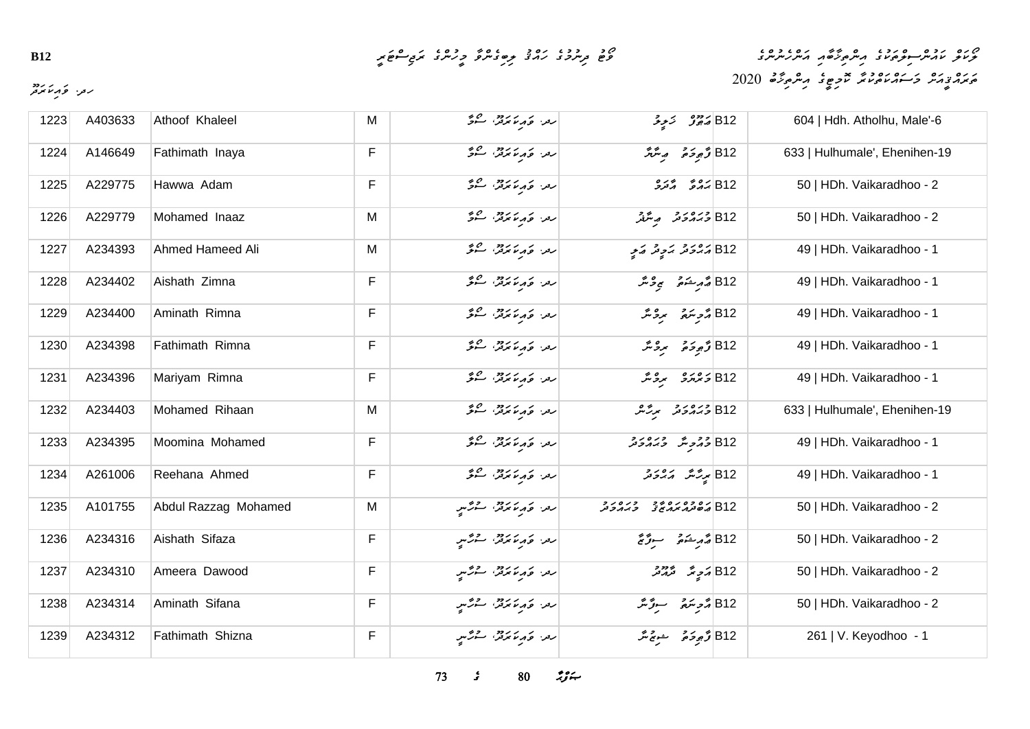| 1223 | A403633 | Athoof Khaleel | M | رش، ھَورِمَاسَرَتْر، سُمَّرَ | B12 | 604 \| Hdh. Atholhu, Male'-6 |
|---|---|---|---|---|---|---|
| 1224 | A146649 | Fathimath Inaya | F | رش، ھَورِمَاسَرَتْر، سُمَّرَ | B12 | 633 \| Hulhumale', Ehenihen-19 |
| 1225 | A229775 | Hawwa Adam | F | رش، ھَورِمَاسَرَتْر، سُمَّرَ | B12 | 50 \| HDh. Vaikaradhoo - 2 |
| 1226 | A229779 | Mohamed Inaaz | M | رش، ھَورِمَاسَرَتْر، سُمَّرَ | B12 | 50 \| HDh. Vaikaradhoo - 2 |
| 1227 | A234393 | Ahmed Hameed Ali | M | رش، ھَورِمَاسَرَتْر، سُمَّرَ | B12 | 49 \| HDh. Vaikaradhoo - 1 |
| 1228 | A234402 | Aishath Zimna | F | رش، ھَورِمَاسَرَتْر، سُمَّرَ | B12 | 49 \| HDh. Vaikaradhoo - 1 |
| 1229 | A234400 | Aminath Rimna | F | رش، ھَورِمَاسَرَتْر، سُمَّرَ | B12 | 49 \| HDh. Vaikaradhoo - 1 |
| 1230 | A234398 | Fathimath Rimna | F | رش، ھَورِمَاسَرَتْر، سُمَّرَ | B12 | 49 \| HDh. Vaikaradhoo - 1 |
| 1231 | A234396 | Mariyam Rimna | F | رش، ھَورِمَاسَرَتْر، سُمَّرَ | B12 | 49 \| HDh. Vaikaradhoo - 1 |
| 1232 | A234403 | Mohamed Rihaan | M | رش، ھَورِمَاسَرَتْر، سُمَّرَ | B12 | 633 \| Hulhumale', Ehenihen-19 |
| 1233 | A234395 | Moomina Mohamed | F | رش، ھَورِمَاسَرَتْر، سُمَّرَ | B12 | 49 \| HDh. Vaikaradhoo - 1 |
| 1234 | A261006 | Reehana Ahmed | F | رش، ھَورِمَاسَرَتْر، سُمَّرَ | B12 | 49 \| HDh. Vaikaradhoo - 1 |
| 1235 | A101755 | Abdul Razzag Mohamed | M | رش، ھَورِمَاسَرَتْر، سُمَّرَسِ | B12 | 50 \| HDh. Vaikaradhoo - 2 |
| 1236 | A234316 | Aishath Sifaza | F | رش، ھَورِمَاسَرَتْر، سُمَّرَسِ | B12 | 50 \| HDh. Vaikaradhoo - 2 |
| 1237 | A234310 | Ameera Dawood | F | رش، ھَورِمَاسَرَتْر، سُمَّرَسِ | B12 | 50 \| HDh. Vaikaradhoo - 2 |
| 1238 | A234314 | Aminath Sifana | F | رش، ھَورِمَاسَرَتْر، سُمَّرَسِ | B12 | 50 \| HDh. Vaikaradhoo - 2 |
| 1239 | A234312 | Fathimath Shizna | F | رش، ھَورِمَاسَرَتْر، سُمَّرَسِ | B12 | 261 \| V. Keyodhoo - 1 |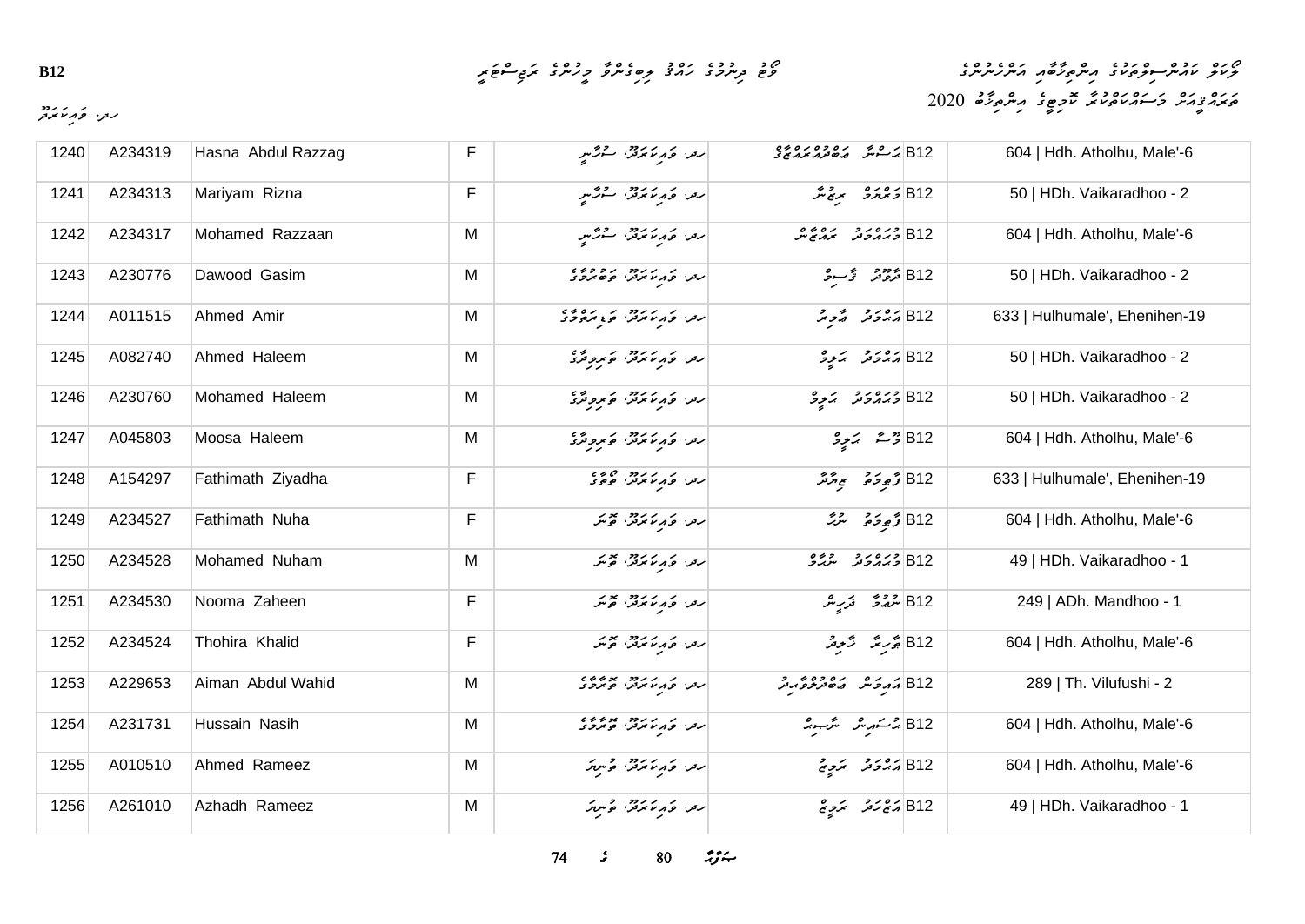| 1240 | A234319 | Hasna Abdul Razzag | F | رىر. ئەرىئەترىق، سۇرگىيە | B12 بَرْسْرٌ مَەھىرمىرمى | 604 \| Hdh. Atholhu, Male'-6 |
|---|---|---|---|---|---|---|
| 1241 | A234313 | Mariyam Rizna | F | رىر. ئەرىئەترىق، سۇرگىيە | B12 ئەيمەر مەيئىگ | 50 \| HDh. Vaikaradhoo - 2 |
| 1242 | A234317 | Mohamed Razzaan | M | رىر. ئەرىئەترىق، سۇرگىيە | B12 ئەيمەدەر ئىمەھ ئىر | 604 \| Hdh. Atholhu, Male'-6 |
| 1243 | A230776 | Dawood Gasim | M | رىر. ئەرىئەترىق، ئەھىرمى | B12 ترومۇ تۇسىۋ | 50 \| HDh. Vaikaradhoo - 2 |
| 1244 | A011515 | Ahmed Amir | M | رىر. ئەرىئەترىق، ئەيرمەۋەر | B12 ئەيرمەد ئەجىر | 633 \| Hulhumale', Ehenihen-19 |
| 1245 | A082740 | Ahmed Haleem | M | رىر. ئەرىئەترىق، ئەيرموترى | B12 ئەيرمەد ئەجىۋ | 50 \| HDh. Vaikaradhoo - 2 |
| 1246 | A230760 | Mohamed Haleem | M | رىر. ئەرىئەترىق، ئەيرموترى | B12 ئەيمەدەر ئەجىۋ | 50 \| HDh. Vaikaradhoo - 2 |
| 1247 | A045803 | Moosa Haleem | M | رىر. ئەرىئەترىق، ئەيرموترى | B12 ترىسى ئەجىۋ | 604 \| Hdh. Atholhu, Male'-6 |
| 1248 | A154297 | Fathimath Ziyadha | F | رىر. ئەرىئەترىق، ھەھى | B12 ئۇجوخەم سەھرتىر | 633 \| Hulhumale', Ehenihen-19 |
| 1249 | A234527 | Fathimath Nuha | F | رىر. ئەرىئەترىق، ھەسر | B12 ئۇجوخەم سرىر | 604 \| Hdh. Atholhu, Male'-6 |
| 1250 | A234528 | Mohamed Nuham | M | رىر. ئەرىئەترىق، ھەسر | B12 ئەيمەدەر سرىرى | 49 \| HDh. Vaikaradhoo - 1 |
| 1251 | A234530 | Nooma Zaheen | F | رىر. ئەرىئەترىق، ھەسر | B12 سرمىرى ئىرىيىر | 249 \| ADh. Mandhoo - 1 |
| 1252 | A234524 | Thohira Khalid | F | رىر. ئەرىئەترىق، ھەسر | B12 ئەرىگە ئەجىر | 604 \| Hdh. Atholhu, Male'-6 |
| 1253 | A229653 | Aiman Abdul Wahid | M | رىر. ئەرىئەترىق، ھەترى | B12 ئەمرى ئەھىرمەمە | 289 \| Th. Vilufushi - 2 |
| 1254 | A231731 | Hussain Nasih | M | رىر. ئەرىئەترىق، ھەترى | B12 ئەسەمر سەيىرى | 604 \| Hdh. Atholhu, Male'-6 |
| 1255 | A010510 | Ahmed Rameez | M | رىر. ئەرىئەترىق، ھەسىر | B12 ئەيرمەد ئىرچ | 604 \| Hdh. Atholhu, Male'-6 |
| 1256 | A261010 | Azhadh Rameez | M | رىر. ئەرىئەترىق، ھەسىر | B12 ئەيرەر ئىرچ | 49 \| HDh. Vaikaradhoo - 1 |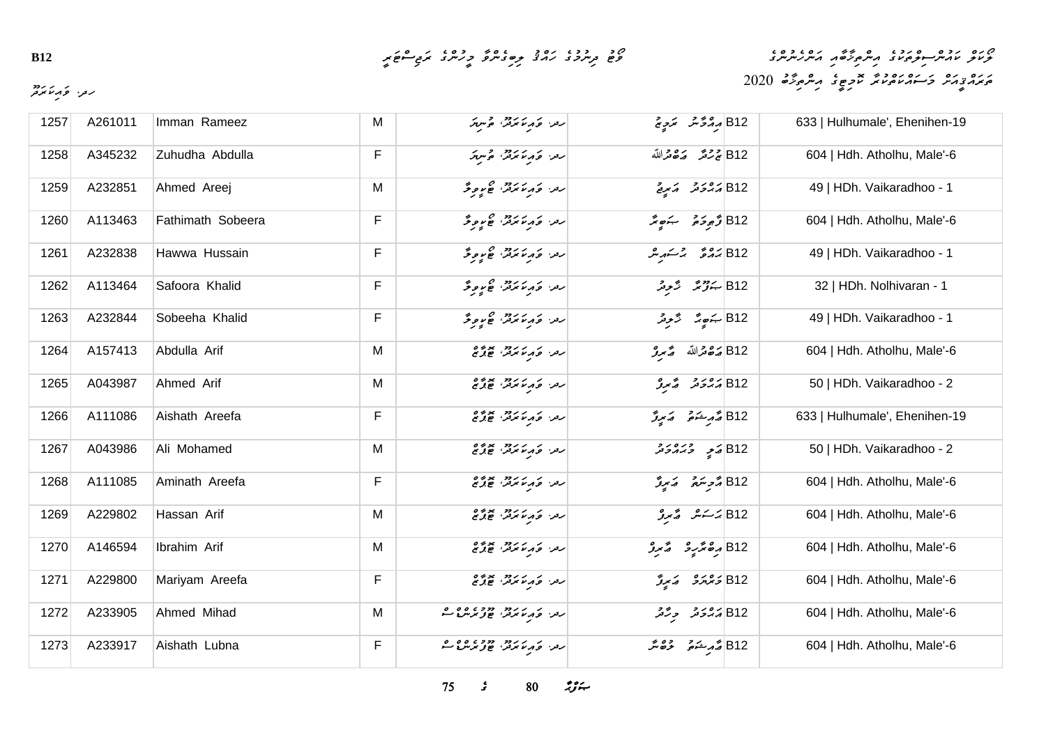| 1257 | A261011 | Imman Rameez | M | ހދ. ވައިކަރަދޫ، ތުނިރަ | B12 އިމްމާން ރަމީޒު | 633 \| Hulhumale', Ehenihen-19 |
|---|---|---|---|---|---|---|
| 1258 | A345232 | Zuhudha Abdulla | F | ހދ. ވައިކަރަދޫ، ތުނިރަ | B12 ޒުހުދާ އަބްދުﷲ | 604 \| Hdh. Atholhu, Male'-6 |
| 1259 | A232851 | Ahmed Areej | M | ހދ. ވައިކަރަދޫ، ޖާލިވިލާ | B12 އަހްމަދު އަރީޖު | 49 \| HDh. Vaikaradhoo - 1 |
| 1260 | A113463 | Fathimath Sobeera | F | ހދ. ވައިކަރަދޫ، ޖާލިވިލާ | B12 ފާތިމަތު ސަބީރާ | 604 \| Hdh. Atholhu, Male'-6 |
| 1261 | A232838 | Hawwa Hussain | F | ހދ. ވައިކަރަދޫ، ޖާލިވިލާ | B12 ހައްވާ ހުސައިން | 49 \| HDh. Vaikaradhoo - 1 |
| 1262 | A113464 | Safoora Khalid | F | ހދ. ވައިކަރަދޫ، ޖާލިވިލާ | B12 ސަފޫރާ ޚާލިދު | 32 \| HDh. Nolhivaran - 1 |
| 1263 | A232844 | Sobeeha Khalid | F | ހދ. ވައިކަރަދޫ، ޖާލިވިލާ | B12 ސަބީހާ ޚާލިދު | 49 \| HDh. Vaikaradhoo - 1 |
| 1264 | A157413 | Abdulla Arif | M | ހދ. ވައިކަރަދޫ، ޖަވާޖ | B12 އަބްދުﷲ އާރިފު | 604 \| Hdh. Atholhu, Male'-6 |
| 1265 | A043987 | Ahmed Arif | M | ހދ. ވައިކަރަދޫ، ޖަވާޖ | B12 އަހްމަދު އާރިފު | 50 \| HDh. Vaikaradhoo - 2 |
| 1266 | A111086 | Aishath Areefa | F | ހދ. ވައިކަރަދޫ، ޖަވާޖ | B12 އާއިޝަތު އަރީފާ | 633 \| Hulhumale', Ehenihen-19 |
| 1267 | A043986 | Ali Mohamed | M | ހދ. ވައިކަރަދޫ، ޖަވާޖ | B12 އަލި މުހައްމަދު | 50 \| HDh. Vaikaradhoo - 2 |
| 1268 | A111085 | Aminath Areefa | F | ހދ. ވައިކަރަދޫ، ޖަވާޖ | B12 އާމިނަތު އަރީފާ | 604 \| Hdh. Atholhu, Male'-6 |
| 1269 | A229802 | Hassan Arif | M | ހދ. ވައިކަރަދޫ، ޖަވާޖ | B12 ހަސަން އާރިފު | 604 \| Hdh. Atholhu, Male'-6 |
| 1270 | A146594 | Ibrahim Arif | M | ހދ. ވައިކަރަދޫ، ޖަވާޖ | B12 އިބްރާހީމް އާރިފު | 604 \| Hdh. Atholhu, Male'-6 |
| 1271 | A229800 | Mariyam Areefa | F | ހދ. ވައިކަރަދޫ، ޖަވާޖ | B12 މަރިޔަމް އަރީފާ | 604 \| Hdh. Atholhu, Male'-6 |
| 1272 | A233905 | Ahmed Mihad | M | ހދ. ވައިކަރަދޫ، ޖުވެރިންގެ ގެ | B12 އަހްމަދު މިހާދު | 604 \| Hdh. Atholhu, Male'-6 |
| 1273 | A233917 | Aishath Lubna | F | ހދ. ވައިކަރަދޫ، ޖުވެރިންގެ ގެ | B12 އާއިޝަތު ލުބްނާ | 604 \| Hdh. Atholhu, Male'-6 |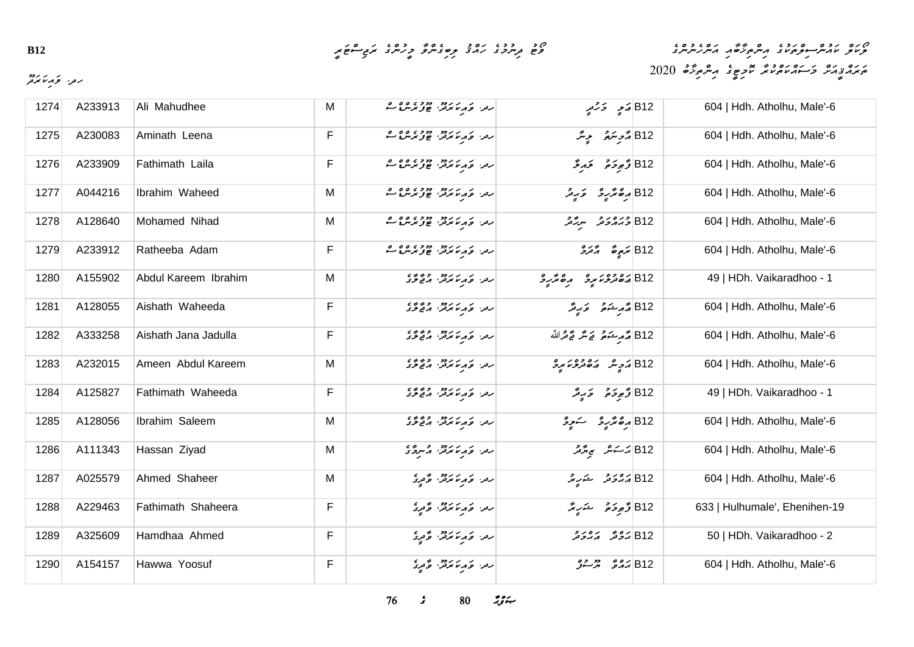| 1274 | A233913 | Ali Mahudhee | M | رەن ئەربا ئەترى ، ھۆتەرس ئ | B12 ئەبج ئ ئەرتىر | 604 \| Hdh. Atholhu, Male'-6 |
|---|---|---|---|---|---|---|
| 1275 | A230083 | Aminath Leena | F | رەن ئەربا ئەترى ، ھۆتەرس ئ | B12 ئەرجەسىمۇ يېڭى | 604 \| Hdh. Atholhu, Male'-6 |
| 1276 | A233909 | Fathimath Laila | F | رەن ئەربا ئەترى ، ھۆتەرس ئ | B12 ئۇچەرى ئەرىگ | 604 \| Hdh. Atholhu, Male'-6 |
| 1277 | A044216 | Ibrahim Waheed | M | رەن ئەربا ئەترى ، ھۆتەرس ئ | B12 مەھەمگىر ئەرىتر | 604 \| Hdh. Atholhu, Male'-6 |
| 1278 | A128640 | Mohamed Nihad | M | رەن ئەربا ئەترى ، ھۆتەرس ئ | B12 ئەبەرئىتىر سىرىگىتر | 604 \| Hdh. Atholhu, Male'-6 |
| 1279 | A233912 | Ratheeba Adam | F | رەن ئەربا ئەترى ، ھۆتەرس ئ | B12 ئىرىق ئەترى | 604 \| Hdh. Atholhu, Male'-6 |
| 1280 | A155902 | Abdul Kareem Ibrahim | M | رەن ئەربا ئەترى ، ئەرقىچى | B12 ئەھىرىۋىتەبرى ئەھىگىرى | 49 \| HDh. Vaikaradhoo - 1 |
| 1281 | A128055 | Aishath Waheeda | F | رەن ئەربا ئەترى ، ئەرقىچى | B12 ئەرشەتى ئەبەتى | 604 \| Hdh. Atholhu, Male'-6 |
| 1282 | A333258 | Aishath Jana Jadulla | F | رەن ئەربا ئەترى ، ئەرقىچى | B12 ئەرشەتى ئەنگە ئەقراللە | 604 \| Hdh. Atholhu, Male'-6 |
| 1283 | A232015 | Ameen Abdul Kareem | M | رەن ئەربا ئەترى ، ئەرقىچى | B12 ئەچىر ئەھىرىۋىتەبرى | 604 \| Hdh. Atholhu, Male'-6 |
| 1284 | A125827 | Fathimath Waheeda | F | رەن ئەربا ئەترى ، ئەرقىچى | B12 ئۇچەرى ئەبەتى | 49 \| HDh. Vaikaradhoo - 1 |
| 1285 | A128056 | Ibrahim Saleem | M | رەن ئەربا ئەترى ، ئەرقىچى | B12 مەھەمگىر سەمبرى | 604 \| Hdh. Atholhu, Male'-6 |
| 1286 | A111343 | Hassan Ziyad | M | رەن ئەربا ئەترى ، ئەسىرقى | B12 ئەسىر بىرگەتر | 604 \| Hdh. Atholhu, Male'-6 |
| 1287 | A025579 | Ahmed Shaheer | M | رەن ئەربا ئەترى ، ئەتىرى | B12 ئەبەتى ئەترەتر سەرىتر | 604 \| Hdh. Atholhu, Male'-6 |
| 1288 | A229463 | Fathimath Shaheera | F | رەن ئەربا ئەترى ، ئەتىرى | B12 ئۇچەرى سەرىتىر | 633 \| Hulhumale', Ehenihen-19 |
| 1289 | A325609 | Hamdhaa Ahmed | F | رەن ئەربا ئەترى ، ئەتىرى | B12 ئەترىگە ئەبەتى ئەترەتر | 50 \| HDh. Vaikaradhoo - 2 |
| 1290 | A154157 | Hawwa Yoosuf | F | رەن ئەربا ئەترى ، ئەتىرى | B12 ئەبەترى ترسىۋ | 604 \| Hdh. Atholhu, Male'-6 |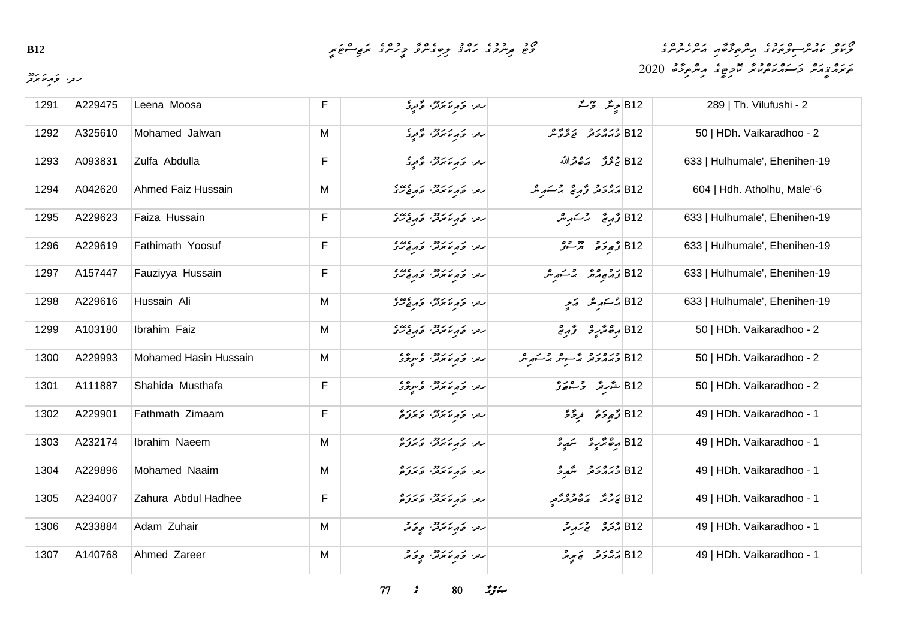| 1291 | A229475 | Leena Moosa | F | رى. ئەرىئىمىق، ئۇمرى | B12 مِيسً دُتْ | 289 \| Th. Vilufushi - 2 |
|---|---|---|---|---|---|---|
| 1292 | A325610 | Mohamed Jalwan | M | رى. ئەرىئىمىق، ئۇمرى | B12 وبرودو يووه | 50 \| HDh. Vaikaradhoo - 2 |
| 1293 | A093831 | Zulfa Abdulla | F | رى. ئەرىئىمىق، ئۇمرى | B12 يحوق رَصْعَرْاللّه | 633 \| Hulhumale', Ehenihen-19 |
| 1294 | A042620 | Ahmed Faiz Hussain | M | رى. ئەرىئىمىق، ئەرمۇئىرى | B12 رَبْرَدْ وَرِمْ بِرْسَهِرْ | 604 \| Hdh. Atholhu, Male'-6 |
| 1295 | A229623 | Faiza Hussain | F | رى. ئەرىئىمىق، ئەرمۇئىرى | B12 وَرِجٌ بِرْسَهِرْ | 633 \| Hulhumale', Ehenihen-19 |
| 1296 | A229619 | Fathimath Yoosuf | F | رى. ئەرىئىمىق، ئەرمۇئىرى | B12 وَجِوَحْهِ مِرْسُوْ | 633 \| Hulhumale', Ehenihen-19 |
| 1297 | A157447 | Fauziyya Hussain | F | رى. ئەرىئىمىق، ئەرمۇئىرى | B12 وَرْمِجِرْ بِرْسَهِرْ | 633 \| Hulhumale', Ehenihen-19 |
| 1298 | A229616 | Hussain Ali | M | رى. ئەرىئىمىق، ئەرمۇئىرى | B12 بِرْسَهِرْ رَبِرِ | 633 \| Hulhumale', Ehenihen-19 |
| 1299 | A103180 | Ibrahim Faiz | M | رى. ئەرىئىمىق، ئەرمۇئىرى | B12 مِرْصَمَّرِدْ وَرِمْ | 50 \| HDh. Vaikaradhoo - 2 |
| 1300 | A229993 | Mohamed Hasin Hussain | M | رى. ئەرىئىمىق، ئەسرىمۇ | B12 وبرودو برسيش برسهرش | 50 \| HDh. Vaikaradhoo - 2 |
| 1301 | A111887 | Shahida Musthafa | F | رى. ئەرىئىمىق، ئەسرىمۇ | B12 شَرِمَرْ وَسْبَوْرٌ | 50 \| HDh. Vaikaradhoo - 2 |
| 1302 | A229901 | Fathmath Zimaam | F | رى. ئەرىئىمىق، ئەئىرۇ | B12 وَجِوَحْهِ مِرْوَدْ | 49 \| HDh. Vaikaradhoo - 1 |
| 1303 | A232174 | Ibrahim Naeem | M | رى. ئەرىئىمىق، ئەئىرۇ | B12 مِرْصَمَّرِدْ سَرِدْ | 49 \| HDh. Vaikaradhoo - 1 |
| 1304 | A229896 | Mohamed Naaim | M | رى. ئەرىئىمىق، ئەئىرۇ | B12 وبرودو سَرِدْ | 49 \| HDh. Vaikaradhoo - 1 |
| 1305 | A234007 | Zahura Abdul Hadhee | F | رى. ئەرىئىمىق، ئەئىرۇ | B12 يَرْمَرْ رَصْعَرْمَرْمَرِ | 49 \| HDh. Vaikaradhoo - 1 |
| 1306 | A233884 | Adam Zuhair | M | رى. ئەرىئىمىق، مِوَمَرْ | B12 مُحَمَّدْ يَحْمِرْ | 49 \| HDh. Vaikaradhoo - 1 |
| 1307 | A140768 | Ahmed Zareer | M | رى. ئەرىئىمىق، مِوَمَرْ | B12 رَبْرَدْ يَحْمِرْ | 49 \| HDh. Vaikaradhoo - 1 |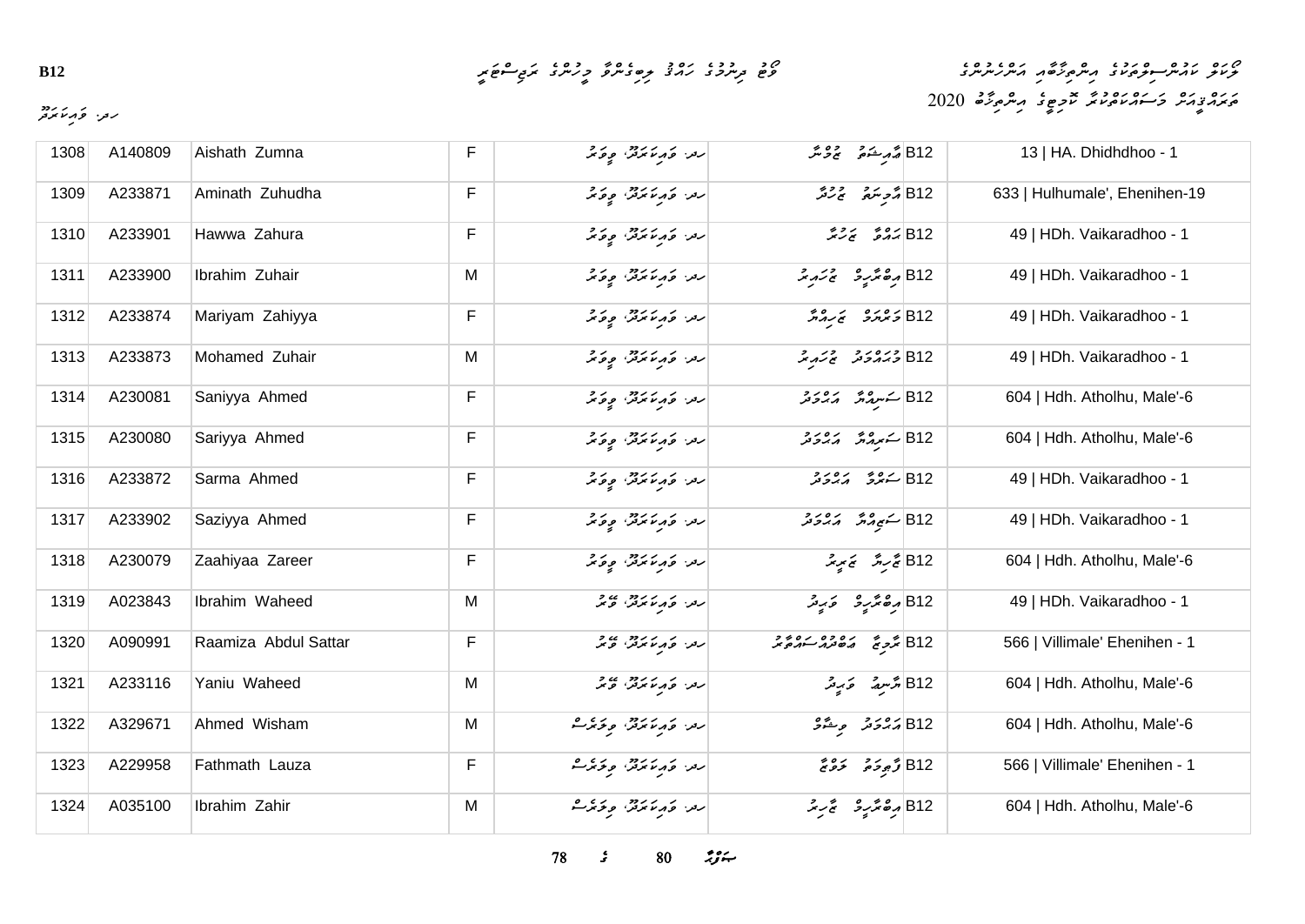| 1308 | A140809 | Aishath Zumna | F | رعر· وَرِءَ مَرَسٌ وِءَ مَر | B12 مُرِسْمَ جُوْمَرُ | 13 \| HA. Dhidhdhoo - 1 |
|---|---|---|---|---|---|---|
| 1309 | A233871 | Aminath Zuhudha | F | رعر· وَرِءَ مَرَسٌ وِءَ مَر | B12 مُحِسَمُ جُرْمُرُ | 633 \| Hulhumale', Ehenihen-19 |
| 1310 | A233901 | Hawwa Zahura | F | رعر· وَرِءَ مَرَسٌ وِءَ مَر | B12 بَرْمُوَ تَحْرَمُ | 49 \| HDh. Vaikaradhoo - 1 |
| 1311 | A233900 | Ibrahim Zuhair | M | رعر· وَرِءَ مَرَسٌ وِءَ مَر | B12 مِرْحَمُرِدُ جُرَمِرُ | 49 \| HDh. Vaikaradhoo - 1 |
| 1312 | A233874 | Mariyam Zahiyya | F | رعر· وَرِءَ مَرَسٌ وِءَ مَر | B12 وَمُرْمَرْدُ تَحْرِمُرُ | 49 \| HDh. Vaikaradhoo - 1 |
| 1313 | A233873 | Mohamed Zuhair | M | رعر· وَرِءَ مَرَسٌ وِءَ مَر | B12 وَبَرْمُوَمُرُ جُرَمِرُ | 49 \| HDh. Vaikaradhoo - 1 |
| 1314 | A230081 | Saniyya Ahmed | F | رعر· وَرِءَ مَرَسٌ وِءَ مَر | B12 سَسِرْمُرُ مَرْمُوَمُرُ | 604 \| Hdh. Atholhu, Male'-6 |
| 1315 | A230080 | Sariyya Ahmed | F | رعر· وَرِءَ مَرَسٌ وِءَ مَر | B12 سَمِرْمُرُ مَرْمُوَمُرُ | 604 \| Hdh. Atholhu, Male'-6 |
| 1316 | A233872 | Sarma Ahmed | F | رعر· وَرِءَ مَرَسٌ وِءَ مَر | B12 سَمْرُوَ مَرْمُوَمُرُ | 49 \| HDh. Vaikaradhoo - 1 |
| 1317 | A233902 | Saziyya Ahmed | F | رعر· وَرِءَ مَرَسٌ وِءَ مَر | B12 سَبِرْمُرُ مَرْمُوَمُرُ | 49 \| HDh. Vaikaradhoo - 1 |
| 1318 | A230079 | Zaahiyaa Zareer | F | رعر· وَرِءَ مَرَسٌ وِءَ مَر | B12 تَحْرِمُرُ تَحْمِرُ | 604 \| Hdh. Atholhu, Male'-6 |
| 1319 | A023843 | Ibrahim Waheed | M | رعر· وَرِءَ مَرَسٌ وَمَر | B12 مِرْحَمُرِدُ وَرِمُرُ | 49 \| HDh. Vaikaradhoo - 1 |
| 1320 | A090991 | Raamiza Abdul Sattar | F | رعر· وَرِءَ مَرَسٌ وَمَر | B12 مُرَحِمُ مَرْصَرْمُرُ سَمْرْمُوَمُرُ | 566 \| Villimale' Ehenihen - 1 |
| 1321 | A233116 | Yaniu Waheed | M | رعر· وَرِءَ مَرَسٌ وَمَر | B12 مُرْسِرُ وَرِمُرُ | 604 \| Hdh. Atholhu, Male'-6 |
| 1322 | A329671 | Ahmed Wisham | M | رعر· وَرِءَ مَرَسٌ وِوَمَرْسُ | B12 مَرْمُوَمُرُ وِشُرْوُ | 604 \| Hdh. Atholhu, Male'-6 |
| 1323 | A229958 | Fathmath Lauza | F | رعر· وَرِءَ مَرَسٌ وِوَمَرْسُ | B12 وُمُوَمُ مَرْمُرُ | 566 \| Villimale' Ehenihen - 1 |
| 1324 | A035100 | Ibrahim Zahir | M | رعر· وَرِءَ مَرَسٌ وِوَمَرْسُ | B12 مِرْحَمُرِدُ تَحْرِمُرُ | 604 \| Hdh. Atholhu, Male'-6 |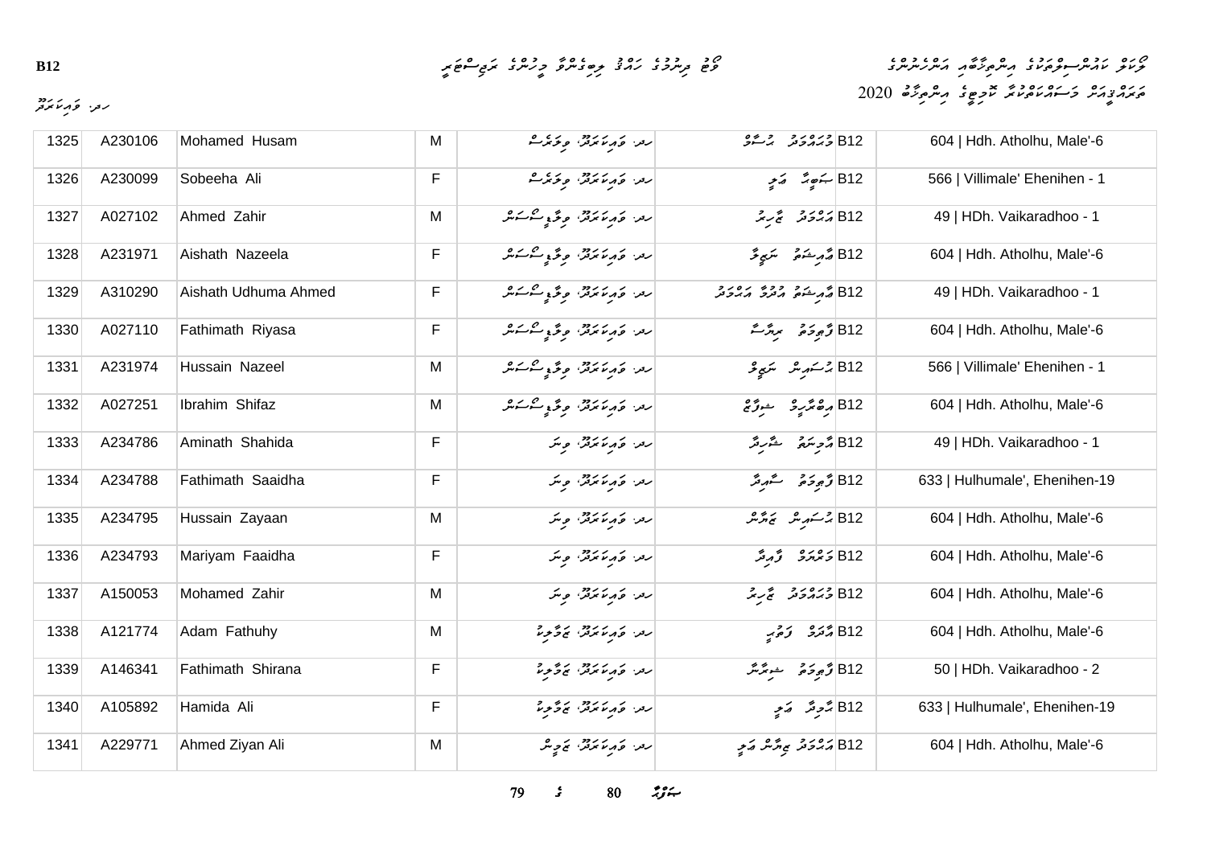| 1325 | A230106 | Mohamed Husam | M | ހދ. ވައިގެކަރު، ވިލަރެސް | B12 ޑަހަބާވު ޑުސާމު | 604 \| Hdh. Atholhu, Male'-6 |
|---|---|---|---|---|---|---|
| 1326 | A230099 | Sobeeha Ali | F | ހދ. ވައިގެކަރު، ވިލަރެސް | B12 ސަބީހާ ޢަލީ | 566 \| Villimale' Ehenihen - 1 |
| 1327 | A027102 | Ahmed Zahir | M | ހދ. ވައިގެކަރު، ވިލާވިސްޓަން | B12 އަހްމަދު ޒާހިރު | 49 \| HDh. Vaikaradhoo - 1 |
| 1328 | A231971 | Aishath Nazeela | F | ހދ. ވައިގެކަރު، ވިލާވިސްޓަން | B12 އާއިޝަތު ނަޒީލާ | 604 \| Hdh. Atholhu, Male'-6 |
| 1329 | A310290 | Aishath Udhuma Ahmed | F | ހދ. ވައިގެކަރު، ވިލާވިސްޓަން | B12 އާއިޝަތު އުދުމާ އަހްމަދު | 49 \| HDh. Vaikaradhoo - 1 |
| 1330 | A027110 | Fathimath Riyasa | F | ހދ. ވައިގެކަރު، ވިލާވިސްޓަން | B12 ފާތިމަތު ރިޔާސާ | 604 \| Hdh. Atholhu, Male'-6 |
| 1331 | A231974 | Hussain Nazeel | M | ހދ. ވައިގެކަރު، ވިލާވިސްޓަން | B12 ޙުސައިން ނަޒީލް | 566 \| Villimale' Ehenihen - 1 |
| 1332 | A027251 | Ibrahim Shifaz | M | ހދ. ވައިގެކަރު، ވިލާވިސްޓަން | B12 އިބްރާހިމް ޝިފާޒް | 604 \| Hdh. Atholhu, Male'-6 |
| 1333 | A234786 | Aminath Shahida | F | ހދ. ވައިގެކަރު، ވިނަ | B12 އާމިނަތު ޝާހިދާ | 49 \| HDh. Vaikaradhoo - 1 |
| 1334 | A234788 | Fathimath Saaidha | F | ހދ. ވައިގެކަރު، ވިނަ | B12 ފާތިމަތު ސާއިދާ | 633 \| Hulhumale', Ehenihen-19 |
| 1335 | A234795 | Hussain Zayaan | M | ހދ. ވައިގެކަރު، ވިނަ | B12 ޙުސައިން ޒަޔާން | 604 \| Hdh. Atholhu, Male'-6 |
| 1336 | A234793 | Mariyam Faaidha | F | ހދ. ވައިގެކަރު، ވިނަ | B12 މަރިޔަމް ފާއިދާ | 604 \| Hdh. Atholhu, Male'-6 |
| 1337 | A150053 | Mohamed Zahir | M | ހދ. ވައިގެކަރު، ވިނަ | B12 މުޙައްމަދު ޒާހިރު | 604 \| Hdh. Atholhu, Male'-6 |
| 1338 | A121774 | Adam Fathuhy | M | ހދ. ވައިގެކަރު، ޒަވާލް | B12 އާދަމް ފަތުހީ | 604 \| Hdh. Atholhu, Male'-6 |
| 1339 | A146341 | Fathimath Shirana | F | ހދ. ވައިގެކަރު، ޒަވާލް | B12 ފާތިމަތު ޝިރާނާ | 50 \| HDh. Vaikaradhoo - 2 |
| 1340 | A105892 | Hamida Ali | F | ހދ. ވައިގެކަރު، ޒަވާލް | B12 ހާމިދާ ޢަލީ | 633 \| Hulhumale', Ehenihen-19 |
| 1341 | A229771 | Ahmed Ziyan Ali | M | ހދ. ވައިގެކަރު، ޒަމިން | B12 އަހްމަދު ޒިޔާން ޢަލީ | 604 \| Hdh. Atholhu, Male'-6 |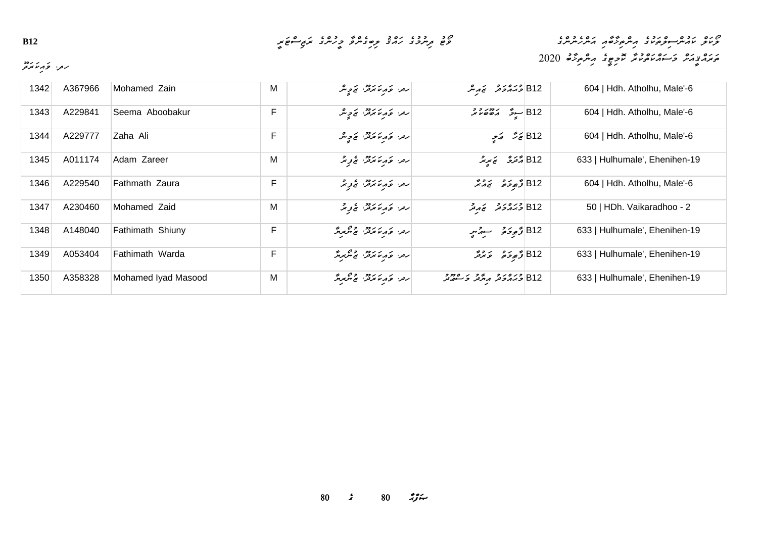رس وَمِ بَرَ بَرَ

| | | | | | | |
|---|---|---|---|---|---|---|
| 1342 | A367966 | Mohamed Zain | M | رس وَمِ بَرَ بَرَ، يَجِ سُ | B12 وُبَرُوُدَ يَمِسُ | 604 \| Hdh. Atholhu, Male'-6 |
| 1343 | A229841 | Seema Aboobakur | F | رس وَمِ بَرَ بَرَ، يَجِ سُ | B12 سِوَّ بَرْھەَ بَرُ | 604 \| Hdh. Atholhu, Male'-6 |
| 1344 | A229777 | Zaha Ali | F | رس وَمِ بَرَ بَرَ، يَجِ سُ | B12 يَرَ بَرَجِ | 604 \| Hdh. Atholhu, Male'-6 |
| 1345 | A011174 | Adam Zareer | M | رس وَمِ بَرَ بَرَ، يَوِ بُرْ | B12 بُرْتَرْدُ يَبِرِ بُرْ | 633 \| Hulhumale', Ehenihen-19 |
| 1346 | A229540 | Fathmath Zaura | F | رس وَمِ بَرَ بَرَ، يَوِ بُرْ | B12 وُبِوِدَ يَمِرَبُرْ | 604 \| Hdh. Atholhu, Male'-6 |
| 1347 | A230460 | Mohamed Zaid | M | رس وَمِ بَرَ بَرَ، يَوِ بُرْ | B12 وُبَرُوُدَ يَمِدُ | 50 \| HDh. Vaikaradhoo - 2 |
| 1348 | A148040 | Fathimath Shiuny | F | رس وَمِ بَرَ بَرَ، يَسْرِيرَ | B12 وُبِوِدَ سِوِرْسِرِ | 633 \| Hulhumale', Ehenihen-19 |
| 1349 | A053404 | Fathimath Warda | F | رس وَمِ بَرَ بَرَ، يَسْرِيرَ | B12 وُبِوِدَ وَبُرْدَ | 633 \| Hulhumale', Ehenihen-19 |
| 1350 | A358328 | Mohamed Iyad Masood | M | رس وَمِ بَرَ بَرَ، يَسْرِيرَ | B12 وُبَرُوُدَ مِرَبُرْ وَسَمْدُرْ | 633 \| Hulhumale', Ehenihen-19 |